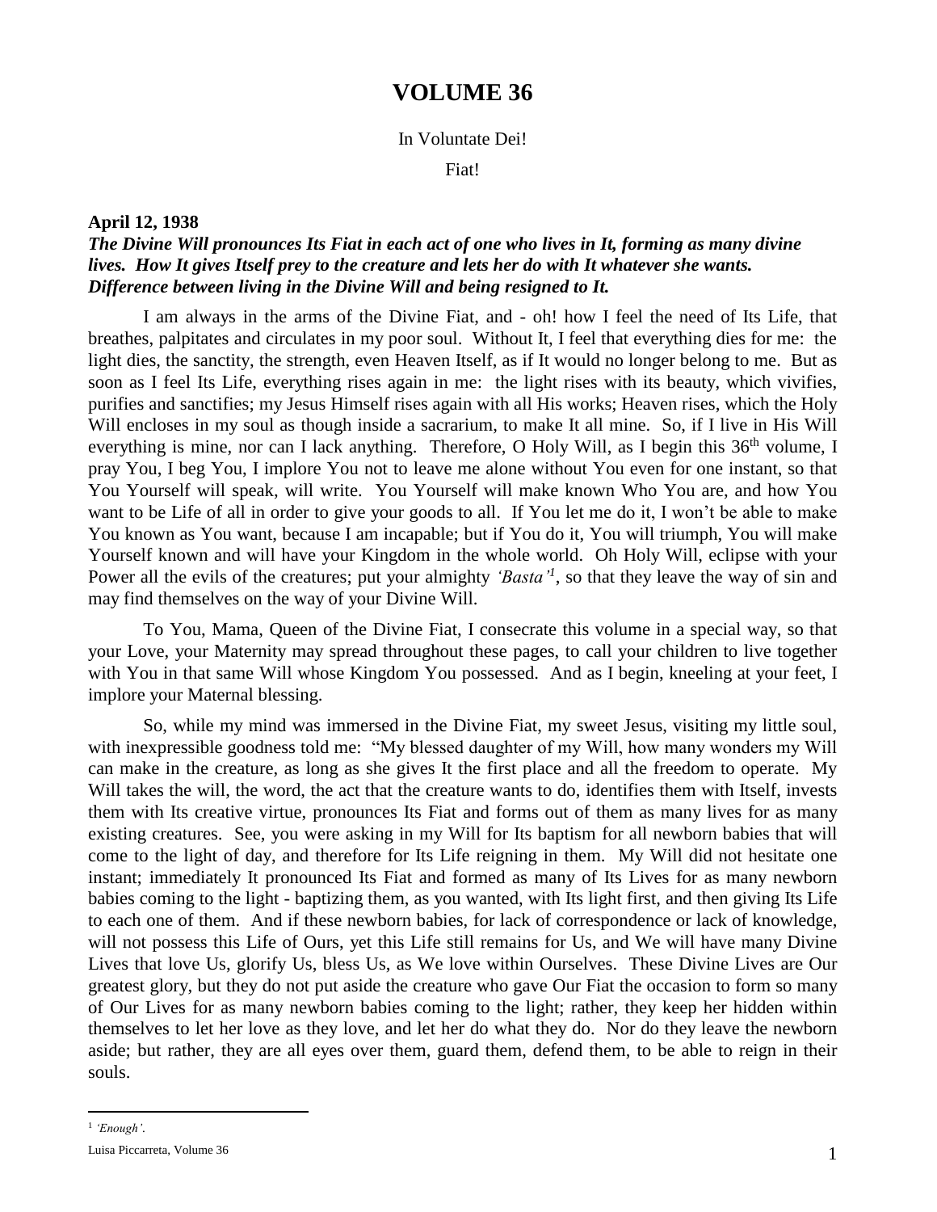# VOLUME 36

In Voluntate Dei!

Fiat!

**April 12, 1938**

***The Divine Will pronounces Its Fiat in each act of one who lives in It, forming as many divine lives. How It gives Itself prey to the creature and lets her do with It whatever she wants. Difference between living in the Divine Will and being resigned to It.***

I am always in the arms of the Divine Fiat, and - oh! how I feel the need of Its Life, that breathes, palpitates and circulates in my poor soul. Without It, I feel that everything dies for me: the light dies, the sanctity, the strength, even Heaven Itself, as if It would no longer belong to me. But as soon as I feel Its Life, everything rises again in me: the light rises with its beauty, which vivifies, purifies and sanctifies; my Jesus Himself rises again with all His works; Heaven rises, which the Holy Will encloses in my soul as though inside a sacrarium, to make It all mine. So, if I live in His Will everything is mine, nor can I lack anything. Therefore, O Holy Will, as I begin this 36th volume, I pray You, I beg You, I implore You not to leave me alone without You even for one instant, so that You Yourself will speak, will write. You Yourself will make known Who You are, and how You want to be Life of all in order to give your goods to all. If You let me do it, I won't be able to make You known as You want, because I am incapable; but if You do it, You will triumph, You will make Yourself known and will have your Kingdom in the whole world. Oh Holy Will, eclipse with your Power all the evils of the creatures; put your almighty *'Basta'*[1], so that they leave the way of sin and may find themselves on the way of your Divine Will.

To You, Mama, Queen of the Divine Fiat, I consecrate this volume in a special way, so that your Love, your Maternity may spread throughout these pages, to call your children to live together with You in that same Will whose Kingdom You possessed. And as I begin, kneeling at your feet, I implore your Maternal blessing.

So, while my mind was immersed in the Divine Fiat, my sweet Jesus, visiting my little soul, with inexpressible goodness told me: "My blessed daughter of my Will, how many wonders my Will can make in the creature, as long as she gives It the first place and all the freedom to operate. My Will takes the will, the word, the act that the creature wants to do, identifies them with Itself, invests them with Its creative virtue, pronounces Its Fiat and forms out of them as many lives for as many existing creatures. See, you were asking in my Will for Its baptism for all newborn babies that will come to the light of day, and therefore for Its Life reigning in them. My Will did not hesitate one instant; immediately It pronounced Its Fiat and formed as many of Its Lives for as many newborn babies coming to the light - baptizing them, as you wanted, with Its light first, and then giving Its Life to each one of them. And if these newborn babies, for lack of correspondence or lack of knowledge, will not possess this Life of Ours, yet this Life still remains for Us, and We will have many Divine Lives that love Us, glorify Us, bless Us, as We love within Ourselves. These Divine Lives are Our greatest glory, but they do not put aside the creature who gave Our Fiat the occasion to form so many of Our Lives for as many newborn babies coming to the light; rather, they keep her hidden within themselves to let her love as they love, and let her do what they do. Nor do they leave the newborn aside; but rather, they are all eyes over them, guard them, defend them, to be able to reign in their souls.

[1] *'Enough'*.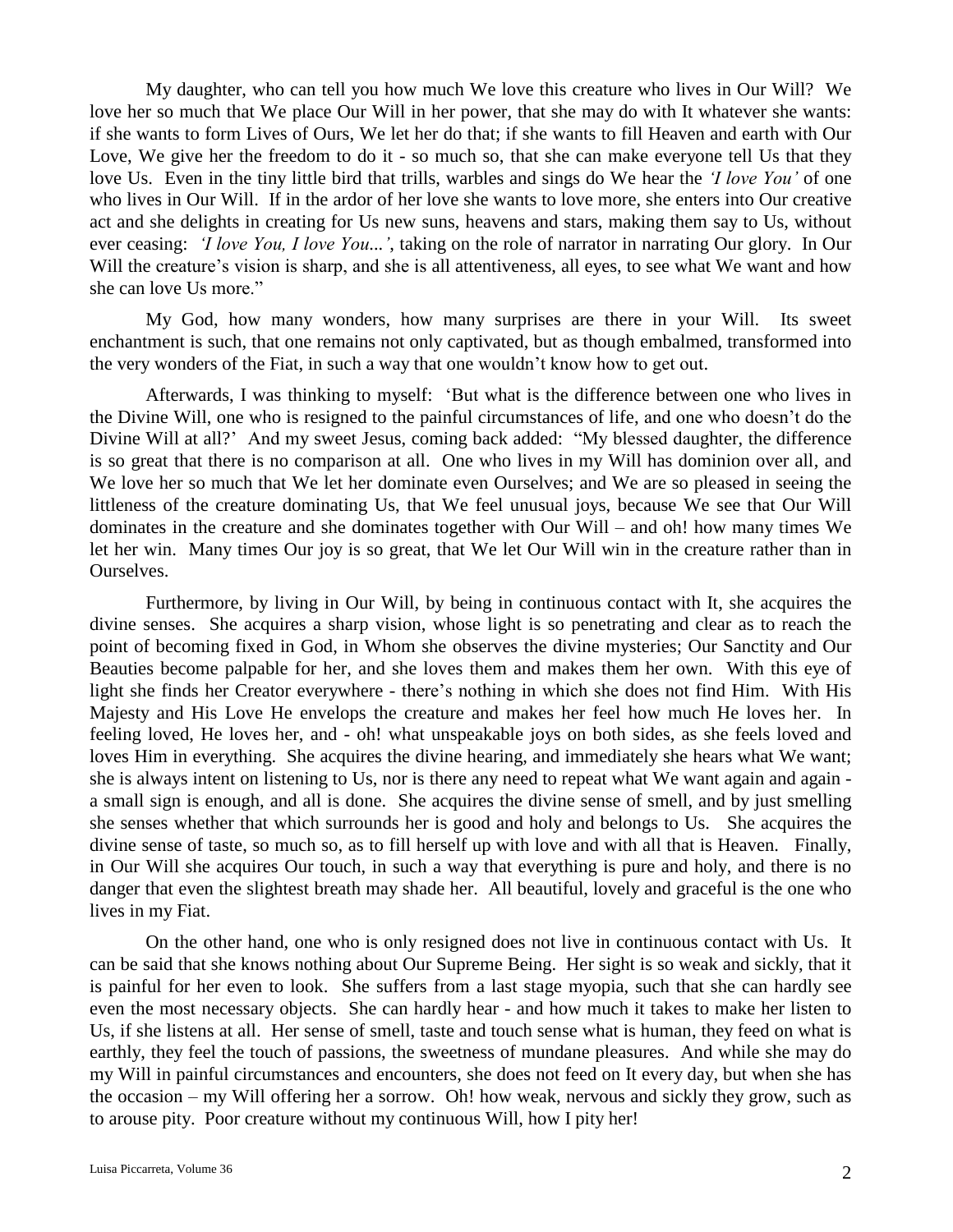My daughter, who can tell you how much We love this creature who lives in Our Will? We love her so much that We place Our Will in her power, that she may do with It whatever she wants: if she wants to form Lives of Ours, We let her do that; if she wants to fill Heaven and earth with Our Love, We give her the freedom to do it - so much so, that she can make everyone tell Us that they love Us. Even in the tiny little bird that trills, warbles and sings do We hear the *'I love You'* of one who lives in Our Will. If in the ardor of her love she wants to love more, she enters into Our creative act and she delights in creating for Us new suns, heavens and stars, making them say to Us, without ever ceasing: *'I love You, I love You...'*, taking on the role of narrator in narrating Our glory. In Our Will the creature's vision is sharp, and she is all attentiveness, all eyes, to see what We want and how she can love Us more."

My God, how many wonders, how many surprises are there in your Will. Its sweet enchantment is such, that one remains not only captivated, but as though embalmed, transformed into the very wonders of the Fiat, in such a way that one wouldn't know how to get out.

Afterwards, I was thinking to myself: 'But what is the difference between one who lives in the Divine Will, one who is resigned to the painful circumstances of life, and one who doesn't do the Divine Will at all?' And my sweet Jesus, coming back added: "My blessed daughter, the difference is so great that there is no comparison at all. One who lives in my Will has dominion over all, and We love her so much that We let her dominate even Ourselves; and We are so pleased in seeing the littleness of the creature dominating Us, that We feel unusual joys, because We see that Our Will dominates in the creature and she dominates together with Our Will – and oh! how many times We let her win. Many times Our joy is so great, that We let Our Will win in the creature rather than in Ourselves.

Furthermore, by living in Our Will, by being in continuous contact with It, she acquires the divine senses. She acquires a sharp vision, whose light is so penetrating and clear as to reach the point of becoming fixed in God, in Whom she observes the divine mysteries; Our Sanctity and Our Beauties become palpable for her, and she loves them and makes them her own. With this eye of light she finds her Creator everywhere - there's nothing in which she does not find Him. With His Majesty and His Love He envelops the creature and makes her feel how much He loves her. In feeling loved, He loves her, and - oh! what unspeakable joys on both sides, as she feels loved and loves Him in everything. She acquires the divine hearing, and immediately she hears what We want; she is always intent on listening to Us, nor is there any need to repeat what We want again and again - a small sign is enough, and all is done. She acquires the divine sense of smell, and by just smelling she senses whether that which surrounds her is good and holy and belongs to Us. She acquires the divine sense of taste, so much so, as to fill herself up with love and with all that is Heaven. Finally, in Our Will she acquires Our touch, in such a way that everything is pure and holy, and there is no danger that even the slightest breath may shade her. All beautiful, lovely and graceful is the one who lives in my Fiat.

On the other hand, one who is only resigned does not live in continuous contact with Us. It can be said that she knows nothing about Our Supreme Being. Her sight is so weak and sickly, that it is painful for her even to look. She suffers from a last stage myopia, such that she can hardly see even the most necessary objects. She can hardly hear - and how much it takes to make her listen to Us, if she listens at all. Her sense of smell, taste and touch sense what is human, they feed on what is earthly, they feel the touch of passions, the sweetness of mundane pleasures. And while she may do my Will in painful circumstances and encounters, she does not feed on It every day, but when she has the occasion – my Will offering her a sorrow. Oh! how weak, nervous and sickly they grow, such as to arouse pity. Poor creature without my continuous Will, how I pity her!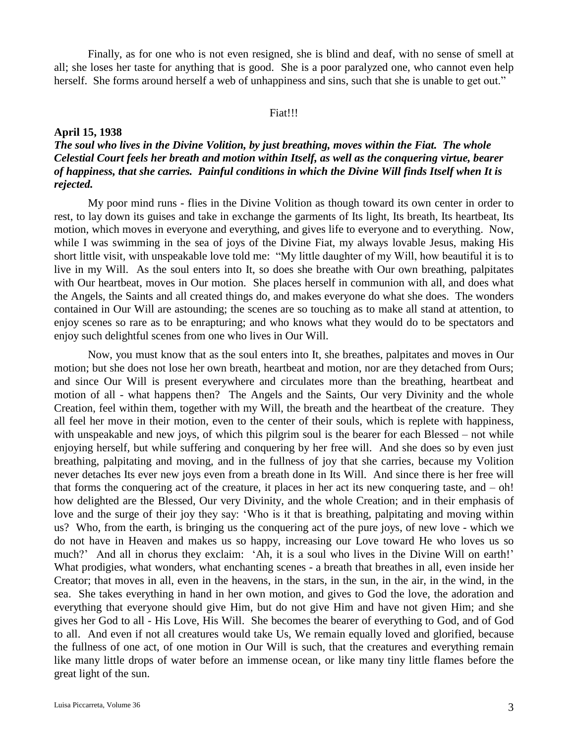Finally, as for one who is not even resigned, she is blind and deaf, with no sense of smell at all; she loses her taste for anything that is good. She is a poor paralyzed one, who cannot even help herself. She forms around herself a web of unhappiness and sins, such that she is unable to get out."

Fiat!!!

**April 15, 1938**

***The soul who lives in the Divine Volition, by just breathing, moves within the Fiat. The whole Celestial Court feels her breath and motion within Itself, as well as the conquering virtue, bearer of happiness, that she carries. Painful conditions in which the Divine Will finds Itself when It is rejected.***

My poor mind runs - flies in the Divine Volition as though toward its own center in order to rest, to lay down its guises and take in exchange the garments of Its light, Its breath, Its heartbeat, Its motion, which moves in everyone and everything, and gives life to everyone and to everything. Now, while I was swimming in the sea of joys of the Divine Fiat, my always lovable Jesus, making His short little visit, with unspeakable love told me: "My little daughter of my Will, how beautiful it is to live in my Will. As the soul enters into It, so does she breathe with Our own breathing, palpitates with Our heartbeat, moves in Our motion. She places herself in communion with all, and does what the Angels, the Saints and all created things do, and makes everyone do what she does. The wonders contained in Our Will are astounding; the scenes are so touching as to make all stand at attention, to enjoy scenes so rare as to be enrapturing; and who knows what they would do to be spectators and enjoy such delightful scenes from one who lives in Our Will.

Now, you must know that as the soul enters into It, she breathes, palpitates and moves in Our motion; but she does not lose her own breath, heartbeat and motion, nor are they detached from Ours; and since Our Will is present everywhere and circulates more than the breathing, heartbeat and motion of all - what happens then? The Angels and the Saints, Our very Divinity and the whole Creation, feel within them, together with my Will, the breath and the heartbeat of the creature. They all feel her move in their motion, even to the center of their souls, which is replete with happiness, with unspeakable and new joys, of which this pilgrim soul is the bearer for each Blessed – not while enjoying herself, but while suffering and conquering by her free will. And she does so by even just breathing, palpitating and moving, and in the fullness of joy that she carries, because my Volition never detaches Its ever new joys even from a breath done in Its Will. And since there is her free will that forms the conquering act of the creature, it places in her act its new conquering taste, and – oh! how delighted are the Blessed, Our very Divinity, and the whole Creation; and in their emphasis of love and the surge of their joy they say: 'Who is it that is breathing, palpitating and moving within us? Who, from the earth, is bringing us the conquering act of the pure joys, of new love - which we do not have in Heaven and makes us so happy, increasing our Love toward He who loves us so much?' And all in chorus they exclaim: 'Ah, it is a soul who lives in the Divine Will on earth!' What prodigies, what wonders, what enchanting scenes - a breath that breathes in all, even inside her Creator; that moves in all, even in the heavens, in the stars, in the sun, in the air, in the wind, in the sea. She takes everything in hand in her own motion, and gives to God the love, the adoration and everything that everyone should give Him, but do not give Him and have not given Him; and she gives her God to all - His Love, His Will. She becomes the bearer of everything to God, and of God to all. And even if not all creatures would take Us, We remain equally loved and glorified, because the fullness of one act, of one motion in Our Will is such, that the creatures and everything remain like many little drops of water before an immense ocean, or like many tiny little flames before the great light of the sun.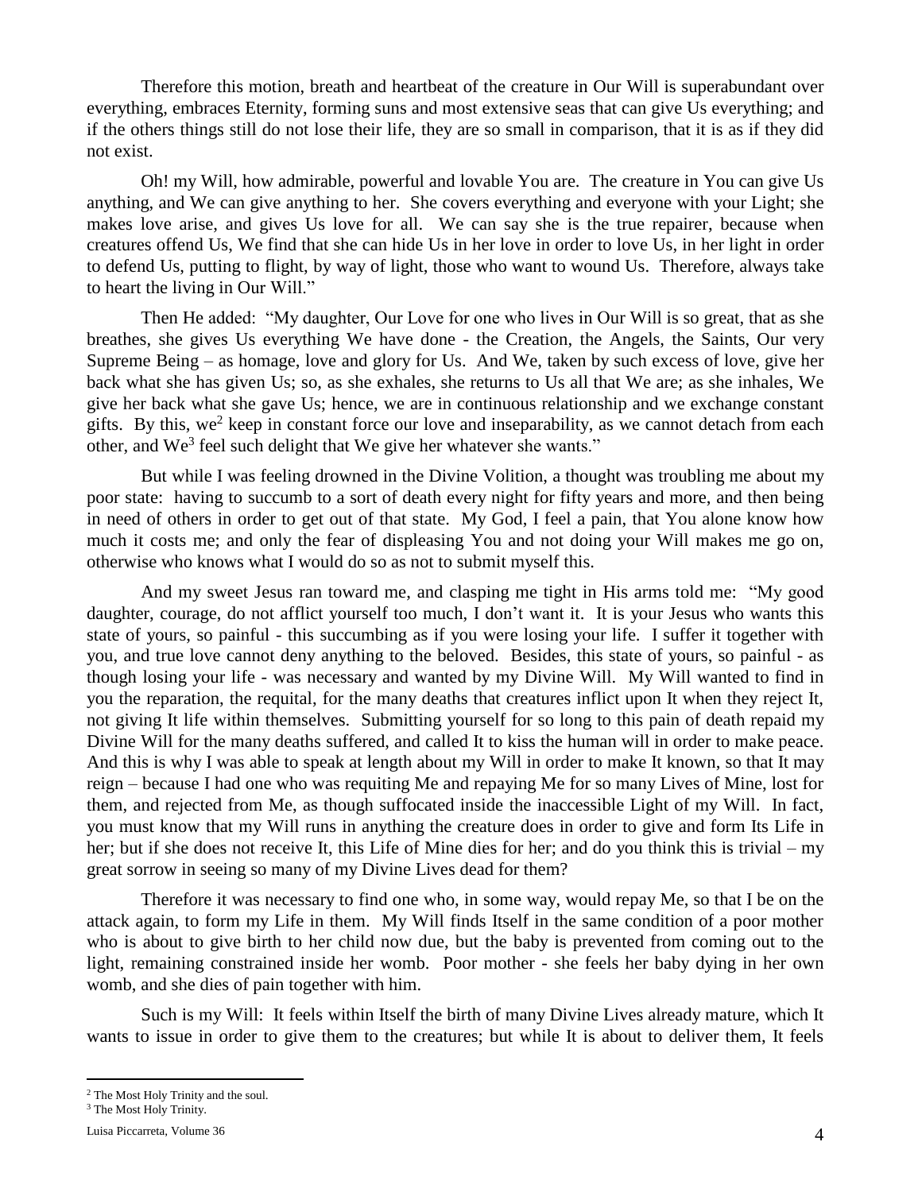Therefore this motion, breath and heartbeat of the creature in Our Will is superabundant over everything, embraces Eternity, forming suns and most extensive seas that can give Us everything; and if the others things still do not lose their life, they are so small in comparison, that it is as if they did not exist.

Oh! my Will, how admirable, powerful and lovable You are. The creature in You can give Us anything, and We can give anything to her. She covers everything and everyone with your Light; she makes love arise, and gives Us love for all. We can say she is the true repairer, because when creatures offend Us, We find that she can hide Us in her love in order to love Us, in her light in order to defend Us, putting to flight, by way of light, those who want to wound Us. Therefore, always take to heart the living in Our Will."

Then He added: "My daughter, Our Love for one who lives in Our Will is so great, that as she breathes, she gives Us everything We have done - the Creation, the Angels, the Saints, Our very Supreme Being – as homage, love and glory for Us. And We, taken by such excess of love, give her back what she has given Us; so, as she exhales, she returns to Us all that We are; as she inhales, We give her back what she gave Us; hence, we are in continuous relationship and we exchange constant gifts. By this, we[2] keep in constant force our love and inseparability, as we cannot detach from each other, and We[3] feel such delight that We give her whatever she wants."

But while I was feeling drowned in the Divine Volition, a thought was troubling me about my poor state: having to succumb to a sort of death every night for fifty years and more, and then being in need of others in order to get out of that state. My God, I feel a pain, that You alone know how much it costs me; and only the fear of displeasing You and not doing your Will makes me go on, otherwise who knows what I would do so as not to submit myself this.

And my sweet Jesus ran toward me, and clasping me tight in His arms told me: "My good daughter, courage, do not afflict yourself too much, I don't want it. It is your Jesus who wants this state of yours, so painful - this succumbing as if you were losing your life. I suffer it together with you, and true love cannot deny anything to the beloved. Besides, this state of yours, so painful - as though losing your life - was necessary and wanted by my Divine Will. My Will wanted to find in you the reparation, the requital, for the many deaths that creatures inflict upon It when they reject It, not giving It life within themselves. Submitting yourself for so long to this pain of death repaid my Divine Will for the many deaths suffered, and called It to kiss the human will in order to make peace. And this is why I was able to speak at length about my Will in order to make It known, so that It may reign – because I had one who was requiting Me and repaying Me for so many Lives of Mine, lost for them, and rejected from Me, as though suffocated inside the inaccessible Light of my Will. In fact, you must know that my Will runs in anything the creature does in order to give and form Its Life in her; but if she does not receive It, this Life of Mine dies for her; and do you think this is trivial – my great sorrow in seeing so many of my Divine Lives dead for them?

Therefore it was necessary to find one who, in some way, would repay Me, so that I be on the attack again, to form my Life in them. My Will finds Itself in the same condition of a poor mother who is about to give birth to her child now due, but the baby is prevented from coming out to the light, remaining constrained inside her womb. Poor mother - she feels her baby dying in her own womb, and she dies of pain together with him.

Such is my Will: It feels within Itself the birth of many Divine Lives already mature, which It wants to issue in order to give them to the creatures; but while It is about to deliver them, It feels

[2] The Most Holy Trinity and the soul.

[3] The Most Holy Trinity.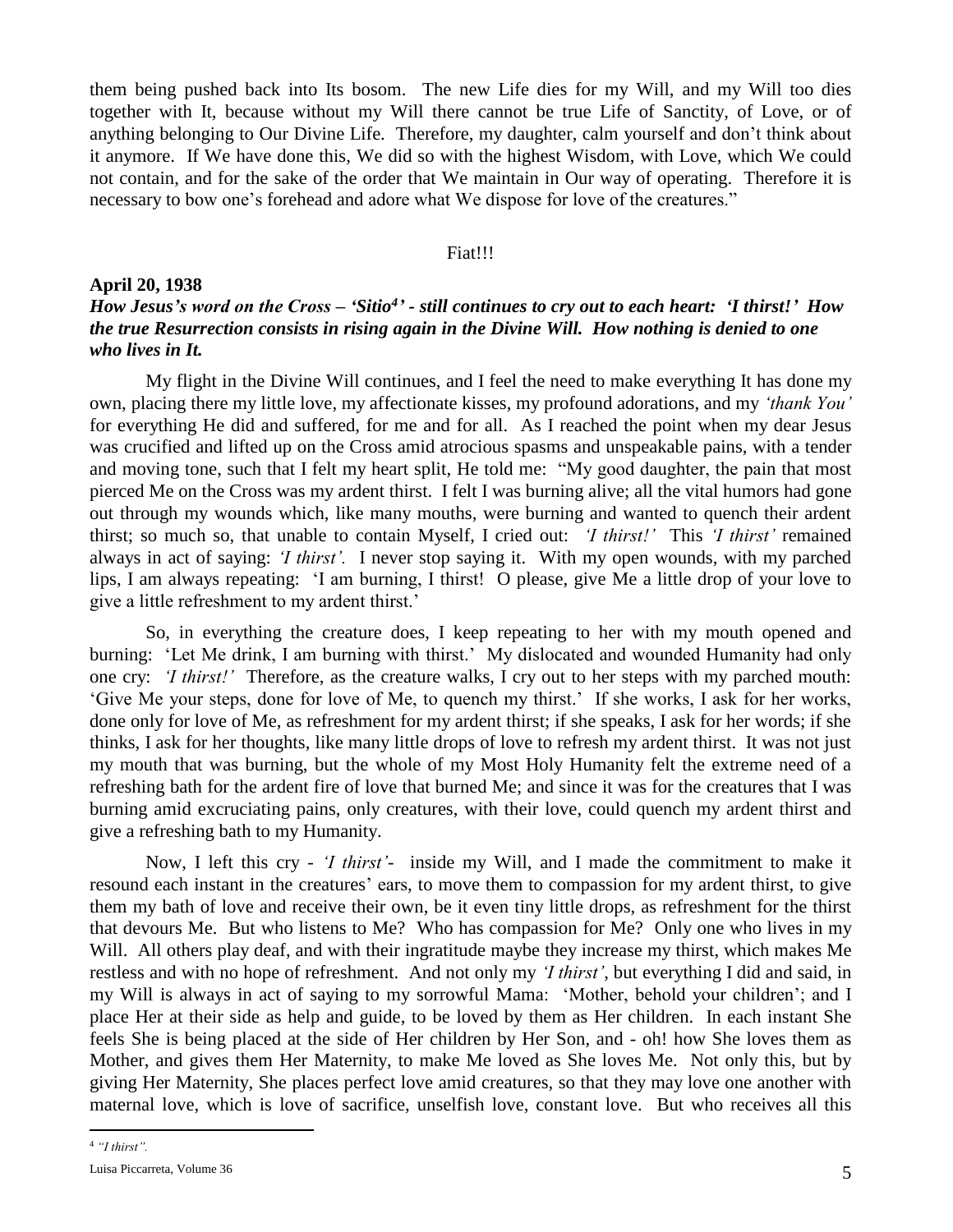them being pushed back into Its bosom. The new Life dies for my Will, and my Will too dies together with It, because without my Will there cannot be true Life of Sanctity, of Love, or of anything belonging to Our Divine Life. Therefore, my daughter, calm yourself and don't think about it anymore. If We have done this, We did so with the highest Wisdom, with Love, which We could not contain, and for the sake of the order that We maintain in Our way of operating. Therefore it is necessary to bow one's forehead and adore what We dispose for love of the creatures."

Fiat!!!

**April 20, 1938**

***How Jesus's word on the Cross – 'Sitio[4]' - still continues to cry out to each heart: 'I thirst!' How the true Resurrection consists in rising again in the Divine Will. How nothing is denied to one who lives in It.***

My flight in the Divine Will continues, and I feel the need to make everything It has done my own, placing there my little love, my affectionate kisses, my profound adorations, and my *'thank You'* for everything He did and suffered, for me and for all. As I reached the point when my dear Jesus was crucified and lifted up on the Cross amid atrocious spasms and unspeakable pains, with a tender and moving tone, such that I felt my heart split, He told me: "My good daughter, the pain that most pierced Me on the Cross was my ardent thirst. I felt I was burning alive; all the vital humors had gone out through my wounds which, like many mouths, were burning and wanted to quench their ardent thirst; so much so, that unable to contain Myself, I cried out: *'I thirst!'* This *'I thirst'* remained always in act of saying: *'I thirst'.* I never stop saying it. With my open wounds, with my parched lips, I am always repeating: 'I am burning, I thirst! O please, give Me a little drop of your love to give a little refreshment to my ardent thirst.'

So, in everything the creature does, I keep repeating to her with my mouth opened and burning: 'Let Me drink, I am burning with thirst.' My dislocated and wounded Humanity had only one cry: *'I thirst!'* Therefore, as the creature walks, I cry out to her steps with my parched mouth: 'Give Me your steps, done for love of Me, to quench my thirst.' If she works, I ask for her works, done only for love of Me, as refreshment for my ardent thirst; if she speaks, I ask for her words; if she thinks, I ask for her thoughts, like many little drops of love to refresh my ardent thirst. It was not just my mouth that was burning, but the whole of my Most Holy Humanity felt the extreme need of a refreshing bath for the ardent fire of love that burned Me; and since it was for the creatures that I was burning amid excruciating pains, only creatures, with their love, could quench my ardent thirst and give a refreshing bath to my Humanity.

Now, I left this cry - *'I thirst'*- inside my Will, and I made the commitment to make it resound each instant in the creatures' ears, to move them to compassion for my ardent thirst, to give them my bath of love and receive their own, be it even tiny little drops, as refreshment for the thirst that devours Me. But who listens to Me? Who has compassion for Me? Only one who lives in my Will. All others play deaf, and with their ingratitude maybe they increase my thirst, which makes Me restless and with no hope of refreshment. And not only my *'I thirst'*, but everything I did and said, in my Will is always in act of saying to my sorrowful Mama: 'Mother, behold your children'; and I place Her at their side as help and guide, to be loved by them as Her children. In each instant She feels She is being placed at the side of Her children by Her Son, and - oh! how She loves them as Mother, and gives them Her Maternity, to make Me loved as She loves Me. Not only this, but by giving Her Maternity, She places perfect love amid creatures, so that they may love one another with maternal love, which is love of sacrifice, unselfish love, constant love. But who receives all this

---

[4] *"I thirst".*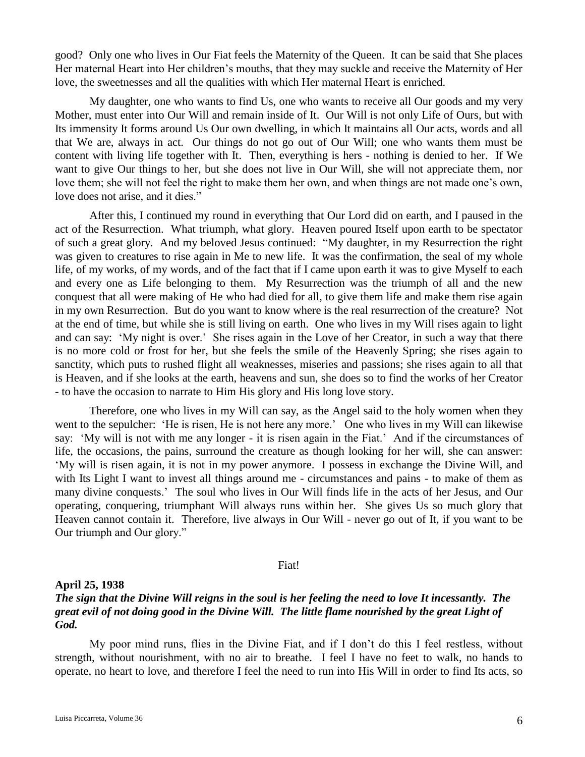good? Only one who lives in Our Fiat feels the Maternity of the Queen. It can be said that She places Her maternal Heart into Her children's mouths, that they may suckle and receive the Maternity of Her love, the sweetnesses and all the qualities with which Her maternal Heart is enriched.

My daughter, one who wants to find Us, one who wants to receive all Our goods and my very Mother, must enter into Our Will and remain inside of It. Our Will is not only Life of Ours, but with Its immensity It forms around Us Our own dwelling, in which It maintains all Our acts, words and all that We are, always in act. Our things do not go out of Our Will; one who wants them must be content with living life together with It. Then, everything is hers - nothing is denied to her. If We want to give Our things to her, but she does not live in Our Will, she will not appreciate them, nor love them; she will not feel the right to make them her own, and when things are not made one's own, love does not arise, and it dies."

After this, I continued my round in everything that Our Lord did on earth, and I paused in the act of the Resurrection. What triumph, what glory. Heaven poured Itself upon earth to be spectator of such a great glory. And my beloved Jesus continued: "My daughter, in my Resurrection the right was given to creatures to rise again in Me to new life. It was the confirmation, the seal of my whole life, of my works, of my words, and of the fact that if I came upon earth it was to give Myself to each and every one as Life belonging to them. My Resurrection was the triumph of all and the new conquest that all were making of He who had died for all, to give them life and make them rise again in my own Resurrection. But do you want to know where is the real resurrection of the creature? Not at the end of time, but while she is still living on earth. One who lives in my Will rises again to light and can say: 'My night is over.' She rises again in the Love of her Creator, in such a way that there is no more cold or frost for her, but she feels the smile of the Heavenly Spring; she rises again to sanctity, which puts to rushed flight all weaknesses, miseries and passions; she rises again to all that is Heaven, and if she looks at the earth, heavens and sun, she does so to find the works of her Creator - to have the occasion to narrate to Him His glory and His long love story.

Therefore, one who lives in my Will can say, as the Angel said to the holy women when they went to the sepulcher: 'He is risen, He is not here any more.' One who lives in my Will can likewise say: 'My will is not with me any longer - it is risen again in the Fiat.' And if the circumstances of life, the occasions, the pains, surround the creature as though looking for her will, she can answer: 'My will is risen again, it is not in my power anymore. I possess in exchange the Divine Will, and with Its Light I want to invest all things around me - circumstances and pains - to make of them as many divine conquests.' The soul who lives in Our Will finds life in the acts of her Jesus, and Our operating, conquering, triumphant Will always runs within her. She gives Us so much glory that Heaven cannot contain it. Therefore, live always in Our Will - never go out of It, if you want to be Our triumph and Our glory."

Fiat!

**April 25, 1938**

***The sign that the Divine Will reigns in the soul is her feeling the need to love It incessantly. The great evil of not doing good in the Divine Will. The little flame nourished by the great Light of God.***

My poor mind runs, flies in the Divine Fiat, and if I don't do this I feel restless, without strength, without nourishment, with no air to breathe. I feel I have no feet to walk, no hands to operate, no heart to love, and therefore I feel the need to run into His Will in order to find Its acts, so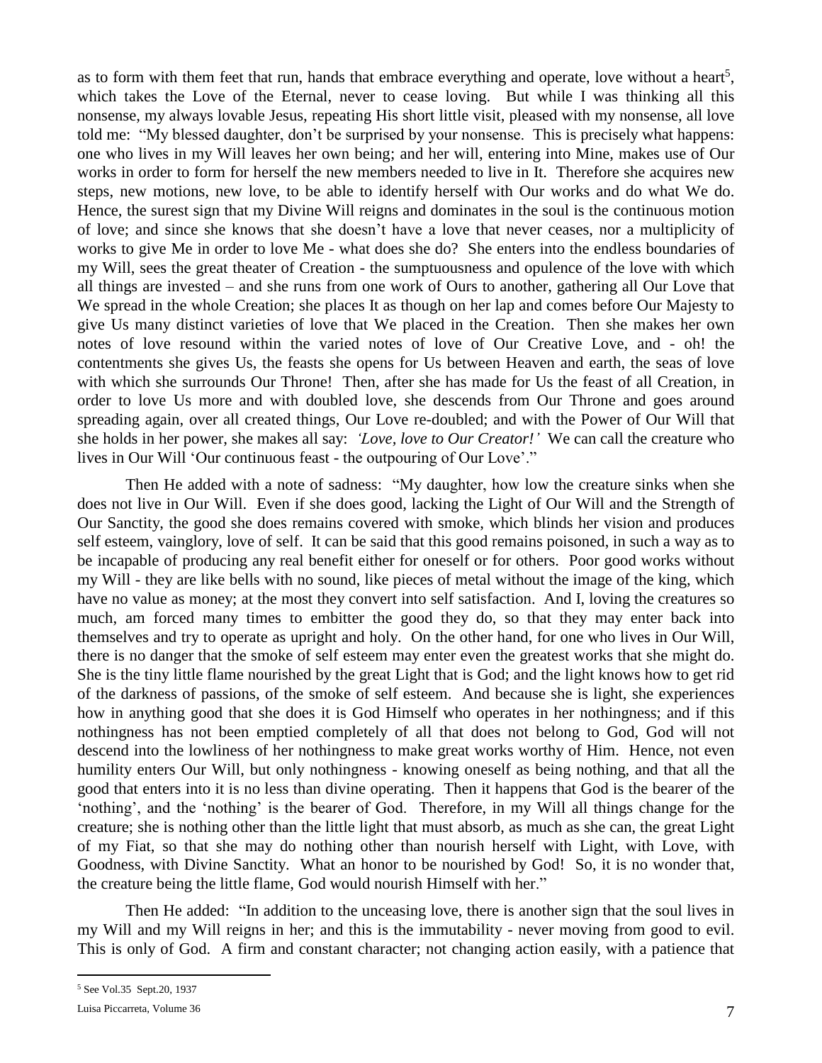as to form with them feet that run, hands that embrace everything and operate, love without a heart[5], which takes the Love of the Eternal, never to cease loving. But while I was thinking all this nonsense, my always lovable Jesus, repeating His short little visit, pleased with my nonsense, all love told me: "My blessed daughter, don't be surprised by your nonsense. This is precisely what happens: one who lives in my Will leaves her own being; and her will, entering into Mine, makes use of Our works in order to form for herself the new members needed to live in It. Therefore she acquires new steps, new motions, new love, to be able to identify herself with Our works and do what We do. Hence, the surest sign that my Divine Will reigns and dominates in the soul is the continuous motion of love; and since she knows that she doesn't have a love that never ceases, nor a multiplicity of works to give Me in order to love Me - what does she do? She enters into the endless boundaries of my Will, sees the great theater of Creation - the sumptuousness and opulence of the love with which all things are invested – and she runs from one work of Ours to another, gathering all Our Love that We spread in the whole Creation; she places It as though on her lap and comes before Our Majesty to give Us many distinct varieties of love that We placed in the Creation. Then she makes her own notes of love resound within the varied notes of love of Our Creative Love, and - oh! the contentments she gives Us, the feasts she opens for Us between Heaven and earth, the seas of love with which she surrounds Our Throne! Then, after she has made for Us the feast of all Creation, in order to love Us more and with doubled love, she descends from Our Throne and goes around spreading again, over all created things, Our Love re-doubled; and with the Power of Our Will that she holds in her power, she makes all say: *'Love, love to Our Creator!'* We can call the creature who lives in Our Will 'Our continuous feast - the outpouring of Our Love'."

Then He added with a note of sadness: "My daughter, how low the creature sinks when she does not live in Our Will. Even if she does good, lacking the Light of Our Will and the Strength of Our Sanctity, the good she does remains covered with smoke, which blinds her vision and produces self esteem, vainglory, love of self. It can be said that this good remains poisoned, in such a way as to be incapable of producing any real benefit either for oneself or for others. Poor good works without my Will - they are like bells with no sound, like pieces of metal without the image of the king, which have no value as money; at the most they convert into self satisfaction. And I, loving the creatures so much, am forced many times to embitter the good they do, so that they may enter back into themselves and try to operate as upright and holy. On the other hand, for one who lives in Our Will, there is no danger that the smoke of self esteem may enter even the greatest works that she might do. She is the tiny little flame nourished by the great Light that is God; and the light knows how to get rid of the darkness of passions, of the smoke of self esteem. And because she is light, she experiences how in anything good that she does it is God Himself who operates in her nothingness; and if this nothingness has not been emptied completely of all that does not belong to God, God will not descend into the lowliness of her nothingness to make great works worthy of Him. Hence, not even humility enters Our Will, but only nothingness - knowing oneself as being nothing, and that all the good that enters into it is no less than divine operating. Then it happens that God is the bearer of the 'nothing', and the 'nothing' is the bearer of God. Therefore, in my Will all things change for the creature; she is nothing other than the little light that must absorb, as much as she can, the great Light of my Fiat, so that she may do nothing other than nourish herself with Light, with Love, with Goodness, with Divine Sanctity. What an honor to be nourished by God! So, it is no wonder that, the creature being the little flame, God would nourish Himself with her."

Then He added: "In addition to the unceasing love, there is another sign that the soul lives in my Will and my Will reigns in her; and this is the immutability - never moving from good to evil. This is only of God. A firm and constant character; not changing action easily, with a patience that

---

[5] See Vol.35 Sept.20, 1937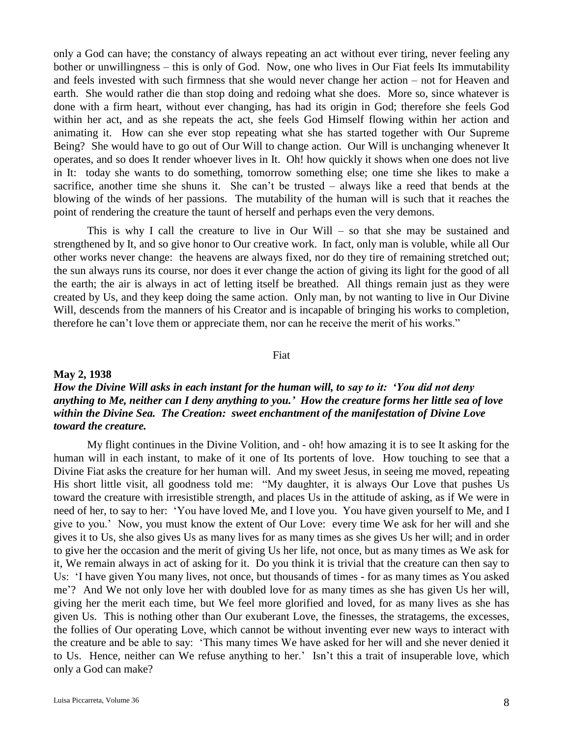only a God can have; the constancy of always repeating an act without ever tiring, never feeling any bother or unwillingness – this is only of God. Now, one who lives in Our Fiat feels Its immutability and feels invested with such firmness that she would never change her action – not for Heaven and earth. She would rather die than stop doing and redoing what she does. More so, since whatever is done with a firm heart, without ever changing, has had its origin in God; therefore she feels God within her act, and as she repeats the act, she feels God Himself flowing within her action and animating it. How can she ever stop repeating what she has started together with Our Supreme Being? She would have to go out of Our Will to change action. Our Will is unchanging whenever It operates, and so does It render whoever lives in It. Oh! how quickly it shows when one does not live in It: today she wants to do something, tomorrow something else; one time she likes to make a sacrifice, another time she shuns it. She can't be trusted – always like a reed that bends at the blowing of the winds of her passions. The mutability of the human will is such that it reaches the point of rendering the creature the taunt of herself and perhaps even the very demons.

This is why I call the creature to live in Our Will – so that she may be sustained and strengthened by It, and so give honor to Our creative work. In fact, only man is voluble, while all Our other works never change: the heavens are always fixed, nor do they tire of remaining stretched out; the sun always runs its course, nor does it ever change the action of giving its light for the good of all the earth; the air is always in act of letting itself be breathed. All things remain just as they were created by Us, and they keep doing the same action. Only man, by not wanting to live in Our Divine Will, descends from the manners of his Creator and is incapable of bringing his works to completion, therefore he can't love them or appreciate them, nor can he receive the merit of his works."

Fiat

**May 2, 1938**

***How the Divine Will asks in each instant for the human will, to say to it: 'You did not deny anything to Me, neither can I deny anything to you.' How the creature forms her little sea of love within the Divine Sea. The Creation: sweet enchantment of the manifestation of Divine Love toward the creature.***

My flight continues in the Divine Volition, and - oh! how amazing it is to see It asking for the human will in each instant, to make of it one of Its portents of love. How touching to see that a Divine Fiat asks the creature for her human will. And my sweet Jesus, in seeing me moved, repeating His short little visit, all goodness told me: "My daughter, it is always Our Love that pushes Us toward the creature with irresistible strength, and places Us in the attitude of asking, as if We were in need of her, to say to her: 'You have loved Me, and I love you. You have given yourself to Me, and I give to you.' Now, you must know the extent of Our Love: every time We ask for her will and she gives it to Us, she also gives Us as many lives for as many times as she gives Us her will; and in order to give her the occasion and the merit of giving Us her life, not once, but as many times as We ask for it, We remain always in act of asking for it. Do you think it is trivial that the creature can then say to Us: 'I have given You many lives, not once, but thousands of times - for as many times as You asked me'? And We not only love her with doubled love for as many times as she has given Us her will, giving her the merit each time, but We feel more glorified and loved, for as many lives as she has given Us. This is nothing other than Our exuberant Love, the finesses, the stratagems, the excesses, the follies of Our operating Love, which cannot be without inventing ever new ways to interact with the creature and be able to say: 'This many times We have asked for her will and she never denied it to Us. Hence, neither can We refuse anything to her.' Isn't this a trait of insuperable love, which only a God can make?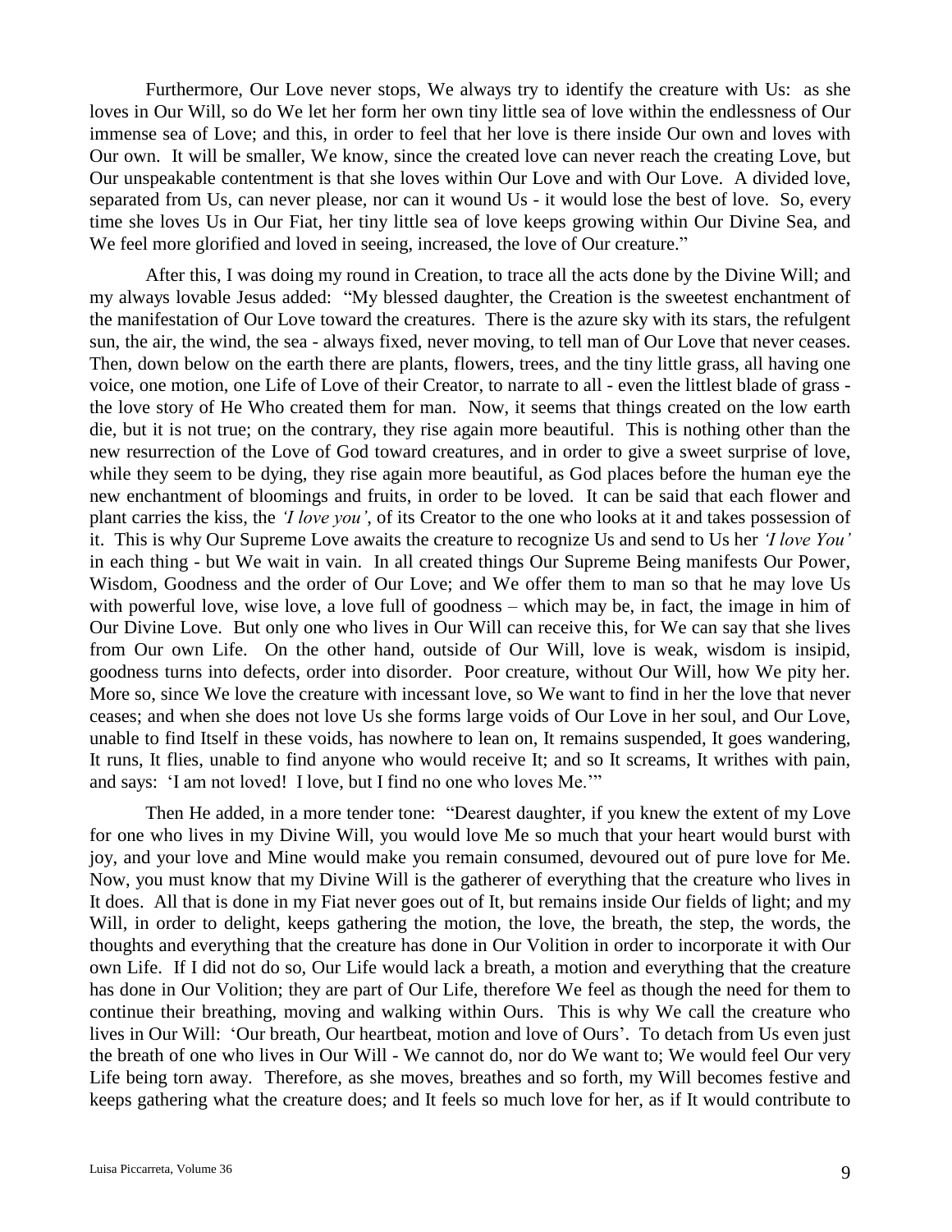Furthermore, Our Love never stops, We always try to identify the creature with Us: as she loves in Our Will, so do We let her form her own tiny little sea of love within the endlessness of Our immense sea of Love; and this, in order to feel that her love is there inside Our own and loves with Our own. It will be smaller, We know, since the created love can never reach the creating Love, but Our unspeakable contentment is that she loves within Our Love and with Our Love. A divided love, separated from Us, can never please, nor can it wound Us - it would lose the best of love. So, every time she loves Us in Our Fiat, her tiny little sea of love keeps growing within Our Divine Sea, and We feel more glorified and loved in seeing, increased, the love of Our creature."

After this, I was doing my round in Creation, to trace all the acts done by the Divine Will; and my always lovable Jesus added: "My blessed daughter, the Creation is the sweetest enchantment of the manifestation of Our Love toward the creatures. There is the azure sky with its stars, the refulgent sun, the air, the wind, the sea - always fixed, never moving, to tell man of Our Love that never ceases. Then, down below on the earth there are plants, flowers, trees, and the tiny little grass, all having one voice, one motion, one Life of Love of their Creator, to narrate to all - even the littlest blade of grass - the love story of He Who created them for man. Now, it seems that things created on the low earth die, but it is not true; on the contrary, they rise again more beautiful. This is nothing other than the new resurrection of the Love of God toward creatures, and in order to give a sweet surprise of love, while they seem to be dying, they rise again more beautiful, as God places before the human eye the new enchantment of bloomings and fruits, in order to be loved. It can be said that each flower and plant carries the kiss, the *'I love you'*, of its Creator to the one who looks at it and takes possession of it. This is why Our Supreme Love awaits the creature to recognize Us and send to Us her *'I love You'* in each thing - but We wait in vain. In all created things Our Supreme Being manifests Our Power, Wisdom, Goodness and the order of Our Love; and We offer them to man so that he may love Us with powerful love, wise love, a love full of goodness – which may be, in fact, the image in him of Our Divine Love. But only one who lives in Our Will can receive this, for We can say that she lives from Our own Life. On the other hand, outside of Our Will, love is weak, wisdom is insipid, goodness turns into defects, order into disorder. Poor creature, without Our Will, how We pity her. More so, since We love the creature with incessant love, so We want to find in her the love that never ceases; and when she does not love Us she forms large voids of Our Love in her soul, and Our Love, unable to find Itself in these voids, has nowhere to lean on, It remains suspended, It goes wandering, It runs, It flies, unable to find anyone who would receive It; and so It screams, It writhes with pain, and says: 'I am not loved! I love, but I find no one who loves Me.'"

Then He added, in a more tender tone: "Dearest daughter, if you knew the extent of my Love for one who lives in my Divine Will, you would love Me so much that your heart would burst with joy, and your love and Mine would make you remain consumed, devoured out of pure love for Me. Now, you must know that my Divine Will is the gatherer of everything that the creature who lives in It does. All that is done in my Fiat never goes out of It, but remains inside Our fields of light; and my Will, in order to delight, keeps gathering the motion, the love, the breath, the step, the words, the thoughts and everything that the creature has done in Our Volition in order to incorporate it with Our own Life. If I did not do so, Our Life would lack a breath, a motion and everything that the creature has done in Our Volition; they are part of Our Life, therefore We feel as though the need for them to continue their breathing, moving and walking within Ours. This is why We call the creature who lives in Our Will: 'Our breath, Our heartbeat, motion and love of Ours'. To detach from Us even just the breath of one who lives in Our Will - We cannot do, nor do We want to; We would feel Our very Life being torn away. Therefore, as she moves, breathes and so forth, my Will becomes festive and keeps gathering what the creature does; and It feels so much love for her, as if It would contribute to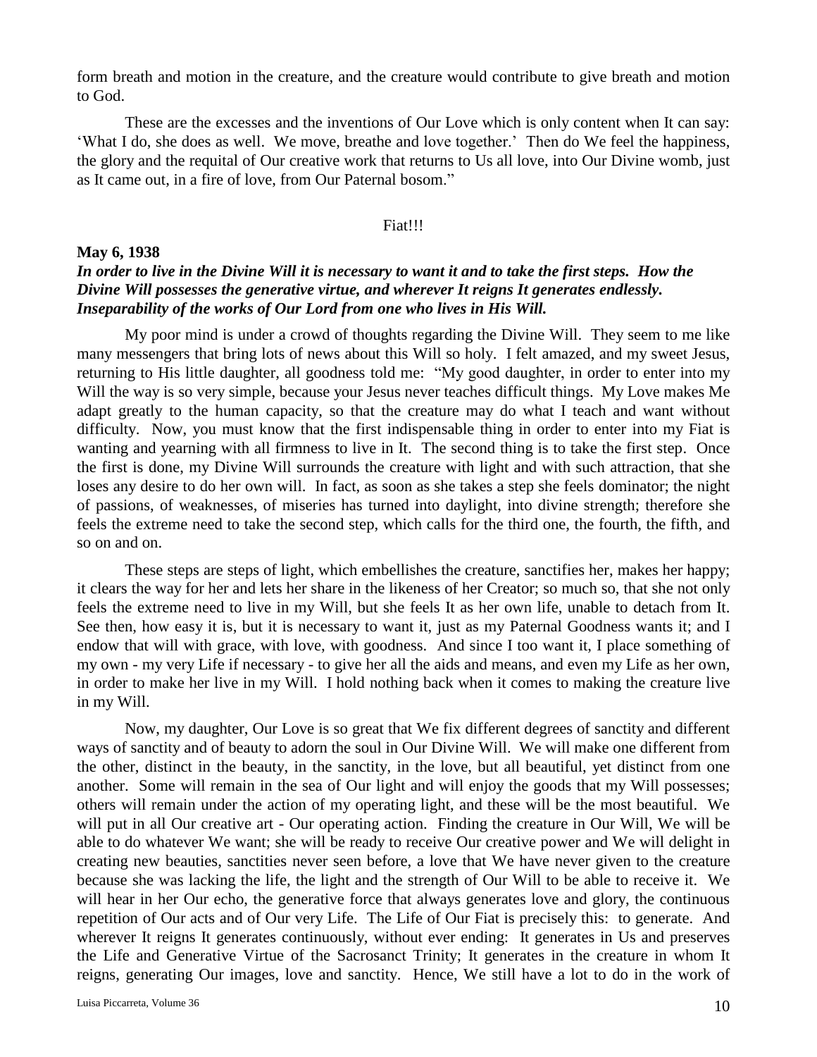form breath and motion in the creature, and the creature would contribute to give breath and motion to God.

These are the excesses and the inventions of Our Love which is only content when It can say: 'What I do, she does as well. We move, breathe and love together.' Then do We feel the happiness, the glory and the requital of Our creative work that returns to Us all love, into Our Divine womb, just as It came out, in a fire of love, from Our Paternal bosom."

Fiat!!!

**May 6, 1938**

***In order to live in the Divine Will it is necessary to want it and to take the first steps. How the Divine Will possesses the generative virtue, and wherever It reigns It generates endlessly. Inseparability of the works of Our Lord from one who lives in His Will.***

My poor mind is under a crowd of thoughts regarding the Divine Will. They seem to me like many messengers that bring lots of news about this Will so holy. I felt amazed, and my sweet Jesus, returning to His little daughter, all goodness told me: "My good daughter, in order to enter into my Will the way is so very simple, because your Jesus never teaches difficult things. My Love makes Me adapt greatly to the human capacity, so that the creature may do what I teach and want without difficulty. Now, you must know that the first indispensable thing in order to enter into my Fiat is wanting and yearning with all firmness to live in It. The second thing is to take the first step. Once the first is done, my Divine Will surrounds the creature with light and with such attraction, that she loses any desire to do her own will. In fact, as soon as she takes a step she feels dominator; the night of passions, of weaknesses, of miseries has turned into daylight, into divine strength; therefore she feels the extreme need to take the second step, which calls for the third one, the fourth, the fifth, and so on and on.

These steps are steps of light, which embellishes the creature, sanctifies her, makes her happy; it clears the way for her and lets her share in the likeness of her Creator; so much so, that she not only feels the extreme need to live in my Will, but she feels It as her own life, unable to detach from It. See then, how easy it is, but it is necessary to want it, just as my Paternal Goodness wants it; and I endow that will with grace, with love, with goodness. And since I too want it, I place something of my own - my very Life if necessary - to give her all the aids and means, and even my Life as her own, in order to make her live in my Will. I hold nothing back when it comes to making the creature live in my Will.

Now, my daughter, Our Love is so great that We fix different degrees of sanctity and different ways of sanctity and of beauty to adorn the soul in Our Divine Will. We will make one different from the other, distinct in the beauty, in the sanctity, in the love, but all beautiful, yet distinct from one another. Some will remain in the sea of Our light and will enjoy the goods that my Will possesses; others will remain under the action of my operating light, and these will be the most beautiful. We will put in all Our creative art - Our operating action. Finding the creature in Our Will, We will be able to do whatever We want; she will be ready to receive Our creative power and We will delight in creating new beauties, sanctities never seen before, a love that We have never given to the creature because she was lacking the life, the light and the strength of Our Will to be able to receive it. We will hear in her Our echo, the generative force that always generates love and glory, the continuous repetition of Our acts and of Our very Life. The Life of Our Fiat is precisely this: to generate. And wherever It reigns It generates continuously, without ever ending: It generates in Us and preserves the Life and Generative Virtue of the Sacrosanct Trinity; It generates in the creature in whom It reigns, generating Our images, love and sanctity. Hence, We still have a lot to do in the work of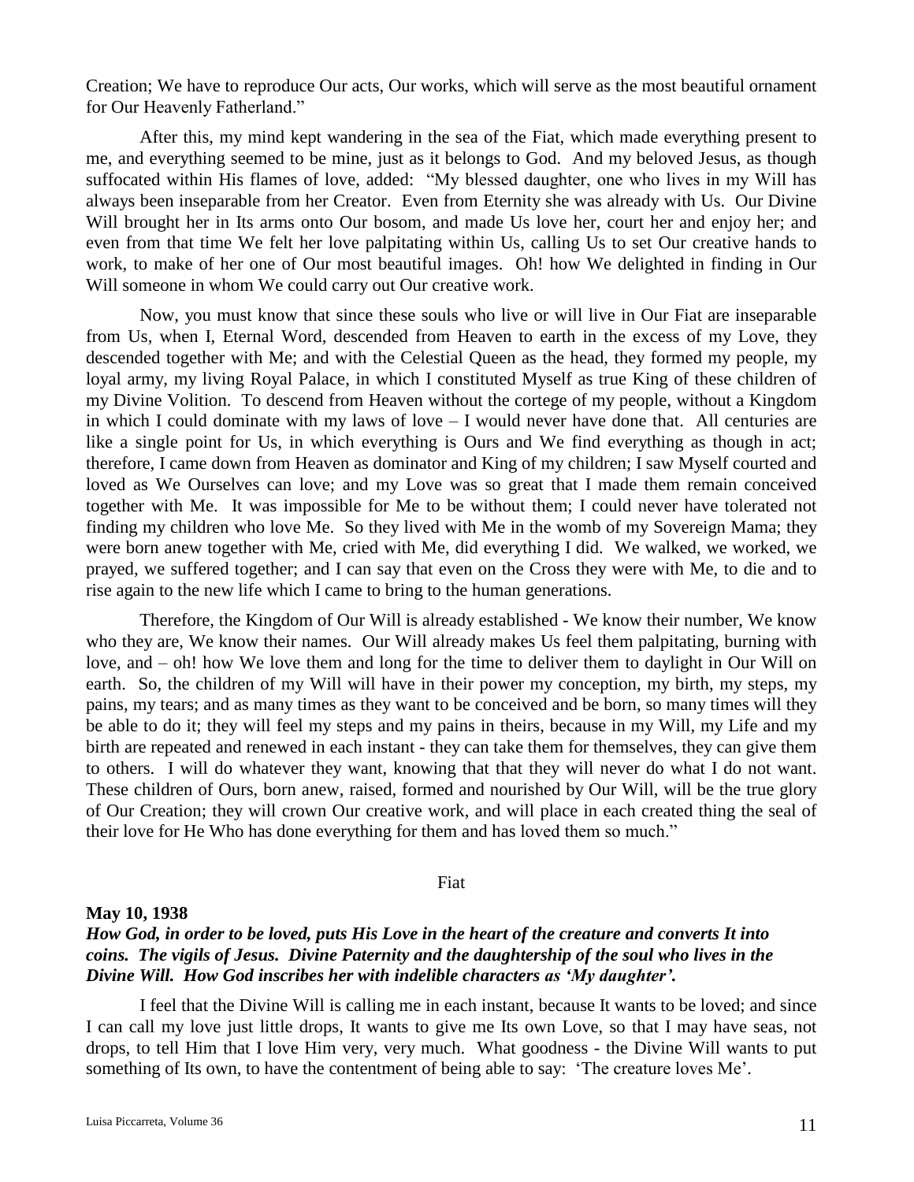Creation; We have to reproduce Our acts, Our works, which will serve as the most beautiful ornament for Our Heavenly Fatherland."

After this, my mind kept wandering in the sea of the Fiat, which made everything present to me, and everything seemed to be mine, just as it belongs to God. And my beloved Jesus, as though suffocated within His flames of love, added: "My blessed daughter, one who lives in my Will has always been inseparable from her Creator. Even from Eternity she was already with Us. Our Divine Will brought her in Its arms onto Our bosom, and made Us love her, court her and enjoy her; and even from that time We felt her love palpitating within Us, calling Us to set Our creative hands to work, to make of her one of Our most beautiful images. Oh! how We delighted in finding in Our Will someone in whom We could carry out Our creative work.

Now, you must know that since these souls who live or will live in Our Fiat are inseparable from Us, when I, Eternal Word, descended from Heaven to earth in the excess of my Love, they descended together with Me; and with the Celestial Queen as the head, they formed my people, my loyal army, my living Royal Palace, in which I constituted Myself as true King of these children of my Divine Volition. To descend from Heaven without the cortege of my people, without a Kingdom in which I could dominate with my laws of love – I would never have done that. All centuries are like a single point for Us, in which everything is Ours and We find everything as though in act; therefore, I came down from Heaven as dominator and King of my children; I saw Myself courted and loved as We Ourselves can love; and my Love was so great that I made them remain conceived together with Me. It was impossible for Me to be without them; I could never have tolerated not finding my children who love Me. So they lived with Me in the womb of my Sovereign Mama; they were born anew together with Me, cried with Me, did everything I did. We walked, we worked, we prayed, we suffered together; and I can say that even on the Cross they were with Me, to die and to rise again to the new life which I came to bring to the human generations.

Therefore, the Kingdom of Our Will is already established - We know their number, We know who they are, We know their names. Our Will already makes Us feel them palpitating, burning with love, and – oh! how We love them and long for the time to deliver them to daylight in Our Will on earth. So, the children of my Will will have in their power my conception, my birth, my steps, my pains, my tears; and as many times as they want to be conceived and be born, so many times will they be able to do it; they will feel my steps and my pains in theirs, because in my Will, my Life and my birth are repeated and renewed in each instant - they can take them for themselves, they can give them to others. I will do whatever they want, knowing that that they will never do what I do not want. These children of Ours, born anew, raised, formed and nourished by Our Will, will be the true glory of Our Creation; they will crown Our creative work, and will place in each created thing the seal of their love for He Who has done everything for them and has loved them so much."

Fiat

**May 10, 1938**

***How God, in order to be loved, puts His Love in the heart of the creature and converts It into coins. The vigils of Jesus. Divine Paternity and the daughtership of the soul who lives in the Divine Will. How God inscribes her with indelible characters as 'My daughter'.***

I feel that the Divine Will is calling me in each instant, because It wants to be loved; and since I can call my love just little drops, It wants to give me Its own Love, so that I may have seas, not drops, to tell Him that I love Him very, very much. What goodness - the Divine Will wants to put something of Its own, to have the contentment of being able to say: 'The creature loves Me'.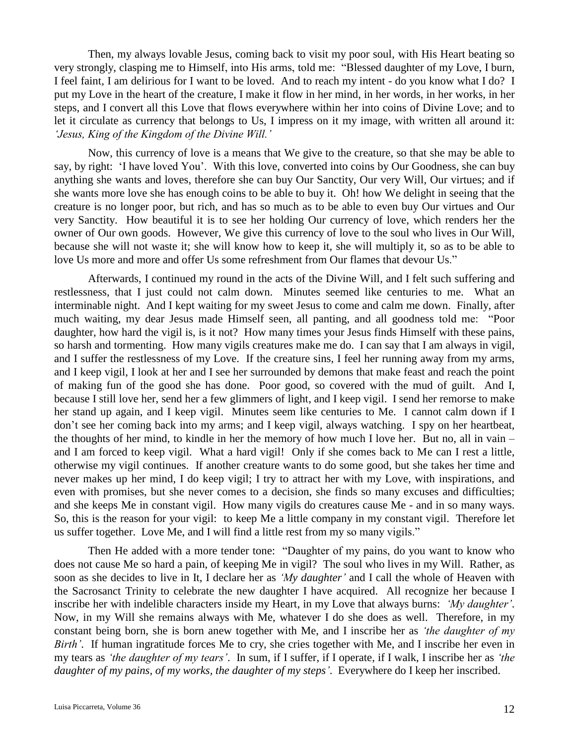Then, my always lovable Jesus, coming back to visit my poor soul, with His Heart beating so very strongly, clasping me to Himself, into His arms, told me: "Blessed daughter of my Love, I burn, I feel faint, I am delirious for I want to be loved. And to reach my intent - do you know what I do? I put my Love in the heart of the creature, I make it flow in her mind, in her words, in her works, in her steps, and I convert all this Love that flows everywhere within her into coins of Divine Love; and to let it circulate as currency that belongs to Us, I impress on it my image, with written all around it: *'Jesus, King of the Kingdom of the Divine Will.'*

Now, this currency of love is a means that We give to the creature, so that she may be able to say, by right: 'I have loved You'. With this love, converted into coins by Our Goodness, she can buy anything she wants and loves, therefore she can buy Our Sanctity, Our very Will, Our virtues; and if she wants more love she has enough coins to be able to buy it. Oh! how We delight in seeing that the creature is no longer poor, but rich, and has so much as to be able to even buy Our virtues and Our very Sanctity. How beautiful it is to see her holding Our currency of love, which renders her the owner of Our own goods. However, We give this currency of love to the soul who lives in Our Will, because she will not waste it; she will know how to keep it, she will multiply it, so as to be able to love Us more and more and offer Us some refreshment from Our flames that devour Us."

Afterwards, I continued my round in the acts of the Divine Will, and I felt such suffering and restlessness, that I just could not calm down. Minutes seemed like centuries to me. What an interminable night. And I kept waiting for my sweet Jesus to come and calm me down. Finally, after much waiting, my dear Jesus made Himself seen, all panting, and all goodness told me: "Poor daughter, how hard the vigil is, is it not? How many times your Jesus finds Himself with these pains, so harsh and tormenting. How many vigils creatures make me do. I can say that I am always in vigil, and I suffer the restlessness of my Love. If the creature sins, I feel her running away from my arms, and I keep vigil, I look at her and I see her surrounded by demons that make feast and reach the point of making fun of the good she has done. Poor good, so covered with the mud of guilt. And I, because I still love her, send her a few glimmers of light, and I keep vigil. I send her remorse to make her stand up again, and I keep vigil. Minutes seem like centuries to Me. I cannot calm down if I don't see her coming back into my arms; and I keep vigil, always watching. I spy on her heartbeat, the thoughts of her mind, to kindle in her the memory of how much I love her. But no, all in vain – and I am forced to keep vigil. What a hard vigil! Only if she comes back to Me can I rest a little, otherwise my vigil continues. If another creature wants to do some good, but she takes her time and never makes up her mind, I do keep vigil; I try to attract her with my Love, with inspirations, and even with promises, but she never comes to a decision, she finds so many excuses and difficulties; and she keeps Me in constant vigil. How many vigils do creatures cause Me - and in so many ways. So, this is the reason for your vigil: to keep Me a little company in my constant vigil. Therefore let us suffer together. Love Me, and I will find a little rest from my so many vigils."

Then He added with a more tender tone: "Daughter of my pains, do you want to know who does not cause Me so hard a pain, of keeping Me in vigil? The soul who lives in my Will. Rather, as soon as she decides to live in It, I declare her as *'My daughter'* and I call the whole of Heaven with the Sacrosanct Trinity to celebrate the new daughter I have acquired. All recognize her because I inscribe her with indelible characters inside my Heart, in my Love that always burns: *'My daughter'*. Now, in my Will she remains always with Me, whatever I do she does as well. Therefore, in my constant being born, she is born anew together with Me, and I inscribe her as *'the daughter of my Birth'*. If human ingratitude forces Me to cry, she cries together with Me, and I inscribe her even in my tears as *'the daughter of my tears'*. In sum, if I suffer, if I operate, if I walk, I inscribe her as *'the daughter of my pains, of my works, the daughter of my steps'*. Everywhere do I keep her inscribed.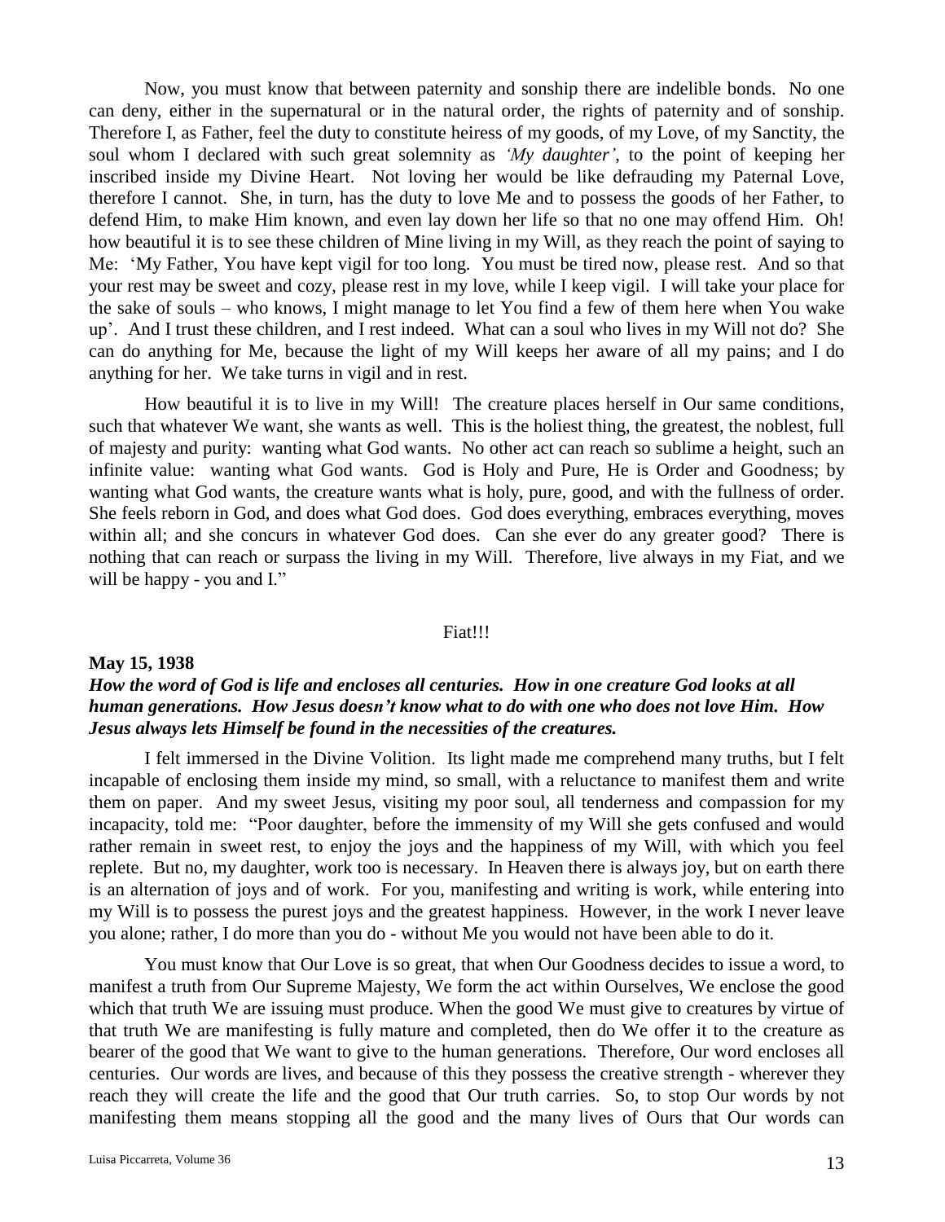Now, you must know that between paternity and sonship there are indelible bonds. No one can deny, either in the supernatural or in the natural order, the rights of paternity and of sonship. Therefore I, as Father, feel the duty to constitute heiress of my goods, of my Love, of my Sanctity, the soul whom I declared with such great solemnity as *'My daughter'*, to the point of keeping her inscribed inside my Divine Heart. Not loving her would be like defrauding my Paternal Love, therefore I cannot. She, in turn, has the duty to love Me and to possess the goods of her Father, to defend Him, to make Him known, and even lay down her life so that no one may offend Him. Oh! how beautiful it is to see these children of Mine living in my Will, as they reach the point of saying to Me: 'My Father, You have kept vigil for too long. You must be tired now, please rest. And so that your rest may be sweet and cozy, please rest in my love, while I keep vigil. I will take your place for the sake of souls – who knows, I might manage to let You find a few of them here when You wake up'. And I trust these children, and I rest indeed. What can a soul who lives in my Will not do? She can do anything for Me, because the light of my Will keeps her aware of all my pains; and I do anything for her. We take turns in vigil and in rest.

How beautiful it is to live in my Will! The creature places herself in Our same conditions, such that whatever We want, she wants as well. This is the holiest thing, the greatest, the noblest, full of majesty and purity: wanting what God wants. No other act can reach so sublime a height, such an infinite value: wanting what God wants. God is Holy and Pure, He is Order and Goodness; by wanting what God wants, the creature wants what is holy, pure, good, and with the fullness of order. She feels reborn in God, and does what God does. God does everything, embraces everything, moves within all; and she concurs in whatever God does. Can she ever do any greater good? There is nothing that can reach or surpass the living in my Will. Therefore, live always in my Fiat, and we will be happy - you and I."

Fiat!!!

**May 15, 1938**

***How the word of God is life and encloses all centuries. How in one creature God looks at all human generations. How Jesus doesn't know what to do with one who does not love Him. How Jesus always lets Himself be found in the necessities of the creatures.***

I felt immersed in the Divine Volition. Its light made me comprehend many truths, but I felt incapable of enclosing them inside my mind, so small, with a reluctance to manifest them and write them on paper. And my sweet Jesus, visiting my poor soul, all tenderness and compassion for my incapacity, told me: "Poor daughter, before the immensity of my Will she gets confused and would rather remain in sweet rest, to enjoy the joys and the happiness of my Will, with which you feel replete. But no, my daughter, work too is necessary. In Heaven there is always joy, but on earth there is an alternation of joys and of work. For you, manifesting and writing is work, while entering into my Will is to possess the purest joys and the greatest happiness. However, in the work I never leave you alone; rather, I do more than you do - without Me you would not have been able to do it.

You must know that Our Love is so great, that when Our Goodness decides to issue a word, to manifest a truth from Our Supreme Majesty, We form the act within Ourselves, We enclose the good which that truth We are issuing must produce. When the good We must give to creatures by virtue of that truth We are manifesting is fully mature and completed, then do We offer it to the creature as bearer of the good that We want to give to the human generations. Therefore, Our word encloses all centuries. Our words are lives, and because of this they possess the creative strength - wherever they reach they will create the life and the good that Our truth carries. So, to stop Our words by not manifesting them means stopping all the good and the many lives of Ours that Our words can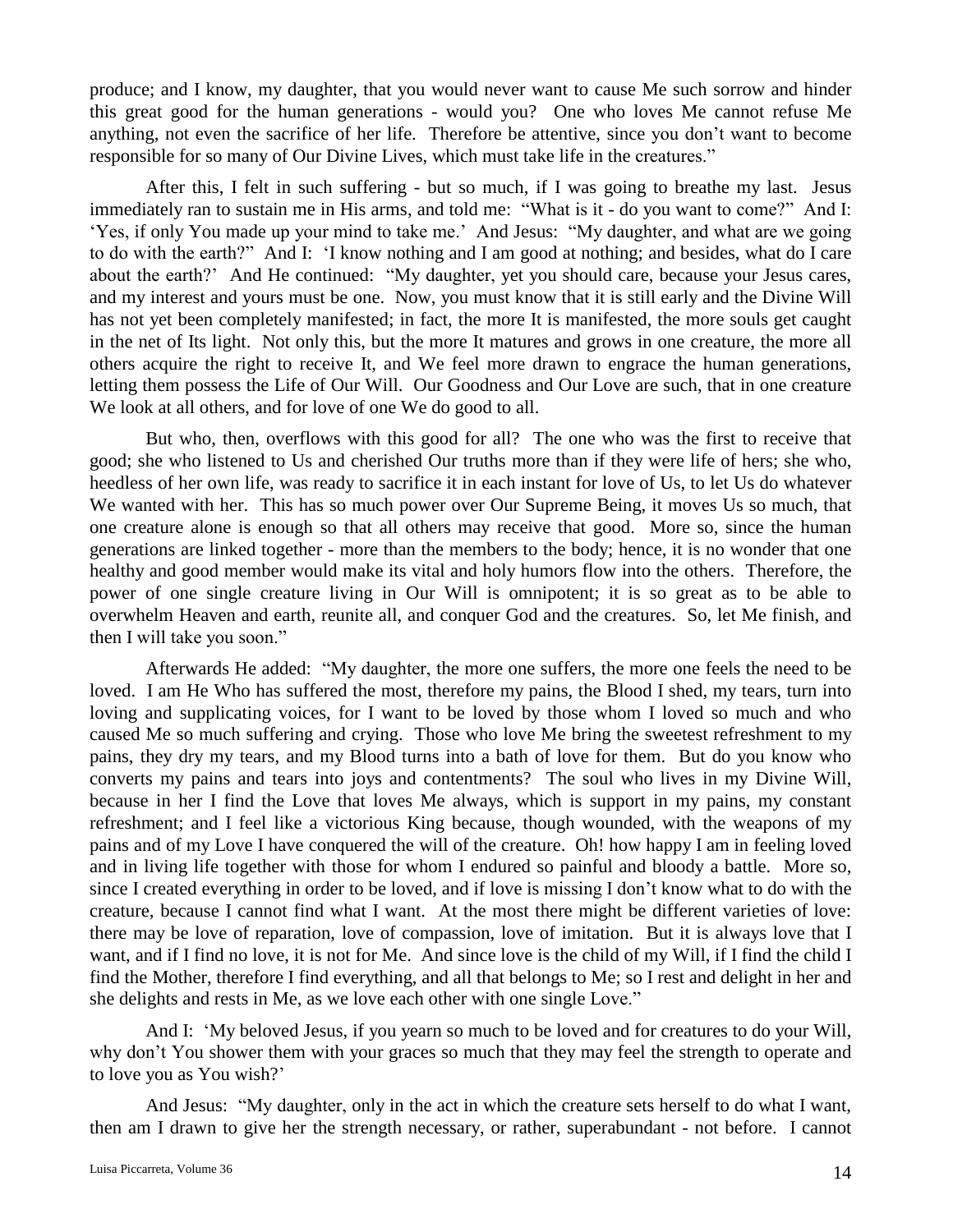produce; and I know, my daughter, that you would never want to cause Me such sorrow and hinder this great good for the human generations - would you? One who loves Me cannot refuse Me anything, not even the sacrifice of her life. Therefore be attentive, since you don't want to become responsible for so many of Our Divine Lives, which must take life in the creatures."

After this, I felt in such suffering - but so much, if I was going to breathe my last. Jesus immediately ran to sustain me in His arms, and told me: "What is it - do you want to come?" And I: 'Yes, if only You made up your mind to take me.' And Jesus: "My daughter, and what are we going to do with the earth?" And I: 'I know nothing and I am good at nothing; and besides, what do I care about the earth?' And He continued: "My daughter, yet you should care, because your Jesus cares, and my interest and yours must be one. Now, you must know that it is still early and the Divine Will has not yet been completely manifested; in fact, the more It is manifested, the more souls get caught in the net of Its light. Not only this, but the more It matures and grows in one creature, the more all others acquire the right to receive It, and We feel more drawn to engrace the human generations, letting them possess the Life of Our Will. Our Goodness and Our Love are such, that in one creature We look at all others, and for love of one We do good to all.

But who, then, overflows with this good for all? The one who was the first to receive that good; she who listened to Us and cherished Our truths more than if they were life of hers; she who, heedless of her own life, was ready to sacrifice it in each instant for love of Us, to let Us do whatever We wanted with her. This has so much power over Our Supreme Being, it moves Us so much, that one creature alone is enough so that all others may receive that good. More so, since the human generations are linked together - more than the members to the body; hence, it is no wonder that one healthy and good member would make its vital and holy humors flow into the others. Therefore, the power of one single creature living in Our Will is omnipotent; it is so great as to be able to overwhelm Heaven and earth, reunite all, and conquer God and the creatures. So, let Me finish, and then I will take you soon."

Afterwards He added: "My daughter, the more one suffers, the more one feels the need to be loved. I am He Who has suffered the most, therefore my pains, the Blood I shed, my tears, turn into loving and supplicating voices, for I want to be loved by those whom I loved so much and who caused Me so much suffering and crying. Those who love Me bring the sweetest refreshment to my pains, they dry my tears, and my Blood turns into a bath of love for them. But do you know who converts my pains and tears into joys and contentments? The soul who lives in my Divine Will, because in her I find the Love that loves Me always, which is support in my pains, my constant refreshment; and I feel like a victorious King because, though wounded, with the weapons of my pains and of my Love I have conquered the will of the creature. Oh! how happy I am in feeling loved and in living life together with those for whom I endured so painful and bloody a battle. More so, since I created everything in order to be loved, and if love is missing I don't know what to do with the creature, because I cannot find what I want. At the most there might be different varieties of love: there may be love of reparation, love of compassion, love of imitation. But it is always love that I want, and if I find no love, it is not for Me. And since love is the child of my Will, if I find the child I find the Mother, therefore I find everything, and all that belongs to Me; so I rest and delight in her and she delights and rests in Me, as we love each other with one single Love."

And I: 'My beloved Jesus, if you yearn so much to be loved and for creatures to do your Will, why don't You shower them with your graces so much that they may feel the strength to operate and to love you as You wish?'

And Jesus: "My daughter, only in the act in which the creature sets herself to do what I want, then am I drawn to give her the strength necessary, or rather, superabundant - not before. I cannot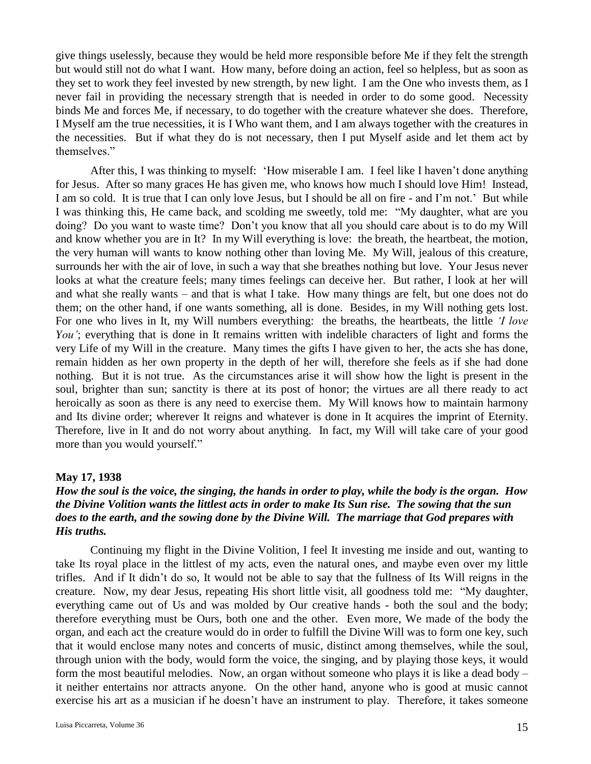give things uselessly, because they would be held more responsible before Me if they felt the strength but would still not do what I want. How many, before doing an action, feel so helpless, but as soon as they set to work they feel invested by new strength, by new light. I am the One who invests them, as I never fail in providing the necessary strength that is needed in order to do some good. Necessity binds Me and forces Me, if necessary, to do together with the creature whatever she does. Therefore, I Myself am the true necessities, it is I Who want them, and I am always together with the creatures in the necessities. But if what they do is not necessary, then I put Myself aside and let them act by themselves."

After this, I was thinking to myself: 'How miserable I am. I feel like I haven't done anything for Jesus. After so many graces He has given me, who knows how much I should love Him! Instead, I am so cold. It is true that I can only love Jesus, but I should be all on fire - and I'm not.' But while I was thinking this, He came back, and scolding me sweetly, told me: "My daughter, what are you doing? Do you want to waste time? Don't you know that all you should care about is to do my Will and know whether you are in It? In my Will everything is love: the breath, the heartbeat, the motion, the very human will wants to know nothing other than loving Me. My Will, jealous of this creature, surrounds her with the air of love, in such a way that she breathes nothing but love. Your Jesus never looks at what the creature feels; many times feelings can deceive her. But rather, I look at her will and what she really wants – and that is what I take. How many things are felt, but one does not do them; on the other hand, if one wants something, all is done. Besides, in my Will nothing gets lost. For one who lives in It, my Will numbers everything: the breaths, the heartbeats, the little *'I love You'*; everything that is done in It remains written with indelible characters of light and forms the very Life of my Will in the creature. Many times the gifts I have given to her, the acts she has done, remain hidden as her own property in the depth of her will, therefore she feels as if she had done nothing. But it is not true. As the circumstances arise it will show how the light is present in the soul, brighter than sun; sanctity is there at its post of honor; the virtues are all there ready to act heroically as soon as there is any need to exercise them. My Will knows how to maintain harmony and Its divine order; wherever It reigns and whatever is done in It acquires the imprint of Eternity. Therefore, live in It and do not worry about anything. In fact, my Will will take care of your good more than you would yourself."

**May 17, 1938**

***How the soul is the voice, the singing, the hands in order to play, while the body is the organ. How the Divine Volition wants the littlest acts in order to make Its Sun rise. The sowing that the sun does to the earth, and the sowing done by the Divine Will. The marriage that God prepares with His truths.***

Continuing my flight in the Divine Volition, I feel It investing me inside and out, wanting to take Its royal place in the littlest of my acts, even the natural ones, and maybe even over my little trifles. And if It didn't do so, It would not be able to say that the fullness of Its Will reigns in the creature. Now, my dear Jesus, repeating His short little visit, all goodness told me: "My daughter, everything came out of Us and was molded by Our creative hands - both the soul and the body; therefore everything must be Ours, both one and the other. Even more, We made of the body the organ, and each act the creature would do in order to fulfill the Divine Will was to form one key, such that it would enclose many notes and concerts of music, distinct among themselves, while the soul, through union with the body, would form the voice, the singing, and by playing those keys, it would form the most beautiful melodies. Now, an organ without someone who plays it is like a dead body – it neither entertains nor attracts anyone. On the other hand, anyone who is good at music cannot exercise his art as a musician if he doesn't have an instrument to play. Therefore, it takes someone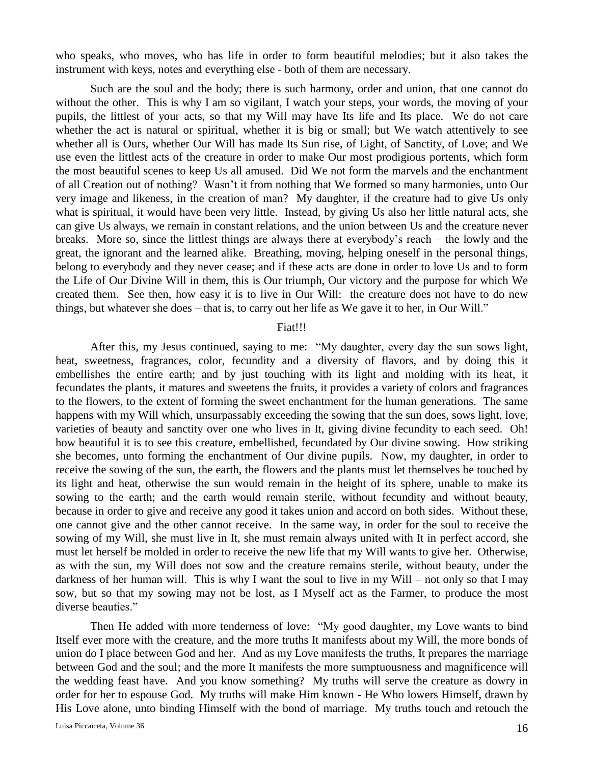who speaks, who moves, who has life in order to form beautiful melodies; but it also takes the instrument with keys, notes and everything else - both of them are necessary.

Such are the soul and the body; there is such harmony, order and union, that one cannot do without the other. This is why I am so vigilant, I watch your steps, your words, the moving of your pupils, the littlest of your acts, so that my Will may have Its life and Its place. We do not care whether the act is natural or spiritual, whether it is big or small; but We watch attentively to see whether all is Ours, whether Our Will has made Its Sun rise, of Light, of Sanctity, of Love; and We use even the littlest acts of the creature in order to make Our most prodigious portents, which form the most beautiful scenes to keep Us all amused. Did We not form the marvels and the enchantment of all Creation out of nothing? Wasn't it from nothing that We formed so many harmonies, unto Our very image and likeness, in the creation of man? My daughter, if the creature had to give Us only what is spiritual, it would have been very little. Instead, by giving Us also her little natural acts, she can give Us always, we remain in constant relations, and the union between Us and the creature never breaks. More so, since the littlest things are always there at everybody's reach – the lowly and the great, the ignorant and the learned alike. Breathing, moving, helping oneself in the personal things, belong to everybody and they never cease; and if these acts are done in order to love Us and to form the Life of Our Divine Will in them, this is Our triumph, Our victory and the purpose for which We created them. See then, how easy it is to live in Our Will: the creature does not have to do new things, but whatever she does – that is, to carry out her life as We gave it to her, in Our Will."

Fiat!!!

After this, my Jesus continued, saying to me: "My daughter, every day the sun sows light, heat, sweetness, fragrances, color, fecundity and a diversity of flavors, and by doing this it embellishes the entire earth; and by just touching with its light and molding with its heat, it fecundates the plants, it matures and sweetens the fruits, it provides a variety of colors and fragrances to the flowers, to the extent of forming the sweet enchantment for the human generations. The same happens with my Will which, unsurpassably exceeding the sowing that the sun does, sows light, love, varieties of beauty and sanctity over one who lives in It, giving divine fecundity to each seed. Oh! how beautiful it is to see this creature, embellished, fecundated by Our divine sowing. How striking she becomes, unto forming the enchantment of Our divine pupils. Now, my daughter, in order to receive the sowing of the sun, the earth, the flowers and the plants must let themselves be touched by its light and heat, otherwise the sun would remain in the height of its sphere, unable to make its sowing to the earth; and the earth would remain sterile, without fecundity and without beauty, because in order to give and receive any good it takes union and accord on both sides. Without these, one cannot give and the other cannot receive. In the same way, in order for the soul to receive the sowing of my Will, she must live in It, she must remain always united with It in perfect accord, she must let herself be molded in order to receive the new life that my Will wants to give her. Otherwise, as with the sun, my Will does not sow and the creature remains sterile, without beauty, under the darkness of her human will. This is why I want the soul to live in my Will – not only so that I may sow, but so that my sowing may not be lost, as I Myself act as the Farmer, to produce the most diverse beauties."

Then He added with more tenderness of love: "My good daughter, my Love wants to bind Itself ever more with the creature, and the more truths It manifests about my Will, the more bonds of union do I place between God and her. And as my Love manifests the truths, It prepares the marriage between God and the soul; and the more It manifests the more sumptuousness and magnificence will the wedding feast have. And you know something? My truths will serve the creature as dowry in order for her to espouse God. My truths will make Him known - He Who lowers Himself, drawn by His Love alone, unto binding Himself with the bond of marriage. My truths touch and retouch the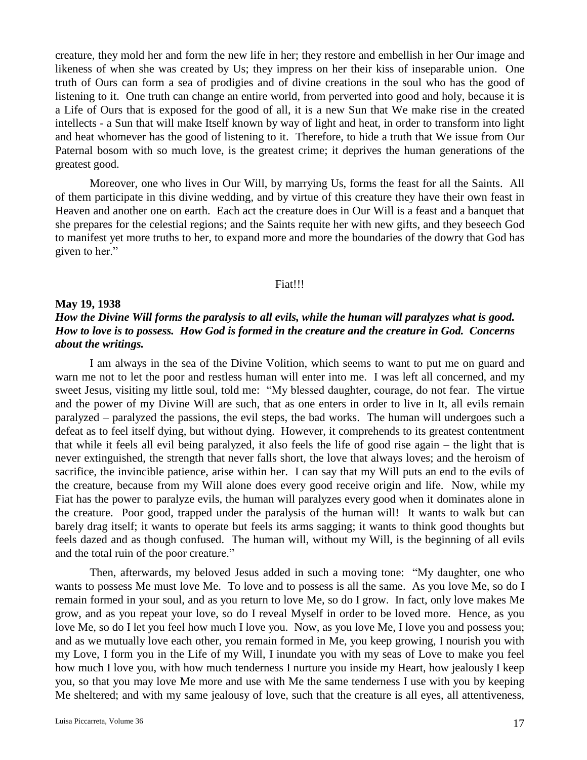creature, they mold her and form the new life in her; they restore and embellish in her Our image and likeness of when she was created by Us; they impress on her their kiss of inseparable union. One truth of Ours can form a sea of prodigies and of divine creations in the soul who has the good of listening to it. One truth can change an entire world, from perverted into good and holy, because it is a Life of Ours that is exposed for the good of all, it is a new Sun that We make rise in the created intellects - a Sun that will make Itself known by way of light and heat, in order to transform into light and heat whomever has the good of listening to it. Therefore, to hide a truth that We issue from Our Paternal bosom with so much love, is the greatest crime; it deprives the human generations of the greatest good.

Moreover, one who lives in Our Will, by marrying Us, forms the feast for all the Saints. All of them participate in this divine wedding, and by virtue of this creature they have their own feast in Heaven and another one on earth. Each act the creature does in Our Will is a feast and a banquet that she prepares for the celestial regions; and the Saints requite her with new gifts, and they beseech God to manifest yet more truths to her, to expand more and more the boundaries of the dowry that God has given to her."

Fiat!!!

**May 19, 1938**

***How the Divine Will forms the paralysis to all evils, while the human will paralyzes what is good. How to love is to possess. How God is formed in the creature and the creature in God. Concerns about the writings.***

I am always in the sea of the Divine Volition, which seems to want to put me on guard and warn me not to let the poor and restless human will enter into me. I was left all concerned, and my sweet Jesus, visiting my little soul, told me: "My blessed daughter, courage, do not fear. The virtue and the power of my Divine Will are such, that as one enters in order to live in It, all evils remain paralyzed – paralyzed the passions, the evil steps, the bad works. The human will undergoes such a defeat as to feel itself dying, but without dying. However, it comprehends to its greatest contentment that while it feels all evil being paralyzed, it also feels the life of good rise again – the light that is never extinguished, the strength that never falls short, the love that always loves; and the heroism of sacrifice, the invincible patience, arise within her. I can say that my Will puts an end to the evils of the creature, because from my Will alone does every good receive origin and life. Now, while my Fiat has the power to paralyze evils, the human will paralyzes every good when it dominates alone in the creature. Poor good, trapped under the paralysis of the human will! It wants to walk but can barely drag itself; it wants to operate but feels its arms sagging; it wants to think good thoughts but feels dazed and as though confused. The human will, without my Will, is the beginning of all evils and the total ruin of the poor creature."

Then, afterwards, my beloved Jesus added in such a moving tone: "My daughter, one who wants to possess Me must love Me. To love and to possess is all the same. As you love Me, so do I remain formed in your soul, and as you return to love Me, so do I grow. In fact, only love makes Me grow, and as you repeat your love, so do I reveal Myself in order to be loved more. Hence, as you love Me, so do I let you feel how much I love you. Now, as you love Me, I love you and possess you; and as we mutually love each other, you remain formed in Me, you keep growing, I nourish you with my Love, I form you in the Life of my Will, I inundate you with my seas of Love to make you feel how much I love you, with how much tenderness I nurture you inside my Heart, how jealously I keep you, so that you may love Me more and use with Me the same tenderness I use with you by keeping Me sheltered; and with my same jealousy of love, such that the creature is all eyes, all attentiveness,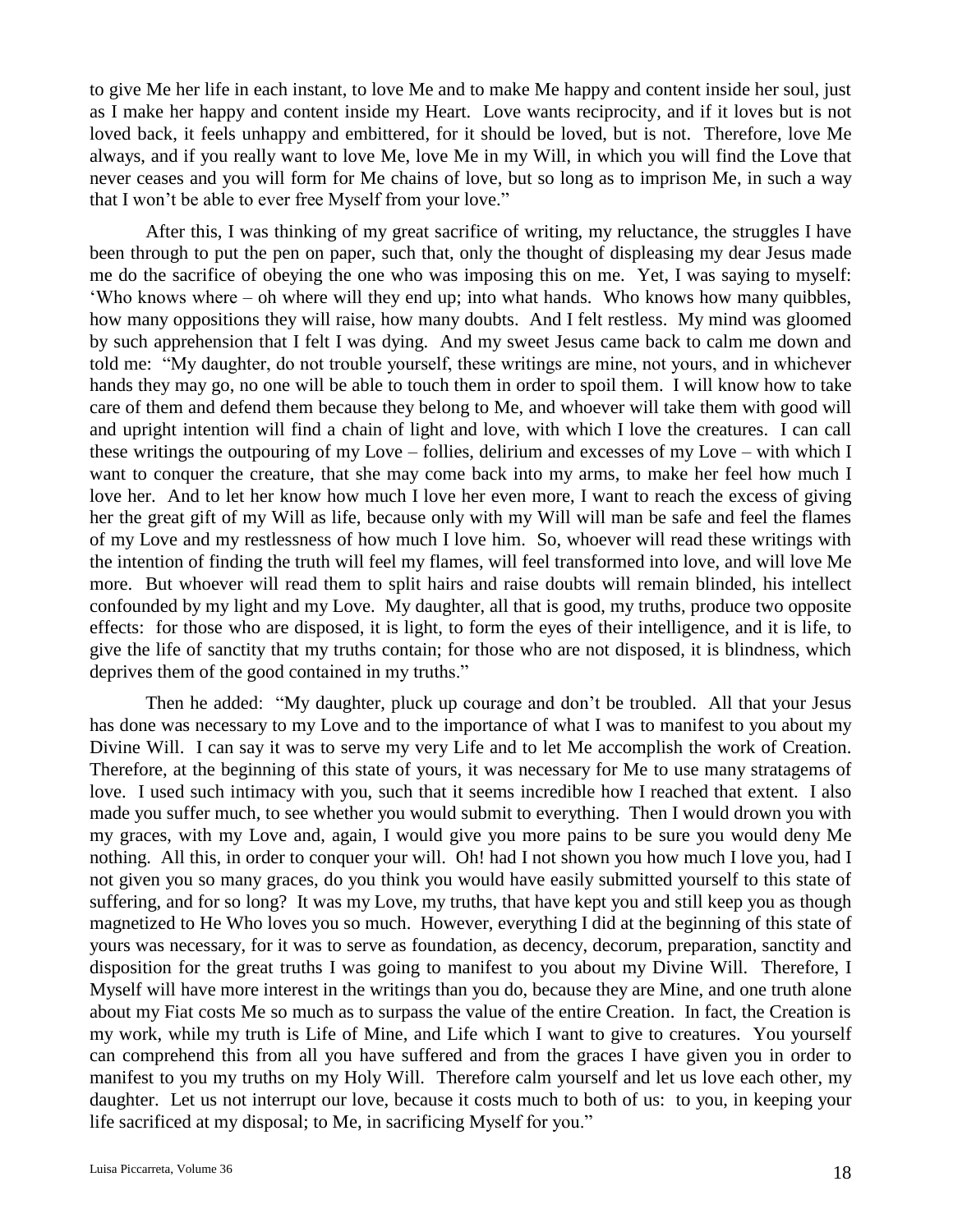to give Me her life in each instant, to love Me and to make Me happy and content inside her soul, just as I make her happy and content inside my Heart. Love wants reciprocity, and if it loves but is not loved back, it feels unhappy and embittered, for it should be loved, but is not. Therefore, love Me always, and if you really want to love Me, love Me in my Will, in which you will find the Love that never ceases and you will form for Me chains of love, but so long as to imprison Me, in such a way that I won't be able to ever free Myself from your love."

After this, I was thinking of my great sacrifice of writing, my reluctance, the struggles I have been through to put the pen on paper, such that, only the thought of displeasing my dear Jesus made me do the sacrifice of obeying the one who was imposing this on me. Yet, I was saying to myself: 'Who knows where – oh where will they end up; into what hands. Who knows how many quibbles, how many oppositions they will raise, how many doubts. And I felt restless. My mind was gloomed by such apprehension that I felt I was dying. And my sweet Jesus came back to calm me down and told me: "My daughter, do not trouble yourself, these writings are mine, not yours, and in whichever hands they may go, no one will be able to touch them in order to spoil them. I will know how to take care of them and defend them because they belong to Me, and whoever will take them with good will and upright intention will find a chain of light and love, with which I love the creatures. I can call these writings the outpouring of my Love – follies, delirium and excesses of my Love – with which I want to conquer the creature, that she may come back into my arms, to make her feel how much I love her. And to let her know how much I love her even more, I want to reach the excess of giving her the great gift of my Will as life, because only with my Will will man be safe and feel the flames of my Love and my restlessness of how much I love him. So, whoever will read these writings with the intention of finding the truth will feel my flames, will feel transformed into love, and will love Me more. But whoever will read them to split hairs and raise doubts will remain blinded, his intellect confounded by my light and my Love. My daughter, all that is good, my truths, produce two opposite effects: for those who are disposed, it is light, to form the eyes of their intelligence, and it is life, to give the life of sanctity that my truths contain; for those who are not disposed, it is blindness, which deprives them of the good contained in my truths."

Then he added: "My daughter, pluck up courage and don't be troubled. All that your Jesus has done was necessary to my Love and to the importance of what I was to manifest to you about my Divine Will. I can say it was to serve my very Life and to let Me accomplish the work of Creation. Therefore, at the beginning of this state of yours, it was necessary for Me to use many stratagems of love. I used such intimacy with you, such that it seems incredible how I reached that extent. I also made you suffer much, to see whether you would submit to everything. Then I would drown you with my graces, with my Love and, again, I would give you more pains to be sure you would deny Me nothing. All this, in order to conquer your will. Oh! had I not shown you how much I love you, had I not given you so many graces, do you think you would have easily submitted yourself to this state of suffering, and for so long? It was my Love, my truths, that have kept you and still keep you as though magnetized to He Who loves you so much. However, everything I did at the beginning of this state of yours was necessary, for it was to serve as foundation, as decency, decorum, preparation, sanctity and disposition for the great truths I was going to manifest to you about my Divine Will. Therefore, I Myself will have more interest in the writings than you do, because they are Mine, and one truth alone about my Fiat costs Me so much as to surpass the value of the entire Creation. In fact, the Creation is my work, while my truth is Life of Mine, and Life which I want to give to creatures. You yourself can comprehend this from all you have suffered and from the graces I have given you in order to manifest to you my truths on my Holy Will. Therefore calm yourself and let us love each other, my daughter. Let us not interrupt our love, because it costs much to both of us: to you, in keeping your life sacrificed at my disposal; to Me, in sacrificing Myself for you."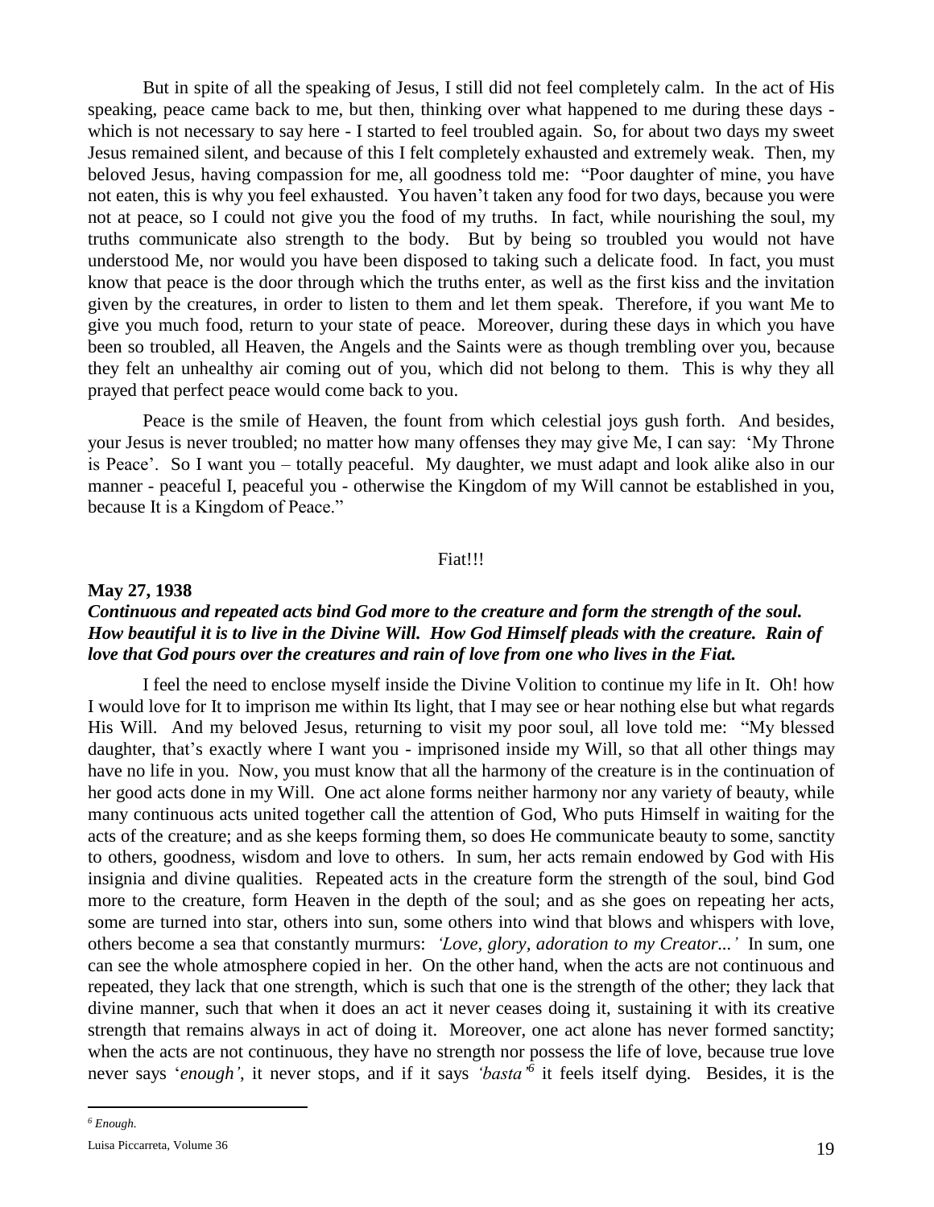But in spite of all the speaking of Jesus, I still did not feel completely calm. In the act of His speaking, peace came back to me, but then, thinking over what happened to me during these days - which is not necessary to say here - I started to feel troubled again. So, for about two days my sweet Jesus remained silent, and because of this I felt completely exhausted and extremely weak. Then, my beloved Jesus, having compassion for me, all goodness told me: "Poor daughter of mine, you have not eaten, this is why you feel exhausted. You haven't taken any food for two days, because you were not at peace, so I could not give you the food of my truths. In fact, while nourishing the soul, my truths communicate also strength to the body. But by being so troubled you would not have understood Me, nor would you have been disposed to taking such a delicate food. In fact, you must know that peace is the door through which the truths enter, as well as the first kiss and the invitation given by the creatures, in order to listen to them and let them speak. Therefore, if you want Me to give you much food, return to your state of peace. Moreover, during these days in which you have been so troubled, all Heaven, the Angels and the Saints were as though trembling over you, because they felt an unhealthy air coming out of you, which did not belong to them. This is why they all prayed that perfect peace would come back to you.

Peace is the smile of Heaven, the fount from which celestial joys gush forth. And besides, your Jesus is never troubled; no matter how many offenses they may give Me, I can say: 'My Throne is Peace'. So I want you – totally peaceful. My daughter, we must adapt and look alike also in our manner - peaceful I, peaceful you - otherwise the Kingdom of my Will cannot be established in you, because It is a Kingdom of Peace."

Fiat!!!

**May 27, 1938**

***Continuous and repeated acts bind God more to the creature and form the strength of the soul. How beautiful it is to live in the Divine Will. How God Himself pleads with the creature. Rain of love that God pours over the creatures and rain of love from one who lives in the Fiat.***

I feel the need to enclose myself inside the Divine Volition to continue my life in It. Oh! how I would love for It to imprison me within Its light, that I may see or hear nothing else but what regards His Will. And my beloved Jesus, returning to visit my poor soul, all love told me: "My blessed daughter, that's exactly where I want you - imprisoned inside my Will, so that all other things may have no life in you. Now, you must know that all the harmony of the creature is in the continuation of her good acts done in my Will. One act alone forms neither harmony nor any variety of beauty, while many continuous acts united together call the attention of God, Who puts Himself in waiting for the acts of the creature; and as she keeps forming them, so does He communicate beauty to some, sanctity to others, goodness, wisdom and love to others. In sum, her acts remain endowed by God with His insignia and divine qualities. Repeated acts in the creature form the strength of the soul, bind God more to the creature, form Heaven in the depth of the soul; and as she goes on repeating her acts, some are turned into star, others into sun, some others into wind that blows and whispers with love, others become a sea that constantly murmurs: *'Love, glory, adoration to my Creator...'* In sum, one can see the whole atmosphere copied in her. On the other hand, when the acts are not continuous and repeated, they lack that one strength, which is such that one is the strength of the other; they lack that divine manner, such that when it does an act it never ceases doing it, sustaining it with its creative strength that remains always in act of doing it. Moreover, one act alone has never formed sanctity; when the acts are not continuous, they have no strength nor possess the life of love, because true love never says '*enough'*, it never stops, and if it says *'basta'*[6] it feels itself dying. Besides, it is the

[6] *Enough.*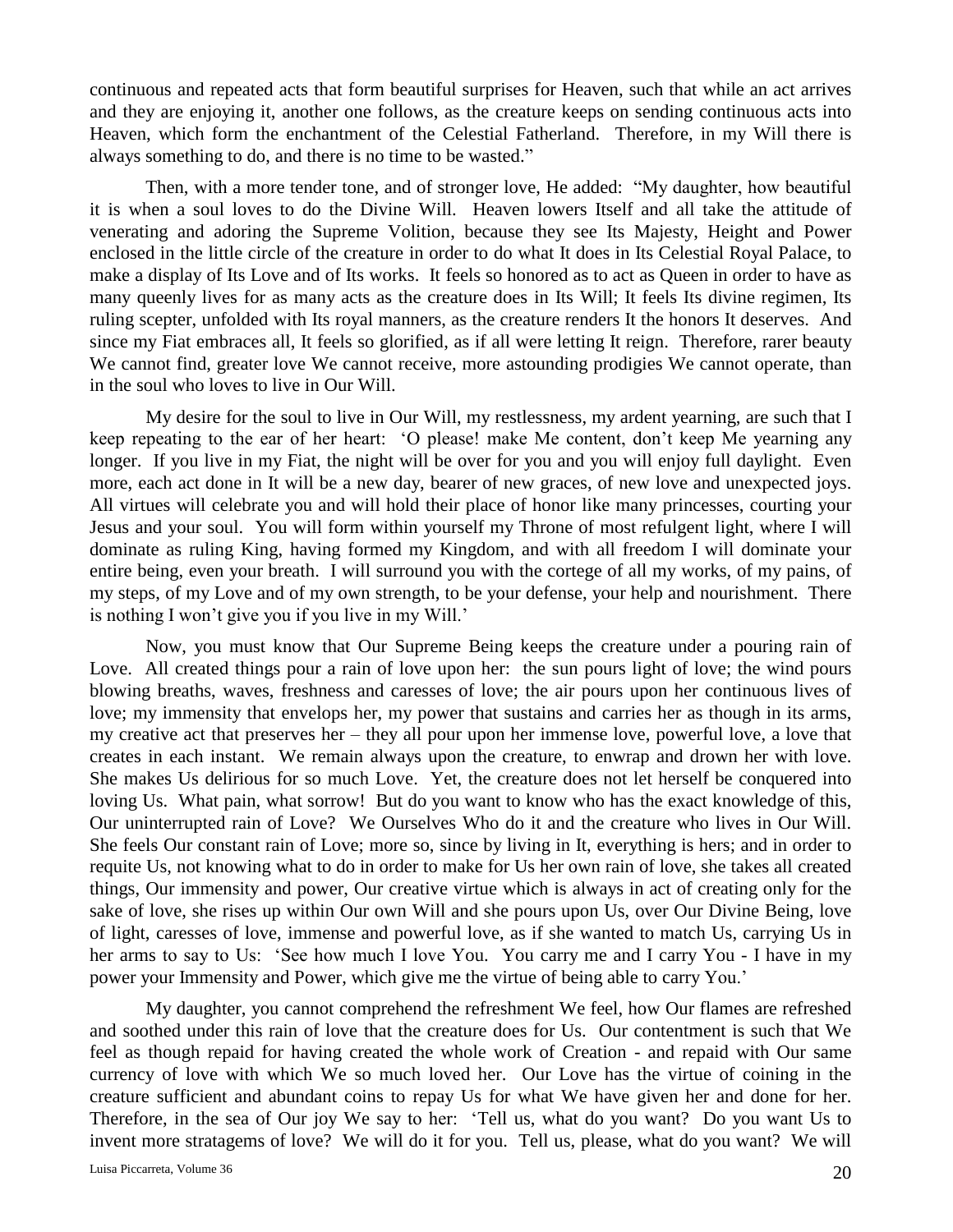continuous and repeated acts that form beautiful surprises for Heaven, such that while an act arrives and they are enjoying it, another one follows, as the creature keeps on sending continuous acts into Heaven, which form the enchantment of the Celestial Fatherland. Therefore, in my Will there is always something to do, and there is no time to be wasted."

Then, with a more tender tone, and of stronger love, He added: "My daughter, how beautiful it is when a soul loves to do the Divine Will. Heaven lowers Itself and all take the attitude of venerating and adoring the Supreme Volition, because they see Its Majesty, Height and Power enclosed in the little circle of the creature in order to do what It does in Its Celestial Royal Palace, to make a display of Its Love and of Its works. It feels so honored as to act as Queen in order to have as many queenly lives for as many acts as the creature does in Its Will; It feels Its divine regimen, Its ruling scepter, unfolded with Its royal manners, as the creature renders It the honors It deserves. And since my Fiat embraces all, It feels so glorified, as if all were letting It reign. Therefore, rarer beauty We cannot find, greater love We cannot receive, more astounding prodigies We cannot operate, than in the soul who loves to live in Our Will.

My desire for the soul to live in Our Will, my restlessness, my ardent yearning, are such that I keep repeating to the ear of her heart: 'O please! make Me content, don't keep Me yearning any longer. If you live in my Fiat, the night will be over for you and you will enjoy full daylight. Even more, each act done in It will be a new day, bearer of new graces, of new love and unexpected joys. All virtues will celebrate you and will hold their place of honor like many princesses, courting your Jesus and your soul. You will form within yourself my Throne of most refulgent light, where I will dominate as ruling King, having formed my Kingdom, and with all freedom I will dominate your entire being, even your breath. I will surround you with the cortege of all my works, of my pains, of my steps, of my Love and of my own strength, to be your defense, your help and nourishment. There is nothing I won't give you if you live in my Will.'

Now, you must know that Our Supreme Being keeps the creature under a pouring rain of Love. All created things pour a rain of love upon her: the sun pours light of love; the wind pours blowing breaths, waves, freshness and caresses of love; the air pours upon her continuous lives of love; my immensity that envelops her, my power that sustains and carries her as though in its arms, my creative act that preserves her – they all pour upon her immense love, powerful love, a love that creates in each instant. We remain always upon the creature, to enwrap and drown her with love. She makes Us delirious for so much Love. Yet, the creature does not let herself be conquered into loving Us. What pain, what sorrow! But do you want to know who has the exact knowledge of this, Our uninterrupted rain of Love? We Ourselves Who do it and the creature who lives in Our Will. She feels Our constant rain of Love; more so, since by living in It, everything is hers; and in order to requite Us, not knowing what to do in order to make for Us her own rain of love, she takes all created things, Our immensity and power, Our creative virtue which is always in act of creating only for the sake of love, she rises up within Our own Will and she pours upon Us, over Our Divine Being, love of light, caresses of love, immense and powerful love, as if she wanted to match Us, carrying Us in her arms to say to Us: 'See how much I love You. You carry me and I carry You - I have in my power your Immensity and Power, which give me the virtue of being able to carry You.'

My daughter, you cannot comprehend the refreshment We feel, how Our flames are refreshed and soothed under this rain of love that the creature does for Us. Our contentment is such that We feel as though repaid for having created the whole work of Creation - and repaid with Our same currency of love with which We so much loved her. Our Love has the virtue of coining in the creature sufficient and abundant coins to repay Us for what We have given her and done for her. Therefore, in the sea of Our joy We say to her: 'Tell us, what do you want? Do you want Us to invent more stratagems of love? We will do it for you. Tell us, please, what do you want? We will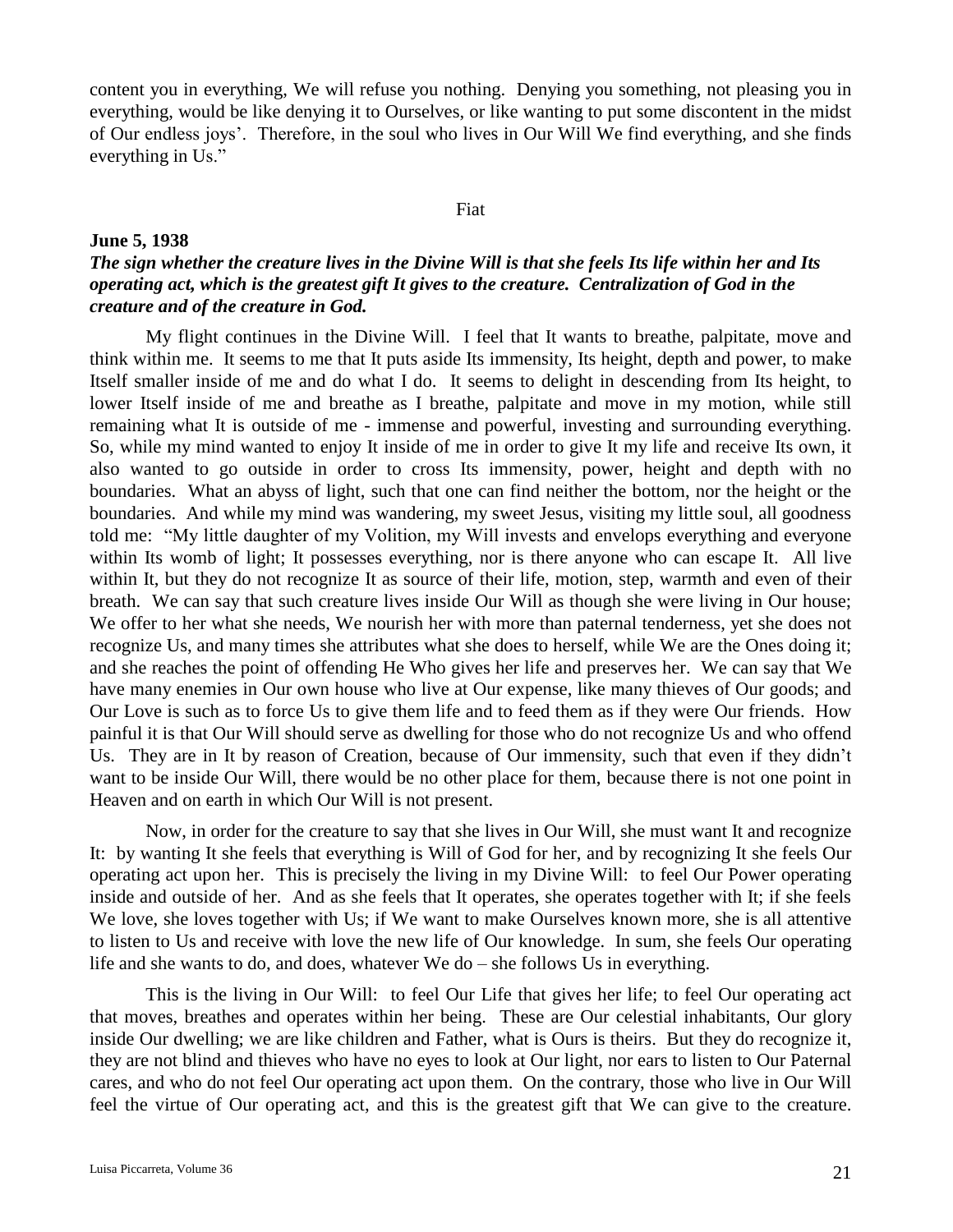content you in everything, We will refuse you nothing. Denying you something, not pleasing you in everything, would be like denying it to Ourselves, or like wanting to put some discontent in the midst of Our endless joys'. Therefore, in the soul who lives in Our Will We find everything, and she finds everything in Us."

Fiat

**June 5, 1938**

***The sign whether the creature lives in the Divine Will is that she feels Its life within her and Its operating act, which is the greatest gift It gives to the creature. Centralization of God in the creature and of the creature in God.***

My flight continues in the Divine Will. I feel that It wants to breathe, palpitate, move and think within me. It seems to me that It puts aside Its immensity, Its height, depth and power, to make Itself smaller inside of me and do what I do. It seems to delight in descending from Its height, to lower Itself inside of me and breathe as I breathe, palpitate and move in my motion, while still remaining what It is outside of me - immense and powerful, investing and surrounding everything. So, while my mind wanted to enjoy It inside of me in order to give It my life and receive Its own, it also wanted to go outside in order to cross Its immensity, power, height and depth with no boundaries. What an abyss of light, such that one can find neither the bottom, nor the height or the boundaries. And while my mind was wandering, my sweet Jesus, visiting my little soul, all goodness told me: "My little daughter of my Volition, my Will invests and envelops everything and everyone within Its womb of light; It possesses everything, nor is there anyone who can escape It. All live within It, but they do not recognize It as source of their life, motion, step, warmth and even of their breath. We can say that such creature lives inside Our Will as though she were living in Our house; We offer to her what she needs, We nourish her with more than paternal tenderness, yet she does not recognize Us, and many times she attributes what she does to herself, while We are the Ones doing it; and she reaches the point of offending He Who gives her life and preserves her. We can say that We have many enemies in Our own house who live at Our expense, like many thieves of Our goods; and Our Love is such as to force Us to give them life and to feed them as if they were Our friends. How painful it is that Our Will should serve as dwelling for those who do not recognize Us and who offend Us. They are in It by reason of Creation, because of Our immensity, such that even if they didn't want to be inside Our Will, there would be no other place for them, because there is not one point in Heaven and on earth in which Our Will is not present.

Now, in order for the creature to say that she lives in Our Will, she must want It and recognize It: by wanting It she feels that everything is Will of God for her, and by recognizing It she feels Our operating act upon her. This is precisely the living in my Divine Will: to feel Our Power operating inside and outside of her. And as she feels that It operates, she operates together with It; if she feels We love, she loves together with Us; if We want to make Ourselves known more, she is all attentive to listen to Us and receive with love the new life of Our knowledge. In sum, she feels Our operating life and she wants to do, and does, whatever We do – she follows Us in everything.

This is the living in Our Will: to feel Our Life that gives her life; to feel Our operating act that moves, breathes and operates within her being. These are Our celestial inhabitants, Our glory inside Our dwelling; we are like children and Father, what is Ours is theirs. But they do recognize it, they are not blind and thieves who have no eyes to look at Our light, nor ears to listen to Our Paternal cares, and who do not feel Our operating act upon them. On the contrary, those who live in Our Will feel the virtue of Our operating act, and this is the greatest gift that We can give to the creature.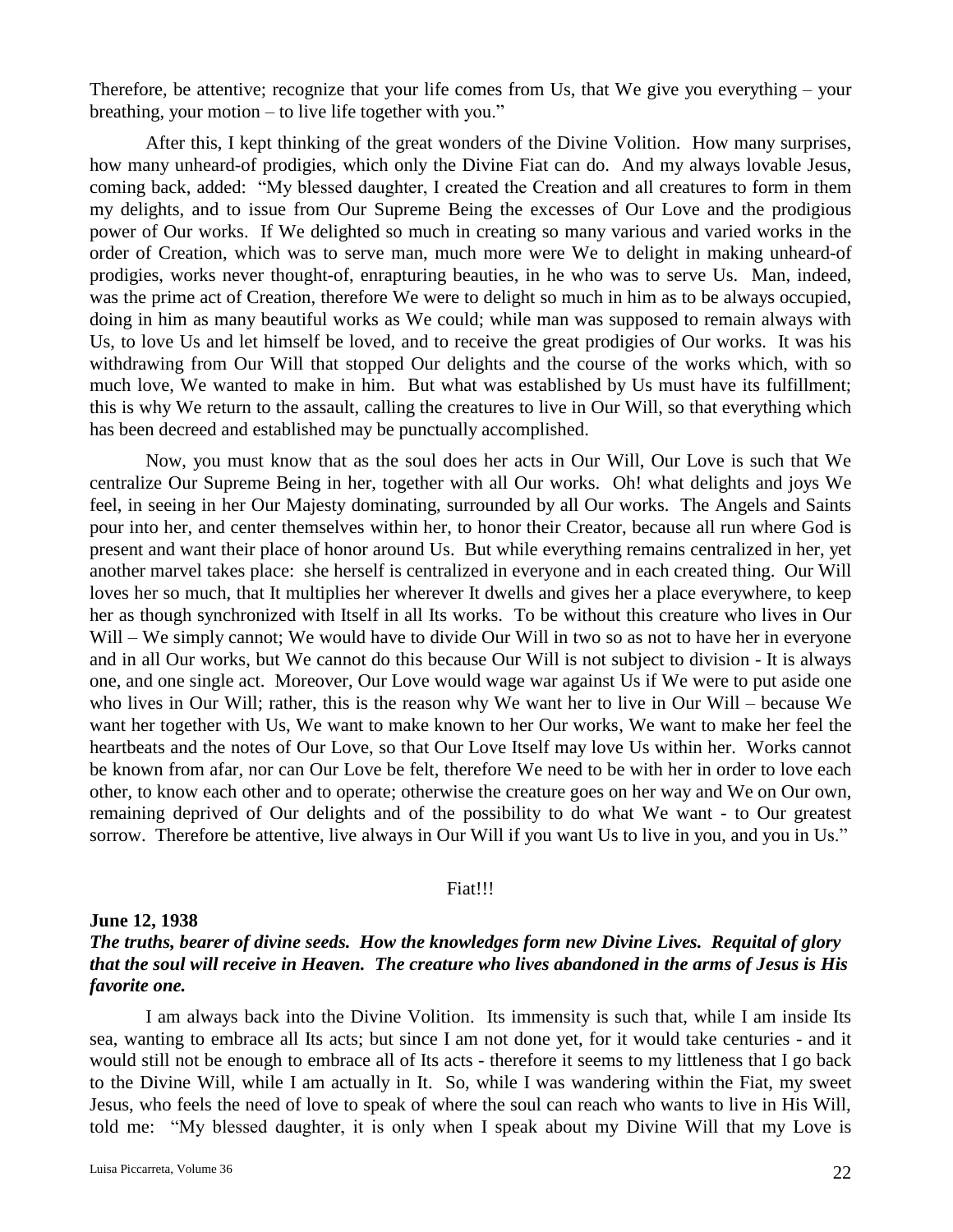Therefore, be attentive; recognize that your life comes from Us, that We give you everything – your breathing, your motion – to live life together with you."

After this, I kept thinking of the great wonders of the Divine Volition. How many surprises, how many unheard-of prodigies, which only the Divine Fiat can do. And my always lovable Jesus, coming back, added: "My blessed daughter, I created the Creation and all creatures to form in them my delights, and to issue from Our Supreme Being the excesses of Our Love and the prodigious power of Our works. If We delighted so much in creating so many various and varied works in the order of Creation, which was to serve man, much more were We to delight in making unheard-of prodigies, works never thought-of, enrapturing beauties, in he who was to serve Us. Man, indeed, was the prime act of Creation, therefore We were to delight so much in him as to be always occupied, doing in him as many beautiful works as We could; while man was supposed to remain always with Us, to love Us and let himself be loved, and to receive the great prodigies of Our works. It was his withdrawing from Our Will that stopped Our delights and the course of the works which, with so much love, We wanted to make in him. But what was established by Us must have its fulfillment; this is why We return to the assault, calling the creatures to live in Our Will, so that everything which has been decreed and established may be punctually accomplished.

Now, you must know that as the soul does her acts in Our Will, Our Love is such that We centralize Our Supreme Being in her, together with all Our works. Oh! what delights and joys We feel, in seeing in her Our Majesty dominating, surrounded by all Our works. The Angels and Saints pour into her, and center themselves within her, to honor their Creator, because all run where God is present and want their place of honor around Us. But while everything remains centralized in her, yet another marvel takes place: she herself is centralized in everyone and in each created thing. Our Will loves her so much, that It multiplies her wherever It dwells and gives her a place everywhere, to keep her as though synchronized with Itself in all Its works. To be without this creature who lives in Our Will – We simply cannot; We would have to divide Our Will in two so as not to have her in everyone and in all Our works, but We cannot do this because Our Will is not subject to division - It is always one, and one single act. Moreover, Our Love would wage war against Us if We were to put aside one who lives in Our Will; rather, this is the reason why We want her to live in Our Will – because We want her together with Us, We want to make known to her Our works, We want to make her feel the heartbeats and the notes of Our Love, so that Our Love Itself may love Us within her. Works cannot be known from afar, nor can Our Love be felt, therefore We need to be with her in order to love each other, to know each other and to operate; otherwise the creature goes on her way and We on Our own, remaining deprived of Our delights and of the possibility to do what We want - to Our greatest sorrow. Therefore be attentive, live always in Our Will if you want Us to live in you, and you in Us."

Fiat!!!

**June 12, 1938**

***The truths, bearer of divine seeds. How the knowledges form new Divine Lives. Requital of glory that the soul will receive in Heaven. The creature who lives abandoned in the arms of Jesus is His favorite one.***

I am always back into the Divine Volition. Its immensity is such that, while I am inside Its sea, wanting to embrace all Its acts; but since I am not done yet, for it would take centuries - and it would still not be enough to embrace all of Its acts - therefore it seems to my littleness that I go back to the Divine Will, while I am actually in It. So, while I was wandering within the Fiat, my sweet Jesus, who feels the need of love to speak of where the soul can reach who wants to live in His Will, told me: "My blessed daughter, it is only when I speak about my Divine Will that my Love is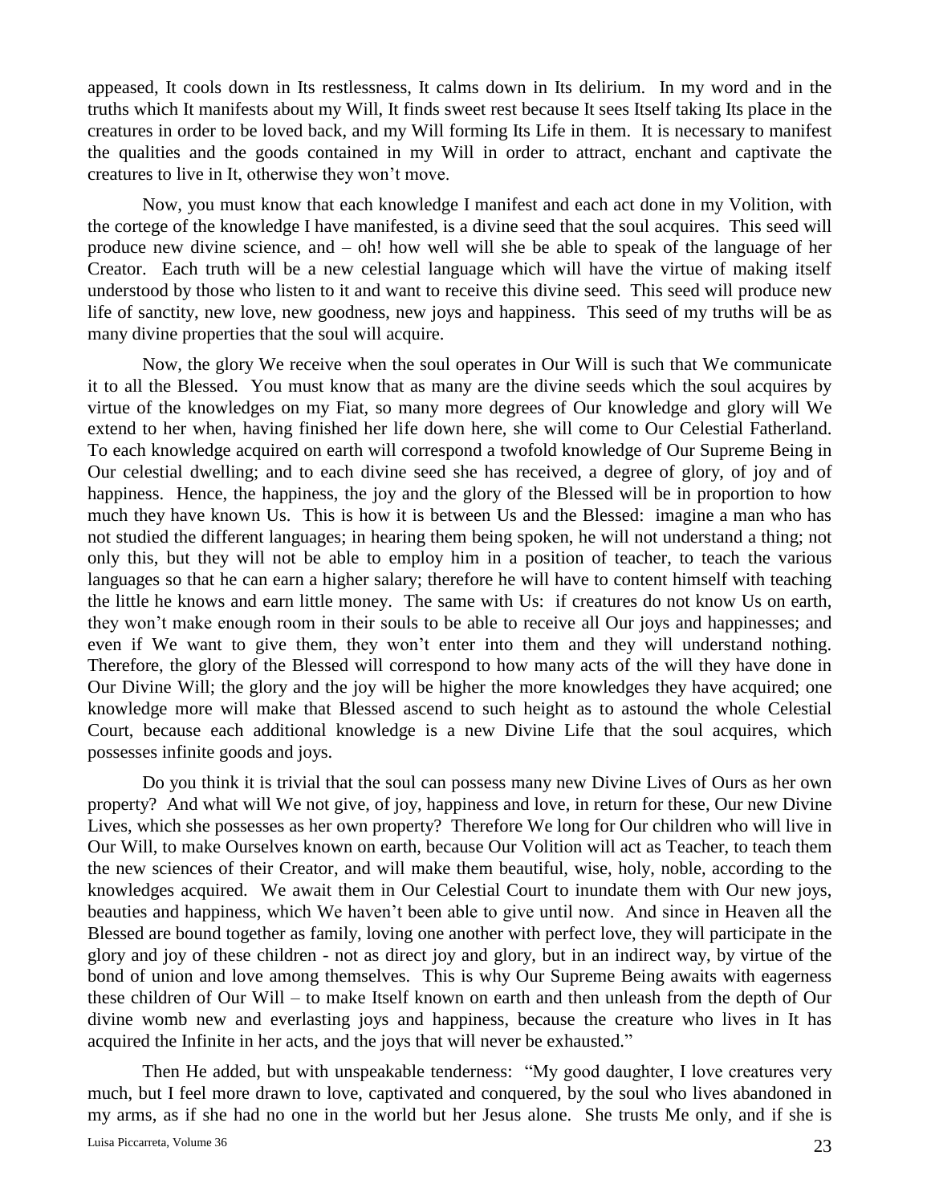appeased, It cools down in Its restlessness, It calms down in Its delirium. In my word and in the truths which It manifests about my Will, It finds sweet rest because It sees Itself taking Its place in the creatures in order to be loved back, and my Will forming Its Life in them. It is necessary to manifest the qualities and the goods contained in my Will in order to attract, enchant and captivate the creatures to live in It, otherwise they won't move.

Now, you must know that each knowledge I manifest and each act done in my Volition, with the cortege of the knowledge I have manifested, is a divine seed that the soul acquires. This seed will produce new divine science, and – oh! how well will she be able to speak of the language of her Creator. Each truth will be a new celestial language which will have the virtue of making itself understood by those who listen to it and want to receive this divine seed. This seed will produce new life of sanctity, new love, new goodness, new joys and happiness. This seed of my truths will be as many divine properties that the soul will acquire.

Now, the glory We receive when the soul operates in Our Will is such that We communicate it to all the Blessed. You must know that as many are the divine seeds which the soul acquires by virtue of the knowledges on my Fiat, so many more degrees of Our knowledge and glory will We extend to her when, having finished her life down here, she will come to Our Celestial Fatherland. To each knowledge acquired on earth will correspond a twofold knowledge of Our Supreme Being in Our celestial dwelling; and to each divine seed she has received, a degree of glory, of joy and of happiness. Hence, the happiness, the joy and the glory of the Blessed will be in proportion to how much they have known Us. This is how it is between Us and the Blessed: imagine a man who has not studied the different languages; in hearing them being spoken, he will not understand a thing; not only this, but they will not be able to employ him in a position of teacher, to teach the various languages so that he can earn a higher salary; therefore he will have to content himself with teaching the little he knows and earn little money. The same with Us: if creatures do not know Us on earth, they won't make enough room in their souls to be able to receive all Our joys and happinesses; and even if We want to give them, they won't enter into them and they will understand nothing. Therefore, the glory of the Blessed will correspond to how many acts of the will they have done in Our Divine Will; the glory and the joy will be higher the more knowledges they have acquired; one knowledge more will make that Blessed ascend to such height as to astound the whole Celestial Court, because each additional knowledge is a new Divine Life that the soul acquires, which possesses infinite goods and joys.

Do you think it is trivial that the soul can possess many new Divine Lives of Ours as her own property? And what will We not give, of joy, happiness and love, in return for these, Our new Divine Lives, which she possesses as her own property? Therefore We long for Our children who will live in Our Will, to make Ourselves known on earth, because Our Volition will act as Teacher, to teach them the new sciences of their Creator, and will make them beautiful, wise, holy, noble, according to the knowledges acquired. We await them in Our Celestial Court to inundate them with Our new joys, beauties and happiness, which We haven't been able to give until now. And since in Heaven all the Blessed are bound together as family, loving one another with perfect love, they will participate in the glory and joy of these children - not as direct joy and glory, but in an indirect way, by virtue of the bond of union and love among themselves. This is why Our Supreme Being awaits with eagerness these children of Our Will – to make Itself known on earth and then unleash from the depth of Our divine womb new and everlasting joys and happiness, because the creature who lives in It has acquired the Infinite in her acts, and the joys that will never be exhausted."

Then He added, but with unspeakable tenderness: "My good daughter, I love creatures very much, but I feel more drawn to love, captivated and conquered, by the soul who lives abandoned in my arms, as if she had no one in the world but her Jesus alone. She trusts Me only, and if she is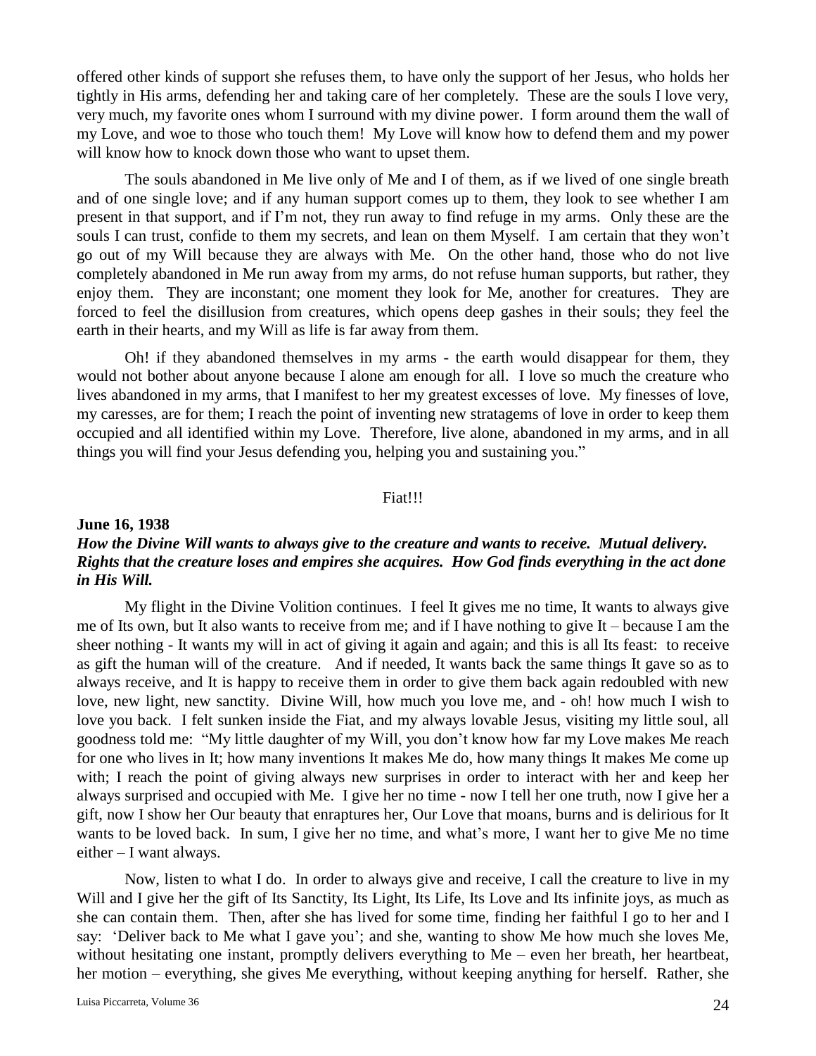offered other kinds of support she refuses them, to have only the support of her Jesus, who holds her tightly in His arms, defending her and taking care of her completely. These are the souls I love very, very much, my favorite ones whom I surround with my divine power. I form around them the wall of my Love, and woe to those who touch them! My Love will know how to defend them and my power will know how to knock down those who want to upset them.

The souls abandoned in Me live only of Me and I of them, as if we lived of one single breath and of one single love; and if any human support comes up to them, they look to see whether I am present in that support, and if I'm not, they run away to find refuge in my arms. Only these are the souls I can trust, confide to them my secrets, and lean on them Myself. I am certain that they won't go out of my Will because they are always with Me. On the other hand, those who do not live completely abandoned in Me run away from my arms, do not refuse human supports, but rather, they enjoy them. They are inconstant; one moment they look for Me, another for creatures. They are forced to feel the disillusion from creatures, which opens deep gashes in their souls; they feel the earth in their hearts, and my Will as life is far away from them.

Oh! if they abandoned themselves in my arms - the earth would disappear for them, they would not bother about anyone because I alone am enough for all. I love so much the creature who lives abandoned in my arms, that I manifest to her my greatest excesses of love. My finesses of love, my caresses, are for them; I reach the point of inventing new stratagems of love in order to keep them occupied and all identified within my Love. Therefore, live alone, abandoned in my arms, and in all things you will find your Jesus defending you, helping you and sustaining you."

Fiat!!!

**June 16, 1938**

***How the Divine Will wants to always give to the creature and wants to receive. Mutual delivery. Rights that the creature loses and empires she acquires. How God finds everything in the act done in His Will.***

My flight in the Divine Volition continues. I feel It gives me no time, It wants to always give me of Its own, but It also wants to receive from me; and if I have nothing to give It – because I am the sheer nothing - It wants my will in act of giving it again and again; and this is all Its feast: to receive as gift the human will of the creature. And if needed, It wants back the same things It gave so as to always receive, and It is happy to receive them in order to give them back again redoubled with new love, new light, new sanctity. Divine Will, how much you love me, and - oh! how much I wish to love you back. I felt sunken inside the Fiat, and my always lovable Jesus, visiting my little soul, all goodness told me: "My little daughter of my Will, you don't know how far my Love makes Me reach for one who lives in It; how many inventions It makes Me do, how many things It makes Me come up with; I reach the point of giving always new surprises in order to interact with her and keep her always surprised and occupied with Me. I give her no time - now I tell her one truth, now I give her a gift, now I show her Our beauty that enraptures her, Our Love that moans, burns and is delirious for It wants to be loved back. In sum, I give her no time, and what's more, I want her to give Me no time either – I want always.

Now, listen to what I do. In order to always give and receive, I call the creature to live in my Will and I give her the gift of Its Sanctity, Its Light, Its Life, Its Love and Its infinite joys, as much as she can contain them. Then, after she has lived for some time, finding her faithful I go to her and I say: 'Deliver back to Me what I gave you'; and she, wanting to show Me how much she loves Me, without hesitating one instant, promptly delivers everything to Me – even her breath, her heartbeat, her motion – everything, she gives Me everything, without keeping anything for herself. Rather, she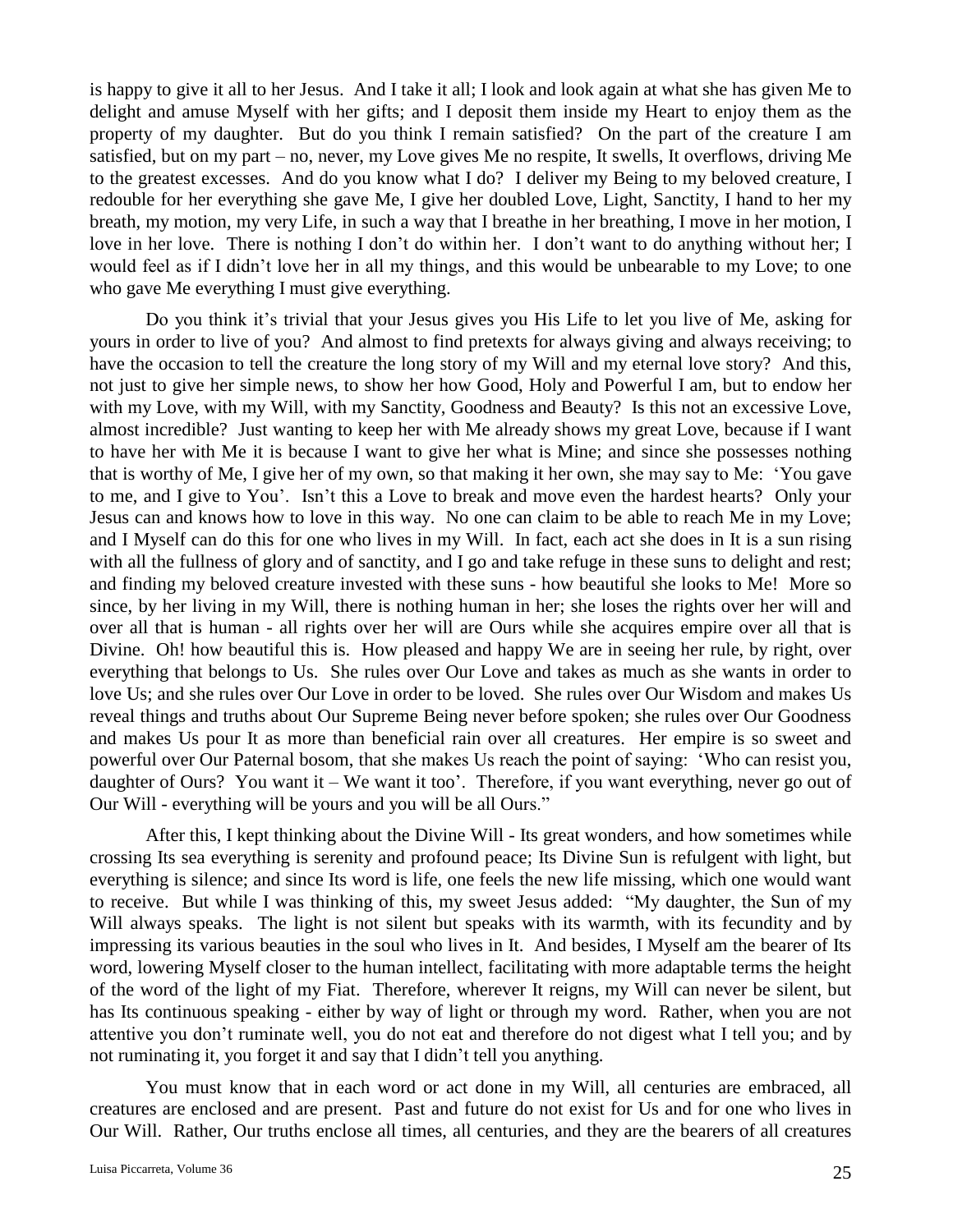is happy to give it all to her Jesus. And I take it all; I look and look again at what she has given Me to delight and amuse Myself with her gifts; and I deposit them inside my Heart to enjoy them as the property of my daughter. But do you think I remain satisfied? On the part of the creature I am satisfied, but on my part – no, never, my Love gives Me no respite, It swells, It overflows, driving Me to the greatest excesses. And do you know what I do? I deliver my Being to my beloved creature, I redouble for her everything she gave Me, I give her doubled Love, Light, Sanctity, I hand to her my breath, my motion, my very Life, in such a way that I breathe in her breathing, I move in her motion, I love in her love. There is nothing I don't do within her. I don't want to do anything without her; I would feel as if I didn't love her in all my things, and this would be unbearable to my Love; to one who gave Me everything I must give everything.

Do you think it's trivial that your Jesus gives you His Life to let you live of Me, asking for yours in order to live of you? And almost to find pretexts for always giving and always receiving; to have the occasion to tell the creature the long story of my Will and my eternal love story? And this, not just to give her simple news, to show her how Good, Holy and Powerful I am, but to endow her with my Love, with my Will, with my Sanctity, Goodness and Beauty? Is this not an excessive Love, almost incredible? Just wanting to keep her with Me already shows my great Love, because if I want to have her with Me it is because I want to give her what is Mine; and since she possesses nothing that is worthy of Me, I give her of my own, so that making it her own, she may say to Me: 'You gave to me, and I give to You'. Isn't this a Love to break and move even the hardest hearts? Only your Jesus can and knows how to love in this way. No one can claim to be able to reach Me in my Love; and I Myself can do this for one who lives in my Will. In fact, each act she does in It is a sun rising with all the fullness of glory and of sanctity, and I go and take refuge in these suns to delight and rest; and finding my beloved creature invested with these suns - how beautiful she looks to Me! More so since, by her living in my Will, there is nothing human in her; she loses the rights over her will and over all that is human - all rights over her will are Ours while she acquires empire over all that is Divine. Oh! how beautiful this is. How pleased and happy We are in seeing her rule, by right, over everything that belongs to Us. She rules over Our Love and takes as much as she wants in order to love Us; and she rules over Our Love in order to be loved. She rules over Our Wisdom and makes Us reveal things and truths about Our Supreme Being never before spoken; she rules over Our Goodness and makes Us pour It as more than beneficial rain over all creatures. Her empire is so sweet and powerful over Our Paternal bosom, that she makes Us reach the point of saying: 'Who can resist you, daughter of Ours? You want it – We want it too'. Therefore, if you want everything, never go out of Our Will - everything will be yours and you will be all Ours."

After this, I kept thinking about the Divine Will - Its great wonders, and how sometimes while crossing Its sea everything is serenity and profound peace; Its Divine Sun is refulgent with light, but everything is silence; and since Its word is life, one feels the new life missing, which one would want to receive. But while I was thinking of this, my sweet Jesus added: "My daughter, the Sun of my Will always speaks. The light is not silent but speaks with its warmth, with its fecundity and by impressing its various beauties in the soul who lives in It. And besides, I Myself am the bearer of Its word, lowering Myself closer to the human intellect, facilitating with more adaptable terms the height of the word of the light of my Fiat. Therefore, wherever It reigns, my Will can never be silent, but has Its continuous speaking - either by way of light or through my word. Rather, when you are not attentive you don't ruminate well, you do not eat and therefore do not digest what I tell you; and by not ruminating it, you forget it and say that I didn't tell you anything.

You must know that in each word or act done in my Will, all centuries are embraced, all creatures are enclosed and are present. Past and future do not exist for Us and for one who lives in Our Will. Rather, Our truths enclose all times, all centuries, and they are the bearers of all creatures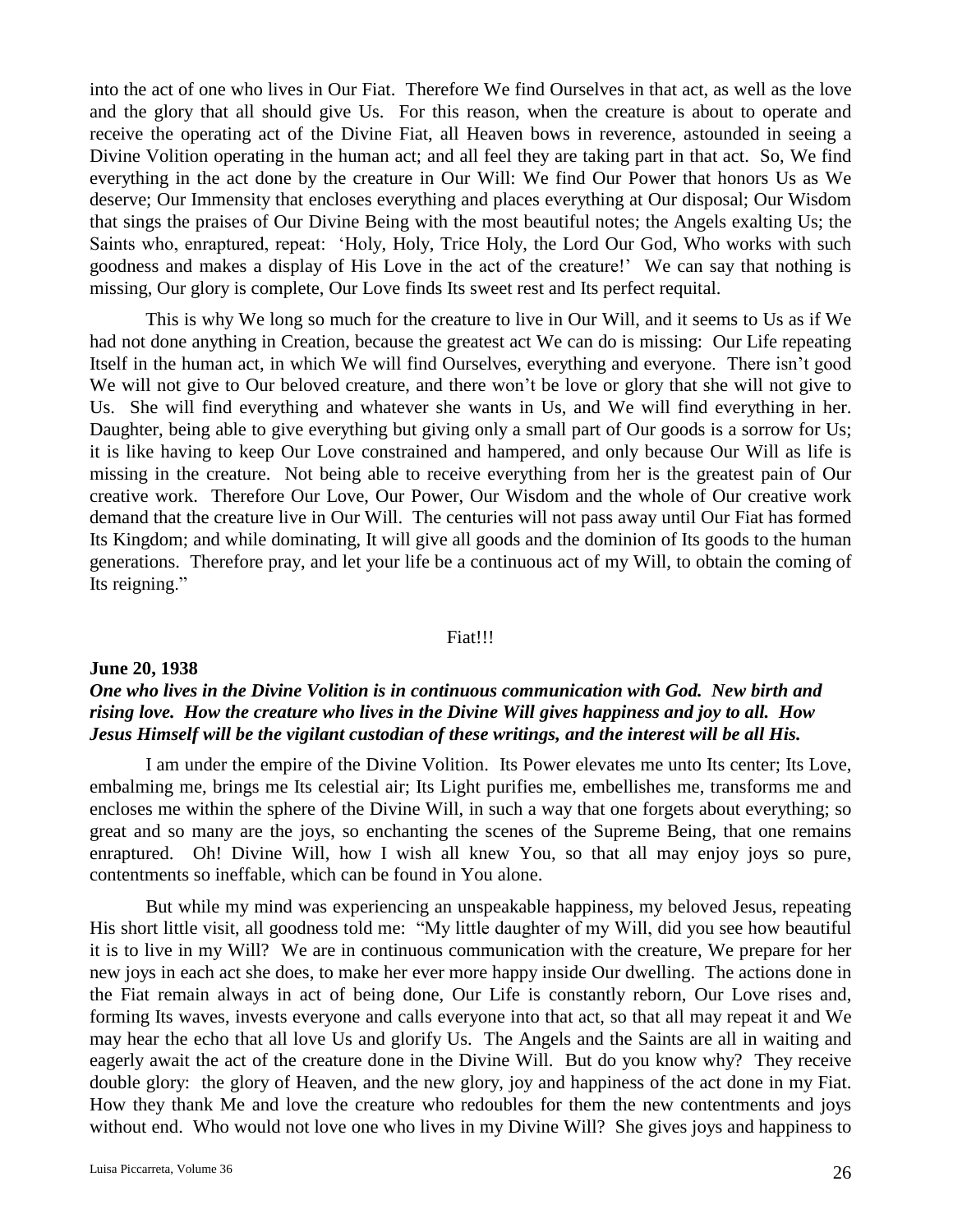into the act of one who lives in Our Fiat. Therefore We find Ourselves in that act, as well as the love and the glory that all should give Us. For this reason, when the creature is about to operate and receive the operating act of the Divine Fiat, all Heaven bows in reverence, astounded in seeing a Divine Volition operating in the human act; and all feel they are taking part in that act. So, We find everything in the act done by the creature in Our Will: We find Our Power that honors Us as We deserve; Our Immensity that encloses everything and places everything at Our disposal; Our Wisdom that sings the praises of Our Divine Being with the most beautiful notes; the Angels exalting Us; the Saints who, enraptured, repeat: 'Holy, Holy, Trice Holy, the Lord Our God, Who works with such goodness and makes a display of His Love in the act of the creature!' We can say that nothing is missing, Our glory is complete, Our Love finds Its sweet rest and Its perfect requital.

This is why We long so much for the creature to live in Our Will, and it seems to Us as if We had not done anything in Creation, because the greatest act We can do is missing: Our Life repeating Itself in the human act, in which We will find Ourselves, everything and everyone. There isn't good We will not give to Our beloved creature, and there won't be love or glory that she will not give to Us. She will find everything and whatever she wants in Us, and We will find everything in her. Daughter, being able to give everything but giving only a small part of Our goods is a sorrow for Us; it is like having to keep Our Love constrained and hampered, and only because Our Will as life is missing in the creature. Not being able to receive everything from her is the greatest pain of Our creative work. Therefore Our Love, Our Power, Our Wisdom and the whole of Our creative work demand that the creature live in Our Will. The centuries will not pass away until Our Fiat has formed Its Kingdom; and while dominating, It will give all goods and the dominion of Its goods to the human generations. Therefore pray, and let your life be a continuous act of my Will, to obtain the coming of Its reigning."

Fiat!!!

**June 20, 1938**

***One who lives in the Divine Volition is in continuous communication with God. New birth and rising love. How the creature who lives in the Divine Will gives happiness and joy to all. How Jesus Himself will be the vigilant custodian of these writings, and the interest will be all His.***

I am under the empire of the Divine Volition. Its Power elevates me unto Its center; Its Love, embalming me, brings me Its celestial air; Its Light purifies me, embellishes me, transforms me and encloses me within the sphere of the Divine Will, in such a way that one forgets about everything; so great and so many are the joys, so enchanting the scenes of the Supreme Being, that one remains enraptured. Oh! Divine Will, how I wish all knew You, so that all may enjoy joys so pure, contentments so ineffable, which can be found in You alone.

But while my mind was experiencing an unspeakable happiness, my beloved Jesus, repeating His short little visit, all goodness told me: "My little daughter of my Will, did you see how beautiful it is to live in my Will? We are in continuous communication with the creature, We prepare for her new joys in each act she does, to make her ever more happy inside Our dwelling. The actions done in the Fiat remain always in act of being done, Our Life is constantly reborn, Our Love rises and, forming Its waves, invests everyone and calls everyone into that act, so that all may repeat it and We may hear the echo that all love Us and glorify Us. The Angels and the Saints are all in waiting and eagerly await the act of the creature done in the Divine Will. But do you know why? They receive double glory: the glory of Heaven, and the new glory, joy and happiness of the act done in my Fiat. How they thank Me and love the creature who redoubles for them the new contentments and joys without end. Who would not love one who lives in my Divine Will? She gives joys and happiness to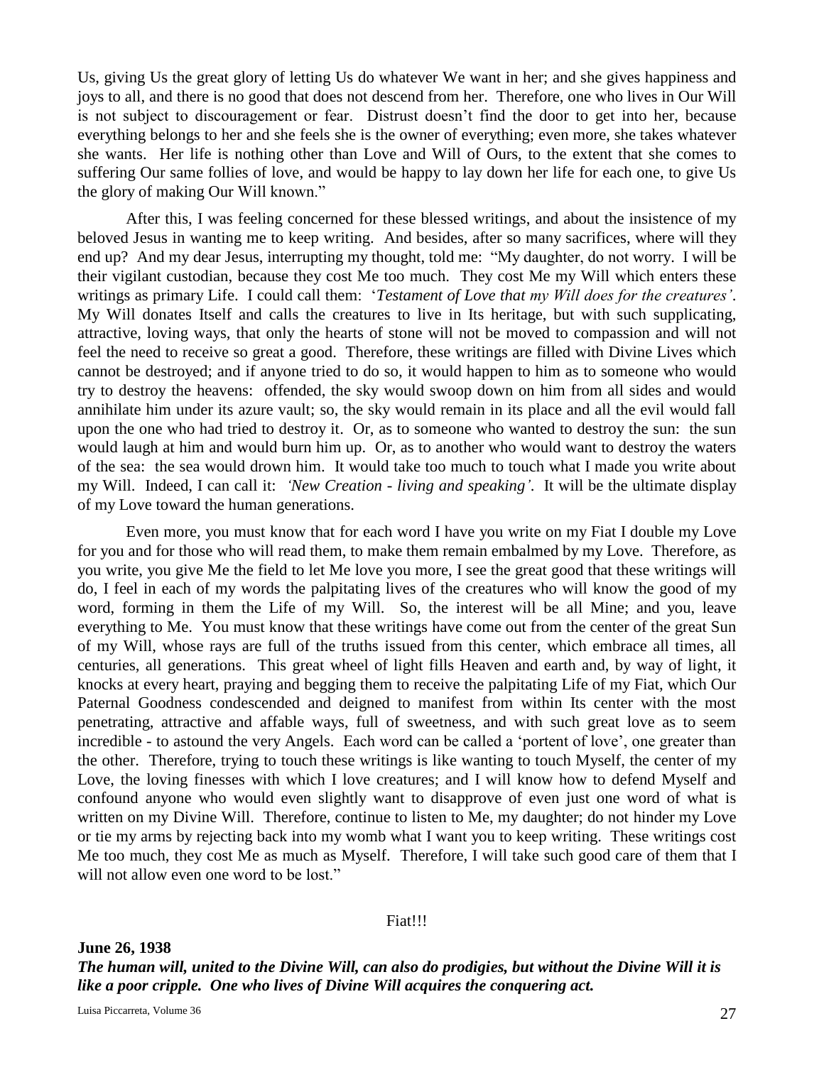Us, giving Us the great glory of letting Us do whatever We want in her; and she gives happiness and joys to all, and there is no good that does not descend from her. Therefore, one who lives in Our Will is not subject to discouragement or fear. Distrust doesn't find the door to get into her, because everything belongs to her and she feels she is the owner of everything; even more, she takes whatever she wants. Her life is nothing other than Love and Will of Ours, to the extent that she comes to suffering Our same follies of love, and would be happy to lay down her life for each one, to give Us the glory of making Our Will known."

After this, I was feeling concerned for these blessed writings, and about the insistence of my beloved Jesus in wanting me to keep writing. And besides, after so many sacrifices, where will they end up? And my dear Jesus, interrupting my thought, told me: "My daughter, do not worry. I will be their vigilant custodian, because they cost Me too much. They cost Me my Will which enters these writings as primary Life. I could call them: '*Testament of Love that my Will does for the creatures'*. My Will donates Itself and calls the creatures to live in Its heritage, but with such supplicating, attractive, loving ways, that only the hearts of stone will not be moved to compassion and will not feel the need to receive so great a good. Therefore, these writings are filled with Divine Lives which cannot be destroyed; and if anyone tried to do so, it would happen to him as to someone who would try to destroy the heavens: offended, the sky would swoop down on him from all sides and would annihilate him under its azure vault; so, the sky would remain in its place and all the evil would fall upon the one who had tried to destroy it. Or, as to someone who wanted to destroy the sun: the sun would laugh at him and would burn him up. Or, as to another who would want to destroy the waters of the sea: the sea would drown him. It would take too much to touch what I made you write about my Will. Indeed, I can call it: *'New Creation - living and speaking'*. It will be the ultimate display of my Love toward the human generations.

Even more, you must know that for each word I have you write on my Fiat I double my Love for you and for those who will read them, to make them remain embalmed by my Love. Therefore, as you write, you give Me the field to let Me love you more, I see the great good that these writings will do, I feel in each of my words the palpitating lives of the creatures who will know the good of my word, forming in them the Life of my Will. So, the interest will be all Mine; and you, leave everything to Me. You must know that these writings have come out from the center of the great Sun of my Will, whose rays are full of the truths issued from this center, which embrace all times, all centuries, all generations. This great wheel of light fills Heaven and earth and, by way of light, it knocks at every heart, praying and begging them to receive the palpitating Life of my Fiat, which Our Paternal Goodness condescended and deigned to manifest from within Its center with the most penetrating, attractive and affable ways, full of sweetness, and with such great love as to seem incredible - to astound the very Angels. Each word can be called a 'portent of love', one greater than the other. Therefore, trying to touch these writings is like wanting to touch Myself, the center of my Love, the loving finesses with which I love creatures; and I will know how to defend Myself and confound anyone who would even slightly want to disapprove of even just one word of what is written on my Divine Will. Therefore, continue to listen to Me, my daughter; do not hinder my Love or tie my arms by rejecting back into my womb what I want you to keep writing. These writings cost Me too much, they cost Me as much as Myself. Therefore, I will take such good care of them that I will not allow even one word to be lost."

Fiat!!!

**June 26, 1938**

***The human will, united to the Divine Will, can also do prodigies, but without the Divine Will it is like a poor cripple. One who lives of Divine Will acquires the conquering act.***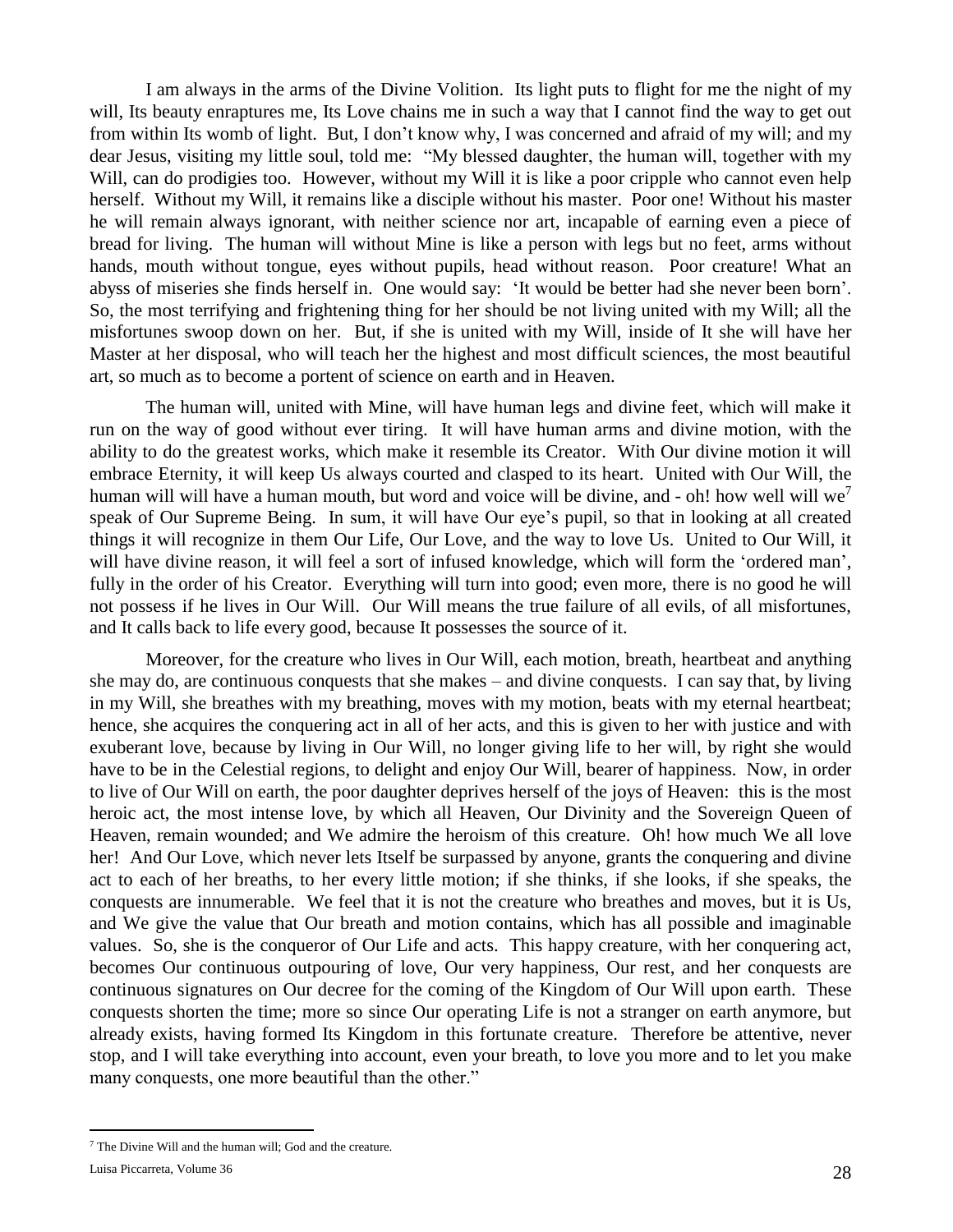I am always in the arms of the Divine Volition. Its light puts to flight for me the night of my will, Its beauty enraptures me, Its Love chains me in such a way that I cannot find the way to get out from within Its womb of light. But, I don't know why, I was concerned and afraid of my will; and my dear Jesus, visiting my little soul, told me: "My blessed daughter, the human will, together with my Will, can do prodigies too. However, without my Will it is like a poor cripple who cannot even help herself. Without my Will, it remains like a disciple without his master. Poor one! Without his master he will remain always ignorant, with neither science nor art, incapable of earning even a piece of bread for living. The human will without Mine is like a person with legs but no feet, arms without hands, mouth without tongue, eyes without pupils, head without reason. Poor creature! What an abyss of miseries she finds herself in. One would say: 'It would be better had she never been born'. So, the most terrifying and frightening thing for her should be not living united with my Will; all the misfortunes swoop down on her. But, if she is united with my Will, inside of It she will have her Master at her disposal, who will teach her the highest and most difficult sciences, the most beautiful art, so much as to become a portent of science on earth and in Heaven.

The human will, united with Mine, will have human legs and divine feet, which will make it run on the way of good without ever tiring. It will have human arms and divine motion, with the ability to do the greatest works, which make it resemble its Creator. With Our divine motion it will embrace Eternity, it will keep Us always courted and clasped to its heart. United with Our Will, the human will will have a human mouth, but word and voice will be divine, and - oh! how well will we[7] speak of Our Supreme Being. In sum, it will have Our eye's pupil, so that in looking at all created things it will recognize in them Our Life, Our Love, and the way to love Us. United to Our Will, it will have divine reason, it will feel a sort of infused knowledge, which will form the 'ordered man', fully in the order of his Creator. Everything will turn into good; even more, there is no good he will not possess if he lives in Our Will. Our Will means the true failure of all evils, of all misfortunes, and It calls back to life every good, because It possesses the source of it.

Moreover, for the creature who lives in Our Will, each motion, breath, heartbeat and anything she may do, are continuous conquests that she makes – and divine conquests. I can say that, by living in my Will, she breathes with my breathing, moves with my motion, beats with my eternal heartbeat; hence, she acquires the conquering act in all of her acts, and this is given to her with justice and with exuberant love, because by living in Our Will, no longer giving life to her will, by right she would have to be in the Celestial regions, to delight and enjoy Our Will, bearer of happiness. Now, in order to live of Our Will on earth, the poor daughter deprives herself of the joys of Heaven: this is the most heroic act, the most intense love, by which all Heaven, Our Divinity and the Sovereign Queen of Heaven, remain wounded; and We admire the heroism of this creature. Oh! how much We all love her! And Our Love, which never lets Itself be surpassed by anyone, grants the conquering and divine act to each of her breaths, to her every little motion; if she thinks, if she looks, if she speaks, the conquests are innumerable. We feel that it is not the creature who breathes and moves, but it is Us, and We give the value that Our breath and motion contains, which has all possible and imaginable values. So, she is the conqueror of Our Life and acts. This happy creature, with her conquering act, becomes Our continuous outpouring of love, Our very happiness, Our rest, and her conquests are continuous signatures on Our decree for the coming of the Kingdom of Our Will upon earth. These conquests shorten the time; more so since Our operating Life is not a stranger on earth anymore, but already exists, having formed Its Kingdom in this fortunate creature. Therefore be attentive, never stop, and I will take everything into account, even your breath, to love you more and to let you make many conquests, one more beautiful than the other."

---

[7] The Divine Will and the human will; God and the creature.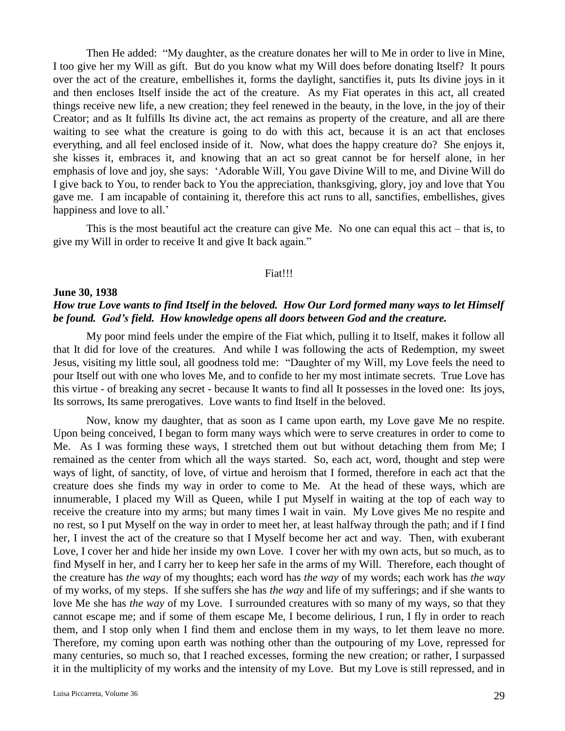Then He added: "My daughter, as the creature donates her will to Me in order to live in Mine, I too give her my Will as gift. But do you know what my Will does before donating Itself? It pours over the act of the creature, embellishes it, forms the daylight, sanctifies it, puts Its divine joys in it and then encloses Itself inside the act of the creature. As my Fiat operates in this act, all created things receive new life, a new creation; they feel renewed in the beauty, in the love, in the joy of their Creator; and as It fulfills Its divine act, the act remains as property of the creature, and all are there waiting to see what the creature is going to do with this act, because it is an act that encloses everything, and all feel enclosed inside of it. Now, what does the happy creature do? She enjoys it, she kisses it, embraces it, and knowing that an act so great cannot be for herself alone, in her emphasis of love and joy, she says: 'Adorable Will, You gave Divine Will to me, and Divine Will do I give back to You, to render back to You the appreciation, thanksgiving, glory, joy and love that You gave me. I am incapable of containing it, therefore this act runs to all, sanctifies, embellishes, gives happiness and love to all.'

This is the most beautiful act the creature can give Me. No one can equal this act – that is, to give my Will in order to receive It and give It back again."

Fiat!!!

**June 30, 1938**

***How true Love wants to find Itself in the beloved. How Our Lord formed many ways to let Himself be found. God's field. How knowledge opens all doors between God and the creature.***

My poor mind feels under the empire of the Fiat which, pulling it to Itself, makes it follow all that It did for love of the creatures. And while I was following the acts of Redemption, my sweet Jesus, visiting my little soul, all goodness told me: "Daughter of my Will, my Love feels the need to pour Itself out with one who loves Me, and to confide to her my most intimate secrets. True Love has this virtue - of breaking any secret - because It wants to find all It possesses in the loved one: Its joys, Its sorrows, Its same prerogatives. Love wants to find Itself in the beloved.

Now, know my daughter, that as soon as I came upon earth, my Love gave Me no respite. Upon being conceived, I began to form many ways which were to serve creatures in order to come to Me. As I was forming these ways, I stretched them out but without detaching them from Me; I remained as the center from which all the ways started. So, each act, word, thought and step were ways of light, of sanctity, of love, of virtue and heroism that I formed, therefore in each act that the creature does she finds my way in order to come to Me. At the head of these ways, which are innumerable, I placed my Will as Queen, while I put Myself in waiting at the top of each way to receive the creature into my arms; but many times I wait in vain. My Love gives Me no respite and no rest, so I put Myself on the way in order to meet her, at least halfway through the path; and if I find her, I invest the act of the creature so that I Myself become her act and way. Then, with exuberant Love, I cover her and hide her inside my own Love. I cover her with my own acts, but so much, as to find Myself in her, and I carry her to keep her safe in the arms of my Will. Therefore, each thought of the creature has *the way* of my thoughts; each word has *the way* of my words; each work has *the way* of my works, of my steps. If she suffers she has *the way* and life of my sufferings; and if she wants to love Me she has *the way* of my Love. I surrounded creatures with so many of my ways, so that they cannot escape me; and if some of them escape Me, I become delirious, I run, I fly in order to reach them, and I stop only when I find them and enclose them in my ways, to let them leave no more. Therefore, my coming upon earth was nothing other than the outpouring of my Love, repressed for many centuries, so much so, that I reached excesses, forming the new creation; or rather, I surpassed it in the multiplicity of my works and the intensity of my Love. But my Love is still repressed, and in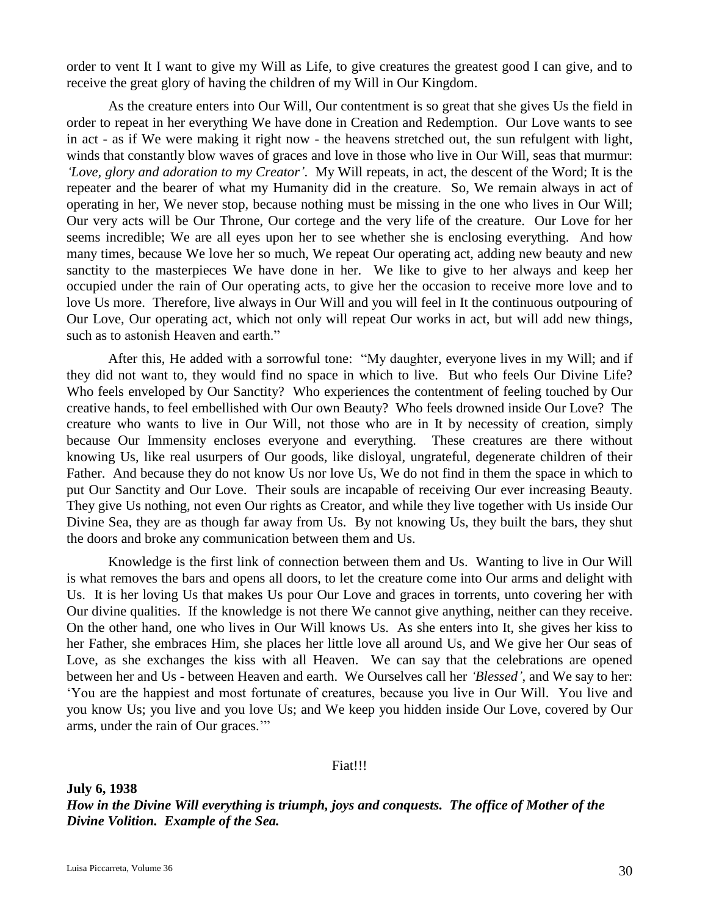order to vent It I want to give my Will as Life, to give creatures the greatest good I can give, and to receive the great glory of having the children of my Will in Our Kingdom.

As the creature enters into Our Will, Our contentment is so great that she gives Us the field in order to repeat in her everything We have done in Creation and Redemption. Our Love wants to see in act - as if We were making it right now - the heavens stretched out, the sun refulgent with light, winds that constantly blow waves of graces and love in those who live in Our Will, seas that murmur: *'Love, glory and adoration to my Creator'*. My Will repeats, in act, the descent of the Word; It is the repeater and the bearer of what my Humanity did in the creature. So, We remain always in act of operating in her, We never stop, because nothing must be missing in the one who lives in Our Will; Our very acts will be Our Throne, Our cortege and the very life of the creature. Our Love for her seems incredible; We are all eyes upon her to see whether she is enclosing everything. And how many times, because We love her so much, We repeat Our operating act, adding new beauty and new sanctity to the masterpieces We have done in her. We like to give to her always and keep her occupied under the rain of Our operating acts, to give her the occasion to receive more love and to love Us more. Therefore, live always in Our Will and you will feel in It the continuous outpouring of Our Love, Our operating act, which not only will repeat Our works in act, but will add new things, such as to astonish Heaven and earth."

After this, He added with a sorrowful tone: "My daughter, everyone lives in my Will; and if they did not want to, they would find no space in which to live. But who feels Our Divine Life? Who feels enveloped by Our Sanctity? Who experiences the contentment of feeling touched by Our creative hands, to feel embellished with Our own Beauty? Who feels drowned inside Our Love? The creature who wants to live in Our Will, not those who are in It by necessity of creation, simply because Our Immensity encloses everyone and everything. These creatures are there without knowing Us, like real usurpers of Our goods, like disloyal, ungrateful, degenerate children of their Father. And because they do not know Us nor love Us, We do not find in them the space in which to put Our Sanctity and Our Love. Their souls are incapable of receiving Our ever increasing Beauty. They give Us nothing, not even Our rights as Creator, and while they live together with Us inside Our Divine Sea, they are as though far away from Us. By not knowing Us, they built the bars, they shut the doors and broke any communication between them and Us.

Knowledge is the first link of connection between them and Us. Wanting to live in Our Will is what removes the bars and opens all doors, to let the creature come into Our arms and delight with Us. It is her loving Us that makes Us pour Our Love and graces in torrents, unto covering her with Our divine qualities. If the knowledge is not there We cannot give anything, neither can they receive. On the other hand, one who lives in Our Will knows Us. As she enters into It, she gives her kiss to her Father, she embraces Him, she places her little love all around Us, and We give her Our seas of Love, as she exchanges the kiss with all Heaven. We can say that the celebrations are opened between her and Us - between Heaven and earth. We Ourselves call her *'Blessed'*, and We say to her: 'You are the happiest and most fortunate of creatures, because you live in Our Will. You live and you know Us; you live and you love Us; and We keep you hidden inside Our Love, covered by Our arms, under the rain of Our graces.'"

Fiat!!!

**July 6, 1938**

***How in the Divine Will everything is triumph, joys and conquests. The office of Mother of the Divine Volition. Example of the Sea.***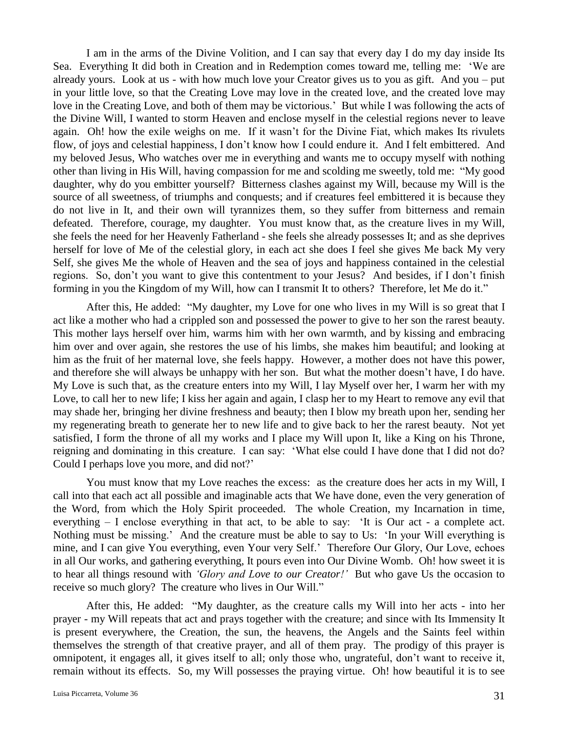I am in the arms of the Divine Volition, and I can say that every day I do my day inside Its Sea. Everything It did both in Creation and in Redemption comes toward me, telling me: 'We are already yours. Look at us - with how much love your Creator gives us to you as gift. And you – put in your little love, so that the Creating Love may love in the created love, and the created love may love in the Creating Love, and both of them may be victorious.' But while I was following the acts of the Divine Will, I wanted to storm Heaven and enclose myself in the celestial regions never to leave again. Oh! how the exile weighs on me. If it wasn't for the Divine Fiat, which makes Its rivulets flow, of joys and celestial happiness, I don't know how I could endure it. And I felt embittered. And my beloved Jesus, Who watches over me in everything and wants me to occupy myself with nothing other than living in His Will, having compassion for me and scolding me sweetly, told me: "My good daughter, why do you embitter yourself? Bitterness clashes against my Will, because my Will is the source of all sweetness, of triumphs and conquests; and if creatures feel embittered it is because they do not live in It, and their own will tyrannizes them, so they suffer from bitterness and remain defeated. Therefore, courage, my daughter. You must know that, as the creature lives in my Will, she feels the need for her Heavenly Fatherland - she feels she already possesses It; and as she deprives herself for love of Me of the celestial glory, in each act she does I feel she gives Me back My very Self, she gives Me the whole of Heaven and the sea of joys and happiness contained in the celestial regions. So, don't you want to give this contentment to your Jesus? And besides, if I don't finish forming in you the Kingdom of my Will, how can I transmit It to others? Therefore, let Me do it."

After this, He added: "My daughter, my Love for one who lives in my Will is so great that I act like a mother who had a crippled son and possessed the power to give to her son the rarest beauty. This mother lays herself over him, warms him with her own warmth, and by kissing and embracing him over and over again, she restores the use of his limbs, she makes him beautiful; and looking at him as the fruit of her maternal love, she feels happy. However, a mother does not have this power, and therefore she will always be unhappy with her son. But what the mother doesn't have, I do have. My Love is such that, as the creature enters into my Will, I lay Myself over her, I warm her with my Love, to call her to new life; I kiss her again and again, I clasp her to my Heart to remove any evil that may shade her, bringing her divine freshness and beauty; then I blow my breath upon her, sending her my regenerating breath to generate her to new life and to give back to her the rarest beauty. Not yet satisfied, I form the throne of all my works and I place my Will upon It, like a King on his Throne, reigning and dominating in this creature. I can say: 'What else could I have done that I did not do? Could I perhaps love you more, and did not?'

You must know that my Love reaches the excess: as the creature does her acts in my Will, I call into that each act all possible and imaginable acts that We have done, even the very generation of the Word, from which the Holy Spirit proceeded. The whole Creation, my Incarnation in time, everything – I enclose everything in that act, to be able to say: 'It is Our act - a complete act. Nothing must be missing.' And the creature must be able to say to Us: 'In your Will everything is mine, and I can give You everything, even Your very Self.' Therefore Our Glory, Our Love, echoes in all Our works, and gathering everything, It pours even into Our Divine Womb. Oh! how sweet it is to hear all things resound with *'Glory and Love to our Creator!'* But who gave Us the occasion to receive so much glory? The creature who lives in Our Will."

After this, He added: "My daughter, as the creature calls my Will into her acts - into her prayer - my Will repeats that act and prays together with the creature; and since with Its Immensity It is present everywhere, the Creation, the sun, the heavens, the Angels and the Saints feel within themselves the strength of that creative prayer, and all of them pray. The prodigy of this prayer is omnipotent, it engages all, it gives itself to all; only those who, ungrateful, don't want to receive it, remain without its effects. So, my Will possesses the praying virtue. Oh! how beautiful it is to see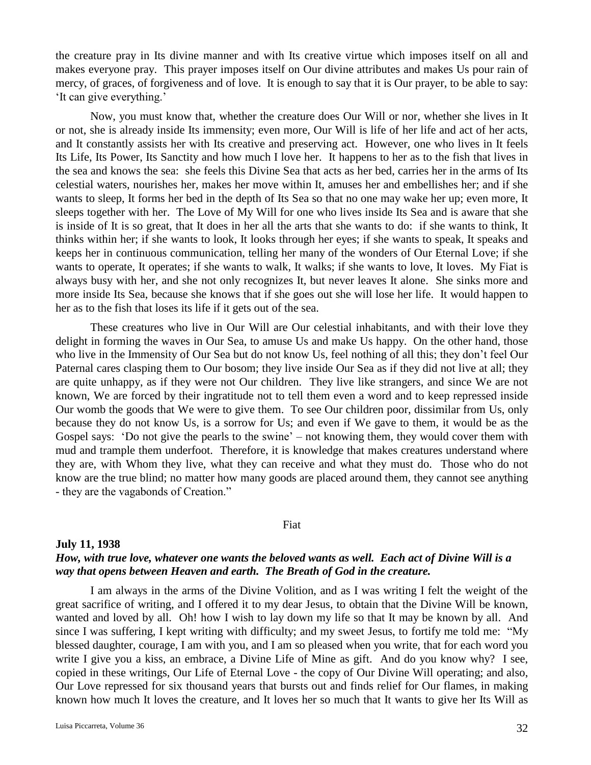the creature pray in Its divine manner and with Its creative virtue which imposes itself on all and makes everyone pray. This prayer imposes itself on Our divine attributes and makes Us pour rain of mercy, of graces, of forgiveness and of love. It is enough to say that it is Our prayer, to be able to say: 'It can give everything.'

Now, you must know that, whether the creature does Our Will or nor, whether she lives in It or not, she is already inside Its immensity; even more, Our Will is life of her life and act of her acts, and It constantly assists her with Its creative and preserving act. However, one who lives in It feels Its Life, Its Power, Its Sanctity and how much I love her. It happens to her as to the fish that lives in the sea and knows the sea: she feels this Divine Sea that acts as her bed, carries her in the arms of Its celestial waters, nourishes her, makes her move within It, amuses her and embellishes her; and if she wants to sleep, It forms her bed in the depth of Its Sea so that no one may wake her up; even more, It sleeps together with her. The Love of My Will for one who lives inside Its Sea and is aware that she is inside of It is so great, that It does in her all the arts that she wants to do: if she wants to think, It thinks within her; if she wants to look, It looks through her eyes; if she wants to speak, It speaks and keeps her in continuous communication, telling her many of the wonders of Our Eternal Love; if she wants to operate, It operates; if she wants to walk, It walks; if she wants to love, It loves. My Fiat is always busy with her, and she not only recognizes It, but never leaves It alone. She sinks more and more inside Its Sea, because she knows that if she goes out she will lose her life. It would happen to her as to the fish that loses its life if it gets out of the sea.

These creatures who live in Our Will are Our celestial inhabitants, and with their love they delight in forming the waves in Our Sea, to amuse Us and make Us happy. On the other hand, those who live in the Immensity of Our Sea but do not know Us, feel nothing of all this; they don't feel Our Paternal cares clasping them to Our bosom; they live inside Our Sea as if they did not live at all; they are quite unhappy, as if they were not Our children. They live like strangers, and since We are not known, We are forced by their ingratitude not to tell them even a word and to keep repressed inside Our womb the goods that We were to give them. To see Our children poor, dissimilar from Us, only because they do not know Us, is a sorrow for Us; and even if We gave to them, it would be as the Gospel says: 'Do not give the pearls to the swine' – not knowing them, they would cover them with mud and trample them underfoot. Therefore, it is knowledge that makes creatures understand where they are, with Whom they live, what they can receive and what they must do. Those who do not know are the true blind; no matter how many goods are placed around them, they cannot see anything - they are the vagabonds of Creation."

Fiat

**July 11, 1938**

***How, with true love, whatever one wants the beloved wants as well. Each act of Divine Will is a way that opens between Heaven and earth. The Breath of God in the creature.***

I am always in the arms of the Divine Volition, and as I was writing I felt the weight of the great sacrifice of writing, and I offered it to my dear Jesus, to obtain that the Divine Will be known, wanted and loved by all. Oh! how I wish to lay down my life so that It may be known by all. And since I was suffering, I kept writing with difficulty; and my sweet Jesus, to fortify me told me: "My blessed daughter, courage, I am with you, and I am so pleased when you write, that for each word you write I give you a kiss, an embrace, a Divine Life of Mine as gift. And do you know why? I see, copied in these writings, Our Life of Eternal Love - the copy of Our Divine Will operating; and also, Our Love repressed for six thousand years that bursts out and finds relief for Our flames, in making known how much It loves the creature, and It loves her so much that It wants to give her Its Will as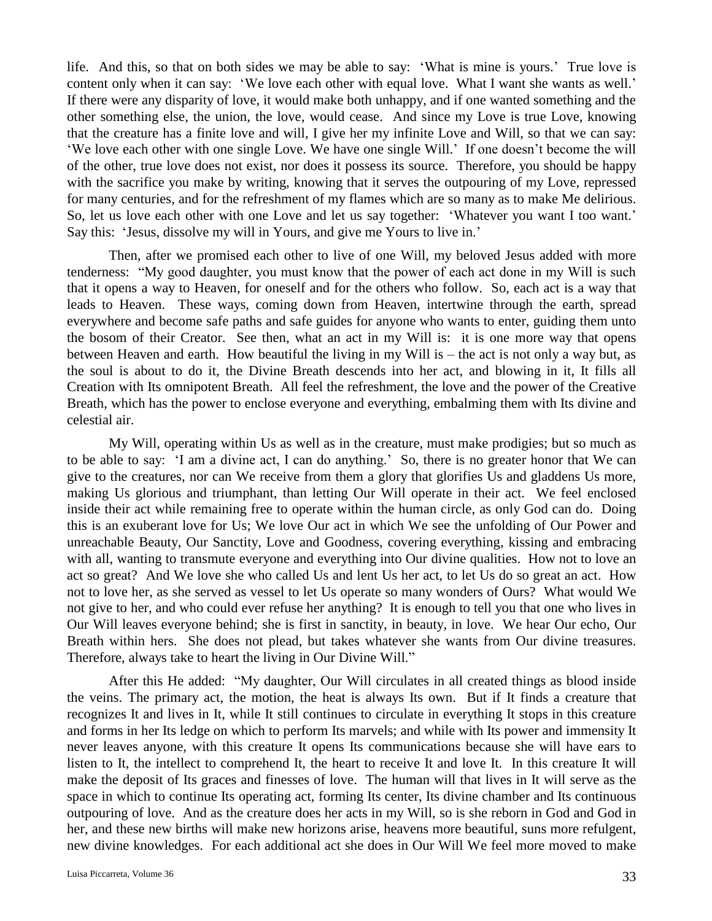life. And this, so that on both sides we may be able to say: 'What is mine is yours.' True love is content only when it can say: 'We love each other with equal love. What I want she wants as well.' If there were any disparity of love, it would make both unhappy, and if one wanted something and the other something else, the union, the love, would cease. And since my Love is true Love, knowing that the creature has a finite love and will, I give her my infinite Love and Will, so that we can say: 'We love each other with one single Love. We have one single Will.' If one doesn't become the will of the other, true love does not exist, nor does it possess its source. Therefore, you should be happy with the sacrifice you make by writing, knowing that it serves the outpouring of my Love, repressed for many centuries, and for the refreshment of my flames which are so many as to make Me delirious. So, let us love each other with one Love and let us say together: 'Whatever you want I too want.' Say this: 'Jesus, dissolve my will in Yours, and give me Yours to live in.'

Then, after we promised each other to live of one Will, my beloved Jesus added with more tenderness: "My good daughter, you must know that the power of each act done in my Will is such that it opens a way to Heaven, for oneself and for the others who follow. So, each act is a way that leads to Heaven. These ways, coming down from Heaven, intertwine through the earth, spread everywhere and become safe paths and safe guides for anyone who wants to enter, guiding them unto the bosom of their Creator. See then, what an act in my Will is: it is one more way that opens between Heaven and earth. How beautiful the living in my Will is – the act is not only a way but, as the soul is about to do it, the Divine Breath descends into her act, and blowing in it, It fills all Creation with Its omnipotent Breath. All feel the refreshment, the love and the power of the Creative Breath, which has the power to enclose everyone and everything, embalming them with Its divine and celestial air.

My Will, operating within Us as well as in the creature, must make prodigies; but so much as to be able to say: 'I am a divine act, I can do anything.' So, there is no greater honor that We can give to the creatures, nor can We receive from them a glory that glorifies Us and gladdens Us more, making Us glorious and triumphant, than letting Our Will operate in their act. We feel enclosed inside their act while remaining free to operate within the human circle, as only God can do. Doing this is an exuberant love for Us; We love Our act in which We see the unfolding of Our Power and unreachable Beauty, Our Sanctity, Love and Goodness, covering everything, kissing and embracing with all, wanting to transmute everyone and everything into Our divine qualities. How not to love an act so great? And We love she who called Us and lent Us her act, to let Us do so great an act. How not to love her, as she served as vessel to let Us operate so many wonders of Ours? What would We not give to her, and who could ever refuse her anything? It is enough to tell you that one who lives in Our Will leaves everyone behind; she is first in sanctity, in beauty, in love. We hear Our echo, Our Breath within hers. She does not plead, but takes whatever she wants from Our divine treasures. Therefore, always take to heart the living in Our Divine Will."

After this He added: "My daughter, Our Will circulates in all created things as blood inside the veins. The primary act, the motion, the heat is always Its own. But if It finds a creature that recognizes It and lives in It, while It still continues to circulate in everything It stops in this creature and forms in her Its ledge on which to perform Its marvels; and while with Its power and immensity It never leaves anyone, with this creature It opens Its communications because she will have ears to listen to It, the intellect to comprehend It, the heart to receive It and love It. In this creature It will make the deposit of Its graces and finesses of love. The human will that lives in It will serve as the space in which to continue Its operating act, forming Its center, Its divine chamber and Its continuous outpouring of love. And as the creature does her acts in my Will, so is she reborn in God and God in her, and these new births will make new horizons arise, heavens more beautiful, suns more refulgent, new divine knowledges. For each additional act she does in Our Will We feel more moved to make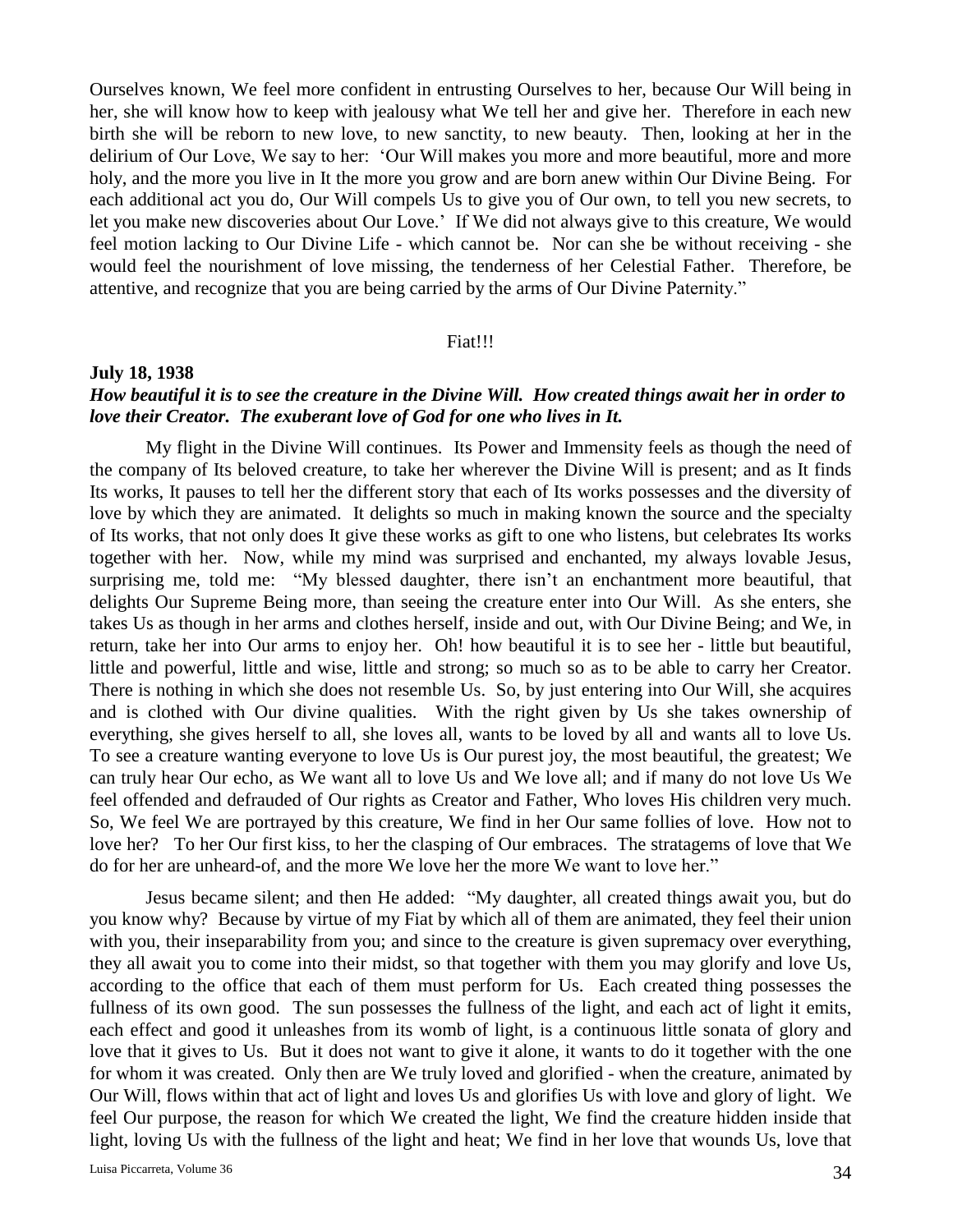Ourselves known, We feel more confident in entrusting Ourselves to her, because Our Will being in her, she will know how to keep with jealousy what We tell her and give her. Therefore in each new birth she will be reborn to new love, to new sanctity, to new beauty. Then, looking at her in the delirium of Our Love, We say to her: 'Our Will makes you more and more beautiful, more and more holy, and the more you live in It the more you grow and are born anew within Our Divine Being. For each additional act you do, Our Will compels Us to give you of Our own, to tell you new secrets, to let you make new discoveries about Our Love.' If We did not always give to this creature, We would feel motion lacking to Our Divine Life - which cannot be. Nor can she be without receiving - she would feel the nourishment of love missing, the tenderness of her Celestial Father. Therefore, be attentive, and recognize that you are being carried by the arms of Our Divine Paternity."

Fiat!!!

**July 18, 1938**

***How beautiful it is to see the creature in the Divine Will. How created things await her in order to love their Creator. The exuberant love of God for one who lives in It.***

My flight in the Divine Will continues. Its Power and Immensity feels as though the need of the company of Its beloved creature, to take her wherever the Divine Will is present; and as It finds Its works, It pauses to tell her the different story that each of Its works possesses and the diversity of love by which they are animated. It delights so much in making known the source and the specialty of Its works, that not only does It give these works as gift to one who listens, but celebrates Its works together with her. Now, while my mind was surprised and enchanted, my always lovable Jesus, surprising me, told me: "My blessed daughter, there isn't an enchantment more beautiful, that delights Our Supreme Being more, than seeing the creature enter into Our Will. As she enters, she takes Us as though in her arms and clothes herself, inside and out, with Our Divine Being; and We, in return, take her into Our arms to enjoy her. Oh! how beautiful it is to see her - little but beautiful, little and powerful, little and wise, little and strong; so much so as to be able to carry her Creator. There is nothing in which she does not resemble Us. So, by just entering into Our Will, she acquires and is clothed with Our divine qualities. With the right given by Us she takes ownership of everything, she gives herself to all, she loves all, wants to be loved by all and wants all to love Us. To see a creature wanting everyone to love Us is Our purest joy, the most beautiful, the greatest; We can truly hear Our echo, as We want all to love Us and We love all; and if many do not love Us We feel offended and defrauded of Our rights as Creator and Father, Who loves His children very much. So, We feel We are portrayed by this creature, We find in her Our same follies of love. How not to love her? To her Our first kiss, to her the clasping of Our embraces. The stratagems of love that We do for her are unheard-of, and the more We love her the more We want to love her."

Jesus became silent; and then He added: "My daughter, all created things await you, but do you know why? Because by virtue of my Fiat by which all of them are animated, they feel their union with you, their inseparability from you; and since to the creature is given supremacy over everything, they all await you to come into their midst, so that together with them you may glorify and love Us, according to the office that each of them must perform for Us. Each created thing possesses the fullness of its own good. The sun possesses the fullness of the light, and each act of light it emits, each effect and good it unleashes from its womb of light, is a continuous little sonata of glory and love that it gives to Us. But it does not want to give it alone, it wants to do it together with the one for whom it was created. Only then are We truly loved and glorified - when the creature, animated by Our Will, flows within that act of light and loves Us and glorifies Us with love and glory of light. We feel Our purpose, the reason for which We created the light, We find the creature hidden inside that light, loving Us with the fullness of the light and heat; We find in her love that wounds Us, love that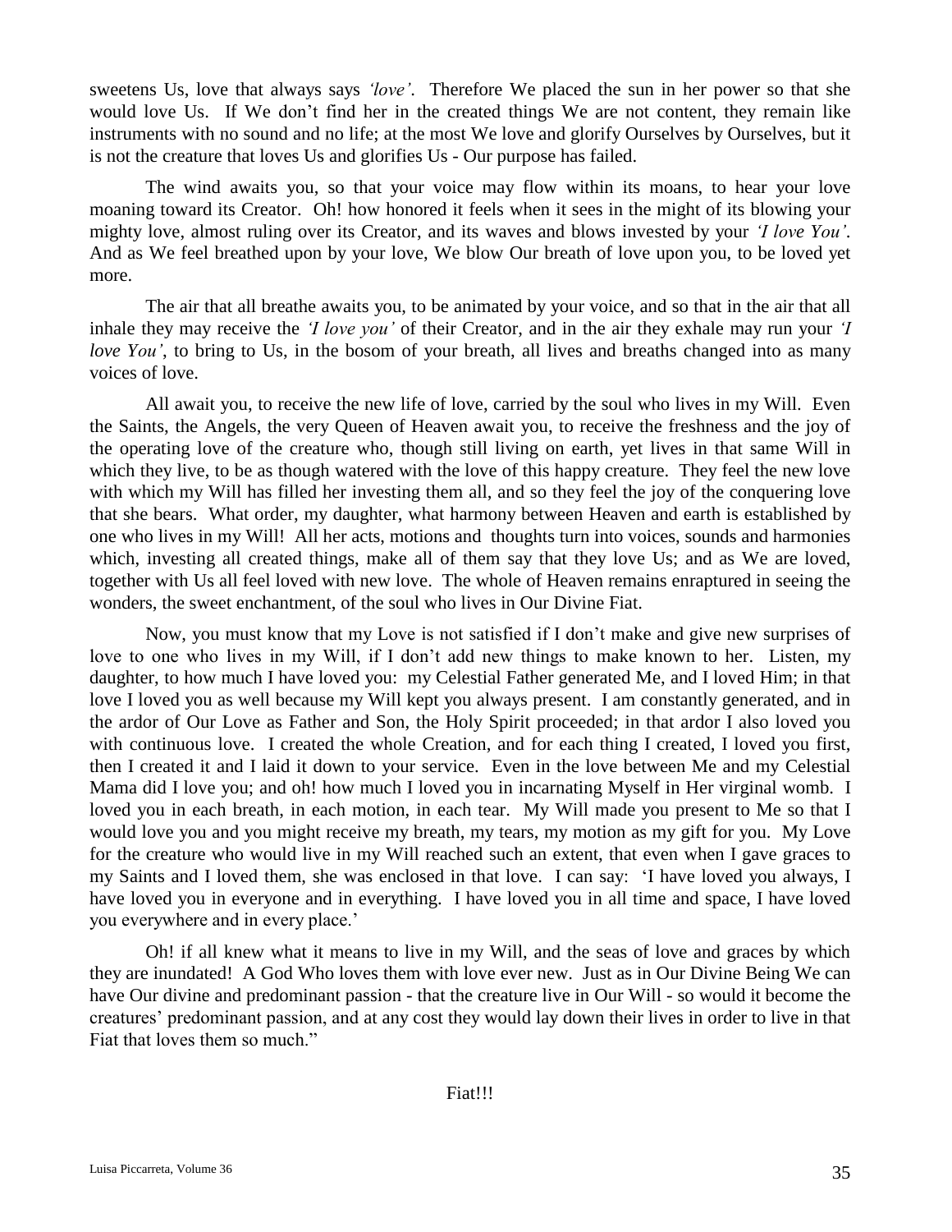sweetens Us, love that always says *'love'*. Therefore We placed the sun in her power so that she would love Us. If We don't find her in the created things We are not content, they remain like instruments with no sound and no life; at the most We love and glorify Ourselves by Ourselves, but it is not the creature that loves Us and glorifies Us - Our purpose has failed.

The wind awaits you, so that your voice may flow within its moans, to hear your love moaning toward its Creator. Oh! how honored it feels when it sees in the might of its blowing your mighty love, almost ruling over its Creator, and its waves and blows invested by your *'I love You'*. And as We feel breathed upon by your love, We blow Our breath of love upon you, to be loved yet more.

The air that all breathe awaits you, to be animated by your voice, and so that in the air that all inhale they may receive the *'I love you'* of their Creator, and in the air they exhale may run your *'I love You'*, to bring to Us, in the bosom of your breath, all lives and breaths changed into as many voices of love.

All await you, to receive the new life of love, carried by the soul who lives in my Will. Even the Saints, the Angels, the very Queen of Heaven await you, to receive the freshness and the joy of the operating love of the creature who, though still living on earth, yet lives in that same Will in which they live, to be as though watered with the love of this happy creature. They feel the new love with which my Will has filled her investing them all, and so they feel the joy of the conquering love that she bears. What order, my daughter, what harmony between Heaven and earth is established by one who lives in my Will! All her acts, motions and thoughts turn into voices, sounds and harmonies which, investing all created things, make all of them say that they love Us; and as We are loved, together with Us all feel loved with new love. The whole of Heaven remains enraptured in seeing the wonders, the sweet enchantment, of the soul who lives in Our Divine Fiat.

Now, you must know that my Love is not satisfied if I don't make and give new surprises of love to one who lives in my Will, if I don't add new things to make known to her. Listen, my daughter, to how much I have loved you: my Celestial Father generated Me, and I loved Him; in that love I loved you as well because my Will kept you always present. I am constantly generated, and in the ardor of Our Love as Father and Son, the Holy Spirit proceeded; in that ardor I also loved you with continuous love. I created the whole Creation, and for each thing I created, I loved you first, then I created it and I laid it down to your service. Even in the love between Me and my Celestial Mama did I love you; and oh! how much I loved you in incarnating Myself in Her virginal womb. I loved you in each breath, in each motion, in each tear. My Will made you present to Me so that I would love you and you might receive my breath, my tears, my motion as my gift for you. My Love for the creature who would live in my Will reached such an extent, that even when I gave graces to my Saints and I loved them, she was enclosed in that love. I can say: 'I have loved you always, I have loved you in everyone and in everything. I have loved you in all time and space, I have loved you everywhere and in every place.'

Oh! if all knew what it means to live in my Will, and the seas of love and graces by which they are inundated! A God Who loves them with love ever new. Just as in Our Divine Being We can have Our divine and predominant passion - that the creature live in Our Will - so would it become the creatures' predominant passion, and at any cost they would lay down their lives in order to live in that Fiat that loves them so much."

Fiat!!!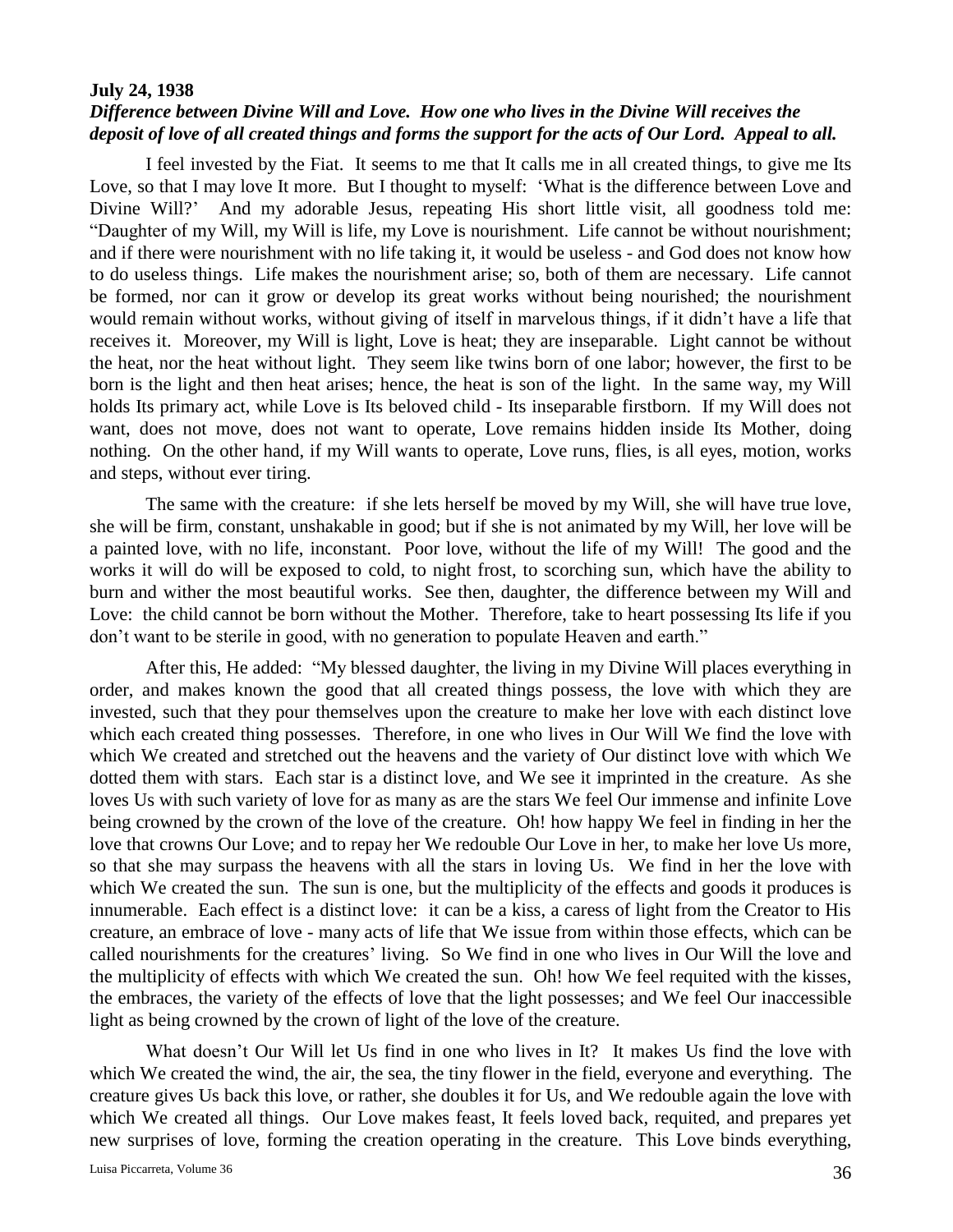**July 24, 1938**

***Difference between Divine Will and Love. How one who lives in the Divine Will receives the deposit of love of all created things and forms the support for the acts of Our Lord. Appeal to all.***

I feel invested by the Fiat. It seems to me that It calls me in all created things, to give me Its Love, so that I may love It more. But I thought to myself: 'What is the difference between Love and Divine Will?' And my adorable Jesus, repeating His short little visit, all goodness told me: "Daughter of my Will, my Will is life, my Love is nourishment. Life cannot be without nourishment; and if there were nourishment with no life taking it, it would be useless - and God does not know how to do useless things. Life makes the nourishment arise; so, both of them are necessary. Life cannot be formed, nor can it grow or develop its great works without being nourished; the nourishment would remain without works, without giving of itself in marvelous things, if it didn't have a life that receives it. Moreover, my Will is light, Love is heat; they are inseparable. Light cannot be without the heat, nor the heat without light. They seem like twins born of one labor; however, the first to be born is the light and then heat arises; hence, the heat is son of the light. In the same way, my Will holds Its primary act, while Love is Its beloved child - Its inseparable firstborn. If my Will does not want, does not move, does not want to operate, Love remains hidden inside Its Mother, doing nothing. On the other hand, if my Will wants to operate, Love runs, flies, is all eyes, motion, works and steps, without ever tiring.

The same with the creature: if she lets herself be moved by my Will, she will have true love, she will be firm, constant, unshakable in good; but if she is not animated by my Will, her love will be a painted love, with no life, inconstant. Poor love, without the life of my Will! The good and the works it will do will be exposed to cold, to night frost, to scorching sun, which have the ability to burn and wither the most beautiful works. See then, daughter, the difference between my Will and Love: the child cannot be born without the Mother. Therefore, take to heart possessing Its life if you don't want to be sterile in good, with no generation to populate Heaven and earth."

After this, He added: "My blessed daughter, the living in my Divine Will places everything in order, and makes known the good that all created things possess, the love with which they are invested, such that they pour themselves upon the creature to make her love with each distinct love which each created thing possesses. Therefore, in one who lives in Our Will We find the love with which We created and stretched out the heavens and the variety of Our distinct love with which We dotted them with stars. Each star is a distinct love, and We see it imprinted in the creature. As she loves Us with such variety of love for as many as are the stars We feel Our immense and infinite Love being crowned by the crown of the love of the creature. Oh! how happy We feel in finding in her the love that crowns Our Love; and to repay her We redouble Our Love in her, to make her love Us more, so that she may surpass the heavens with all the stars in loving Us. We find in her the love with which We created the sun. The sun is one, but the multiplicity of the effects and goods it produces is innumerable. Each effect is a distinct love: it can be a kiss, a caress of light from the Creator to His creature, an embrace of love - many acts of life that We issue from within those effects, which can be called nourishments for the creatures' living. So We find in one who lives in Our Will the love and the multiplicity of effects with which We created the sun. Oh! how We feel requited with the kisses, the embraces, the variety of the effects of love that the light possesses; and We feel Our inaccessible light as being crowned by the crown of light of the love of the creature.

What doesn't Our Will let Us find in one who lives in It? It makes Us find the love with which We created the wind, the air, the sea, the tiny flower in the field, everyone and everything. The creature gives Us back this love, or rather, she doubles it for Us, and We redouble again the love with which We created all things. Our Love makes feast, It feels loved back, requited, and prepares yet new surprises of love, forming the creation operating in the creature. This Love binds everything,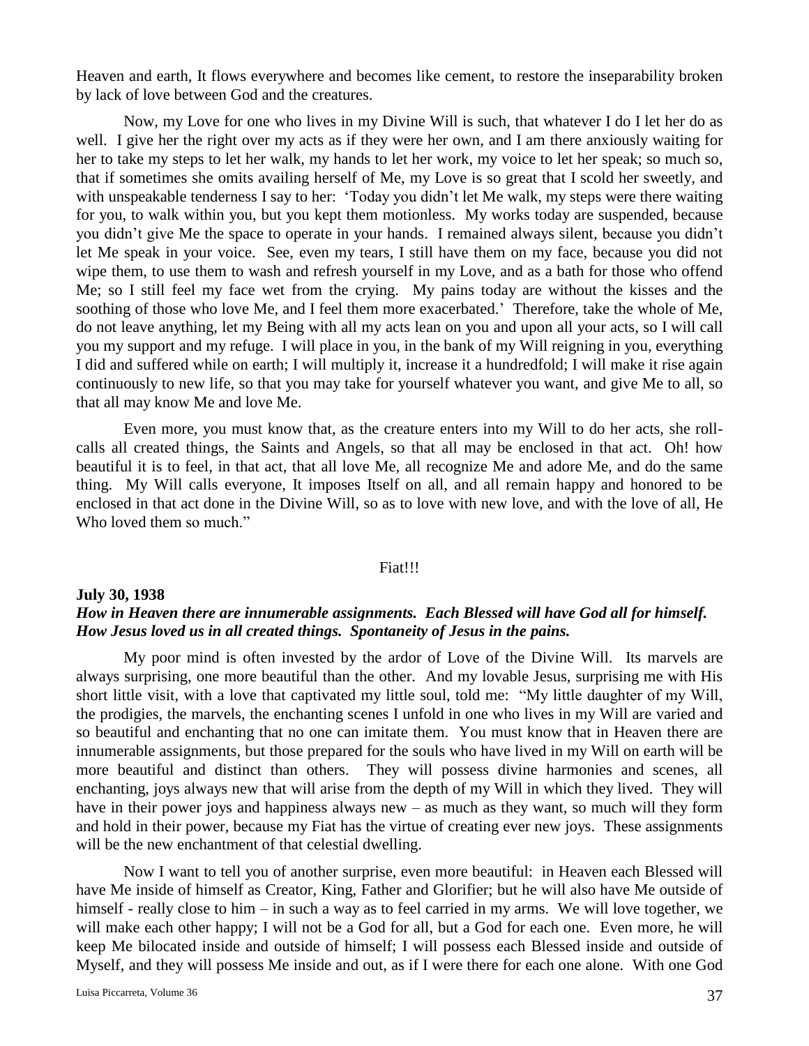Heaven and earth, It flows everywhere and becomes like cement, to restore the inseparability broken by lack of love between God and the creatures.

Now, my Love for one who lives in my Divine Will is such, that whatever I do I let her do as well. I give her the right over my acts as if they were her own, and I am there anxiously waiting for her to take my steps to let her walk, my hands to let her work, my voice to let her speak; so much so, that if sometimes she omits availing herself of Me, my Love is so great that I scold her sweetly, and with unspeakable tenderness I say to her: 'Today you didn't let Me walk, my steps were there waiting for you, to walk within you, but you kept them motionless. My works today are suspended, because you didn't give Me the space to operate in your hands. I remained always silent, because you didn't let Me speak in your voice. See, even my tears, I still have them on my face, because you did not wipe them, to use them to wash and refresh yourself in my Love, and as a bath for those who offend Me; so I still feel my face wet from the crying. My pains today are without the kisses and the soothing of those who love Me, and I feel them more exacerbated.' Therefore, take the whole of Me, do not leave anything, let my Being with all my acts lean on you and upon all your acts, so I will call you my support and my refuge. I will place in you, in the bank of my Will reigning in you, everything I did and suffered while on earth; I will multiply it, increase it a hundredfold; I will make it rise again continuously to new life, so that you may take for yourself whatever you want, and give Me to all, so that all may know Me and love Me.

Even more, you must know that, as the creature enters into my Will to do her acts, she roll-calls all created things, the Saints and Angels, so that all may be enclosed in that act. Oh! how beautiful it is to feel, in that act, that all love Me, all recognize Me and adore Me, and do the same thing. My Will calls everyone, It imposes Itself on all, and all remain happy and honored to be enclosed in that act done in the Divine Will, so as to love with new love, and with the love of all, He Who loved them so much."

Fiat!!!

**July 30, 1938**

***How in Heaven there are innumerable assignments. Each Blessed will have God all for himself. How Jesus loved us in all created things. Spontaneity of Jesus in the pains.***

My poor mind is often invested by the ardor of Love of the Divine Will. Its marvels are always surprising, one more beautiful than the other. And my lovable Jesus, surprising me with His short little visit, with a love that captivated my little soul, told me: "My little daughter of my Will, the prodigies, the marvels, the enchanting scenes I unfold in one who lives in my Will are varied and so beautiful and enchanting that no one can imitate them. You must know that in Heaven there are innumerable assignments, but those prepared for the souls who have lived in my Will on earth will be more beautiful and distinct than others. They will possess divine harmonies and scenes, all enchanting, joys always new that will arise from the depth of my Will in which they lived. They will have in their power joys and happiness always new – as much as they want, so much will they form and hold in their power, because my Fiat has the virtue of creating ever new joys. These assignments will be the new enchantment of that celestial dwelling.

Now I want to tell you of another surprise, even more beautiful: in Heaven each Blessed will have Me inside of himself as Creator, King, Father and Glorifier; but he will also have Me outside of himself - really close to him – in such a way as to feel carried in my arms. We will love together, we will make each other happy; I will not be a God for all, but a God for each one. Even more, he will keep Me bilocated inside and outside of himself; I will possess each Blessed inside and outside of Myself, and they will possess Me inside and out, as if I were there for each one alone. With one God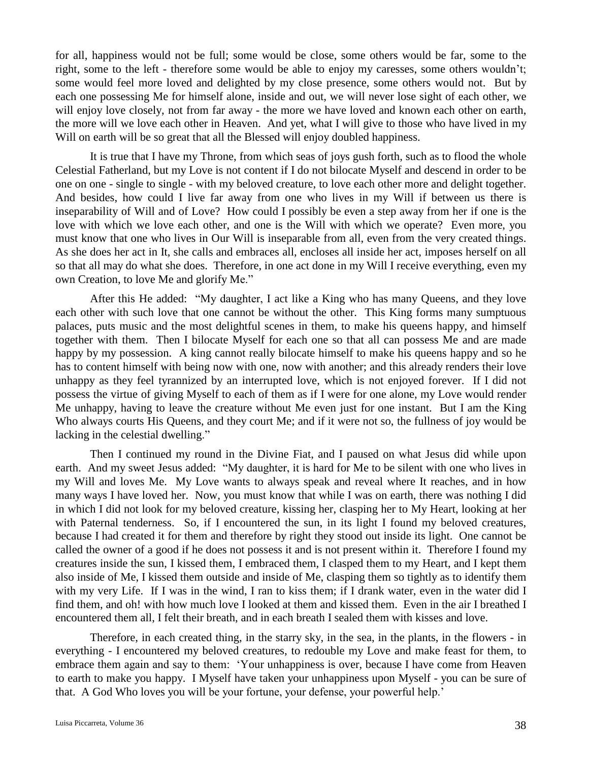for all, happiness would not be full; some would be close, some others would be far, some to the right, some to the left - therefore some would be able to enjoy my caresses, some others wouldn't; some would feel more loved and delighted by my close presence, some others would not. But by each one possessing Me for himself alone, inside and out, we will never lose sight of each other, we will enjoy love closely, not from far away - the more we have loved and known each other on earth, the more will we love each other in Heaven. And yet, what I will give to those who have lived in my Will on earth will be so great that all the Blessed will enjoy doubled happiness.

It is true that I have my Throne, from which seas of joys gush forth, such as to flood the whole Celestial Fatherland, but my Love is not content if I do not bilocate Myself and descend in order to be one on one - single to single - with my beloved creature, to love each other more and delight together. And besides, how could I live far away from one who lives in my Will if between us there is inseparability of Will and of Love? How could I possibly be even a step away from her if one is the love with which we love each other, and one is the Will with which we operate? Even more, you must know that one who lives in Our Will is inseparable from all, even from the very created things. As she does her act in It, she calls and embraces all, encloses all inside her act, imposes herself on all so that all may do what she does. Therefore, in one act done in my Will I receive everything, even my own Creation, to love Me and glorify Me."

After this He added: "My daughter, I act like a King who has many Queens, and they love each other with such love that one cannot be without the other. This King forms many sumptuous palaces, puts music and the most delightful scenes in them, to make his queens happy, and himself together with them. Then I bilocate Myself for each one so that all can possess Me and are made happy by my possession. A king cannot really bilocate himself to make his queens happy and so he has to content himself with being now with one, now with another; and this already renders their love unhappy as they feel tyrannized by an interrupted love, which is not enjoyed forever. If I did not possess the virtue of giving Myself to each of them as if I were for one alone, my Love would render Me unhappy, having to leave the creature without Me even just for one instant. But I am the King Who always courts His Queens, and they court Me; and if it were not so, the fullness of joy would be lacking in the celestial dwelling."

Then I continued my round in the Divine Fiat, and I paused on what Jesus did while upon earth. And my sweet Jesus added: "My daughter, it is hard for Me to be silent with one who lives in my Will and loves Me. My Love wants to always speak and reveal where It reaches, and in how many ways I have loved her. Now, you must know that while I was on earth, there was nothing I did in which I did not look for my beloved creature, kissing her, clasping her to My Heart, looking at her with Paternal tenderness. So, if I encountered the sun, in its light I found my beloved creatures, because I had created it for them and therefore by right they stood out inside its light. One cannot be called the owner of a good if he does not possess it and is not present within it. Therefore I found my creatures inside the sun, I kissed them, I embraced them, I clasped them to my Heart, and I kept them also inside of Me, I kissed them outside and inside of Me, clasping them so tightly as to identify them with my very Life. If I was in the wind, I ran to kiss them; if I drank water, even in the water did I find them, and oh! with how much love I looked at them and kissed them. Even in the air I breathed I encountered them all, I felt their breath, and in each breath I sealed them with kisses and love.

Therefore, in each created thing, in the starry sky, in the sea, in the plants, in the flowers - in everything - I encountered my beloved creatures, to redouble my Love and make feast for them, to embrace them again and say to them: 'Your unhappiness is over, because I have come from Heaven to earth to make you happy. I Myself have taken your unhappiness upon Myself - you can be sure of that. A God Who loves you will be your fortune, your defense, your powerful help.'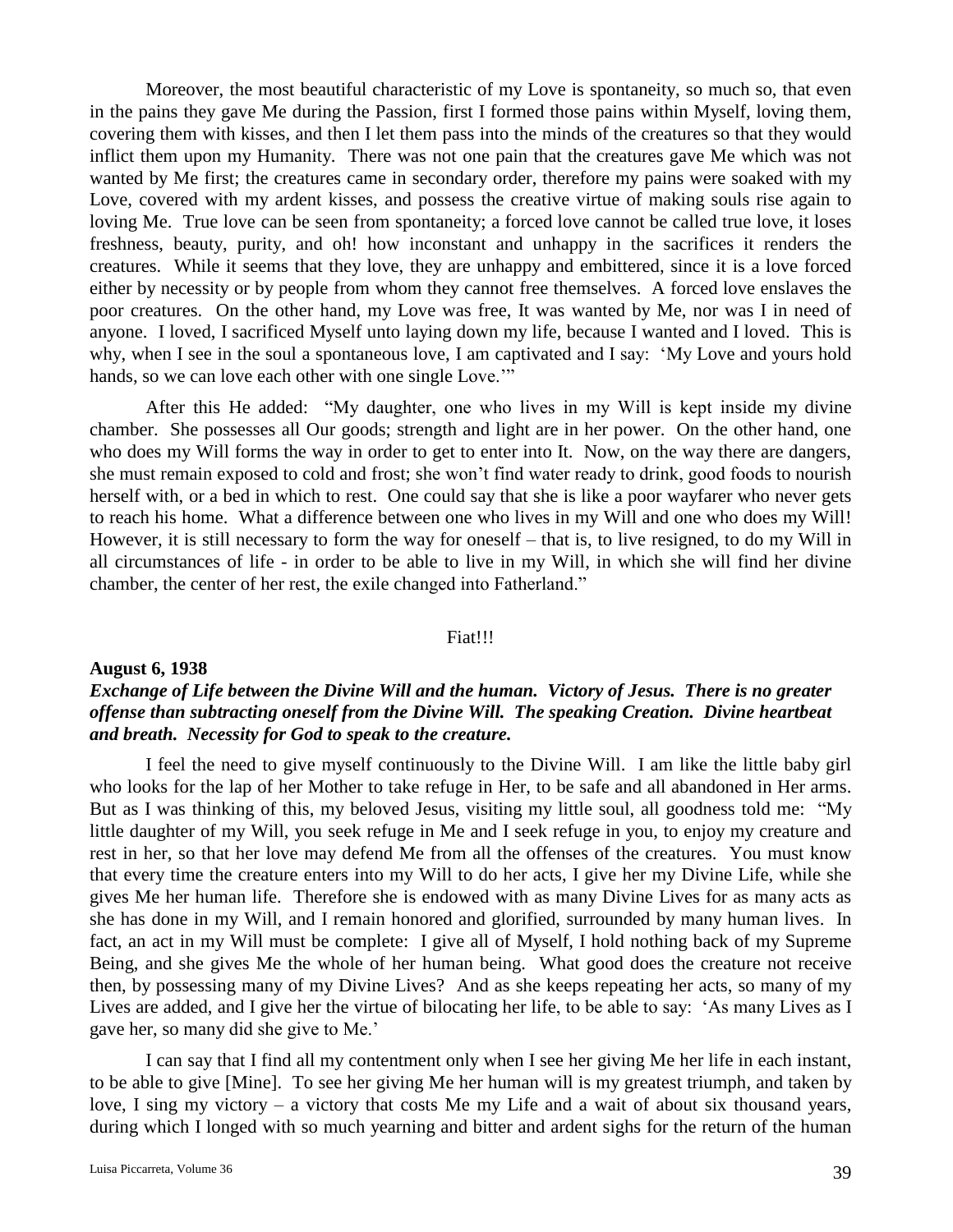Moreover, the most beautiful characteristic of my Love is spontaneity, so much so, that even in the pains they gave Me during the Passion, first I formed those pains within Myself, loving them, covering them with kisses, and then I let them pass into the minds of the creatures so that they would inflict them upon my Humanity. There was not one pain that the creatures gave Me which was not wanted by Me first; the creatures came in secondary order, therefore my pains were soaked with my Love, covered with my ardent kisses, and possess the creative virtue of making souls rise again to loving Me. True love can be seen from spontaneity; a forced love cannot be called true love, it loses freshness, beauty, purity, and oh! how inconstant and unhappy in the sacrifices it renders the creatures. While it seems that they love, they are unhappy and embittered, since it is a love forced either by necessity or by people from whom they cannot free themselves. A forced love enslaves the poor creatures. On the other hand, my Love was free, It was wanted by Me, nor was I in need of anyone. I loved, I sacrificed Myself unto laying down my life, because I wanted and I loved. This is why, when I see in the soul a spontaneous love, I am captivated and I say: 'My Love and yours hold hands, so we can love each other with one single Love.'"

After this He added: "My daughter, one who lives in my Will is kept inside my divine chamber. She possesses all Our goods; strength and light are in her power. On the other hand, one who does my Will forms the way in order to get to enter into It. Now, on the way there are dangers, she must remain exposed to cold and frost; she won't find water ready to drink, good foods to nourish herself with, or a bed in which to rest. One could say that she is like a poor wayfarer who never gets to reach his home. What a difference between one who lives in my Will and one who does my Will! However, it is still necessary to form the way for oneself – that is, to live resigned, to do my Will in all circumstances of life - in order to be able to live in my Will, in which she will find her divine chamber, the center of her rest, the exile changed into Fatherland."

Fiat!!!

**August 6, 1938**

***Exchange of Life between the Divine Will and the human. Victory of Jesus. There is no greater offense than subtracting oneself from the Divine Will. The speaking Creation. Divine heartbeat and breath. Necessity for God to speak to the creature.***

I feel the need to give myself continuously to the Divine Will. I am like the little baby girl who looks for the lap of her Mother to take refuge in Her, to be safe and all abandoned in Her arms. But as I was thinking of this, my beloved Jesus, visiting my little soul, all goodness told me: "My little daughter of my Will, you seek refuge in Me and I seek refuge in you, to enjoy my creature and rest in her, so that her love may defend Me from all the offenses of the creatures. You must know that every time the creature enters into my Will to do her acts, I give her my Divine Life, while she gives Me her human life. Therefore she is endowed with as many Divine Lives for as many acts as she has done in my Will, and I remain honored and glorified, surrounded by many human lives. In fact, an act in my Will must be complete: I give all of Myself, I hold nothing back of my Supreme Being, and she gives Me the whole of her human being. What good does the creature not receive then, by possessing many of my Divine Lives? And as she keeps repeating her acts, so many of my Lives are added, and I give her the virtue of bilocating her life, to be able to say: 'As many Lives as I gave her, so many did she give to Me.'

I can say that I find all my contentment only when I see her giving Me her life in each instant, to be able to give [Mine]. To see her giving Me her human will is my greatest triumph, and taken by love, I sing my victory – a victory that costs Me my Life and a wait of about six thousand years, during which I longed with so much yearning and bitter and ardent sighs for the return of the human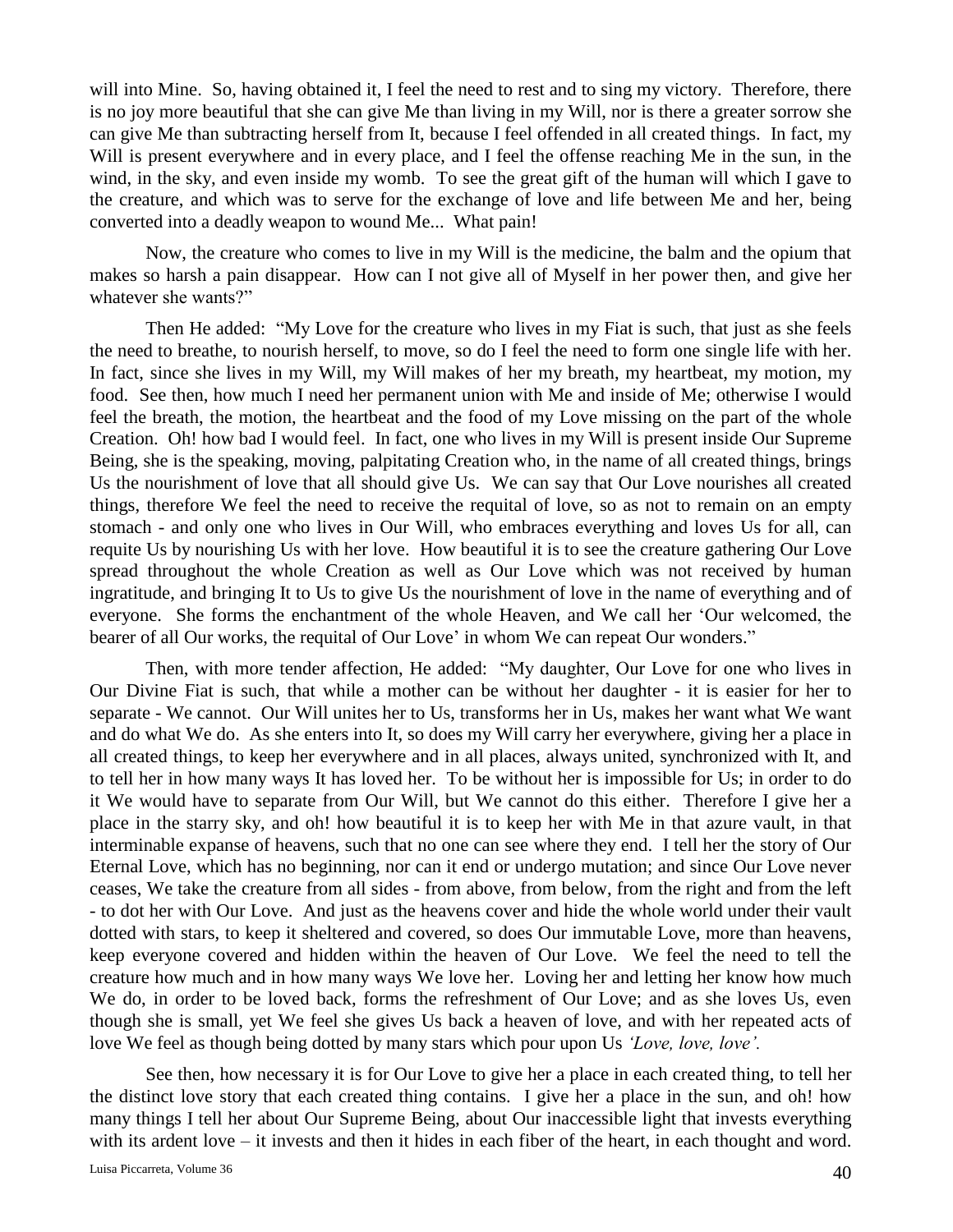will into Mine. So, having obtained it, I feel the need to rest and to sing my victory. Therefore, there is no joy more beautiful that she can give Me than living in my Will, nor is there a greater sorrow she can give Me than subtracting herself from It, because I feel offended in all created things. In fact, my Will is present everywhere and in every place, and I feel the offense reaching Me in the sun, in the wind, in the sky, and even inside my womb. To see the great gift of the human will which I gave to the creature, and which was to serve for the exchange of love and life between Me and her, being converted into a deadly weapon to wound Me... What pain!

Now, the creature who comes to live in my Will is the medicine, the balm and the opium that makes so harsh a pain disappear. How can I not give all of Myself in her power then, and give her whatever she wants?"

Then He added: "My Love for the creature who lives in my Fiat is such, that just as she feels the need to breathe, to nourish herself, to move, so do I feel the need to form one single life with her. In fact, since she lives in my Will, my Will makes of her my breath, my heartbeat, my motion, my food. See then, how much I need her permanent union with Me and inside of Me; otherwise I would feel the breath, the motion, the heartbeat and the food of my Love missing on the part of the whole Creation. Oh! how bad I would feel. In fact, one who lives in my Will is present inside Our Supreme Being, she is the speaking, moving, palpitating Creation who, in the name of all created things, brings Us the nourishment of love that all should give Us. We can say that Our Love nourishes all created things, therefore We feel the need to receive the requital of love, so as not to remain on an empty stomach - and only one who lives in Our Will, who embraces everything and loves Us for all, can requite Us by nourishing Us with her love. How beautiful it is to see the creature gathering Our Love spread throughout the whole Creation as well as Our Love which was not received by human ingratitude, and bringing It to Us to give Us the nourishment of love in the name of everything and of everyone. She forms the enchantment of the whole Heaven, and We call her 'Our welcomed, the bearer of all Our works, the requital of Our Love' in whom We can repeat Our wonders."

Then, with more tender affection, He added: "My daughter, Our Love for one who lives in Our Divine Fiat is such, that while a mother can be without her daughter - it is easier for her to separate - We cannot. Our Will unites her to Us, transforms her in Us, makes her want what We want and do what We do. As she enters into It, so does my Will carry her everywhere, giving her a place in all created things, to keep her everywhere and in all places, always united, synchronized with It, and to tell her in how many ways It has loved her. To be without her is impossible for Us; in order to do it We would have to separate from Our Will, but We cannot do this either. Therefore I give her a place in the starry sky, and oh! how beautiful it is to keep her with Me in that azure vault, in that interminable expanse of heavens, such that no one can see where they end. I tell her the story of Our Eternal Love, which has no beginning, nor can it end or undergo mutation; and since Our Love never ceases, We take the creature from all sides - from above, from below, from the right and from the left - to dot her with Our Love. And just as the heavens cover and hide the whole world under their vault dotted with stars, to keep it sheltered and covered, so does Our immutable Love, more than heavens, keep everyone covered and hidden within the heaven of Our Love. We feel the need to tell the creature how much and in how many ways We love her. Loving her and letting her know how much We do, in order to be loved back, forms the refreshment of Our Love; and as she loves Us, even though she is small, yet We feel she gives Us back a heaven of love, and with her repeated acts of love We feel as though being dotted by many stars which pour upon Us *'Love, love, love'.*

See then, how necessary it is for Our Love to give her a place in each created thing, to tell her the distinct love story that each created thing contains. I give her a place in the sun, and oh! how many things I tell her about Our Supreme Being, about Our inaccessible light that invests everything with its ardent love – it invests and then it hides in each fiber of the heart, in each thought and word.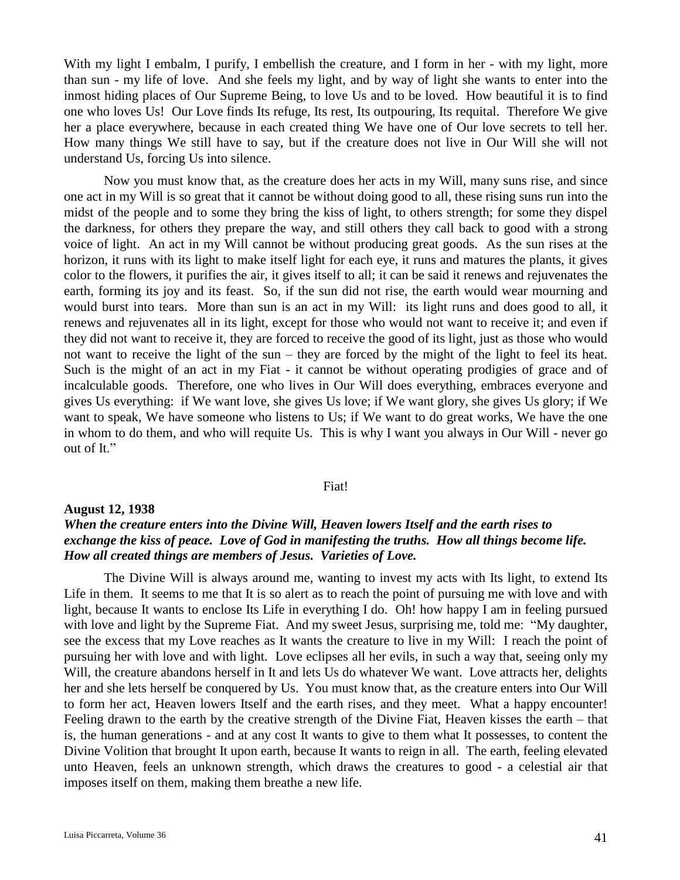With my light I embalm, I purify, I embellish the creature, and I form in her - with my light, more than sun - my life of love. And she feels my light, and by way of light she wants to enter into the inmost hiding places of Our Supreme Being, to love Us and to be loved. How beautiful it is to find one who loves Us! Our Love finds Its refuge, Its rest, Its outpouring, Its requital. Therefore We give her a place everywhere, because in each created thing We have one of Our love secrets to tell her. How many things We still have to say, but if the creature does not live in Our Will she will not understand Us, forcing Us into silence.

Now you must know that, as the creature does her acts in my Will, many suns rise, and since one act in my Will is so great that it cannot be without doing good to all, these rising suns run into the midst of the people and to some they bring the kiss of light, to others strength; for some they dispel the darkness, for others they prepare the way, and still others they call back to good with a strong voice of light. An act in my Will cannot be without producing great goods. As the sun rises at the horizon, it runs with its light to make itself light for each eye, it runs and matures the plants, it gives color to the flowers, it purifies the air, it gives itself to all; it can be said it renews and rejuvenates the earth, forming its joy and its feast. So, if the sun did not rise, the earth would wear mourning and would burst into tears. More than sun is an act in my Will: its light runs and does good to all, it renews and rejuvenates all in its light, except for those who would not want to receive it; and even if they did not want to receive it, they are forced to receive the good of its light, just as those who would not want to receive the light of the sun – they are forced by the might of the light to feel its heat. Such is the might of an act in my Fiat - it cannot be without operating prodigies of grace and of incalculable goods. Therefore, one who lives in Our Will does everything, embraces everyone and gives Us everything: if We want love, she gives Us love; if We want glory, she gives Us glory; if We want to speak, We have someone who listens to Us; if We want to do great works, We have the one in whom to do them, and who will requite Us. This is why I want you always in Our Will - never go out of It."

Fiat!

**August 12, 1938**

***When the creature enters into the Divine Will, Heaven lowers Itself and the earth rises to exchange the kiss of peace. Love of God in manifesting the truths. How all things become life. How all created things are members of Jesus. Varieties of Love.***

The Divine Will is always around me, wanting to invest my acts with Its light, to extend Its Life in them. It seems to me that It is so alert as to reach the point of pursuing me with love and with light, because It wants to enclose Its Life in everything I do. Oh! how happy I am in feeling pursued with love and light by the Supreme Fiat. And my sweet Jesus, surprising me, told me: "My daughter, see the excess that my Love reaches as It wants the creature to live in my Will: I reach the point of pursuing her with love and with light. Love eclipses all her evils, in such a way that, seeing only my Will, the creature abandons herself in It and lets Us do whatever We want. Love attracts her, delights her and she lets herself be conquered by Us. You must know that, as the creature enters into Our Will to form her act, Heaven lowers Itself and the earth rises, and they meet. What a happy encounter! Feeling drawn to the earth by the creative strength of the Divine Fiat, Heaven kisses the earth – that is, the human generations - and at any cost It wants to give to them what It possesses, to content the Divine Volition that brought It upon earth, because It wants to reign in all. The earth, feeling elevated unto Heaven, feels an unknown strength, which draws the creatures to good - a celestial air that imposes itself on them, making them breathe a new life.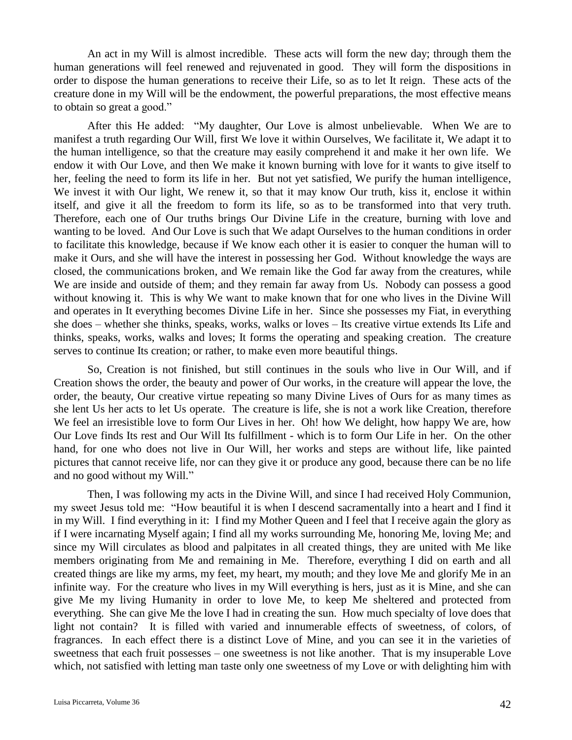An act in my Will is almost incredible. These acts will form the new day; through them the human generations will feel renewed and rejuvenated in good. They will form the dispositions in order to dispose the human generations to receive their Life, so as to let It reign. These acts of the creature done in my Will will be the endowment, the powerful preparations, the most effective means to obtain so great a good."

After this He added: "My daughter, Our Love is almost unbelievable. When We are to manifest a truth regarding Our Will, first We love it within Ourselves, We facilitate it, We adapt it to the human intelligence, so that the creature may easily comprehend it and make it her own life. We endow it with Our Love, and then We make it known burning with love for it wants to give itself to her, feeling the need to form its life in her. But not yet satisfied, We purify the human intelligence, We invest it with Our light, We renew it, so that it may know Our truth, kiss it, enclose it within itself, and give it all the freedom to form its life, so as to be transformed into that very truth. Therefore, each one of Our truths brings Our Divine Life in the creature, burning with love and wanting to be loved. And Our Love is such that We adapt Ourselves to the human conditions in order to facilitate this knowledge, because if We know each other it is easier to conquer the human will to make it Ours, and she will have the interest in possessing her God. Without knowledge the ways are closed, the communications broken, and We remain like the God far away from the creatures, while We are inside and outside of them; and they remain far away from Us. Nobody can possess a good without knowing it. This is why We want to make known that for one who lives in the Divine Will and operates in It everything becomes Divine Life in her. Since she possesses my Fiat, in everything she does – whether she thinks, speaks, works, walks or loves – Its creative virtue extends Its Life and thinks, speaks, works, walks and loves; It forms the operating and speaking creation. The creature serves to continue Its creation; or rather, to make even more beautiful things.

So, Creation is not finished, but still continues in the souls who live in Our Will, and if Creation shows the order, the beauty and power of Our works, in the creature will appear the love, the order, the beauty, Our creative virtue repeating so many Divine Lives of Ours for as many times as she lent Us her acts to let Us operate. The creature is life, she is not a work like Creation, therefore We feel an irresistible love to form Our Lives in her. Oh! how We delight, how happy We are, how Our Love finds Its rest and Our Will Its fulfillment - which is to form Our Life in her. On the other hand, for one who does not live in Our Will, her works and steps are without life, like painted pictures that cannot receive life, nor can they give it or produce any good, because there can be no life and no good without my Will."

Then, I was following my acts in the Divine Will, and since I had received Holy Communion, my sweet Jesus told me: "How beautiful it is when I descend sacramentally into a heart and I find it in my Will. I find everything in it: I find my Mother Queen and I feel that I receive again the glory as if I were incarnating Myself again; I find all my works surrounding Me, honoring Me, loving Me; and since my Will circulates as blood and palpitates in all created things, they are united with Me like members originating from Me and remaining in Me. Therefore, everything I did on earth and all created things are like my arms, my feet, my heart, my mouth; and they love Me and glorify Me in an infinite way. For the creature who lives in my Will everything is hers, just as it is Mine, and she can give Me my living Humanity in order to love Me, to keep Me sheltered and protected from everything. She can give Me the love I had in creating the sun. How much specialty of love does that light not contain? It is filled with varied and innumerable effects of sweetness, of colors, of fragrances. In each effect there is a distinct Love of Mine, and you can see it in the varieties of sweetness that each fruit possesses – one sweetness is not like another. That is my insuperable Love which, not satisfied with letting man taste only one sweetness of my Love or with delighting him with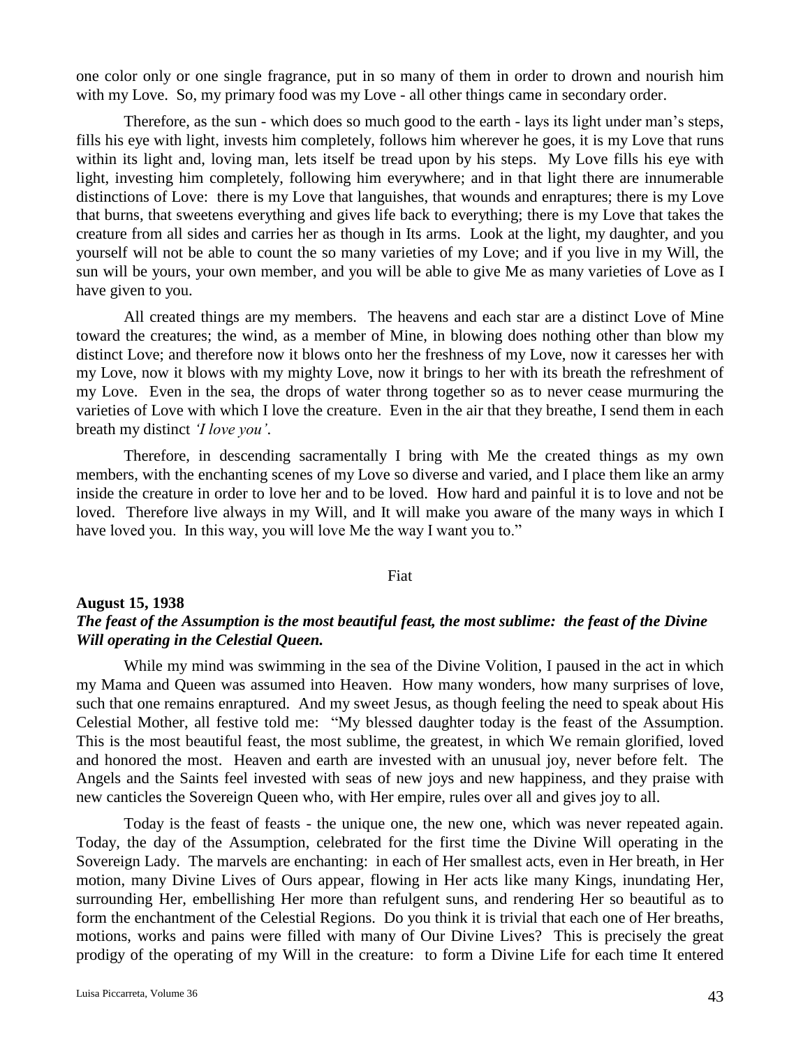one color only or one single fragrance, put in so many of them in order to drown and nourish him with my Love. So, my primary food was my Love - all other things came in secondary order.

Therefore, as the sun - which does so much good to the earth - lays its light under man's steps, fills his eye with light, invests him completely, follows him wherever he goes, it is my Love that runs within its light and, loving man, lets itself be tread upon by his steps. My Love fills his eye with light, investing him completely, following him everywhere; and in that light there are innumerable distinctions of Love: there is my Love that languishes, that wounds and enraptures; there is my Love that burns, that sweetens everything and gives life back to everything; there is my Love that takes the creature from all sides and carries her as though in Its arms. Look at the light, my daughter, and you yourself will not be able to count the so many varieties of my Love; and if you live in my Will, the sun will be yours, your own member, and you will be able to give Me as many varieties of Love as I have given to you.

All created things are my members. The heavens and each star are a distinct Love of Mine toward the creatures; the wind, as a member of Mine, in blowing does nothing other than blow my distinct Love; and therefore now it blows onto her the freshness of my Love, now it caresses her with my Love, now it blows with my mighty Love, now it brings to her with its breath the refreshment of my Love. Even in the sea, the drops of water throng together so as to never cease murmuring the varieties of Love with which I love the creature. Even in the air that they breathe, I send them in each breath my distinct *'I love you'*.

Therefore, in descending sacramentally I bring with Me the created things as my own members, with the enchanting scenes of my Love so diverse and varied, and I place them like an army inside the creature in order to love her and to be loved. How hard and painful it is to love and not be loved. Therefore live always in my Will, and It will make you aware of the many ways in which I have loved you. In this way, you will love Me the way I want you to."

Fiat

**August 15, 1938**

***The feast of the Assumption is the most beautiful feast, the most sublime: the feast of the Divine Will operating in the Celestial Queen.***

While my mind was swimming in the sea of the Divine Volition, I paused in the act in which my Mama and Queen was assumed into Heaven. How many wonders, how many surprises of love, such that one remains enraptured. And my sweet Jesus, as though feeling the need to speak about His Celestial Mother, all festive told me: "My blessed daughter today is the feast of the Assumption. This is the most beautiful feast, the most sublime, the greatest, in which We remain glorified, loved and honored the most. Heaven and earth are invested with an unusual joy, never before felt. The Angels and the Saints feel invested with seas of new joys and new happiness, and they praise with new canticles the Sovereign Queen who, with Her empire, rules over all and gives joy to all.

Today is the feast of feasts - the unique one, the new one, which was never repeated again. Today, the day of the Assumption, celebrated for the first time the Divine Will operating in the Sovereign Lady. The marvels are enchanting: in each of Her smallest acts, even in Her breath, in Her motion, many Divine Lives of Ours appear, flowing in Her acts like many Kings, inundating Her, surrounding Her, embellishing Her more than refulgent suns, and rendering Her so beautiful as to form the enchantment of the Celestial Regions. Do you think it is trivial that each one of Her breaths, motions, works and pains were filled with many of Our Divine Lives? This is precisely the great prodigy of the operating of my Will in the creature: to form a Divine Life for each time It entered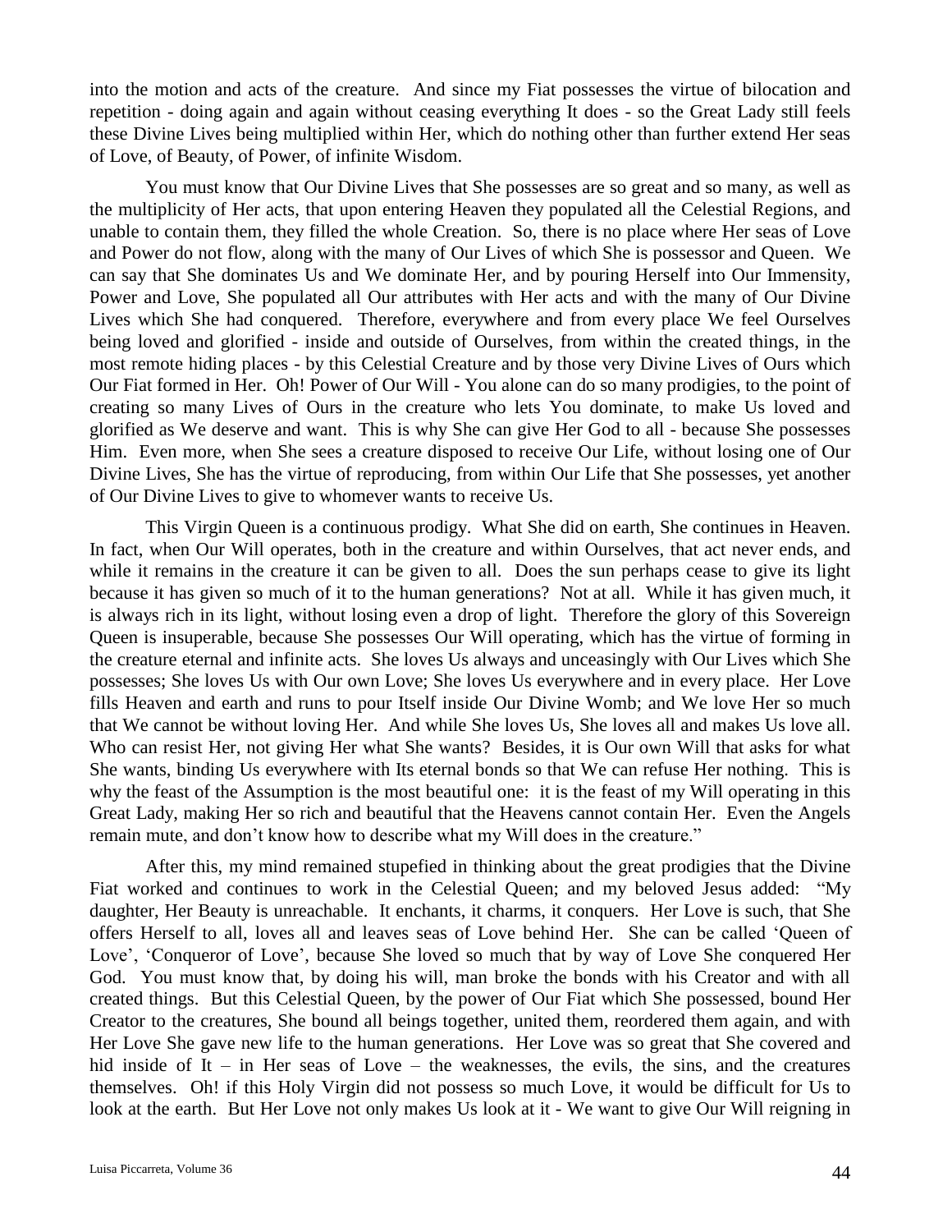into the motion and acts of the creature. And since my Fiat possesses the virtue of bilocation and repetition - doing again and again without ceasing everything It does - so the Great Lady still feels these Divine Lives being multiplied within Her, which do nothing other than further extend Her seas of Love, of Beauty, of Power, of infinite Wisdom.

You must know that Our Divine Lives that She possesses are so great and so many, as well as the multiplicity of Her acts, that upon entering Heaven they populated all the Celestial Regions, and unable to contain them, they filled the whole Creation. So, there is no place where Her seas of Love and Power do not flow, along with the many of Our Lives of which She is possessor and Queen. We can say that She dominates Us and We dominate Her, and by pouring Herself into Our Immensity, Power and Love, She populated all Our attributes with Her acts and with the many of Our Divine Lives which She had conquered. Therefore, everywhere and from every place We feel Ourselves being loved and glorified - inside and outside of Ourselves, from within the created things, in the most remote hiding places - by this Celestial Creature and by those very Divine Lives of Ours which Our Fiat formed in Her. Oh! Power of Our Will - You alone can do so many prodigies, to the point of creating so many Lives of Ours in the creature who lets You dominate, to make Us loved and glorified as We deserve and want. This is why She can give Her God to all - because She possesses Him. Even more, when She sees a creature disposed to receive Our Life, without losing one of Our Divine Lives, She has the virtue of reproducing, from within Our Life that She possesses, yet another of Our Divine Lives to give to whomever wants to receive Us.

This Virgin Queen is a continuous prodigy. What She did on earth, She continues in Heaven. In fact, when Our Will operates, both in the creature and within Ourselves, that act never ends, and while it remains in the creature it can be given to all. Does the sun perhaps cease to give its light because it has given so much of it to the human generations? Not at all. While it has given much, it is always rich in its light, without losing even a drop of light. Therefore the glory of this Sovereign Queen is insuperable, because She possesses Our Will operating, which has the virtue of forming in the creature eternal and infinite acts. She loves Us always and unceasingly with Our Lives which She possesses; She loves Us with Our own Love; She loves Us everywhere and in every place. Her Love fills Heaven and earth and runs to pour Itself inside Our Divine Womb; and We love Her so much that We cannot be without loving Her. And while She loves Us, She loves all and makes Us love all. Who can resist Her, not giving Her what She wants? Besides, it is Our own Will that asks for what She wants, binding Us everywhere with Its eternal bonds so that We can refuse Her nothing. This is why the feast of the Assumption is the most beautiful one: it is the feast of my Will operating in this Great Lady, making Her so rich and beautiful that the Heavens cannot contain Her. Even the Angels remain mute, and don't know how to describe what my Will does in the creature."

After this, my mind remained stupefied in thinking about the great prodigies that the Divine Fiat worked and continues to work in the Celestial Queen; and my beloved Jesus added: "My daughter, Her Beauty is unreachable. It enchants, it charms, it conquers. Her Love is such, that She offers Herself to all, loves all and leaves seas of Love behind Her. She can be called 'Queen of Love', 'Conqueror of Love', because She loved so much that by way of Love She conquered Her God. You must know that, by doing his will, man broke the bonds with his Creator and with all created things. But this Celestial Queen, by the power of Our Fiat which She possessed, bound Her Creator to the creatures, She bound all beings together, united them, reordered them again, and with Her Love She gave new life to the human generations. Her Love was so great that She covered and hid inside of It – in Her seas of Love – the weaknesses, the evils, the sins, and the creatures themselves. Oh! if this Holy Virgin did not possess so much Love, it would be difficult for Us to look at the earth. But Her Love not only makes Us look at it - We want to give Our Will reigning in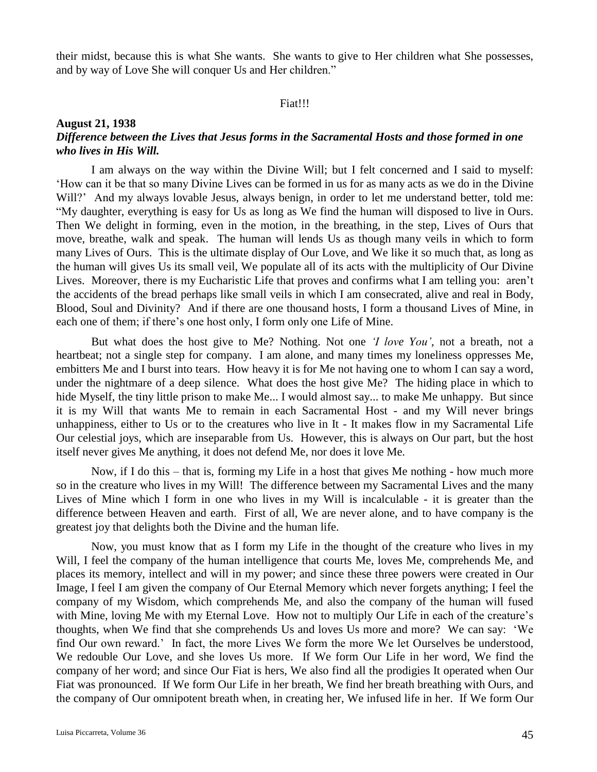their midst, because this is what She wants. She wants to give to Her children what She possesses, and by way of Love She will conquer Us and Her children."

Fiat!!!

**August 21, 1938**

***Difference between the Lives that Jesus forms in the Sacramental Hosts and those formed in one who lives in His Will.***

I am always on the way within the Divine Will; but I felt concerned and I said to myself: 'How can it be that so many Divine Lives can be formed in us for as many acts as we do in the Divine Will?' And my always lovable Jesus, always benign, in order to let me understand better, told me: "My daughter, everything is easy for Us as long as We find the human will disposed to live in Ours. Then We delight in forming, even in the motion, in the breathing, in the step, Lives of Ours that move, breathe, walk and speak. The human will lends Us as though many veils in which to form many Lives of Ours. This is the ultimate display of Our Love, and We like it so much that, as long as the human will gives Us its small veil, We populate all of its acts with the multiplicity of Our Divine Lives. Moreover, there is my Eucharistic Life that proves and confirms what I am telling you: aren't the accidents of the bread perhaps like small veils in which I am consecrated, alive and real in Body, Blood, Soul and Divinity? And if there are one thousand hosts, I form a thousand Lives of Mine, in each one of them; if there's one host only, I form only one Life of Mine.

But what does the host give to Me? Nothing. Not one *'I love You'*, not a breath, not a heartbeat; not a single step for company. I am alone, and many times my loneliness oppresses Me, embitters Me and I burst into tears. How heavy it is for Me not having one to whom I can say a word, under the nightmare of a deep silence. What does the host give Me? The hiding place in which to hide Myself, the tiny little prison to make Me... I would almost say... to make Me unhappy. But since it is my Will that wants Me to remain in each Sacramental Host - and my Will never brings unhappiness, either to Us or to the creatures who live in It - It makes flow in my Sacramental Life Our celestial joys, which are inseparable from Us. However, this is always on Our part, but the host itself never gives Me anything, it does not defend Me, nor does it love Me.

Now, if I do this – that is, forming my Life in a host that gives Me nothing - how much more so in the creature who lives in my Will! The difference between my Sacramental Lives and the many Lives of Mine which I form in one who lives in my Will is incalculable - it is greater than the difference between Heaven and earth. First of all, We are never alone, and to have company is the greatest joy that delights both the Divine and the human life.

Now, you must know that as I form my Life in the thought of the creature who lives in my Will, I feel the company of the human intelligence that courts Me, loves Me, comprehends Me, and places its memory, intellect and will in my power; and since these three powers were created in Our Image, I feel I am given the company of Our Eternal Memory which never forgets anything; I feel the company of my Wisdom, which comprehends Me, and also the company of the human will fused with Mine, loving Me with my Eternal Love. How not to multiply Our Life in each of the creature's thoughts, when We find that she comprehends Us and loves Us more and more? We can say: 'We find Our own reward.' In fact, the more Lives We form the more We let Ourselves be understood, We redouble Our Love, and she loves Us more. If We form Our Life in her word, We find the company of her word; and since Our Fiat is hers, We also find all the prodigies It operated when Our Fiat was pronounced. If We form Our Life in her breath, We find her breath breathing with Ours, and the company of Our omnipotent breath when, in creating her, We infused life in her. If We form Our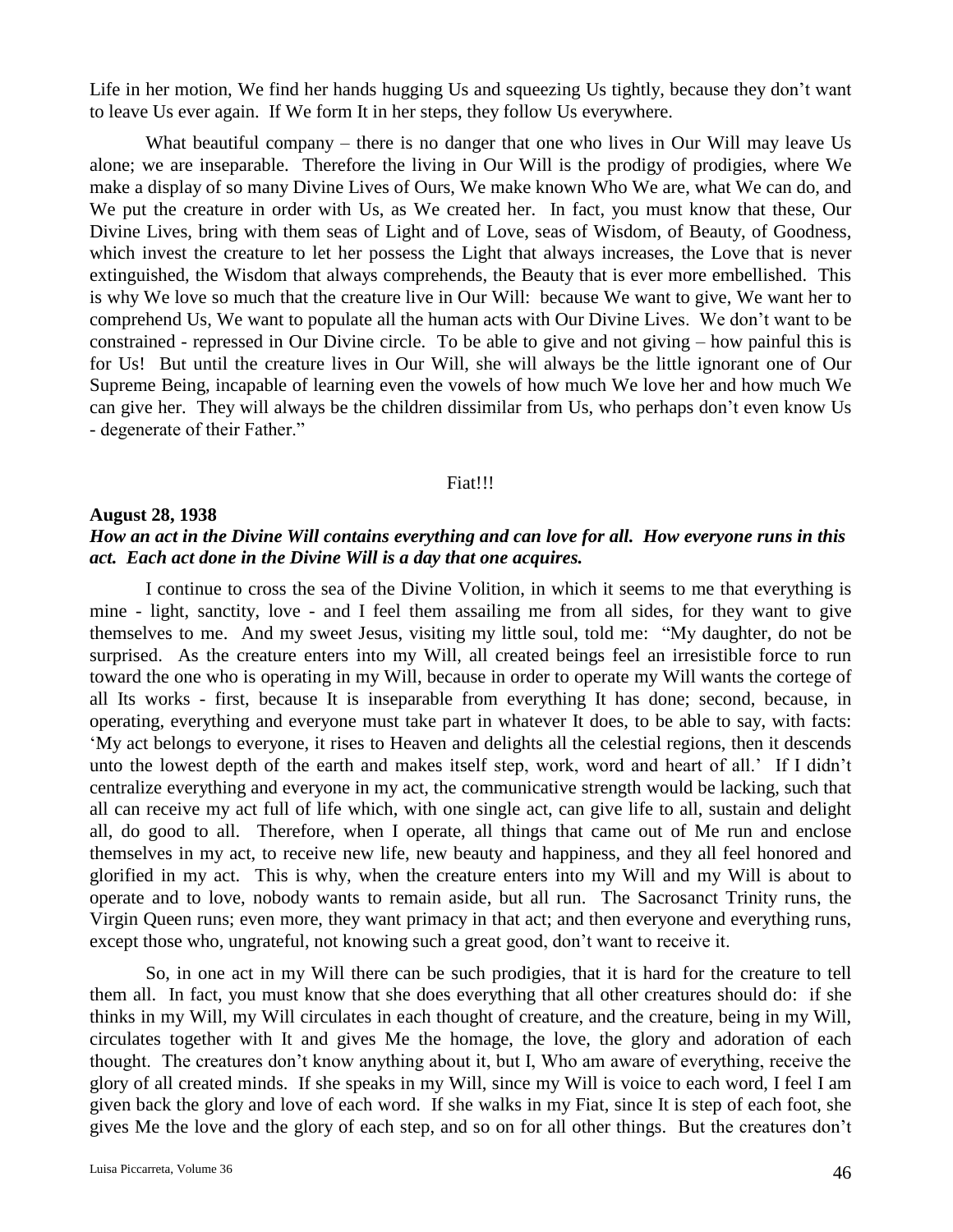Life in her motion, We find her hands hugging Us and squeezing Us tightly, because they don't want to leave Us ever again. If We form It in her steps, they follow Us everywhere.

What beautiful company – there is no danger that one who lives in Our Will may leave Us alone; we are inseparable. Therefore the living in Our Will is the prodigy of prodigies, where We make a display of so many Divine Lives of Ours, We make known Who We are, what We can do, and We put the creature in order with Us, as We created her. In fact, you must know that these, Our Divine Lives, bring with them seas of Light and of Love, seas of Wisdom, of Beauty, of Goodness, which invest the creature to let her possess the Light that always increases, the Love that is never extinguished, the Wisdom that always comprehends, the Beauty that is ever more embellished. This is why We love so much that the creature live in Our Will: because We want to give, We want her to comprehend Us, We want to populate all the human acts with Our Divine Lives. We don't want to be constrained - repressed in Our Divine circle. To be able to give and not giving – how painful this is for Us! But until the creature lives in Our Will, she will always be the little ignorant one of Our Supreme Being, incapable of learning even the vowels of how much We love her and how much We can give her. They will always be the children dissimilar from Us, who perhaps don't even know Us - degenerate of their Father."

Fiat!!!

**August 28, 1938**

***How an act in the Divine Will contains everything and can love for all. How everyone runs in this act. Each act done in the Divine Will is a day that one acquires.***

I continue to cross the sea of the Divine Volition, in which it seems to me that everything is mine - light, sanctity, love - and I feel them assailing me from all sides, for they want to give themselves to me. And my sweet Jesus, visiting my little soul, told me: "My daughter, do not be surprised. As the creature enters into my Will, all created beings feel an irresistible force to run toward the one who is operating in my Will, because in order to operate my Will wants the cortege of all Its works - first, because It is inseparable from everything It has done; second, because, in operating, everything and everyone must take part in whatever It does, to be able to say, with facts: 'My act belongs to everyone, it rises to Heaven and delights all the celestial regions, then it descends unto the lowest depth of the earth and makes itself step, work, word and heart of all.' If I didn't centralize everything and everyone in my act, the communicative strength would be lacking, such that all can receive my act full of life which, with one single act, can give life to all, sustain and delight all, do good to all. Therefore, when I operate, all things that came out of Me run and enclose themselves in my act, to receive new life, new beauty and happiness, and they all feel honored and glorified in my act. This is why, when the creature enters into my Will and my Will is about to operate and to love, nobody wants to remain aside, but all run. The Sacrosanct Trinity runs, the Virgin Queen runs; even more, they want primacy in that act; and then everyone and everything runs, except those who, ungrateful, not knowing such a great good, don't want to receive it.

So, in one act in my Will there can be such prodigies, that it is hard for the creature to tell them all. In fact, you must know that she does everything that all other creatures should do: if she thinks in my Will, my Will circulates in each thought of creature, and the creature, being in my Will, circulates together with It and gives Me the homage, the love, the glory and adoration of each thought. The creatures don't know anything about it, but I, Who am aware of everything, receive the glory of all created minds. If she speaks in my Will, since my Will is voice to each word, I feel I am given back the glory and love of each word. If she walks in my Fiat, since It is step of each foot, she gives Me the love and the glory of each step, and so on for all other things. But the creatures don't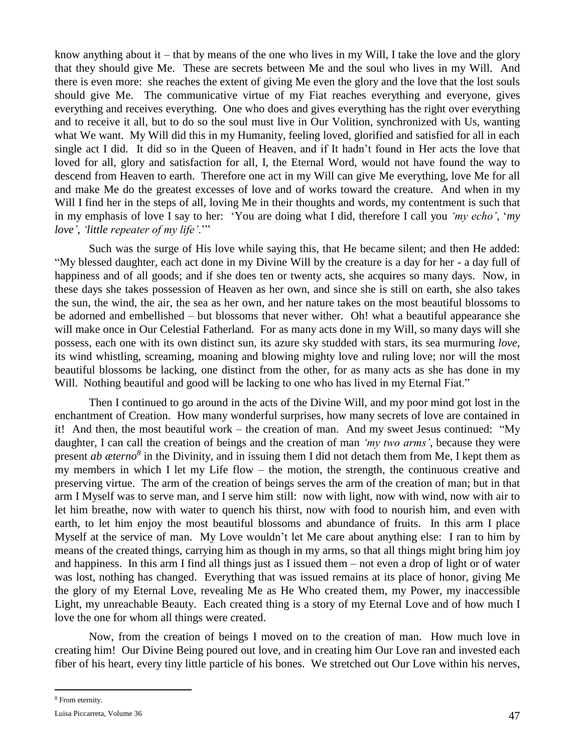know anything about it – that by means of the one who lives in my Will, I take the love and the glory that they should give Me. These are secrets between Me and the soul who lives in my Will. And there is even more: she reaches the extent of giving Me even the glory and the love that the lost souls should give Me. The communicative virtue of my Fiat reaches everything and everyone, gives everything and receives everything. One who does and gives everything has the right over everything and to receive it all, but to do so the soul must live in Our Volition, synchronized with Us, wanting what We want. My Will did this in my Humanity, feeling loved, glorified and satisfied for all in each single act I did. It did so in the Queen of Heaven, and if It hadn't found in Her acts the love that loved for all, glory and satisfaction for all, I, the Eternal Word, would not have found the way to descend from Heaven to earth. Therefore one act in my Will can give Me everything, love Me for all and make Me do the greatest excesses of love and of works toward the creature. And when in my Will I find her in the steps of all, loving Me in their thoughts and words, my contentment is such that in my emphasis of love I say to her: 'You are doing what I did, therefore I call you *'my echo'*, '*my love'*, *'little repeater of my life'*.'"

Such was the surge of His love while saying this, that He became silent; and then He added: "My blessed daughter, each act done in my Divine Will by the creature is a day for her - a day full of happiness and of all goods; and if she does ten or twenty acts, she acquires so many days. Now, in these days she takes possession of Heaven as her own, and since she is still on earth, she also takes the sun, the wind, the air, the sea as her own, and her nature takes on the most beautiful blossoms to be adorned and embellished – but blossoms that never wither. Oh! what a beautiful appearance she will make once in Our Celestial Fatherland. For as many acts done in my Will, so many days will she possess, each one with its own distinct sun, its azure sky studded with stars, its sea murmuring *love*, its wind whistling, screaming, moaning and blowing mighty love and ruling love; nor will the most beautiful blossoms be lacking, one distinct from the other, for as many acts as she has done in my Will. Nothing beautiful and good will be lacking to one who has lived in my Eternal Fiat."

Then I continued to go around in the acts of the Divine Will, and my poor mind got lost in the enchantment of Creation. How many wonderful surprises, how many secrets of love are contained in it! And then, the most beautiful work – the creation of man. And my sweet Jesus continued: "My daughter, I can call the creation of beings and the creation of man *'my two arms'*, because they were present *ab æterno*[8] in the Divinity, and in issuing them I did not detach them from Me, I kept them as my members in which I let my Life flow – the motion, the strength, the continuous creative and preserving virtue. The arm of the creation of beings serves the arm of the creation of man; but in that arm I Myself was to serve man, and I serve him still: now with light, now with wind, now with air to let him breathe, now with water to quench his thirst, now with food to nourish him, and even with earth, to let him enjoy the most beautiful blossoms and abundance of fruits. In this arm I place Myself at the service of man. My Love wouldn't let Me care about anything else: I ran to him by means of the created things, carrying him as though in my arms, so that all things might bring him joy and happiness. In this arm I find all things just as I issued them – not even a drop of light or of water was lost, nothing has changed. Everything that was issued remains at its place of honor, giving Me the glory of my Eternal Love, revealing Me as He Who created them, my Power, my inaccessible Light, my unreachable Beauty. Each created thing is a story of my Eternal Love and of how much I love the one for whom all things were created.

Now, from the creation of beings I moved on to the creation of man. How much love in creating him! Our Divine Being poured out love, and in creating him Our Love ran and invested each fiber of his heart, every tiny little particle of his bones. We stretched out Our Love within his nerves,

---

[8] From eternity.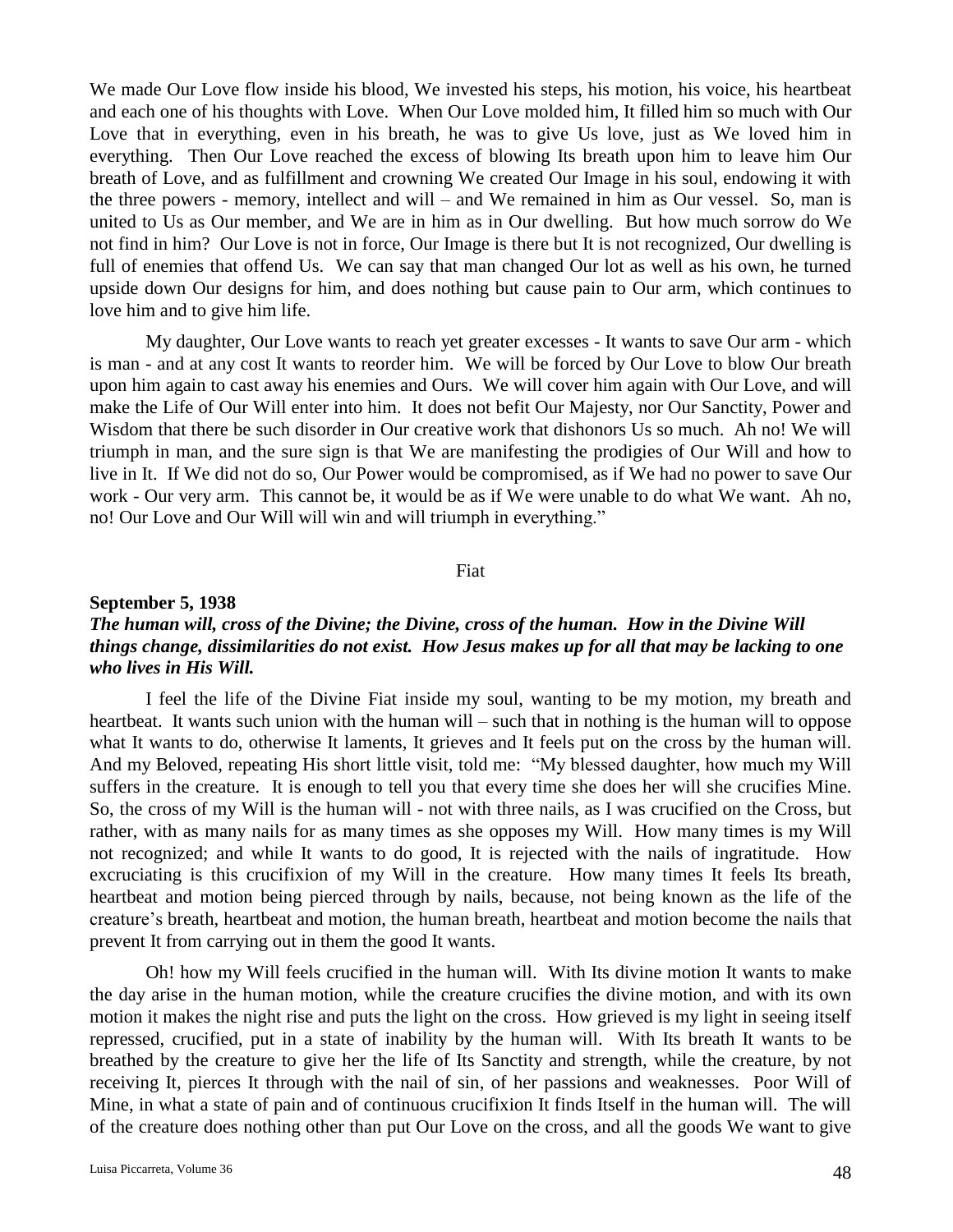We made Our Love flow inside his blood, We invested his steps, his motion, his voice, his heartbeat and each one of his thoughts with Love. When Our Love molded him, It filled him so much with Our Love that in everything, even in his breath, he was to give Us love, just as We loved him in everything. Then Our Love reached the excess of blowing Its breath upon him to leave him Our breath of Love, and as fulfillment and crowning We created Our Image in his soul, endowing it with the three powers - memory, intellect and will – and We remained in him as Our vessel. So, man is united to Us as Our member, and We are in him as in Our dwelling. But how much sorrow do We not find in him? Our Love is not in force, Our Image is there but It is not recognized, Our dwelling is full of enemies that offend Us. We can say that man changed Our lot as well as his own, he turned upside down Our designs for him, and does nothing but cause pain to Our arm, which continues to love him and to give him life.

My daughter, Our Love wants to reach yet greater excesses - It wants to save Our arm - which is man - and at any cost It wants to reorder him. We will be forced by Our Love to blow Our breath upon him again to cast away his enemies and Ours. We will cover him again with Our Love, and will make the Life of Our Will enter into him. It does not befit Our Majesty, nor Our Sanctity, Power and Wisdom that there be such disorder in Our creative work that dishonors Us so much. Ah no! We will triumph in man, and the sure sign is that We are manifesting the prodigies of Our Will and how to live in It. If We did not do so, Our Power would be compromised, as if We had no power to save Our work - Our very arm. This cannot be, it would be as if We were unable to do what We want. Ah no, no! Our Love and Our Will will win and will triumph in everything."

Fiat

**September 5, 1938**

***The human will, cross of the Divine; the Divine, cross of the human. How in the Divine Will things change, dissimilarities do not exist. How Jesus makes up for all that may be lacking to one who lives in His Will.***

I feel the life of the Divine Fiat inside my soul, wanting to be my motion, my breath and heartbeat. It wants such union with the human will – such that in nothing is the human will to oppose what It wants to do, otherwise It laments, It grieves and It feels put on the cross by the human will. And my Beloved, repeating His short little visit, told me: "My blessed daughter, how much my Will suffers in the creature. It is enough to tell you that every time she does her will she crucifies Mine. So, the cross of my Will is the human will - not with three nails, as I was crucified on the Cross, but rather, with as many nails for as many times as she opposes my Will. How many times is my Will not recognized; and while It wants to do good, It is rejected with the nails of ingratitude. How excruciating is this crucifixion of my Will in the creature. How many times It feels Its breath, heartbeat and motion being pierced through by nails, because, not being known as the life of the creature's breath, heartbeat and motion, the human breath, heartbeat and motion become the nails that prevent It from carrying out in them the good It wants.

Oh! how my Will feels crucified in the human will. With Its divine motion It wants to make the day arise in the human motion, while the creature crucifies the divine motion, and with its own motion it makes the night rise and puts the light on the cross. How grieved is my light in seeing itself repressed, crucified, put in a state of inability by the human will. With Its breath It wants to be breathed by the creature to give her the life of Its Sanctity and strength, while the creature, by not receiving It, pierces It through with the nail of sin, of her passions and weaknesses. Poor Will of Mine, in what a state of pain and of continuous crucifixion It finds Itself in the human will. The will of the creature does nothing other than put Our Love on the cross, and all the goods We want to give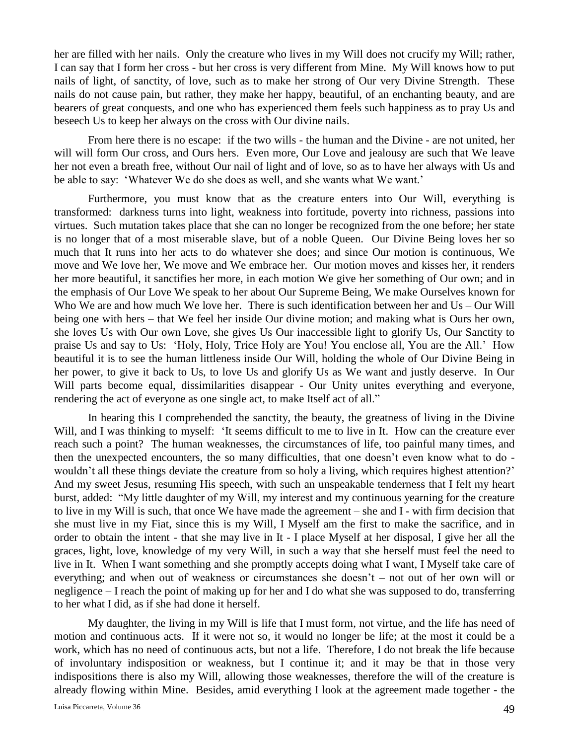her are filled with her nails. Only the creature who lives in my Will does not crucify my Will; rather, I can say that I form her cross - but her cross is very different from Mine. My Will knows how to put nails of light, of sanctity, of love, such as to make her strong of Our very Divine Strength. These nails do not cause pain, but rather, they make her happy, beautiful, of an enchanting beauty, and are bearers of great conquests, and one who has experienced them feels such happiness as to pray Us and beseech Us to keep her always on the cross with Our divine nails.

From here there is no escape: if the two wills - the human and the Divine - are not united, her will will form Our cross, and Ours hers. Even more, Our Love and jealousy are such that We leave her not even a breath free, without Our nail of light and of love, so as to have her always with Us and be able to say: 'Whatever We do she does as well, and she wants what We want.'

Furthermore, you must know that as the creature enters into Our Will, everything is transformed: darkness turns into light, weakness into fortitude, poverty into richness, passions into virtues. Such mutation takes place that she can no longer be recognized from the one before; her state is no longer that of a most miserable slave, but of a noble Queen. Our Divine Being loves her so much that It runs into her acts to do whatever she does; and since Our motion is continuous, We move and We love her, We move and We embrace her. Our motion moves and kisses her, it renders her more beautiful, it sanctifies her more, in each motion We give her something of Our own; and in the emphasis of Our Love We speak to her about Our Supreme Being, We make Ourselves known for Who We are and how much We love her. There is such identification between her and Us – Our Will being one with hers – that We feel her inside Our divine motion; and making what is Ours her own, she loves Us with Our own Love, she gives Us Our inaccessible light to glorify Us, Our Sanctity to praise Us and say to Us: 'Holy, Holy, Trice Holy are You! You enclose all, You are the All.' How beautiful it is to see the human littleness inside Our Will, holding the whole of Our Divine Being in her power, to give it back to Us, to love Us and glorify Us as We want and justly deserve. In Our Will parts become equal, dissimilarities disappear - Our Unity unites everything and everyone, rendering the act of everyone as one single act, to make Itself act of all."

In hearing this I comprehended the sanctity, the beauty, the greatness of living in the Divine Will, and I was thinking to myself: 'It seems difficult to me to live in It. How can the creature ever reach such a point? The human weaknesses, the circumstances of life, too painful many times, and then the unexpected encounters, the so many difficulties, that one doesn't even know what to do - wouldn't all these things deviate the creature from so holy a living, which requires highest attention?' And my sweet Jesus, resuming His speech, with such an unspeakable tenderness that I felt my heart burst, added: "My little daughter of my Will, my interest and my continuous yearning for the creature to live in my Will is such, that once We have made the agreement – she and I - with firm decision that she must live in my Fiat, since this is my Will, I Myself am the first to make the sacrifice, and in order to obtain the intent - that she may live in It - I place Myself at her disposal, I give her all the graces, light, love, knowledge of my very Will, in such a way that she herself must feel the need to live in It. When I want something and she promptly accepts doing what I want, I Myself take care of everything; and when out of weakness or circumstances she doesn't – not out of her own will or negligence – I reach the point of making up for her and I do what she was supposed to do, transferring to her what I did, as if she had done it herself.

My daughter, the living in my Will is life that I must form, not virtue, and the life has need of motion and continuous acts. If it were not so, it would no longer be life; at the most it could be a work, which has no need of continuous acts, but not a life. Therefore, I do not break the life because of involuntary indisposition or weakness, but I continue it; and it may be that in those very indispositions there is also my Will, allowing those weaknesses, therefore the will of the creature is already flowing within Mine. Besides, amid everything I look at the agreement made together - the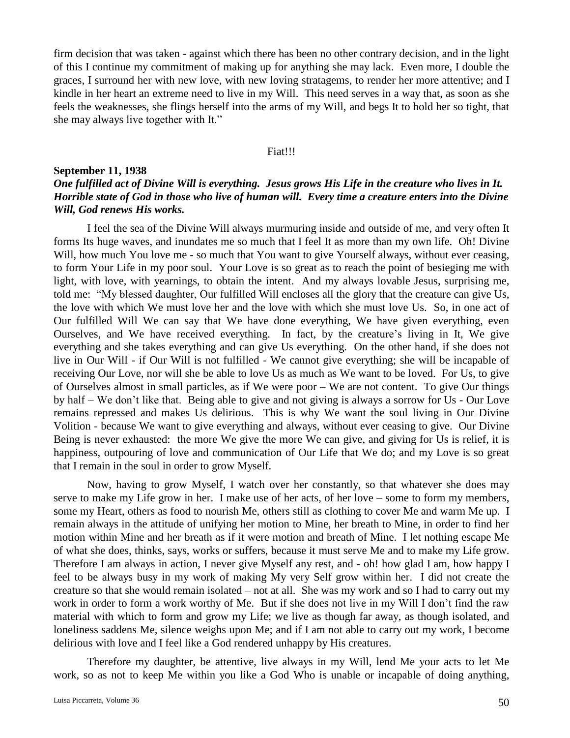firm decision that was taken - against which there has been no other contrary decision, and in the light of this I continue my commitment of making up for anything she may lack. Even more, I double the graces, I surround her with new love, with new loving stratagems, to render her more attentive; and I kindle in her heart an extreme need to live in my Will. This need serves in a way that, as soon as she feels the weaknesses, she flings herself into the arms of my Will, and begs It to hold her so tight, that she may always live together with It."

Fiat!!!

**September 11, 1938**

***One fulfilled act of Divine Will is everything. Jesus grows His Life in the creature who lives in It. Horrible state of God in those who live of human will. Every time a creature enters into the Divine Will, God renews His works.***

I feel the sea of the Divine Will always murmuring inside and outside of me, and very often It forms Its huge waves, and inundates me so much that I feel It as more than my own life. Oh! Divine Will, how much You love me - so much that You want to give Yourself always, without ever ceasing, to form Your Life in my poor soul. Your Love is so great as to reach the point of besieging me with light, with love, with yearnings, to obtain the intent. And my always lovable Jesus, surprising me, told me: "My blessed daughter, Our fulfilled Will encloses all the glory that the creature can give Us, the love with which We must love her and the love with which she must love Us. So, in one act of Our fulfilled Will We can say that We have done everything, We have given everything, even Ourselves, and We have received everything. In fact, by the creature's living in It, We give everything and she takes everything and can give Us everything. On the other hand, if she does not live in Our Will - if Our Will is not fulfilled - We cannot give everything; she will be incapable of receiving Our Love, nor will she be able to love Us as much as We want to be loved. For Us, to give of Ourselves almost in small particles, as if We were poor – We are not content. To give Our things by half – We don't like that. Being able to give and not giving is always a sorrow for Us - Our Love remains repressed and makes Us delirious. This is why We want the soul living in Our Divine Volition - because We want to give everything and always, without ever ceasing to give. Our Divine Being is never exhausted: the more We give the more We can give, and giving for Us is relief, it is happiness, outpouring of love and communication of Our Life that We do; and my Love is so great that I remain in the soul in order to grow Myself.

Now, having to grow Myself, I watch over her constantly, so that whatever she does may serve to make my Life grow in her. I make use of her acts, of her love – some to form my members, some my Heart, others as food to nourish Me, others still as clothing to cover Me and warm Me up. I remain always in the attitude of unifying her motion to Mine, her breath to Mine, in order to find her motion within Mine and her breath as if it were motion and breath of Mine. I let nothing escape Me of what she does, thinks, says, works or suffers, because it must serve Me and to make my Life grow. Therefore I am always in action, I never give Myself any rest, and - oh! how glad I am, how happy I feel to be always busy in my work of making My very Self grow within her. I did not create the creature so that she would remain isolated – not at all. She was my work and so I had to carry out my work in order to form a work worthy of Me. But if she does not live in my Will I don't find the raw material with which to form and grow my Life; we live as though far away, as though isolated, and loneliness saddens Me, silence weighs upon Me; and if I am not able to carry out my work, I become delirious with love and I feel like a God rendered unhappy by His creatures.

Therefore my daughter, be attentive, live always in my Will, lend Me your acts to let Me work, so as not to keep Me within you like a God Who is unable or incapable of doing anything,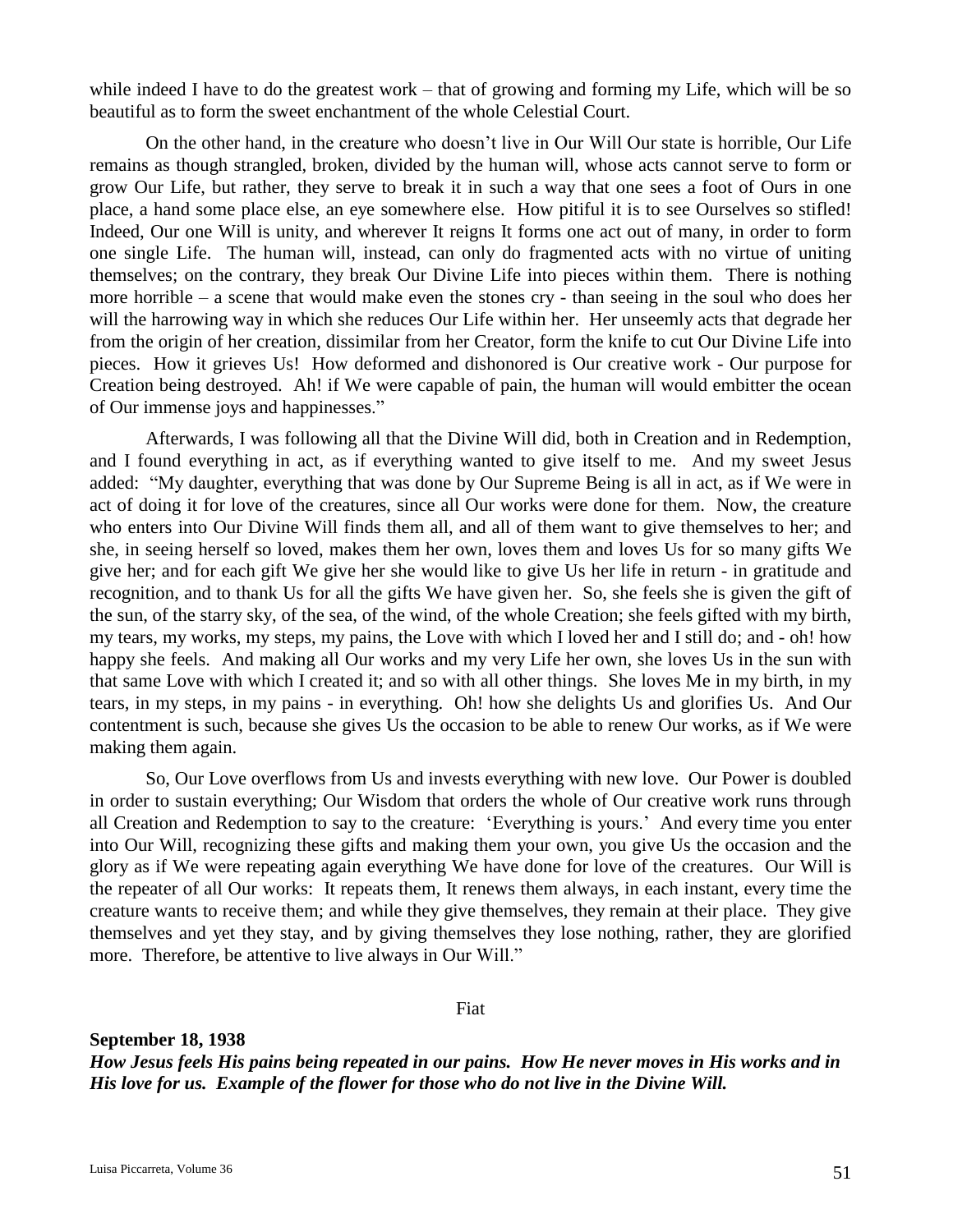while indeed I have to do the greatest work – that of growing and forming my Life, which will be so beautiful as to form the sweet enchantment of the whole Celestial Court.

On the other hand, in the creature who doesn't live in Our Will Our state is horrible, Our Life remains as though strangled, broken, divided by the human will, whose acts cannot serve to form or grow Our Life, but rather, they serve to break it in such a way that one sees a foot of Ours in one place, a hand some place else, an eye somewhere else. How pitiful it is to see Ourselves so stifled! Indeed, Our one Will is unity, and wherever It reigns It forms one act out of many, in order to form one single Life. The human will, instead, can only do fragmented acts with no virtue of uniting themselves; on the contrary, they break Our Divine Life into pieces within them. There is nothing more horrible – a scene that would make even the stones cry - than seeing in the soul who does her will the harrowing way in which she reduces Our Life within her. Her unseemly acts that degrade her from the origin of her creation, dissimilar from her Creator, form the knife to cut Our Divine Life into pieces. How it grieves Us! How deformed and dishonored is Our creative work - Our purpose for Creation being destroyed. Ah! if We were capable of pain, the human will would embitter the ocean of Our immense joys and happinesses."

Afterwards, I was following all that the Divine Will did, both in Creation and in Redemption, and I found everything in act, as if everything wanted to give itself to me. And my sweet Jesus added: "My daughter, everything that was done by Our Supreme Being is all in act, as if We were in act of doing it for love of the creatures, since all Our works were done for them. Now, the creature who enters into Our Divine Will finds them all, and all of them want to give themselves to her; and she, in seeing herself so loved, makes them her own, loves them and loves Us for so many gifts We give her; and for each gift We give her she would like to give Us her life in return - in gratitude and recognition, and to thank Us for all the gifts We have given her. So, she feels she is given the gift of the sun, of the starry sky, of the sea, of the wind, of the whole Creation; she feels gifted with my birth, my tears, my works, my steps, my pains, the Love with which I loved her and I still do; and - oh! how happy she feels. And making all Our works and my very Life her own, she loves Us in the sun with that same Love with which I created it; and so with all other things. She loves Me in my birth, in my tears, in my steps, in my pains - in everything. Oh! how she delights Us and glorifies Us. And Our contentment is such, because she gives Us the occasion to be able to renew Our works, as if We were making them again.

So, Our Love overflows from Us and invests everything with new love. Our Power is doubled in order to sustain everything; Our Wisdom that orders the whole of Our creative work runs through all Creation and Redemption to say to the creature: 'Everything is yours.' And every time you enter into Our Will, recognizing these gifts and making them your own, you give Us the occasion and the glory as if We were repeating again everything We have done for love of the creatures. Our Will is the repeater of all Our works: It repeats them, It renews them always, in each instant, every time the creature wants to receive them; and while they give themselves, they remain at their place. They give themselves and yet they stay, and by giving themselves they lose nothing, rather, they are glorified more. Therefore, be attentive to live always in Our Will."

Fiat

**September 18, 1938**

***How Jesus feels His pains being repeated in our pains. How He never moves in His works and in His love for us. Example of the flower for those who do not live in the Divine Will.***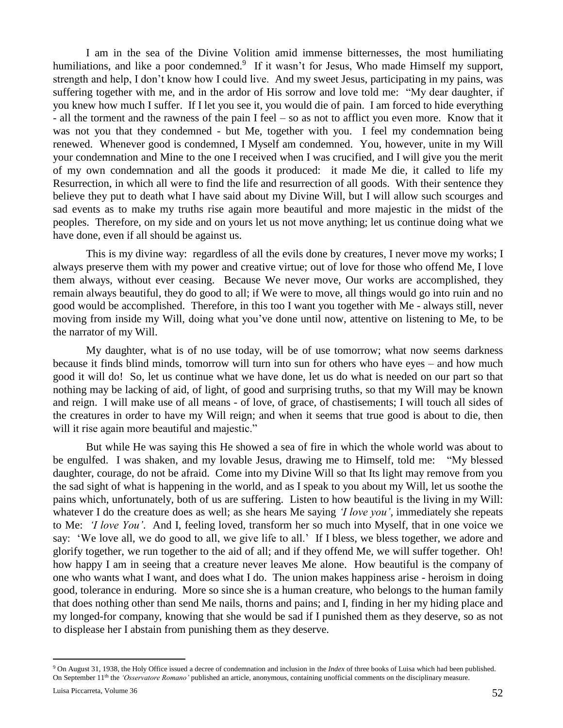I am in the sea of the Divine Volition amid immense bitternesses, the most humiliating humiliations, and like a poor condemned.[9] If it wasn't for Jesus, Who made Himself my support, strength and help, I don't know how I could live. And my sweet Jesus, participating in my pains, was suffering together with me, and in the ardor of His sorrow and love told me: "My dear daughter, if you knew how much I suffer. If I let you see it, you would die of pain. I am forced to hide everything - all the torment and the rawness of the pain I feel – so as not to afflict you even more. Know that it was not you that they condemned - but Me, together with you. I feel my condemnation being renewed. Whenever good is condemned, I Myself am condemned. You, however, unite in my Will your condemnation and Mine to the one I received when I was crucified, and I will give you the merit of my own condemnation and all the goods it produced: it made Me die, it called to life my Resurrection, in which all were to find the life and resurrection of all goods. With their sentence they believe they put to death what I have said about my Divine Will, but I will allow such scourges and sad events as to make my truths rise again more beautiful and more majestic in the midst of the peoples. Therefore, on my side and on yours let us not move anything; let us continue doing what we have done, even if all should be against us.

This is my divine way: regardless of all the evils done by creatures, I never move my works; I always preserve them with my power and creative virtue; out of love for those who offend Me, I love them always, without ever ceasing. Because We never move, Our works are accomplished, they remain always beautiful, they do good to all; if We were to move, all things would go into ruin and no good would be accomplished. Therefore, in this too I want you together with Me - always still, never moving from inside my Will, doing what you've done until now, attentive on listening to Me, to be the narrator of my Will.

My daughter, what is of no use today, will be of use tomorrow; what now seems darkness because it finds blind minds, tomorrow will turn into sun for others who have eyes – and how much good it will do! So, let us continue what we have done, let us do what is needed on our part so that nothing may be lacking of aid, of light, of good and surprising truths, so that my Will may be known and reign. I will make use of all means - of love, of grace, of chastisements; I will touch all sides of the creatures in order to have my Will reign; and when it seems that true good is about to die, then will it rise again more beautiful and majestic."

But while He was saying this He showed a sea of fire in which the whole world was about to be engulfed. I was shaken, and my lovable Jesus, drawing me to Himself, told me: "My blessed daughter, courage, do not be afraid. Come into my Divine Will so that Its light may remove from you the sad sight of what is happening in the world, and as I speak to you about my Will, let us soothe the pains which, unfortunately, both of us are suffering. Listen to how beautiful is the living in my Will: whatever I do the creature does as well; as she hears Me saying *'I love you'*, immediately she repeats to Me: *'I love You'*. And I, feeling loved, transform her so much into Myself, that in one voice we say: 'We love all, we do good to all, we give life to all.' If I bless, we bless together, we adore and glorify together, we run together to the aid of all; and if they offend Me, we will suffer together. Oh! how happy I am in seeing that a creature never leaves Me alone. How beautiful is the company of one who wants what I want, and does what I do. The union makes happiness arise - heroism in doing good, tolerance in enduring. More so since she is a human creature, who belongs to the human family that does nothing other than send Me nails, thorns and pains; and I, finding in her my hiding place and my longed-for company, knowing that she would be sad if I punished them as they deserve, so as not to displease her I abstain from punishing them as they deserve.

---

[9] On August 31, 1938, the Holy Office issued a decree of condemnation and inclusion in the *Index* of three books of Luisa which had been published. On September 11th the *'Osservatore Romano'* published an article, anonymous, containing unofficial comments on the disciplinary measure.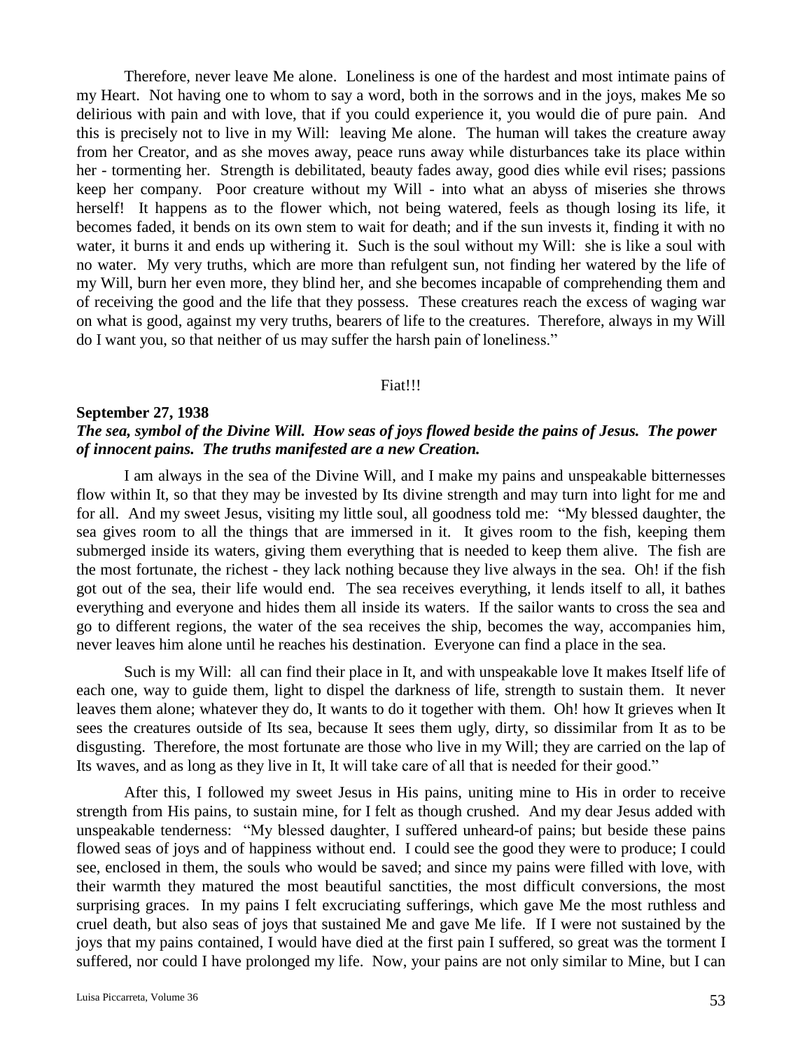Therefore, never leave Me alone. Loneliness is one of the hardest and most intimate pains of my Heart. Not having one to whom to say a word, both in the sorrows and in the joys, makes Me so delirious with pain and with love, that if you could experience it, you would die of pure pain. And this is precisely not to live in my Will: leaving Me alone. The human will takes the creature away from her Creator, and as she moves away, peace runs away while disturbances take its place within her - tormenting her. Strength is debilitated, beauty fades away, good dies while evil rises; passions keep her company. Poor creature without my Will - into what an abyss of miseries she throws herself! It happens as to the flower which, not being watered, feels as though losing its life, it becomes faded, it bends on its own stem to wait for death; and if the sun invests it, finding it with no water, it burns it and ends up withering it. Such is the soul without my Will: she is like a soul with no water. My very truths, which are more than refulgent sun, not finding her watered by the life of my Will, burn her even more, they blind her, and she becomes incapable of comprehending them and of receiving the good and the life that they possess. These creatures reach the excess of waging war on what is good, against my very truths, bearers of life to the creatures. Therefore, always in my Will do I want you, so that neither of us may suffer the harsh pain of loneliness."

Fiat!!!

**September 27, 1938**

***The sea, symbol of the Divine Will. How seas of joys flowed beside the pains of Jesus. The power of innocent pains. The truths manifested are a new Creation.***

I am always in the sea of the Divine Will, and I make my pains and unspeakable bitternesses flow within It, so that they may be invested by Its divine strength and may turn into light for me and for all. And my sweet Jesus, visiting my little soul, all goodness told me: "My blessed daughter, the sea gives room to all the things that are immersed in it. It gives room to the fish, keeping them submerged inside its waters, giving them everything that is needed to keep them alive. The fish are the most fortunate, the richest - they lack nothing because they live always in the sea. Oh! if the fish got out of the sea, their life would end. The sea receives everything, it lends itself to all, it bathes everything and everyone and hides them all inside its waters. If the sailor wants to cross the sea and go to different regions, the water of the sea receives the ship, becomes the way, accompanies him, never leaves him alone until he reaches his destination. Everyone can find a place in the sea.

Such is my Will: all can find their place in It, and with unspeakable love It makes Itself life of each one, way to guide them, light to dispel the darkness of life, strength to sustain them. It never leaves them alone; whatever they do, It wants to do it together with them. Oh! how It grieves when It sees the creatures outside of Its sea, because It sees them ugly, dirty, so dissimilar from It as to be disgusting. Therefore, the most fortunate are those who live in my Will; they are carried on the lap of Its waves, and as long as they live in It, It will take care of all that is needed for their good."

After this, I followed my sweet Jesus in His pains, uniting mine to His in order to receive strength from His pains, to sustain mine, for I felt as though crushed. And my dear Jesus added with unspeakable tenderness: "My blessed daughter, I suffered unheard-of pains; but beside these pains flowed seas of joys and of happiness without end. I could see the good they were to produce; I could see, enclosed in them, the souls who would be saved; and since my pains were filled with love, with their warmth they matured the most beautiful sanctities, the most difficult conversions, the most surprising graces. In my pains I felt excruciating sufferings, which gave Me the most ruthless and cruel death, but also seas of joys that sustained Me and gave Me life. If I were not sustained by the joys that my pains contained, I would have died at the first pain I suffered, so great was the torment I suffered, nor could I have prolonged my life. Now, your pains are not only similar to Mine, but I can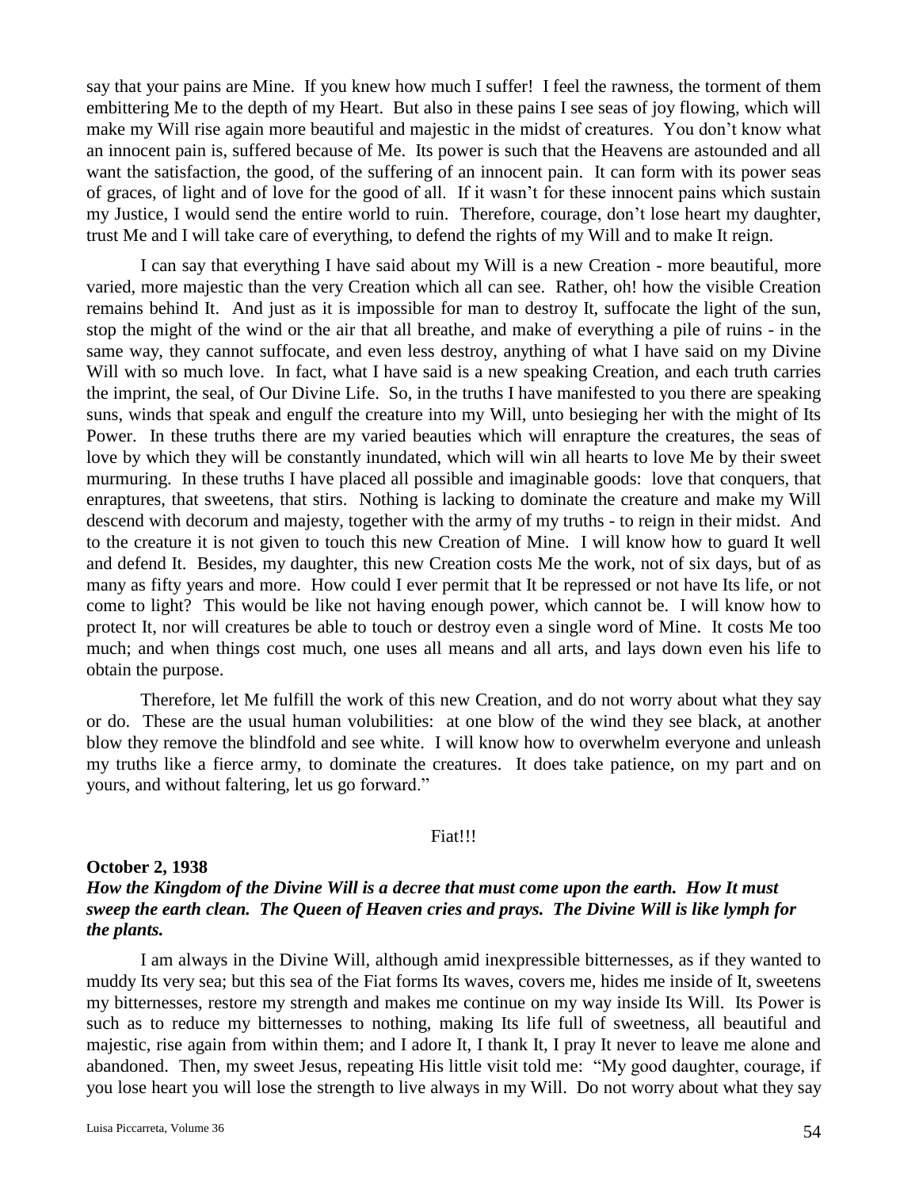say that your pains are Mine. If you knew how much I suffer! I feel the rawness, the torment of them embittering Me to the depth of my Heart. But also in these pains I see seas of joy flowing, which will make my Will rise again more beautiful and majestic in the midst of creatures. You don't know what an innocent pain is, suffered because of Me. Its power is such that the Heavens are astounded and all want the satisfaction, the good, of the suffering of an innocent pain. It can form with its power seas of graces, of light and of love for the good of all. If it wasn't for these innocent pains which sustain my Justice, I would send the entire world to ruin. Therefore, courage, don't lose heart my daughter, trust Me and I will take care of everything, to defend the rights of my Will and to make It reign.

I can say that everything I have said about my Will is a new Creation - more beautiful, more varied, more majestic than the very Creation which all can see. Rather, oh! how the visible Creation remains behind It. And just as it is impossible for man to destroy It, suffocate the light of the sun, stop the might of the wind or the air that all breathe, and make of everything a pile of ruins - in the same way, they cannot suffocate, and even less destroy, anything of what I have said on my Divine Will with so much love. In fact, what I have said is a new speaking Creation, and each truth carries the imprint, the seal, of Our Divine Life. So, in the truths I have manifested to you there are speaking suns, winds that speak and engulf the creature into my Will, unto besieging her with the might of Its Power. In these truths there are my varied beauties which will enrapture the creatures, the seas of love by which they will be constantly inundated, which will win all hearts to love Me by their sweet murmuring. In these truths I have placed all possible and imaginable goods: love that conquers, that enraptures, that sweetens, that stirs. Nothing is lacking to dominate the creature and make my Will descend with decorum and majesty, together with the army of my truths - to reign in their midst. And to the creature it is not given to touch this new Creation of Mine. I will know how to guard It well and defend It. Besides, my daughter, this new Creation costs Me the work, not of six days, but of as many as fifty years and more. How could I ever permit that It be repressed or not have Its life, or not come to light? This would be like not having enough power, which cannot be. I will know how to protect It, nor will creatures be able to touch or destroy even a single word of Mine. It costs Me too much; and when things cost much, one uses all means and all arts, and lays down even his life to obtain the purpose.

Therefore, let Me fulfill the work of this new Creation, and do not worry about what they say or do. These are the usual human volubilities: at one blow of the wind they see black, at another blow they remove the blindfold and see white. I will know how to overwhelm everyone and unleash my truths like a fierce army, to dominate the creatures. It does take patience, on my part and on yours, and without faltering, let us go forward."

Fiat!!!

**October 2, 1938**

***How the Kingdom of the Divine Will is a decree that must come upon the earth. How It must sweep the earth clean. The Queen of Heaven cries and prays. The Divine Will is like lymph for the plants.***

I am always in the Divine Will, although amid inexpressible bitternesses, as if they wanted to muddy Its very sea; but this sea of the Fiat forms Its waves, covers me, hides me inside of It, sweetens my bitternesses, restore my strength and makes me continue on my way inside Its Will. Its Power is such as to reduce my bitternesses to nothing, making Its life full of sweetness, all beautiful and majestic, rise again from within them; and I adore It, I thank It, I pray It never to leave me alone and abandoned. Then, my sweet Jesus, repeating His little visit told me: "My good daughter, courage, if you lose heart you will lose the strength to live always in my Will. Do not worry about what they say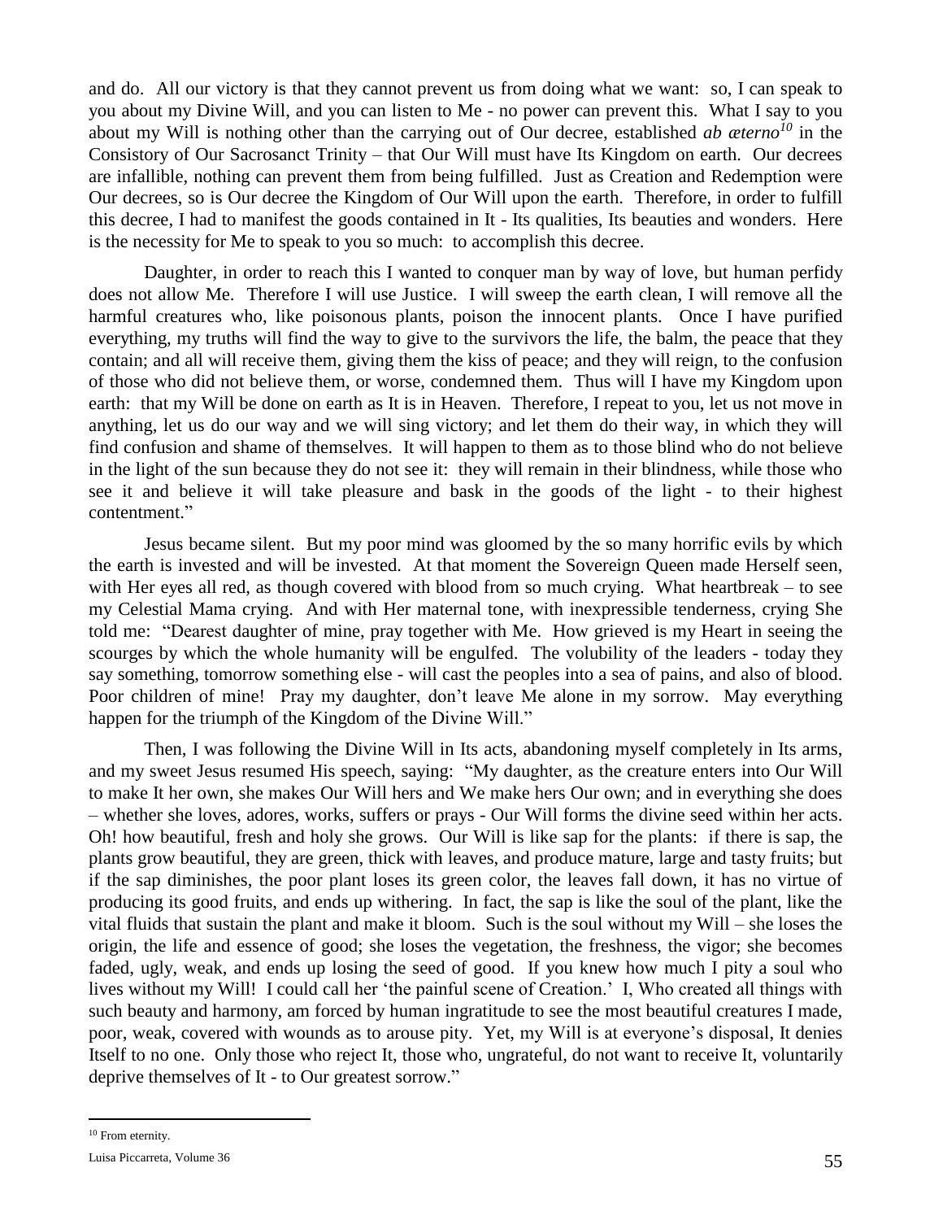and do. All our victory is that they cannot prevent us from doing what we want: so, I can speak to you about my Divine Will, and you can listen to Me - no power can prevent this. What I say to you about my Will is nothing other than the carrying out of Our decree, established *ab æterno*[10] in the Consistory of Our Sacrosanct Trinity – that Our Will must have Its Kingdom on earth. Our decrees are infallible, nothing can prevent them from being fulfilled. Just as Creation and Redemption were Our decrees, so is Our decree the Kingdom of Our Will upon the earth. Therefore, in order to fulfill this decree, I had to manifest the goods contained in It - Its qualities, Its beauties and wonders. Here is the necessity for Me to speak to you so much: to accomplish this decree.

Daughter, in order to reach this I wanted to conquer man by way of love, but human perfidy does not allow Me. Therefore I will use Justice. I will sweep the earth clean, I will remove all the harmful creatures who, like poisonous plants, poison the innocent plants. Once I have purified everything, my truths will find the way to give to the survivors the life, the balm, the peace that they contain; and all will receive them, giving them the kiss of peace; and they will reign, to the confusion of those who did not believe them, or worse, condemned them. Thus will I have my Kingdom upon earth: that my Will be done on earth as It is in Heaven. Therefore, I repeat to you, let us not move in anything, let us do our way and we will sing victory; and let them do their way, in which they will find confusion and shame of themselves. It will happen to them as to those blind who do not believe in the light of the sun because they do not see it: they will remain in their blindness, while those who see it and believe it will take pleasure and bask in the goods of the light - to their highest contentment."

Jesus became silent. But my poor mind was gloomed by the so many horrific evils by which the earth is invested and will be invested. At that moment the Sovereign Queen made Herself seen, with Her eyes all red, as though covered with blood from so much crying. What heartbreak – to see my Celestial Mama crying. And with Her maternal tone, with inexpressible tenderness, crying She told me: "Dearest daughter of mine, pray together with Me. How grieved is my Heart in seeing the scourges by which the whole humanity will be engulfed. The volubility of the leaders - today they say something, tomorrow something else - will cast the peoples into a sea of pains, and also of blood. Poor children of mine! Pray my daughter, don't leave Me alone in my sorrow. May everything happen for the triumph of the Kingdom of the Divine Will."

Then, I was following the Divine Will in Its acts, abandoning myself completely in Its arms, and my sweet Jesus resumed His speech, saying: "My daughter, as the creature enters into Our Will to make It her own, she makes Our Will hers and We make hers Our own; and in everything she does – whether she loves, adores, works, suffers or prays - Our Will forms the divine seed within her acts. Oh! how beautiful, fresh and holy she grows. Our Will is like sap for the plants: if there is sap, the plants grow beautiful, they are green, thick with leaves, and produce mature, large and tasty fruits; but if the sap diminishes, the poor plant loses its green color, the leaves fall down, it has no virtue of producing its good fruits, and ends up withering. In fact, the sap is like the soul of the plant, like the vital fluids that sustain the plant and make it bloom. Such is the soul without my Will – she loses the origin, the life and essence of good; she loses the vegetation, the freshness, the vigor; she becomes faded, ugly, weak, and ends up losing the seed of good. If you knew how much I pity a soul who lives without my Will! I could call her 'the painful scene of Creation.' I, Who created all things with such beauty and harmony, am forced by human ingratitude to see the most beautiful creatures I made, poor, weak, covered with wounds as to arouse pity. Yet, my Will is at everyone's disposal, It denies Itself to no one. Only those who reject It, those who, ungrateful, do not want to receive It, voluntarily deprive themselves of It - to Our greatest sorrow."

---

[10] From eternity.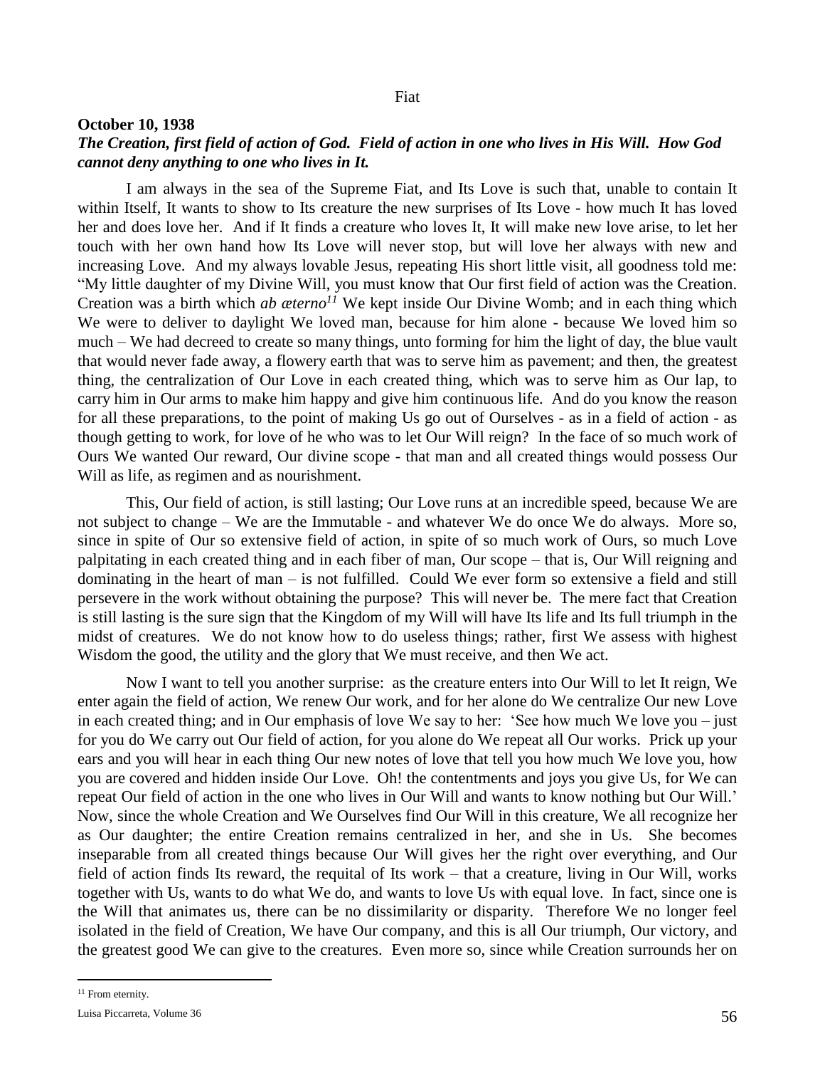Fiat

**October 10, 1938**

***The Creation, first field of action of God. Field of action in one who lives in His Will. How God cannot deny anything to one who lives in It.***

I am always in the sea of the Supreme Fiat, and Its Love is such that, unable to contain It within Itself, It wants to show to Its creature the new surprises of Its Love - how much It has loved her and does love her. And if It finds a creature who loves It, It will make new love arise, to let her touch with her own hand how Its Love will never stop, but will love her always with new and increasing Love. And my always lovable Jesus, repeating His short little visit, all goodness told me: "My little daughter of my Divine Will, you must know that Our first field of action was the Creation. Creation was a birth which *ab æterno*[11] We kept inside Our Divine Womb; and in each thing which We were to deliver to daylight We loved man, because for him alone - because We loved him so much – We had decreed to create so many things, unto forming for him the light of day, the blue vault that would never fade away, a flowery earth that was to serve him as pavement; and then, the greatest thing, the centralization of Our Love in each created thing, which was to serve him as Our lap, to carry him in Our arms to make him happy and give him continuous life. And do you know the reason for all these preparations, to the point of making Us go out of Ourselves - as in a field of action - as though getting to work, for love of he who was to let Our Will reign? In the face of so much work of Ours We wanted Our reward, Our divine scope - that man and all created things would possess Our Will as life, as regimen and as nourishment.

This, Our field of action, is still lasting; Our Love runs at an incredible speed, because We are not subject to change – We are the Immutable - and whatever We do once We do always. More so, since in spite of Our so extensive field of action, in spite of so much work of Ours, so much Love palpitating in each created thing and in each fiber of man, Our scope – that is, Our Will reigning and dominating in the heart of man – is not fulfilled. Could We ever form so extensive a field and still persevere in the work without obtaining the purpose? This will never be. The mere fact that Creation is still lasting is the sure sign that the Kingdom of my Will will have Its life and Its full triumph in the midst of creatures. We do not know how to do useless things; rather, first We assess with highest Wisdom the good, the utility and the glory that We must receive, and then We act.

Now I want to tell you another surprise: as the creature enters into Our Will to let It reign, We enter again the field of action, We renew Our work, and for her alone do We centralize Our new Love in each created thing; and in Our emphasis of love We say to her: 'See how much We love you – just for you do We carry out Our field of action, for you alone do We repeat all Our works. Prick up your ears and you will hear in each thing Our new notes of love that tell you how much We love you, how you are covered and hidden inside Our Love. Oh! the contentments and joys you give Us, for We can repeat Our field of action in the one who lives in Our Will and wants to know nothing but Our Will.' Now, since the whole Creation and We Ourselves find Our Will in this creature, We all recognize her as Our daughter; the entire Creation remains centralized in her, and she in Us. She becomes inseparable from all created things because Our Will gives her the right over everything, and Our field of action finds Its reward, the requital of Its work – that a creature, living in Our Will, works together with Us, wants to do what We do, and wants to love Us with equal love. In fact, since one is the Will that animates us, there can be no dissimilarity or disparity. Therefore We no longer feel isolated in the field of Creation, We have Our company, and this is all Our triumph, Our victory, and the greatest good We can give to the creatures. Even more so, since while Creation surrounds her on

[11] From eternity.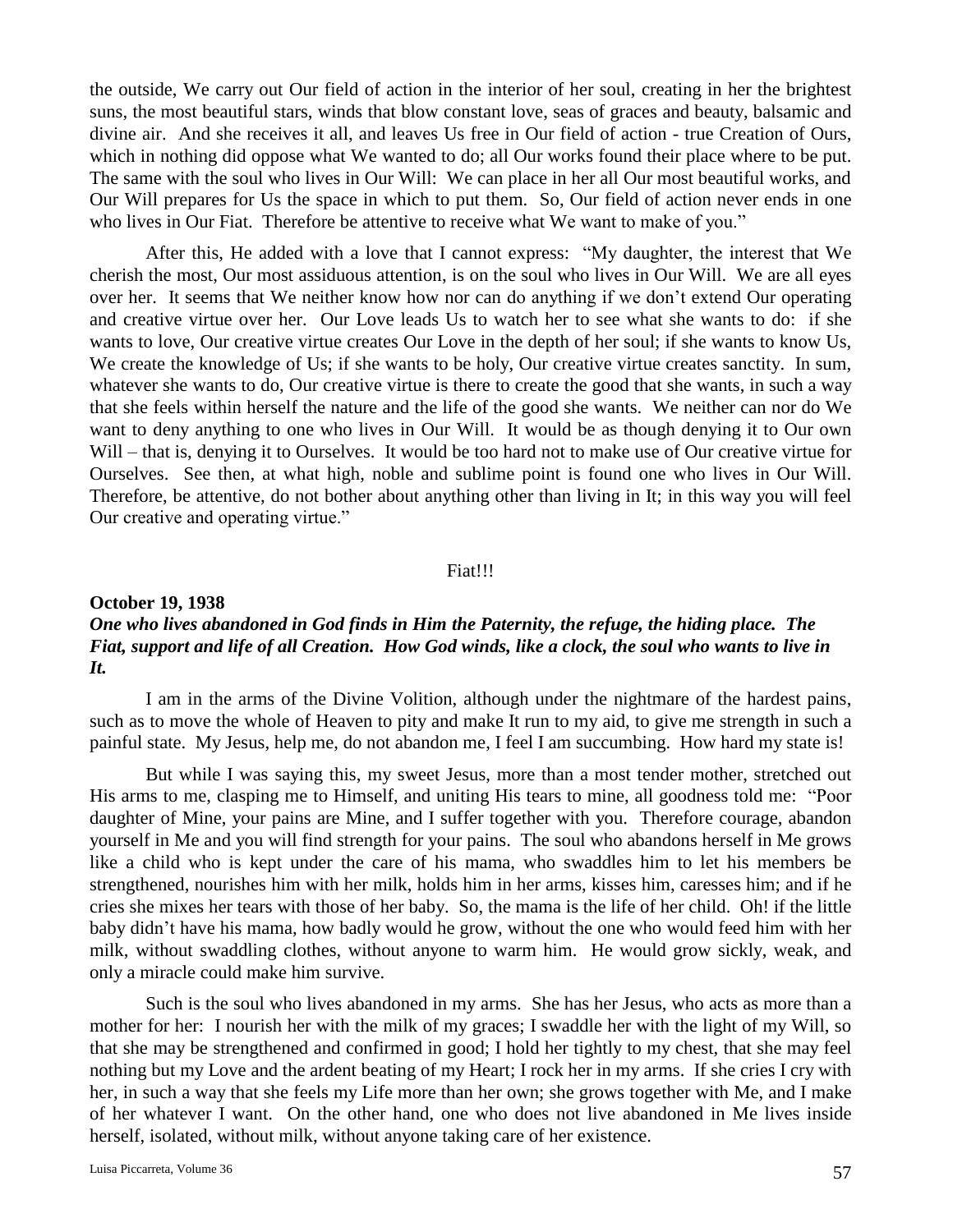the outside, We carry out Our field of action in the interior of her soul, creating in her the brightest suns, the most beautiful stars, winds that blow constant love, seas of graces and beauty, balsamic and divine air. And she receives it all, and leaves Us free in Our field of action - true Creation of Ours, which in nothing did oppose what We wanted to do; all Our works found their place where to be put. The same with the soul who lives in Our Will: We can place in her all Our most beautiful works, and Our Will prepares for Us the space in which to put them. So, Our field of action never ends in one who lives in Our Fiat. Therefore be attentive to receive what We want to make of you."

After this, He added with a love that I cannot express: "My daughter, the interest that We cherish the most, Our most assiduous attention, is on the soul who lives in Our Will. We are all eyes over her. It seems that We neither know how nor can do anything if we don't extend Our operating and creative virtue over her. Our Love leads Us to watch her to see what she wants to do: if she wants to love, Our creative virtue creates Our Love in the depth of her soul; if she wants to know Us, We create the knowledge of Us; if she wants to be holy, Our creative virtue creates sanctity. In sum, whatever she wants to do, Our creative virtue is there to create the good that she wants, in such a way that she feels within herself the nature and the life of the good she wants. We neither can nor do We want to deny anything to one who lives in Our Will. It would be as though denying it to Our own Will – that is, denying it to Ourselves. It would be too hard not to make use of Our creative virtue for Ourselves. See then, at what high, noble and sublime point is found one who lives in Our Will. Therefore, be attentive, do not bother about anything other than living in It; in this way you will feel Our creative and operating virtue."

Fiat!!!

**October 19, 1938**

***One who lives abandoned in God finds in Him the Paternity, the refuge, the hiding place. The Fiat, support and life of all Creation. How God winds, like a clock, the soul who wants to live in It.***

I am in the arms of the Divine Volition, although under the nightmare of the hardest pains, such as to move the whole of Heaven to pity and make It run to my aid, to give me strength in such a painful state. My Jesus, help me, do not abandon me, I feel I am succumbing. How hard my state is!

But while I was saying this, my sweet Jesus, more than a most tender mother, stretched out His arms to me, clasping me to Himself, and uniting His tears to mine, all goodness told me: "Poor daughter of Mine, your pains are Mine, and I suffer together with you. Therefore courage, abandon yourself in Me and you will find strength for your pains. The soul who abandons herself in Me grows like a child who is kept under the care of his mama, who swaddles him to let his members be strengthened, nourishes him with her milk, holds him in her arms, kisses him, caresses him; and if he cries she mixes her tears with those of her baby. So, the mama is the life of her child. Oh! if the little baby didn't have his mama, how badly would he grow, without the one who would feed him with her milk, without swaddling clothes, without anyone to warm him. He would grow sickly, weak, and only a miracle could make him survive.

Such is the soul who lives abandoned in my arms. She has her Jesus, who acts as more than a mother for her: I nourish her with the milk of my graces; I swaddle her with the light of my Will, so that she may be strengthened and confirmed in good; I hold her tightly to my chest, that she may feel nothing but my Love and the ardent beating of my Heart; I rock her in my arms. If she cries I cry with her, in such a way that she feels my Life more than her own; she grows together with Me, and I make of her whatever I want. On the other hand, one who does not live abandoned in Me lives inside herself, isolated, without milk, without anyone taking care of her existence.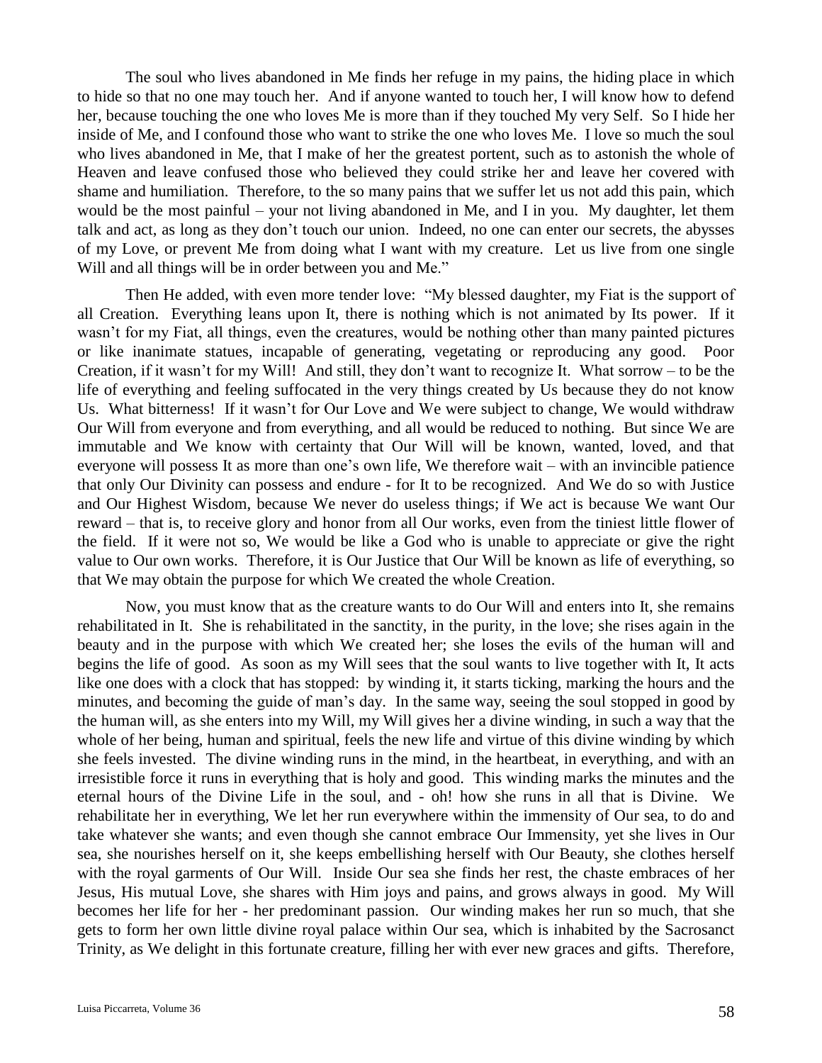The soul who lives abandoned in Me finds her refuge in my pains, the hiding place in which to hide so that no one may touch her. And if anyone wanted to touch her, I will know how to defend her, because touching the one who loves Me is more than if they touched My very Self. So I hide her inside of Me, and I confound those who want to strike the one who loves Me. I love so much the soul who lives abandoned in Me, that I make of her the greatest portent, such as to astonish the whole of Heaven and leave confused those who believed they could strike her and leave her covered with shame and humiliation. Therefore, to the so many pains that we suffer let us not add this pain, which would be the most painful – your not living abandoned in Me, and I in you. My daughter, let them talk and act, as long as they don't touch our union. Indeed, no one can enter our secrets, the abysses of my Love, or prevent Me from doing what I want with my creature. Let us live from one single Will and all things will be in order between you and Me."

Then He added, with even more tender love: "My blessed daughter, my Fiat is the support of all Creation. Everything leans upon It, there is nothing which is not animated by Its power. If it wasn't for my Fiat, all things, even the creatures, would be nothing other than many painted pictures or like inanimate statues, incapable of generating, vegetating or reproducing any good. Poor Creation, if it wasn't for my Will! And still, they don't want to recognize It. What sorrow – to be the life of everything and feeling suffocated in the very things created by Us because they do not know Us. What bitterness! If it wasn't for Our Love and We were subject to change, We would withdraw Our Will from everyone and from everything, and all would be reduced to nothing. But since We are immutable and We know with certainty that Our Will will be known, wanted, loved, and that everyone will possess It as more than one's own life, We therefore wait – with an invincible patience that only Our Divinity can possess and endure - for It to be recognized. And We do so with Justice and Our Highest Wisdom, because We never do useless things; if We act is because We want Our reward – that is, to receive glory and honor from all Our works, even from the tiniest little flower of the field. If it were not so, We would be like a God who is unable to appreciate or give the right value to Our own works. Therefore, it is Our Justice that Our Will be known as life of everything, so that We may obtain the purpose for which We created the whole Creation.

Now, you must know that as the creature wants to do Our Will and enters into It, she remains rehabilitated in It. She is rehabilitated in the sanctity, in the purity, in the love; she rises again in the beauty and in the purpose with which We created her; she loses the evils of the human will and begins the life of good. As soon as my Will sees that the soul wants to live together with It, It acts like one does with a clock that has stopped: by winding it, it starts ticking, marking the hours and the minutes, and becoming the guide of man's day. In the same way, seeing the soul stopped in good by the human will, as she enters into my Will, my Will gives her a divine winding, in such a way that the whole of her being, human and spiritual, feels the new life and virtue of this divine winding by which she feels invested. The divine winding runs in the mind, in the heartbeat, in everything, and with an irresistible force it runs in everything that is holy and good. This winding marks the minutes and the eternal hours of the Divine Life in the soul, and - oh! how she runs in all that is Divine. We rehabilitate her in everything, We let her run everywhere within the immensity of Our sea, to do and take whatever she wants; and even though she cannot embrace Our Immensity, yet she lives in Our sea, she nourishes herself on it, she keeps embellishing herself with Our Beauty, she clothes herself with the royal garments of Our Will. Inside Our sea she finds her rest, the chaste embraces of her Jesus, His mutual Love, she shares with Him joys and pains, and grows always in good. My Will becomes her life for her - her predominant passion. Our winding makes her run so much, that she gets to form her own little divine royal palace within Our sea, which is inhabited by the Sacrosanct Trinity, as We delight in this fortunate creature, filling her with ever new graces and gifts. Therefore,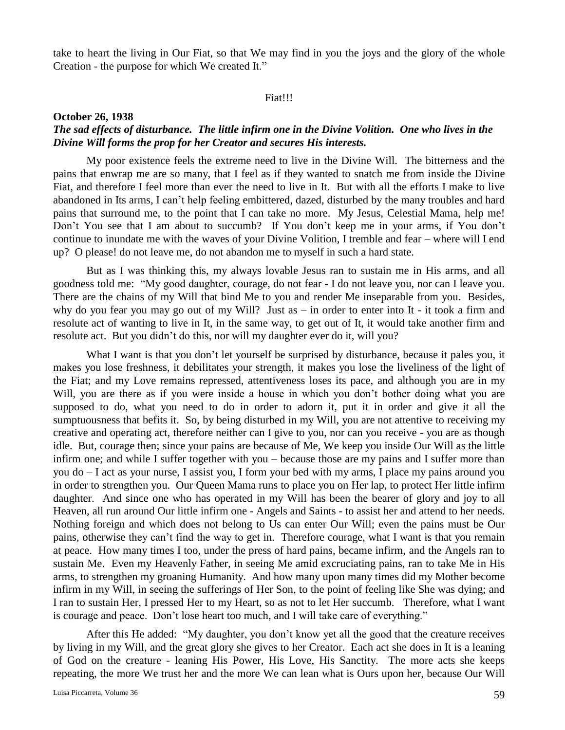take to heart the living in Our Fiat, so that We may find in you the joys and the glory of the whole Creation - the purpose for which We created It."

Fiat!!!

**October 26, 1938**

***The sad effects of disturbance. The little infirm one in the Divine Volition. One who lives in the Divine Will forms the prop for her Creator and secures His interests.***

My poor existence feels the extreme need to live in the Divine Will. The bitterness and the pains that enwrap me are so many, that I feel as if they wanted to snatch me from inside the Divine Fiat, and therefore I feel more than ever the need to live in It. But with all the efforts I make to live abandoned in Its arms, I can't help feeling embittered, dazed, disturbed by the many troubles and hard pains that surround me, to the point that I can take no more. My Jesus, Celestial Mama, help me! Don't You see that I am about to succumb? If You don't keep me in your arms, if You don't continue to inundate me with the waves of your Divine Volition, I tremble and fear – where will I end up? O please! do not leave me, do not abandon me to myself in such a hard state.

But as I was thinking this, my always lovable Jesus ran to sustain me in His arms, and all goodness told me: "My good daughter, courage, do not fear - I do not leave you, nor can I leave you. There are the chains of my Will that bind Me to you and render Me inseparable from you. Besides, why do you fear you may go out of my Will? Just as – in order to enter into It - it took a firm and resolute act of wanting to live in It, in the same way, to get out of It, it would take another firm and resolute act. But you didn't do this, nor will my daughter ever do it, will you?

What I want is that you don't let yourself be surprised by disturbance, because it pales you, it makes you lose freshness, it debilitates your strength, it makes you lose the liveliness of the light of the Fiat; and my Love remains repressed, attentiveness loses its pace, and although you are in my Will, you are there as if you were inside a house in which you don't bother doing what you are supposed to do, what you need to do in order to adorn it, put it in order and give it all the sumptuousness that befits it. So, by being disturbed in my Will, you are not attentive to receiving my creative and operating act, therefore neither can I give to you, nor can you receive - you are as though idle. But, courage then; since your pains are because of Me, We keep you inside Our Will as the little infirm one; and while I suffer together with you – because those are my pains and I suffer more than you do – I act as your nurse, I assist you, I form your bed with my arms, I place my pains around you in order to strengthen you. Our Queen Mama runs to place you on Her lap, to protect Her little infirm daughter. And since one who has operated in my Will has been the bearer of glory and joy to all Heaven, all run around Our little infirm one - Angels and Saints - to assist her and attend to her needs. Nothing foreign and which does not belong to Us can enter Our Will; even the pains must be Our pains, otherwise they can't find the way to get in. Therefore courage, what I want is that you remain at peace. How many times I too, under the press of hard pains, became infirm, and the Angels ran to sustain Me. Even my Heavenly Father, in seeing Me amid excruciating pains, ran to take Me in His arms, to strengthen my groaning Humanity. And how many upon many times did my Mother become infirm in my Will, in seeing the sufferings of Her Son, to the point of feeling like She was dying; and I ran to sustain Her, I pressed Her to my Heart, so as not to let Her succumb. Therefore, what I want is courage and peace. Don't lose heart too much, and I will take care of everything."

After this He added: "My daughter, you don't know yet all the good that the creature receives by living in my Will, and the great glory she gives to her Creator. Each act she does in It is a leaning of God on the creature - leaning His Power, His Love, His Sanctity. The more acts she keeps repeating, the more We trust her and the more We can lean what is Ours upon her, because Our Will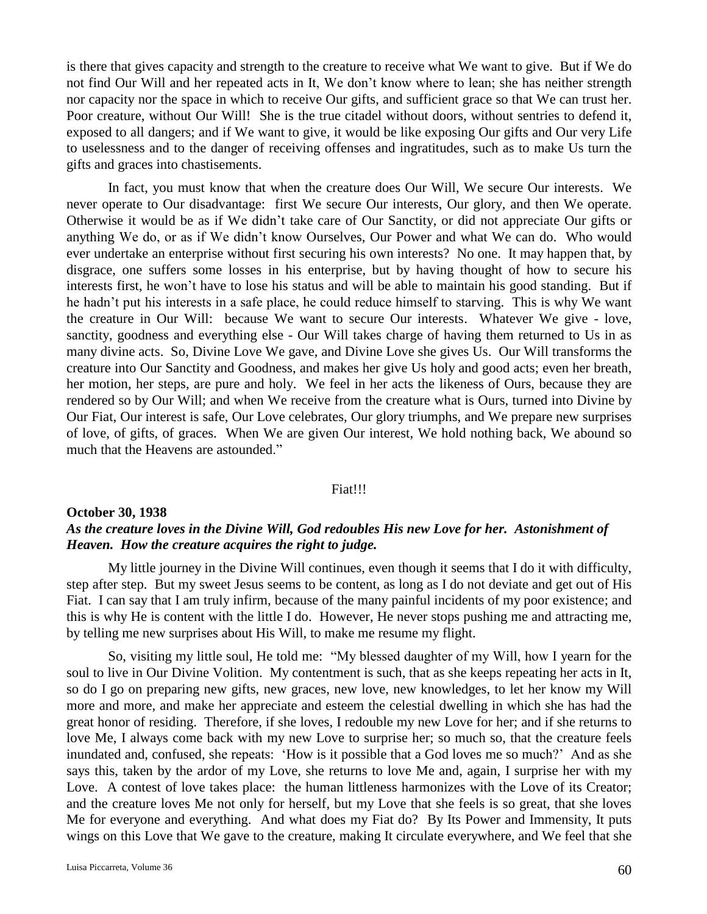is there that gives capacity and strength to the creature to receive what We want to give. But if We do not find Our Will and her repeated acts in It, We don't know where to lean; she has neither strength nor capacity nor the space in which to receive Our gifts, and sufficient grace so that We can trust her. Poor creature, without Our Will! She is the true citadel without doors, without sentries to defend it, exposed to all dangers; and if We want to give, it would be like exposing Our gifts and Our very Life to uselessness and to the danger of receiving offenses and ingratitudes, such as to make Us turn the gifts and graces into chastisements.

In fact, you must know that when the creature does Our Will, We secure Our interests. We never operate to Our disadvantage: first We secure Our interests, Our glory, and then We operate. Otherwise it would be as if We didn't take care of Our Sanctity, or did not appreciate Our gifts or anything We do, or as if We didn't know Ourselves, Our Power and what We can do. Who would ever undertake an enterprise without first securing his own interests? No one. It may happen that, by disgrace, one suffers some losses in his enterprise, but by having thought of how to secure his interests first, he won't have to lose his status and will be able to maintain his good standing. But if he hadn't put his interests in a safe place, he could reduce himself to starving. This is why We want the creature in Our Will: because We want to secure Our interests. Whatever We give - love, sanctity, goodness and everything else - Our Will takes charge of having them returned to Us in as many divine acts. So, Divine Love We gave, and Divine Love she gives Us. Our Will transforms the creature into Our Sanctity and Goodness, and makes her give Us holy and good acts; even her breath, her motion, her steps, are pure and holy. We feel in her acts the likeness of Ours, because they are rendered so by Our Will; and when We receive from the creature what is Ours, turned into Divine by Our Fiat, Our interest is safe, Our Love celebrates, Our glory triumphs, and We prepare new surprises of love, of gifts, of graces. When We are given Our interest, We hold nothing back, We abound so much that the Heavens are astounded."

Fiat!!!

**October 30, 1938**

***As the creature loves in the Divine Will, God redoubles His new Love for her. Astonishment of Heaven. How the creature acquires the right to judge.***

My little journey in the Divine Will continues, even though it seems that I do it with difficulty, step after step. But my sweet Jesus seems to be content, as long as I do not deviate and get out of His Fiat. I can say that I am truly infirm, because of the many painful incidents of my poor existence; and this is why He is content with the little I do. However, He never stops pushing me and attracting me, by telling me new surprises about His Will, to make me resume my flight.

So, visiting my little soul, He told me: "My blessed daughter of my Will, how I yearn for the soul to live in Our Divine Volition. My contentment is such, that as she keeps repeating her acts in It, so do I go on preparing new gifts, new graces, new love, new knowledges, to let her know my Will more and more, and make her appreciate and esteem the celestial dwelling in which she has had the great honor of residing. Therefore, if she loves, I redouble my new Love for her; and if she returns to love Me, I always come back with my new Love to surprise her; so much so, that the creature feels inundated and, confused, she repeats: 'How is it possible that a God loves me so much?' And as she says this, taken by the ardor of my Love, she returns to love Me and, again, I surprise her with my Love. A contest of love takes place: the human littleness harmonizes with the Love of its Creator; and the creature loves Me not only for herself, but my Love that she feels is so great, that she loves Me for everyone and everything. And what does my Fiat do? By Its Power and Immensity, It puts wings on this Love that We gave to the creature, making It circulate everywhere, and We feel that she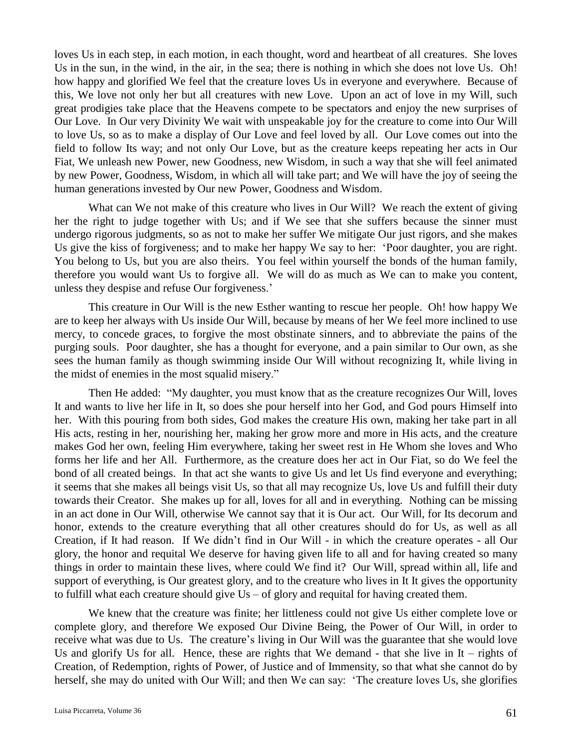loves Us in each step, in each motion, in each thought, word and heartbeat of all creatures. She loves Us in the sun, in the wind, in the air, in the sea; there is nothing in which she does not love Us. Oh! how happy and glorified We feel that the creature loves Us in everyone and everywhere. Because of this, We love not only her but all creatures with new Love. Upon an act of love in my Will, such great prodigies take place that the Heavens compete to be spectators and enjoy the new surprises of Our Love. In Our very Divinity We wait with unspeakable joy for the creature to come into Our Will to love Us, so as to make a display of Our Love and feel loved by all. Our Love comes out into the field to follow Its way; and not only Our Love, but as the creature keeps repeating her acts in Our Fiat, We unleash new Power, new Goodness, new Wisdom, in such a way that she will feel animated by new Power, Goodness, Wisdom, in which all will take part; and We will have the joy of seeing the human generations invested by Our new Power, Goodness and Wisdom.

What can We not make of this creature who lives in Our Will? We reach the extent of giving her the right to judge together with Us; and if We see that she suffers because the sinner must undergo rigorous judgments, so as not to make her suffer We mitigate Our just rigors, and she makes Us give the kiss of forgiveness; and to make her happy We say to her: 'Poor daughter, you are right. You belong to Us, but you are also theirs. You feel within yourself the bonds of the human family, therefore you would want Us to forgive all. We will do as much as We can to make you content, unless they despise and refuse Our forgiveness.'

This creature in Our Will is the new Esther wanting to rescue her people. Oh! how happy We are to keep her always with Us inside Our Will, because by means of her We feel more inclined to use mercy, to concede graces, to forgive the most obstinate sinners, and to abbreviate the pains of the purging souls. Poor daughter, she has a thought for everyone, and a pain similar to Our own, as she sees the human family as though swimming inside Our Will without recognizing It, while living in the midst of enemies in the most squalid misery."

Then He added: "My daughter, you must know that as the creature recognizes Our Will, loves It and wants to live her life in It, so does she pour herself into her God, and God pours Himself into her. With this pouring from both sides, God makes the creature His own, making her take part in all His acts, resting in her, nourishing her, making her grow more and more in His acts, and the creature makes God her own, feeling Him everywhere, taking her sweet rest in He Whom she loves and Who forms her life and her All. Furthermore, as the creature does her act in Our Fiat, so do We feel the bond of all created beings. In that act she wants to give Us and let Us find everyone and everything; it seems that she makes all beings visit Us, so that all may recognize Us, love Us and fulfill their duty towards their Creator. She makes up for all, loves for all and in everything. Nothing can be missing in an act done in Our Will, otherwise We cannot say that it is Our act. Our Will, for Its decorum and honor, extends to the creature everything that all other creatures should do for Us, as well as all Creation, if It had reason. If We didn't find in Our Will - in which the creature operates - all Our glory, the honor and requital We deserve for having given life to all and for having created so many things in order to maintain these lives, where could We find it? Our Will, spread within all, life and support of everything, is Our greatest glory, and to the creature who lives in It It gives the opportunity to fulfill what each creature should give Us – of glory and requital for having created them.

We knew that the creature was finite; her littleness could not give Us either complete love or complete glory, and therefore We exposed Our Divine Being, the Power of Our Will, in order to receive what was due to Us. The creature's living in Our Will was the guarantee that she would love Us and glorify Us for all. Hence, these are rights that We demand - that she live in It – rights of Creation, of Redemption, rights of Power, of Justice and of Immensity, so that what she cannot do by herself, she may do united with Our Will; and then We can say: 'The creature loves Us, she glorifies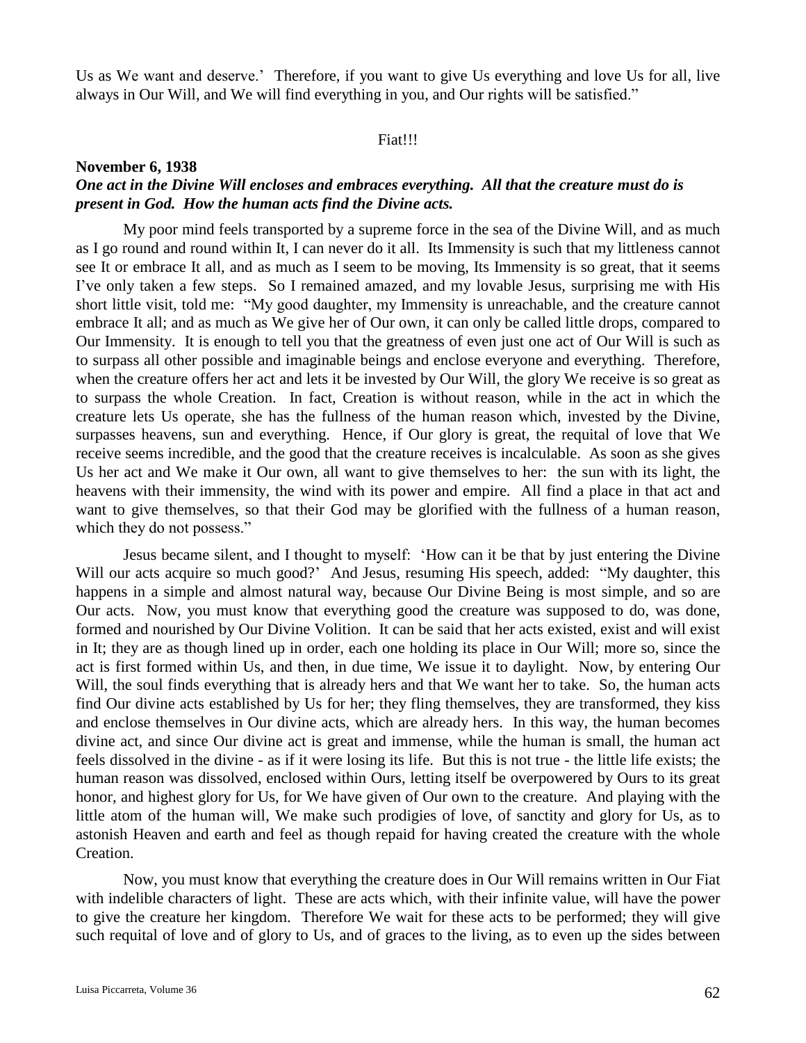Us as We want and deserve.' Therefore, if you want to give Us everything and love Us for all, live always in Our Will, and We will find everything in you, and Our rights will be satisfied."

Fiat!!!

**November 6, 1938**

***One act in the Divine Will encloses and embraces everything. All that the creature must do is present in God. How the human acts find the Divine acts.***

My poor mind feels transported by a supreme force in the sea of the Divine Will, and as much as I go round and round within It, I can never do it all. Its Immensity is such that my littleness cannot see It or embrace It all, and as much as I seem to be moving, Its Immensity is so great, that it seems I've only taken a few steps. So I remained amazed, and my lovable Jesus, surprising me with His short little visit, told me: "My good daughter, my Immensity is unreachable, and the creature cannot embrace It all; and as much as We give her of Our own, it can only be called little drops, compared to Our Immensity. It is enough to tell you that the greatness of even just one act of Our Will is such as to surpass all other possible and imaginable beings and enclose everyone and everything. Therefore, when the creature offers her act and lets it be invested by Our Will, the glory We receive is so great as to surpass the whole Creation. In fact, Creation is without reason, while in the act in which the creature lets Us operate, she has the fullness of the human reason which, invested by the Divine, surpasses heavens, sun and everything. Hence, if Our glory is great, the requital of love that We receive seems incredible, and the good that the creature receives is incalculable. As soon as she gives Us her act and We make it Our own, all want to give themselves to her: the sun with its light, the heavens with their immensity, the wind with its power and empire. All find a place in that act and want to give themselves, so that their God may be glorified with the fullness of a human reason, which they do not possess."

Jesus became silent, and I thought to myself: 'How can it be that by just entering the Divine Will our acts acquire so much good?' And Jesus, resuming His speech, added: "My daughter, this happens in a simple and almost natural way, because Our Divine Being is most simple, and so are Our acts. Now, you must know that everything good the creature was supposed to do, was done, formed and nourished by Our Divine Volition. It can be said that her acts existed, exist and will exist in It; they are as though lined up in order, each one holding its place in Our Will; more so, since the act is first formed within Us, and then, in due time, We issue it to daylight. Now, by entering Our Will, the soul finds everything that is already hers and that We want her to take. So, the human acts find Our divine acts established by Us for her; they fling themselves, they are transformed, they kiss and enclose themselves in Our divine acts, which are already hers. In this way, the human becomes divine act, and since Our divine act is great and immense, while the human is small, the human act feels dissolved in the divine - as if it were losing its life. But this is not true - the little life exists; the human reason was dissolved, enclosed within Ours, letting itself be overpowered by Ours to its great honor, and highest glory for Us, for We have given of Our own to the creature. And playing with the little atom of the human will, We make such prodigies of love, of sanctity and glory for Us, as to astonish Heaven and earth and feel as though repaid for having created the creature with the whole Creation.

Now, you must know that everything the creature does in Our Will remains written in Our Fiat with indelible characters of light. These are acts which, with their infinite value, will have the power to give the creature her kingdom. Therefore We wait for these acts to be performed; they will give such requital of love and of glory to Us, and of graces to the living, as to even up the sides between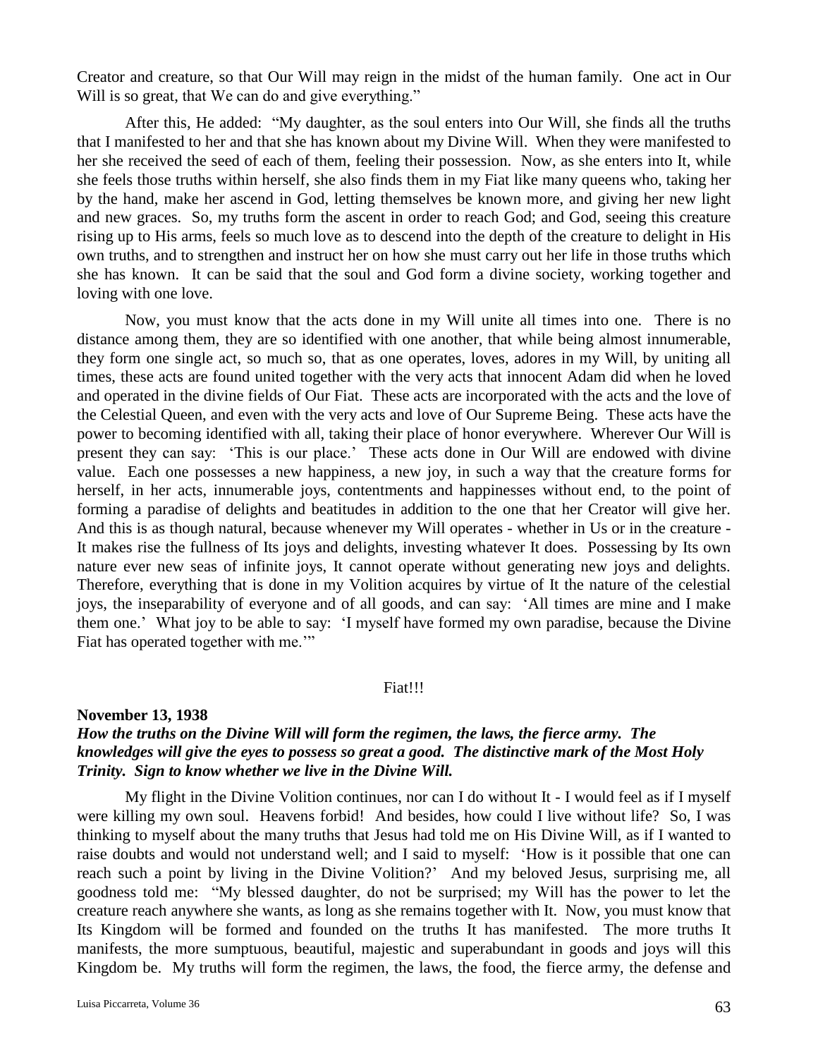Creator and creature, so that Our Will may reign in the midst of the human family. One act in Our Will is so great, that We can do and give everything."

After this, He added: "My daughter, as the soul enters into Our Will, she finds all the truths that I manifested to her and that she has known about my Divine Will. When they were manifested to her she received the seed of each of them, feeling their possession. Now, as she enters into It, while she feels those truths within herself, she also finds them in my Fiat like many queens who, taking her by the hand, make her ascend in God, letting themselves be known more, and giving her new light and new graces. So, my truths form the ascent in order to reach God; and God, seeing this creature rising up to His arms, feels so much love as to descend into the depth of the creature to delight in His own truths, and to strengthen and instruct her on how she must carry out her life in those truths which she has known. It can be said that the soul and God form a divine society, working together and loving with one love.

Now, you must know that the acts done in my Will unite all times into one. There is no distance among them, they are so identified with one another, that while being almost innumerable, they form one single act, so much so, that as one operates, loves, adores in my Will, by uniting all times, these acts are found united together with the very acts that innocent Adam did when he loved and operated in the divine fields of Our Fiat. These acts are incorporated with the acts and the love of the Celestial Queen, and even with the very acts and love of Our Supreme Being. These acts have the power to becoming identified with all, taking their place of honor everywhere. Wherever Our Will is present they can say: 'This is our place.' These acts done in Our Will are endowed with divine value. Each one possesses a new happiness, a new joy, in such a way that the creature forms for herself, in her acts, innumerable joys, contentments and happinesses without end, to the point of forming a paradise of delights and beatitudes in addition to the one that her Creator will give her. And this is as though natural, because whenever my Will operates - whether in Us or in the creature - It makes rise the fullness of Its joys and delights, investing whatever It does. Possessing by Its own nature ever new seas of infinite joys, It cannot operate without generating new joys and delights. Therefore, everything that is done in my Volition acquires by virtue of It the nature of the celestial joys, the inseparability of everyone and of all goods, and can say: 'All times are mine and I make them one.' What joy to be able to say: 'I myself have formed my own paradise, because the Divine Fiat has operated together with me.'"

Fiat!!!

**November 13, 1938**

***How the truths on the Divine Will will form the regimen, the laws, the fierce army. The knowledges will give the eyes to possess so great a good. The distinctive mark of the Most Holy Trinity. Sign to know whether we live in the Divine Will.***

My flight in the Divine Volition continues, nor can I do without It - I would feel as if I myself were killing my own soul. Heavens forbid! And besides, how could I live without life? So, I was thinking to myself about the many truths that Jesus had told me on His Divine Will, as if I wanted to raise doubts and would not understand well; and I said to myself: 'How is it possible that one can reach such a point by living in the Divine Volition?' And my beloved Jesus, surprising me, all goodness told me: "My blessed daughter, do not be surprised; my Will has the power to let the creature reach anywhere she wants, as long as she remains together with It. Now, you must know that Its Kingdom will be formed and founded on the truths It has manifested. The more truths It manifests, the more sumptuous, beautiful, majestic and superabundant in goods and joys will this Kingdom be. My truths will form the regimen, the laws, the food, the fierce army, the defense and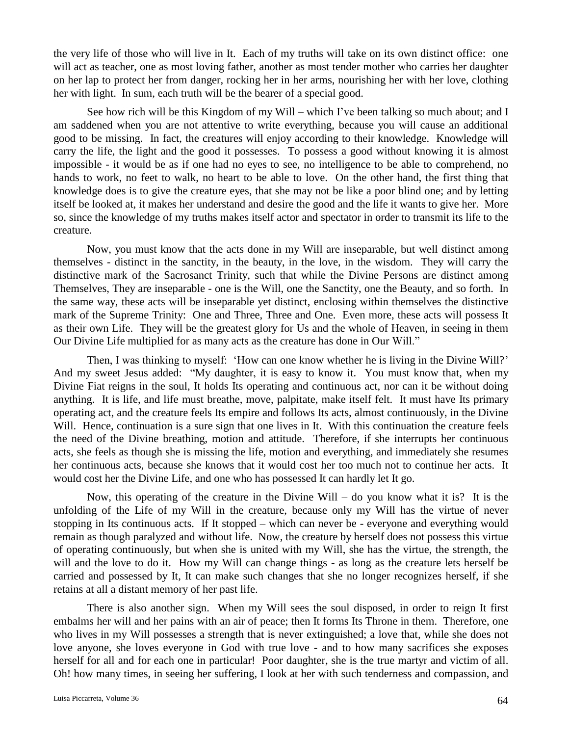the very life of those who will live in It. Each of my truths will take on its own distinct office: one will act as teacher, one as most loving father, another as most tender mother who carries her daughter on her lap to protect her from danger, rocking her in her arms, nourishing her with her love, clothing her with light. In sum, each truth will be the bearer of a special good.

See how rich will be this Kingdom of my Will – which I've been talking so much about; and I am saddened when you are not attentive to write everything, because you will cause an additional good to be missing. In fact, the creatures will enjoy according to their knowledge. Knowledge will carry the life, the light and the good it possesses. To possess a good without knowing it is almost impossible - it would be as if one had no eyes to see, no intelligence to be able to comprehend, no hands to work, no feet to walk, no heart to be able to love. On the other hand, the first thing that knowledge does is to give the creature eyes, that she may not be like a poor blind one; and by letting itself be looked at, it makes her understand and desire the good and the life it wants to give her. More so, since the knowledge of my truths makes itself actor and spectator in order to transmit its life to the creature.

Now, you must know that the acts done in my Will are inseparable, but well distinct among themselves - distinct in the sanctity, in the beauty, in the love, in the wisdom. They will carry the distinctive mark of the Sacrosanct Trinity, such that while the Divine Persons are distinct among Themselves, They are inseparable - one is the Will, one the Sanctity, one the Beauty, and so forth. In the same way, these acts will be inseparable yet distinct, enclosing within themselves the distinctive mark of the Supreme Trinity: One and Three, Three and One. Even more, these acts will possess It as their own Life. They will be the greatest glory for Us and the whole of Heaven, in seeing in them Our Divine Life multiplied for as many acts as the creature has done in Our Will."

Then, I was thinking to myself: 'How can one know whether he is living in the Divine Will?' And my sweet Jesus added: "My daughter, it is easy to know it. You must know that, when my Divine Fiat reigns in the soul, It holds Its operating and continuous act, nor can it be without doing anything. It is life, and life must breathe, move, palpitate, make itself felt. It must have Its primary operating act, and the creature feels Its empire and follows Its acts, almost continuously, in the Divine Will. Hence, continuation is a sure sign that one lives in It. With this continuation the creature feels the need of the Divine breathing, motion and attitude. Therefore, if she interrupts her continuous acts, she feels as though she is missing the life, motion and everything, and immediately she resumes her continuous acts, because she knows that it would cost her too much not to continue her acts. It would cost her the Divine Life, and one who has possessed It can hardly let It go.

Now, this operating of the creature in the Divine Will – do you know what it is? It is the unfolding of the Life of my Will in the creature, because only my Will has the virtue of never stopping in Its continuous acts. If It stopped – which can never be - everyone and everything would remain as though paralyzed and without life. Now, the creature by herself does not possess this virtue of operating continuously, but when she is united with my Will, she has the virtue, the strength, the will and the love to do it. How my Will can change things - as long as the creature lets herself be carried and possessed by It, It can make such changes that she no longer recognizes herself, if she retains at all a distant memory of her past life.

There is also another sign. When my Will sees the soul disposed, in order to reign It first embalms her will and her pains with an air of peace; then It forms Its Throne in them. Therefore, one who lives in my Will possesses a strength that is never extinguished; a love that, while she does not love anyone, she loves everyone in God with true love - and to how many sacrifices she exposes herself for all and for each one in particular! Poor daughter, she is the true martyr and victim of all. Oh! how many times, in seeing her suffering, I look at her with such tenderness and compassion, and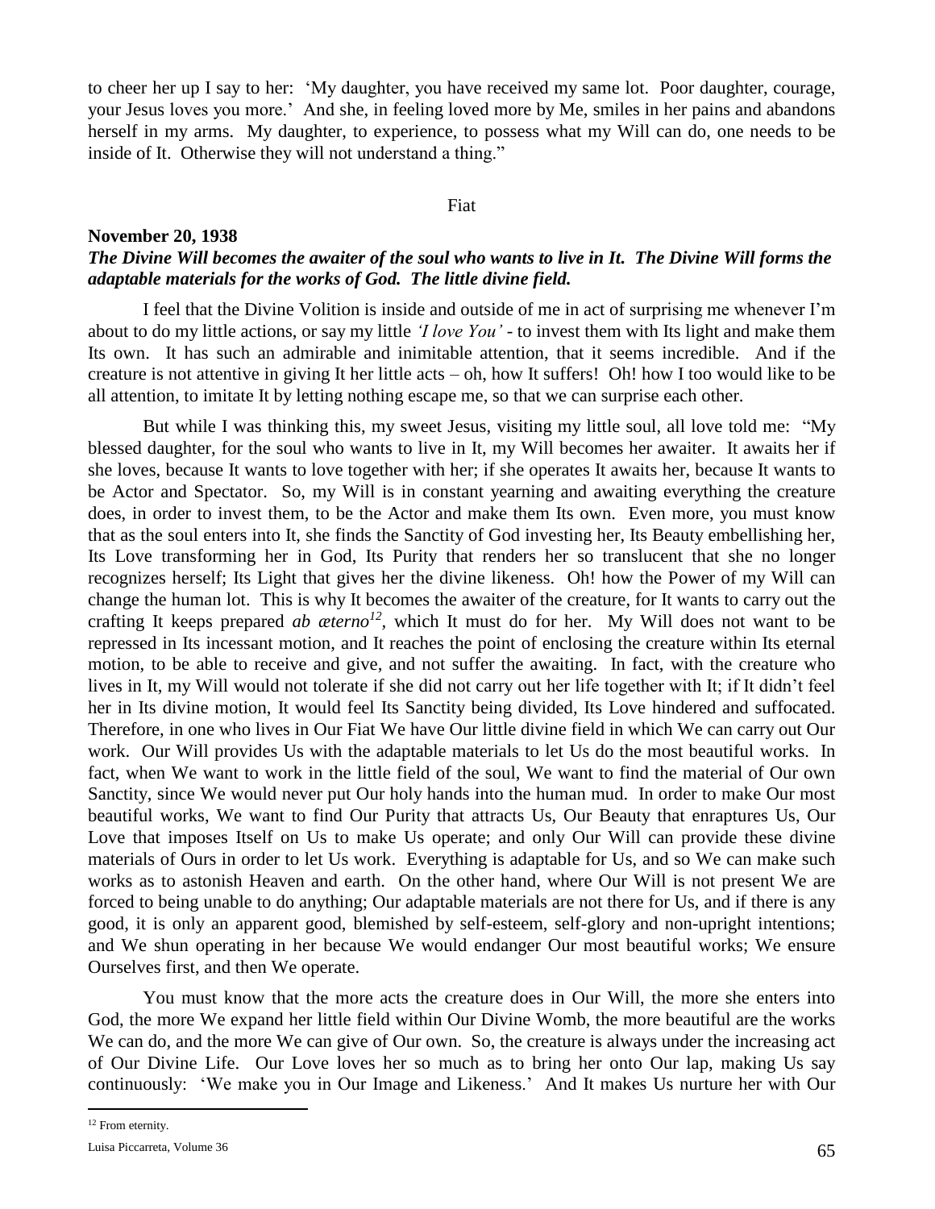to cheer her up I say to her: 'My daughter, you have received my same lot. Poor daughter, courage, your Jesus loves you more.' And she, in feeling loved more by Me, smiles in her pains and abandons herself in my arms. My daughter, to experience, to possess what my Will can do, one needs to be inside of It. Otherwise they will not understand a thing."

Fiat

**November 20, 1938**

***The Divine Will becomes the awaiter of the soul who wants to live in It. The Divine Will forms the adaptable materials for the works of God. The little divine field.***

I feel that the Divine Volition is inside and outside of me in act of surprising me whenever I'm about to do my little actions, or say my little *'I love You'* - to invest them with Its light and make them Its own. It has such an admirable and inimitable attention, that it seems incredible. And if the creature is not attentive in giving It her little acts – oh, how It suffers! Oh! how I too would like to be all attention, to imitate It by letting nothing escape me, so that we can surprise each other.

But while I was thinking this, my sweet Jesus, visiting my little soul, all love told me: "My blessed daughter, for the soul who wants to live in It, my Will becomes her awaiter. It awaits her if she loves, because It wants to love together with her; if she operates It awaits her, because It wants to be Actor and Spectator. So, my Will is in constant yearning and awaiting everything the creature does, in order to invest them, to be the Actor and make them Its own. Even more, you must know that as the soul enters into It, she finds the Sanctity of God investing her, Its Beauty embellishing her, Its Love transforming her in God, Its Purity that renders her so translucent that she no longer recognizes herself; Its Light that gives her the divine likeness. Oh! how the Power of my Will can change the human lot. This is why It becomes the awaiter of the creature, for It wants to carry out the crafting It keeps prepared *ab æterno*[12], which It must do for her. My Will does not want to be repressed in Its incessant motion, and It reaches the point of enclosing the creature within Its eternal motion, to be able to receive and give, and not suffer the awaiting. In fact, with the creature who lives in It, my Will would not tolerate if she did not carry out her life together with It; if It didn't feel her in Its divine motion, It would feel Its Sanctity being divided, Its Love hindered and suffocated. Therefore, in one who lives in Our Fiat We have Our little divine field in which We can carry out Our work. Our Will provides Us with the adaptable materials to let Us do the most beautiful works. In fact, when We want to work in the little field of the soul, We want to find the material of Our own Sanctity, since We would never put Our holy hands into the human mud. In order to make Our most beautiful works, We want to find Our Purity that attracts Us, Our Beauty that enraptures Us, Our Love that imposes Itself on Us to make Us operate; and only Our Will can provide these divine materials of Ours in order to let Us work. Everything is adaptable for Us, and so We can make such works as to astonish Heaven and earth. On the other hand, where Our Will is not present We are forced to being unable to do anything; Our adaptable materials are not there for Us, and if there is any good, it is only an apparent good, blemished by self-esteem, self-glory and non-upright intentions; and We shun operating in her because We would endanger Our most beautiful works; We ensure Ourselves first, and then We operate.

You must know that the more acts the creature does in Our Will, the more she enters into God, the more We expand her little field within Our Divine Womb, the more beautiful are the works We can do, and the more We can give of Our own. So, the creature is always under the increasing act of Our Divine Life. Our Love loves her so much as to bring her onto Our lap, making Us say continuously: 'We make you in Our Image and Likeness.' And It makes Us nurture her with Our

[12] From eternity.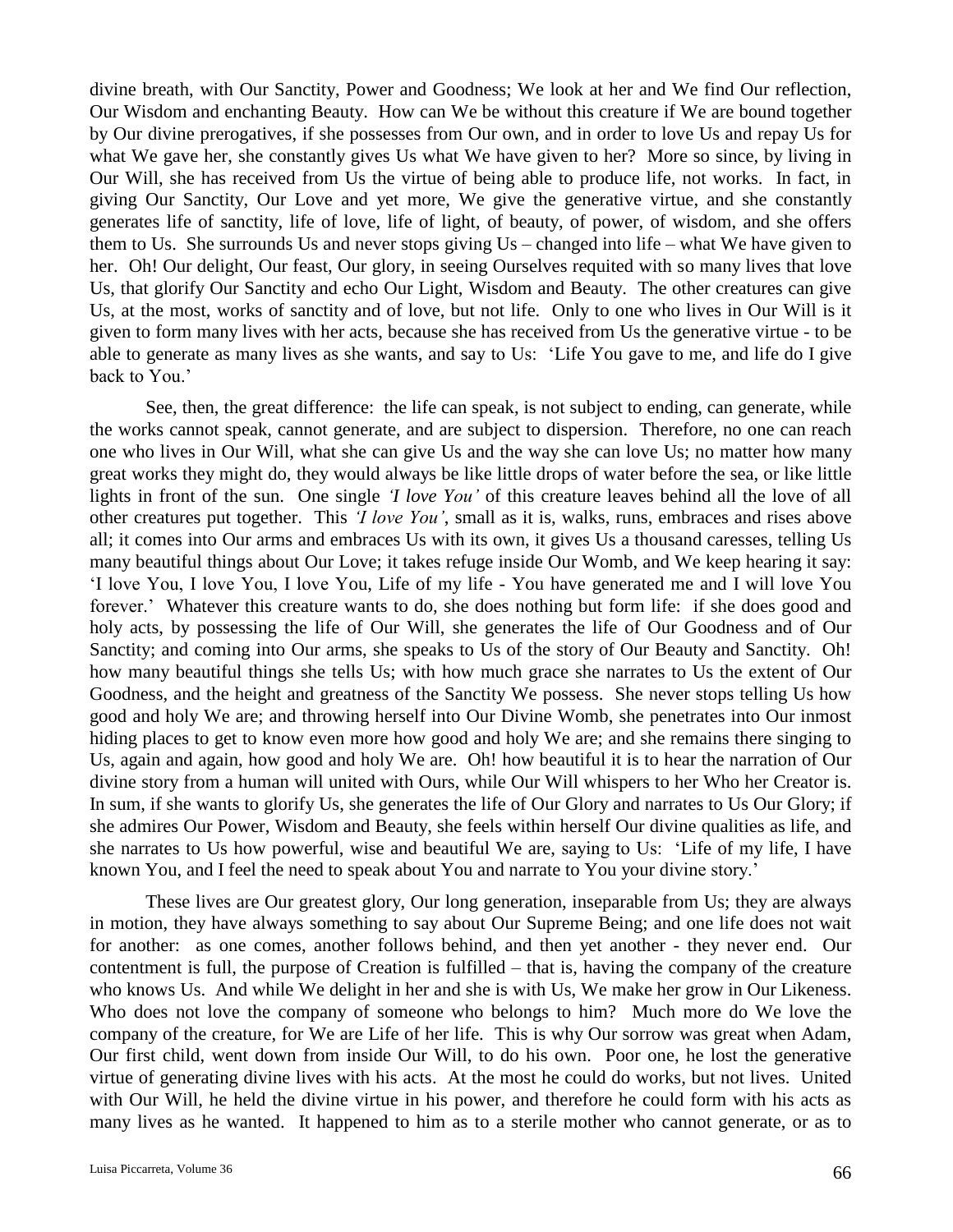divine breath, with Our Sanctity, Power and Goodness; We look at her and We find Our reflection, Our Wisdom and enchanting Beauty. How can We be without this creature if We are bound together by Our divine prerogatives, if she possesses from Our own, and in order to love Us and repay Us for what We gave her, she constantly gives Us what We have given to her? More so since, by living in Our Will, she has received from Us the virtue of being able to produce life, not works. In fact, in giving Our Sanctity, Our Love and yet more, We give the generative virtue, and she constantly generates life of sanctity, life of love, life of light, of beauty, of power, of wisdom, and she offers them to Us. She surrounds Us and never stops giving Us – changed into life – what We have given to her. Oh! Our delight, Our feast, Our glory, in seeing Ourselves requited with so many lives that love Us, that glorify Our Sanctity and echo Our Light, Wisdom and Beauty. The other creatures can give Us, at the most, works of sanctity and of love, but not life. Only to one who lives in Our Will is it given to form many lives with her acts, because she has received from Us the generative virtue - to be able to generate as many lives as she wants, and say to Us: 'Life You gave to me, and life do I give back to You.'

See, then, the great difference: the life can speak, is not subject to ending, can generate, while the works cannot speak, cannot generate, and are subject to dispersion. Therefore, no one can reach one who lives in Our Will, what she can give Us and the way she can love Us; no matter how many great works they might do, they would always be like little drops of water before the sea, or like little lights in front of the sun. One single *'I love You'* of this creature leaves behind all the love of all other creatures put together. This *'I love You'*, small as it is, walks, runs, embraces and rises above all; it comes into Our arms and embraces Us with its own, it gives Us a thousand caresses, telling Us many beautiful things about Our Love; it takes refuge inside Our Womb, and We keep hearing it say: 'I love You, I love You, I love You, Life of my life - You have generated me and I will love You forever.' Whatever this creature wants to do, she does nothing but form life: if she does good and holy acts, by possessing the life of Our Will, she generates the life of Our Goodness and of Our Sanctity; and coming into Our arms, she speaks to Us of the story of Our Beauty and Sanctity. Oh! how many beautiful things she tells Us; with how much grace she narrates to Us the extent of Our Goodness, and the height and greatness of the Sanctity We possess. She never stops telling Us how good and holy We are; and throwing herself into Our Divine Womb, she penetrates into Our inmost hiding places to get to know even more how good and holy We are; and she remains there singing to Us, again and again, how good and holy We are. Oh! how beautiful it is to hear the narration of Our divine story from a human will united with Ours, while Our Will whispers to her Who her Creator is. In sum, if she wants to glorify Us, she generates the life of Our Glory and narrates to Us Our Glory; if she admires Our Power, Wisdom and Beauty, she feels within herself Our divine qualities as life, and she narrates to Us how powerful, wise and beautiful We are, saying to Us: 'Life of my life, I have known You, and I feel the need to speak about You and narrate to You your divine story.'

These lives are Our greatest glory, Our long generation, inseparable from Us; they are always in motion, they have always something to say about Our Supreme Being; and one life does not wait for another: as one comes, another follows behind, and then yet another - they never end. Our contentment is full, the purpose of Creation is fulfilled – that is, having the company of the creature who knows Us. And while We delight in her and she is with Us, We make her grow in Our Likeness. Who does not love the company of someone who belongs to him? Much more do We love the company of the creature, for We are Life of her life. This is why Our sorrow was great when Adam, Our first child, went down from inside Our Will, to do his own. Poor one, he lost the generative virtue of generating divine lives with his acts. At the most he could do works, but not lives. United with Our Will, he held the divine virtue in his power, and therefore he could form with his acts as many lives as he wanted. It happened to him as to a sterile mother who cannot generate, or as to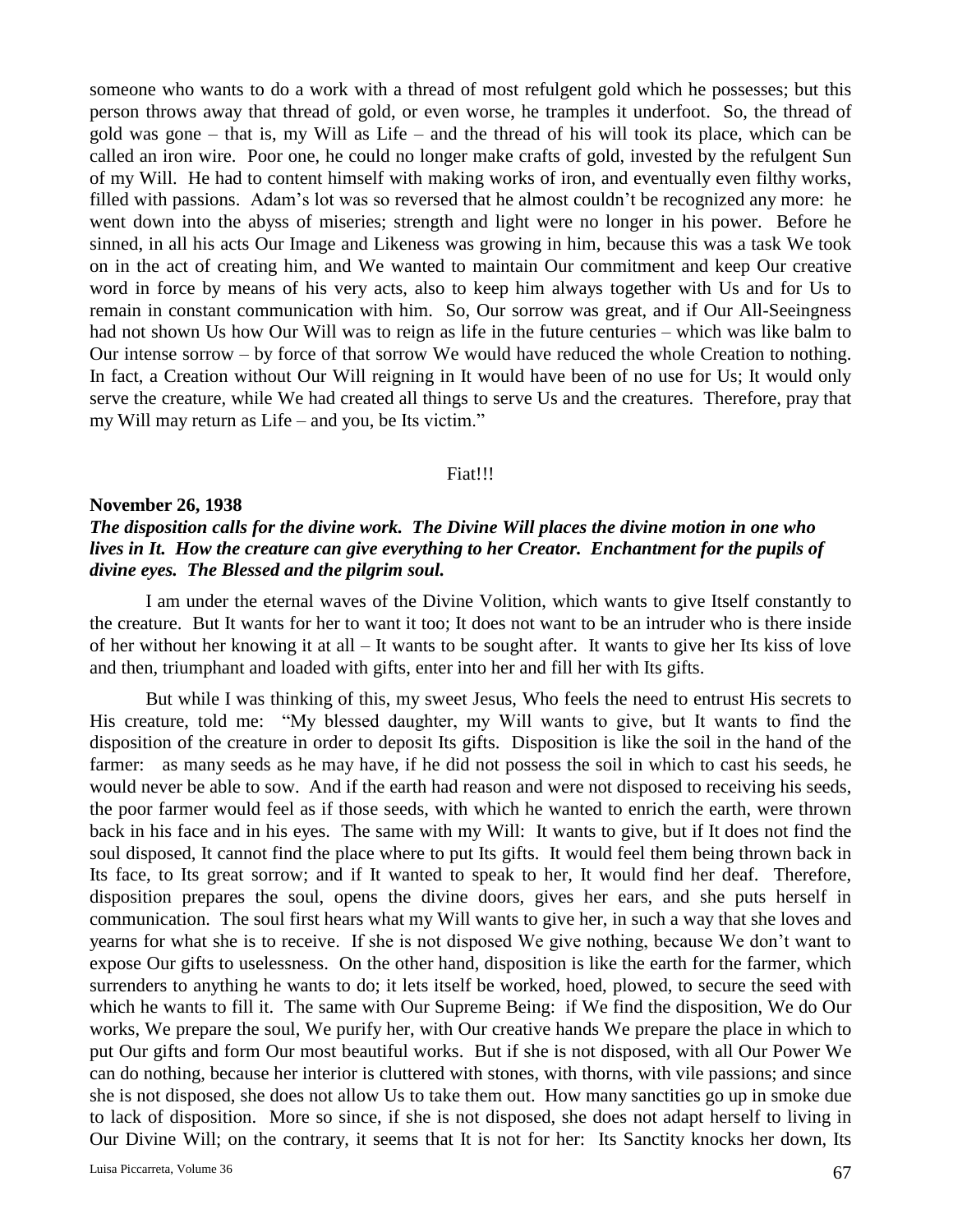someone who wants to do a work with a thread of most refulgent gold which he possesses; but this person throws away that thread of gold, or even worse, he tramples it underfoot. So, the thread of gold was gone – that is, my Will as Life – and the thread of his will took its place, which can be called an iron wire. Poor one, he could no longer make crafts of gold, invested by the refulgent Sun of my Will. He had to content himself with making works of iron, and eventually even filthy works, filled with passions. Adam's lot was so reversed that he almost couldn't be recognized any more: he went down into the abyss of miseries; strength and light were no longer in his power. Before he sinned, in all his acts Our Image and Likeness was growing in him, because this was a task We took on in the act of creating him, and We wanted to maintain Our commitment and keep Our creative word in force by means of his very acts, also to keep him always together with Us and for Us to remain in constant communication with him. So, Our sorrow was great, and if Our All-Seeingness had not shown Us how Our Will was to reign as life in the future centuries – which was like balm to Our intense sorrow – by force of that sorrow We would have reduced the whole Creation to nothing. In fact, a Creation without Our Will reigning in It would have been of no use for Us; It would only serve the creature, while We had created all things to serve Us and the creatures. Therefore, pray that my Will may return as Life – and you, be Its victim."

Fiat!!!

**November 26, 1938**

***The disposition calls for the divine work. The Divine Will places the divine motion in one who lives in It. How the creature can give everything to her Creator. Enchantment for the pupils of divine eyes. The Blessed and the pilgrim soul.***

I am under the eternal waves of the Divine Volition, which wants to give Itself constantly to the creature. But It wants for her to want it too; It does not want to be an intruder who is there inside of her without her knowing it at all – It wants to be sought after. It wants to give her Its kiss of love and then, triumphant and loaded with gifts, enter into her and fill her with Its gifts.

But while I was thinking of this, my sweet Jesus, Who feels the need to entrust His secrets to His creature, told me: "My blessed daughter, my Will wants to give, but It wants to find the disposition of the creature in order to deposit Its gifts. Disposition is like the soil in the hand of the farmer: as many seeds as he may have, if he did not possess the soil in which to cast his seeds, he would never be able to sow. And if the earth had reason and were not disposed to receiving his seeds, the poor farmer would feel as if those seeds, with which he wanted to enrich the earth, were thrown back in his face and in his eyes. The same with my Will: It wants to give, but if It does not find the soul disposed, It cannot find the place where to put Its gifts. It would feel them being thrown back in Its face, to Its great sorrow; and if It wanted to speak to her, It would find her deaf. Therefore, disposition prepares the soul, opens the divine doors, gives her ears, and she puts herself in communication. The soul first hears what my Will wants to give her, in such a way that she loves and yearns for what she is to receive. If she is not disposed We give nothing, because We don't want to expose Our gifts to uselessness. On the other hand, disposition is like the earth for the farmer, which surrenders to anything he wants to do; it lets itself be worked, hoed, plowed, to secure the seed with which he wants to fill it. The same with Our Supreme Being: if We find the disposition, We do Our works, We prepare the soul, We purify her, with Our creative hands We prepare the place in which to put Our gifts and form Our most beautiful works. But if she is not disposed, with all Our Power We can do nothing, because her interior is cluttered with stones, with thorns, with vile passions; and since she is not disposed, she does not allow Us to take them out. How many sanctities go up in smoke due to lack of disposition. More so since, if she is not disposed, she does not adapt herself to living in Our Divine Will; on the contrary, it seems that It is not for her: Its Sanctity knocks her down, Its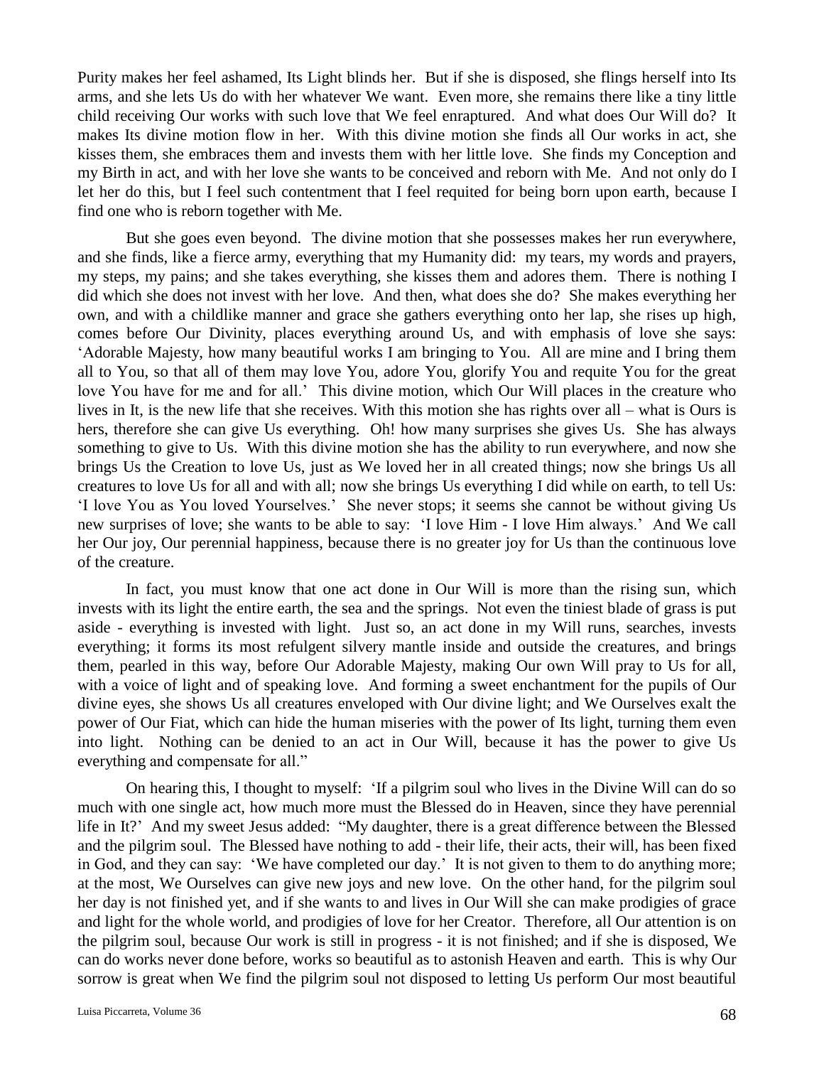Purity makes her feel ashamed, Its Light blinds her. But if she is disposed, she flings herself into Its arms, and she lets Us do with her whatever We want. Even more, she remains there like a tiny little child receiving Our works with such love that We feel enraptured. And what does Our Will do? It makes Its divine motion flow in her. With this divine motion she finds all Our works in act, she kisses them, she embraces them and invests them with her little love. She finds my Conception and my Birth in act, and with her love she wants to be conceived and reborn with Me. And not only do I let her do this, but I feel such contentment that I feel requited for being born upon earth, because I find one who is reborn together with Me.

But she goes even beyond. The divine motion that she possesses makes her run everywhere, and she finds, like a fierce army, everything that my Humanity did: my tears, my words and prayers, my steps, my pains; and she takes everything, she kisses them and adores them. There is nothing I did which she does not invest with her love. And then, what does she do? She makes everything her own, and with a childlike manner and grace she gathers everything onto her lap, she rises up high, comes before Our Divinity, places everything around Us, and with emphasis of love she says: 'Adorable Majesty, how many beautiful works I am bringing to You. All are mine and I bring them all to You, so that all of them may love You, adore You, glorify You and requite You for the great love You have for me and for all.' This divine motion, which Our Will places in the creature who lives in It, is the new life that she receives. With this motion she has rights over all – what is Ours is hers, therefore she can give Us everything. Oh! how many surprises she gives Us. She has always something to give to Us. With this divine motion she has the ability to run everywhere, and now she brings Us the Creation to love Us, just as We loved her in all created things; now she brings Us all creatures to love Us for all and with all; now she brings Us everything I did while on earth, to tell Us: 'I love You as You loved Yourselves.' She never stops; it seems she cannot be without giving Us new surprises of love; she wants to be able to say: 'I love Him - I love Him always.' And We call her Our joy, Our perennial happiness, because there is no greater joy for Us than the continuous love of the creature.

In fact, you must know that one act done in Our Will is more than the rising sun, which invests with its light the entire earth, the sea and the springs. Not even the tiniest blade of grass is put aside - everything is invested with light. Just so, an act done in my Will runs, searches, invests everything; it forms its most refulgent silvery mantle inside and outside the creatures, and brings them, pearled in this way, before Our Adorable Majesty, making Our own Will pray to Us for all, with a voice of light and of speaking love. And forming a sweet enchantment for the pupils of Our divine eyes, she shows Us all creatures enveloped with Our divine light; and We Ourselves exalt the power of Our Fiat, which can hide the human miseries with the power of Its light, turning them even into light. Nothing can be denied to an act in Our Will, because it has the power to give Us everything and compensate for all."

On hearing this, I thought to myself: 'If a pilgrim soul who lives in the Divine Will can do so much with one single act, how much more must the Blessed do in Heaven, since they have perennial life in It?' And my sweet Jesus added: "My daughter, there is a great difference between the Blessed and the pilgrim soul. The Blessed have nothing to add - their life, their acts, their will, has been fixed in God, and they can say: 'We have completed our day.' It is not given to them to do anything more; at the most, We Ourselves can give new joys and new love. On the other hand, for the pilgrim soul her day is not finished yet, and if she wants to and lives in Our Will she can make prodigies of grace and light for the whole world, and prodigies of love for her Creator. Therefore, all Our attention is on the pilgrim soul, because Our work is still in progress - it is not finished; and if she is disposed, We can do works never done before, works so beautiful as to astonish Heaven and earth. This is why Our sorrow is great when We find the pilgrim soul not disposed to letting Us perform Our most beautiful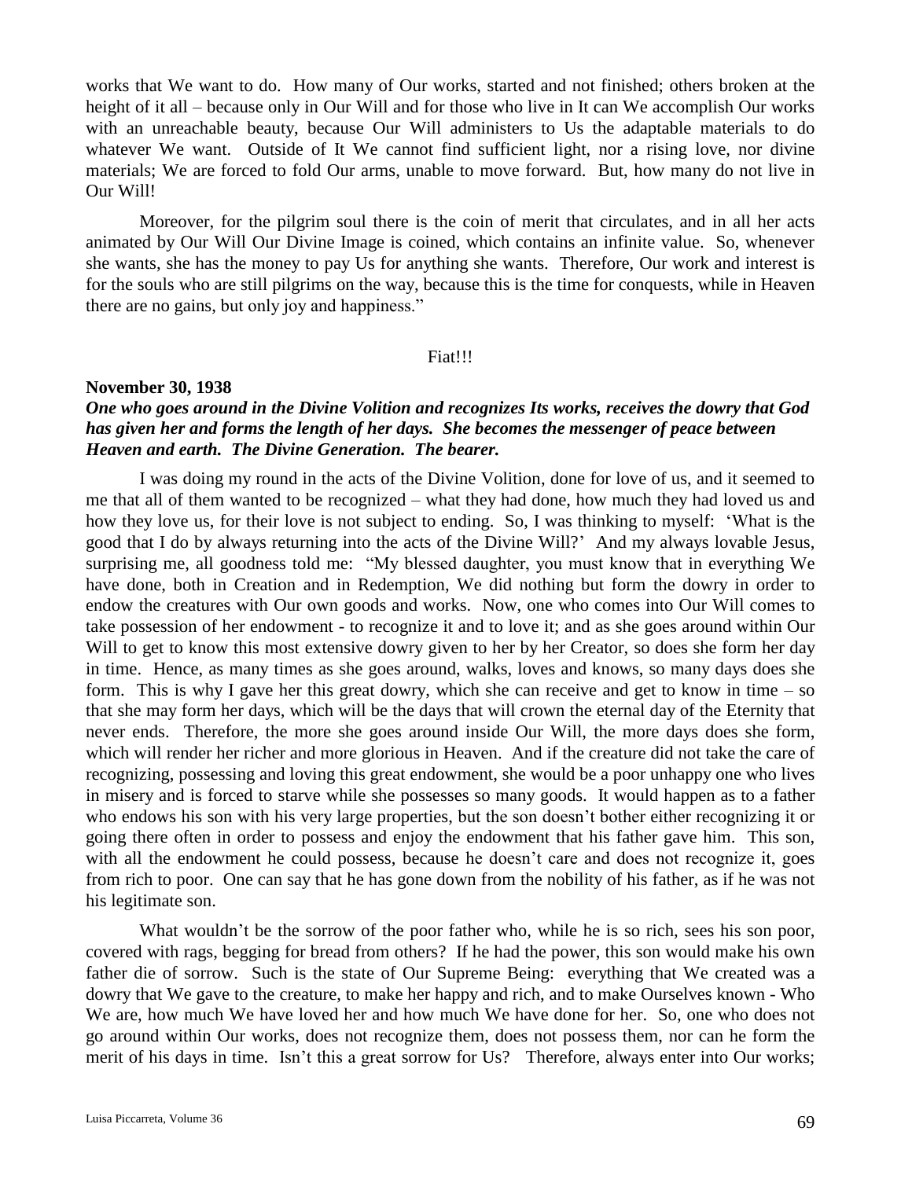works that We want to do. How many of Our works, started and not finished; others broken at the height of it all – because only in Our Will and for those who live in It can We accomplish Our works with an unreachable beauty, because Our Will administers to Us the adaptable materials to do whatever We want. Outside of It We cannot find sufficient light, nor a rising love, nor divine materials; We are forced to fold Our arms, unable to move forward. But, how many do not live in Our Will!

Moreover, for the pilgrim soul there is the coin of merit that circulates, and in all her acts animated by Our Will Our Divine Image is coined, which contains an infinite value. So, whenever she wants, she has the money to pay Us for anything she wants. Therefore, Our work and interest is for the souls who are still pilgrims on the way, because this is the time for conquests, while in Heaven there are no gains, but only joy and happiness."

Fiat!!!

**November 30, 1938**

***One who goes around in the Divine Volition and recognizes Its works, receives the dowry that God has given her and forms the length of her days. She becomes the messenger of peace between Heaven and earth. The Divine Generation. The bearer.***

I was doing my round in the acts of the Divine Volition, done for love of us, and it seemed to me that all of them wanted to be recognized – what they had done, how much they had loved us and how they love us, for their love is not subject to ending. So, I was thinking to myself: 'What is the good that I do by always returning into the acts of the Divine Will?' And my always lovable Jesus, surprising me, all goodness told me: "My blessed daughter, you must know that in everything We have done, both in Creation and in Redemption, We did nothing but form the dowry in order to endow the creatures with Our own goods and works. Now, one who comes into Our Will comes to take possession of her endowment - to recognize it and to love it; and as she goes around within Our Will to get to know this most extensive dowry given to her by her Creator, so does she form her day in time. Hence, as many times as she goes around, walks, loves and knows, so many days does she form. This is why I gave her this great dowry, which she can receive and get to know in time – so that she may form her days, which will be the days that will crown the eternal day of the Eternity that never ends. Therefore, the more she goes around inside Our Will, the more days does she form, which will render her richer and more glorious in Heaven. And if the creature did not take the care of recognizing, possessing and loving this great endowment, she would be a poor unhappy one who lives in misery and is forced to starve while she possesses so many goods. It would happen as to a father who endows his son with his very large properties, but the son doesn't bother either recognizing it or going there often in order to possess and enjoy the endowment that his father gave him. This son, with all the endowment he could possess, because he doesn't care and does not recognize it, goes from rich to poor. One can say that he has gone down from the nobility of his father, as if he was not his legitimate son.

What wouldn't be the sorrow of the poor father who, while he is so rich, sees his son poor, covered with rags, begging for bread from others? If he had the power, this son would make his own father die of sorrow. Such is the state of Our Supreme Being: everything that We created was a dowry that We gave to the creature, to make her happy and rich, and to make Ourselves known - Who We are, how much We have loved her and how much We have done for her. So, one who does not go around within Our works, does not recognize them, does not possess them, nor can he form the merit of his days in time. Isn't this a great sorrow for Us? Therefore, always enter into Our works;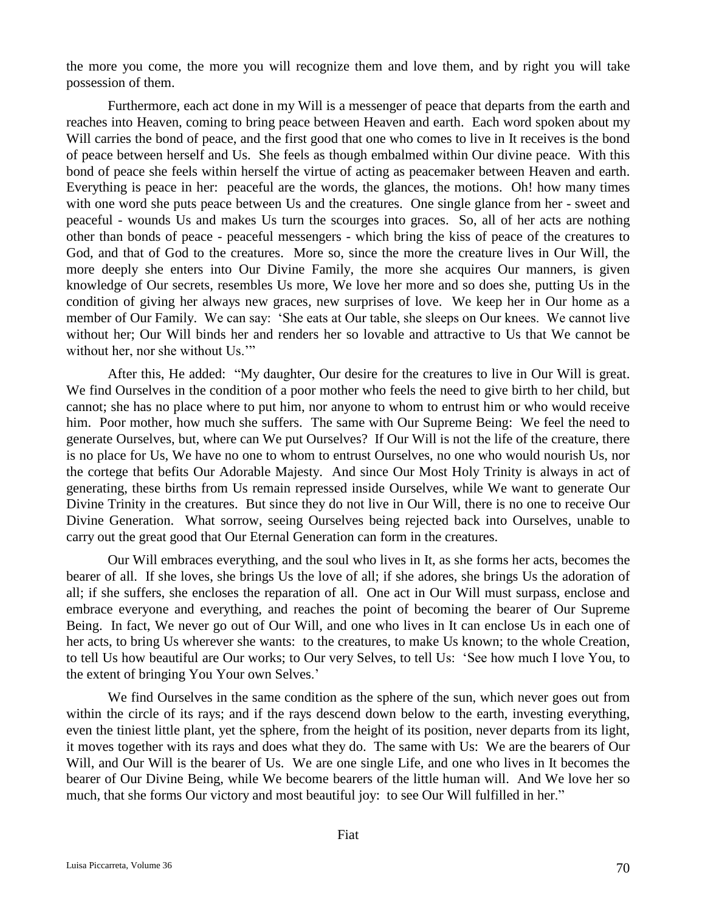the more you come, the more you will recognize them and love them, and by right you will take possession of them.

Furthermore, each act done in my Will is a messenger of peace that departs from the earth and reaches into Heaven, coming to bring peace between Heaven and earth. Each word spoken about my Will carries the bond of peace, and the first good that one who comes to live in It receives is the bond of peace between herself and Us. She feels as though embalmed within Our divine peace. With this bond of peace she feels within herself the virtue of acting as peacemaker between Heaven and earth. Everything is peace in her: peaceful are the words, the glances, the motions. Oh! how many times with one word she puts peace between Us and the creatures. One single glance from her - sweet and peaceful - wounds Us and makes Us turn the scourges into graces. So, all of her acts are nothing other than bonds of peace - peaceful messengers - which bring the kiss of peace of the creatures to God, and that of God to the creatures. More so, since the more the creature lives in Our Will, the more deeply she enters into Our Divine Family, the more she acquires Our manners, is given knowledge of Our secrets, resembles Us more, We love her more and so does she, putting Us in the condition of giving her always new graces, new surprises of love. We keep her in Our home as a member of Our Family. We can say: 'She eats at Our table, she sleeps on Our knees. We cannot live without her; Our Will binds her and renders her so lovable and attractive to Us that We cannot be without her, nor she without Us.'"

After this, He added: "My daughter, Our desire for the creatures to live in Our Will is great. We find Ourselves in the condition of a poor mother who feels the need to give birth to her child, but cannot; she has no place where to put him, nor anyone to whom to entrust him or who would receive him. Poor mother, how much she suffers. The same with Our Supreme Being: We feel the need to generate Ourselves, but, where can We put Ourselves? If Our Will is not the life of the creature, there is no place for Us, We have no one to whom to entrust Ourselves, no one who would nourish Us, nor the cortege that befits Our Adorable Majesty. And since Our Most Holy Trinity is always in act of generating, these births from Us remain repressed inside Ourselves, while We want to generate Our Divine Trinity in the creatures. But since they do not live in Our Will, there is no one to receive Our Divine Generation. What sorrow, seeing Ourselves being rejected back into Ourselves, unable to carry out the great good that Our Eternal Generation can form in the creatures.

Our Will embraces everything, and the soul who lives in It, as she forms her acts, becomes the bearer of all. If she loves, she brings Us the love of all; if she adores, she brings Us the adoration of all; if she suffers, she encloses the reparation of all. One act in Our Will must surpass, enclose and embrace everyone and everything, and reaches the point of becoming the bearer of Our Supreme Being. In fact, We never go out of Our Will, and one who lives in It can enclose Us in each one of her acts, to bring Us wherever she wants: to the creatures, to make Us known; to the whole Creation, to tell Us how beautiful are Our works; to Our very Selves, to tell Us: 'See how much I love You, to the extent of bringing You Your own Selves.'

We find Ourselves in the same condition as the sphere of the sun, which never goes out from within the circle of its rays; and if the rays descend down below to the earth, investing everything, even the tiniest little plant, yet the sphere, from the height of its position, never departs from its light, it moves together with its rays and does what they do. The same with Us: We are the bearers of Our Will, and Our Will is the bearer of Us. We are one single Life, and one who lives in It becomes the bearer of Our Divine Being, while We become bearers of the little human will. And We love her so much, that she forms Our victory and most beautiful joy: to see Our Will fulfilled in her."

Fiat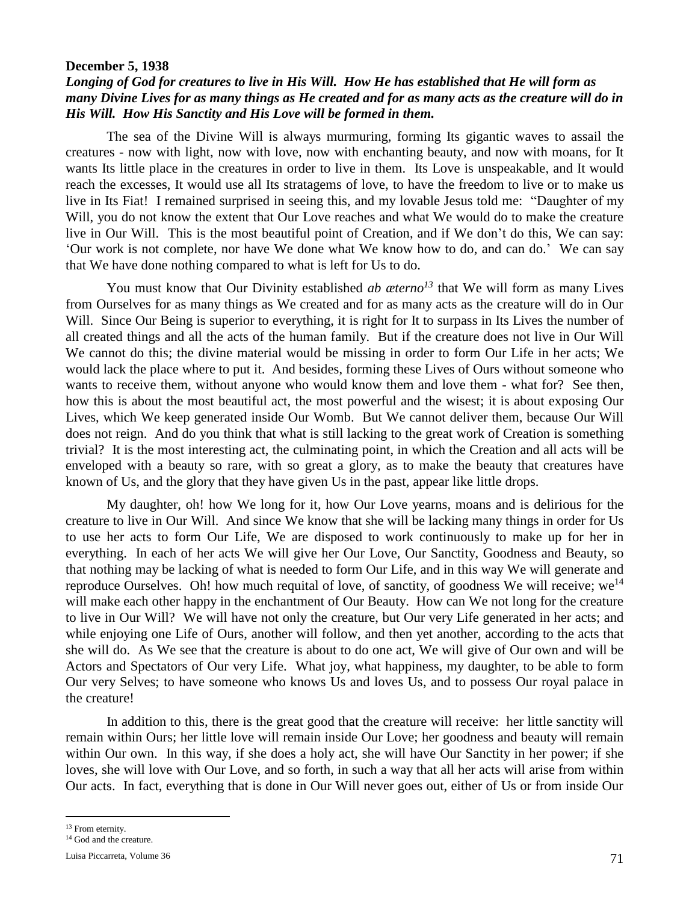**December 5, 1938**

***Longing of God for creatures to live in His Will. How He has established that He will form as many Divine Lives for as many things as He created and for as many acts as the creature will do in His Will. How His Sanctity and His Love will be formed in them.***

The sea of the Divine Will is always murmuring, forming Its gigantic waves to assail the creatures - now with light, now with love, now with enchanting beauty, and now with moans, for It wants Its little place in the creatures in order to live in them. Its Love is unspeakable, and It would reach the excesses, It would use all Its stratagems of love, to have the freedom to live or to make us live in Its Fiat! I remained surprised in seeing this, and my lovable Jesus told me: "Daughter of my Will, you do not know the extent that Our Love reaches and what We would do to make the creature live in Our Will. This is the most beautiful point of Creation, and if We don't do this, We can say: 'Our work is not complete, nor have We done what We know how to do, and can do.' We can say that We have done nothing compared to what is left for Us to do.

You must know that Our Divinity established *ab æterno*[13] that We will form as many Lives from Ourselves for as many things as We created and for as many acts as the creature will do in Our Will. Since Our Being is superior to everything, it is right for It to surpass in Its Lives the number of all created things and all the acts of the human family. But if the creature does not live in Our Will We cannot do this; the divine material would be missing in order to form Our Life in her acts; We would lack the place where to put it. And besides, forming these Lives of Ours without someone who wants to receive them, without anyone who would know them and love them - what for? See then, how this is about the most beautiful act, the most powerful and the wisest; it is about exposing Our Lives, which We keep generated inside Our Womb. But We cannot deliver them, because Our Will does not reign. And do you think that what is still lacking to the great work of Creation is something trivial? It is the most interesting act, the culminating point, in which the Creation and all acts will be enveloped with a beauty so rare, with so great a glory, as to make the beauty that creatures have known of Us, and the glory that they have given Us in the past, appear like little drops.

My daughter, oh! how We long for it, how Our Love yearns, moans and is delirious for the creature to live in Our Will. And since We know that she will be lacking many things in order for Us to use her acts to form Our Life, We are disposed to work continuously to make up for her in everything. In each of her acts We will give her Our Love, Our Sanctity, Goodness and Beauty, so that nothing may be lacking of what is needed to form Our Life, and in this way We will generate and reproduce Ourselves. Oh! how much requital of love, of sanctity, of goodness We will receive; we[14] will make each other happy in the enchantment of Our Beauty. How can We not long for the creature to live in Our Will? We will have not only the creature, but Our very Life generated in her acts; and while enjoying one Life of Ours, another will follow, and then yet another, according to the acts that she will do. As We see that the creature is about to do one act, We will give of Our own and will be Actors and Spectators of Our very Life. What joy, what happiness, my daughter, to be able to form Our very Selves; to have someone who knows Us and loves Us, and to possess Our royal palace in the creature!

In addition to this, there is the great good that the creature will receive: her little sanctity will remain within Ours; her little love will remain inside Our Love; her goodness and beauty will remain within Our own. In this way, if she does a holy act, she will have Our Sanctity in her power; if she loves, she will love with Our Love, and so forth, in such a way that all her acts will arise from within Our acts. In fact, everything that is done in Our Will never goes out, either of Us or from inside Our

---

[13] From eternity.

[14] God and the creature.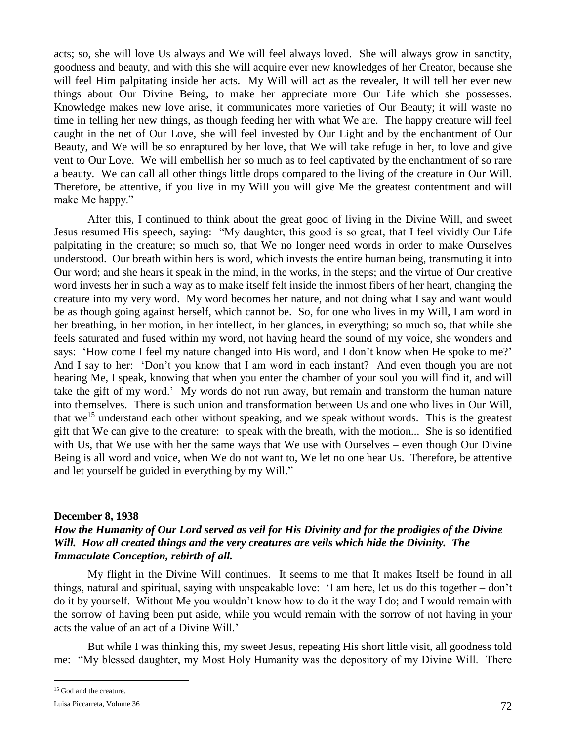acts; so, she will love Us always and We will feel always loved. She will always grow in sanctity, goodness and beauty, and with this she will acquire ever new knowledges of her Creator, because she will feel Him palpitating inside her acts. My Will will act as the revealer, It will tell her ever new things about Our Divine Being, to make her appreciate more Our Life which she possesses. Knowledge makes new love arise, it communicates more varieties of Our Beauty; it will waste no time in telling her new things, as though feeding her with what We are. The happy creature will feel caught in the net of Our Love, she will feel invested by Our Light and by the enchantment of Our Beauty, and We will be so enraptured by her love, that We will take refuge in her, to love and give vent to Our Love. We will embellish her so much as to feel captivated by the enchantment of so rare a beauty. We can call all other things little drops compared to the living of the creature in Our Will. Therefore, be attentive, if you live in my Will you will give Me the greatest contentment and will make Me happy."

After this, I continued to think about the great good of living in the Divine Will, and sweet Jesus resumed His speech, saying: "My daughter, this good is so great, that I feel vividly Our Life palpitating in the creature; so much so, that We no longer need words in order to make Ourselves understood. Our breath within hers is word, which invests the entire human being, transmuting it into Our word; and she hears it speak in the mind, in the works, in the steps; and the virtue of Our creative word invests her in such a way as to make itself felt inside the inmost fibers of her heart, changing the creature into my very word. My word becomes her nature, and not doing what I say and want would be as though going against herself, which cannot be. So, for one who lives in my Will, I am word in her breathing, in her motion, in her intellect, in her glances, in everything; so much so, that while she feels saturated and fused within my word, not having heard the sound of my voice, she wonders and says: 'How come I feel my nature changed into His word, and I don't know when He spoke to me?' And I say to her: 'Don't you know that I am word in each instant? And even though you are not hearing Me, I speak, knowing that when you enter the chamber of your soul you will find it, and will take the gift of my word.' My words do not run away, but remain and transform the human nature into themselves. There is such union and transformation between Us and one who lives in Our Will, that we[15] understand each other without speaking, and we speak without words. This is the greatest gift that We can give to the creature: to speak with the breath, with the motion... She is so identified with Us, that We use with her the same ways that We use with Ourselves – even though Our Divine Being is all word and voice, when We do not want to, We let no one hear Us. Therefore, be attentive and let yourself be guided in everything by my Will."

**December 8, 1938**

***How the Humanity of Our Lord served as veil for His Divinity and for the prodigies of the Divine Will. How all created things and the very creatures are veils which hide the Divinity. The Immaculate Conception, rebirth of all.***

My flight in the Divine Will continues. It seems to me that It makes Itself be found in all things, natural and spiritual, saying with unspeakable love: 'I am here, let us do this together – don't do it by yourself. Without Me you wouldn't know how to do it the way I do; and I would remain with the sorrow of having been put aside, while you would remain with the sorrow of not having in your acts the value of an act of a Divine Will.'

But while I was thinking this, my sweet Jesus, repeating His short little visit, all goodness told me: "My blessed daughter, my Most Holy Humanity was the depository of my Divine Will. There

[15] God and the creature.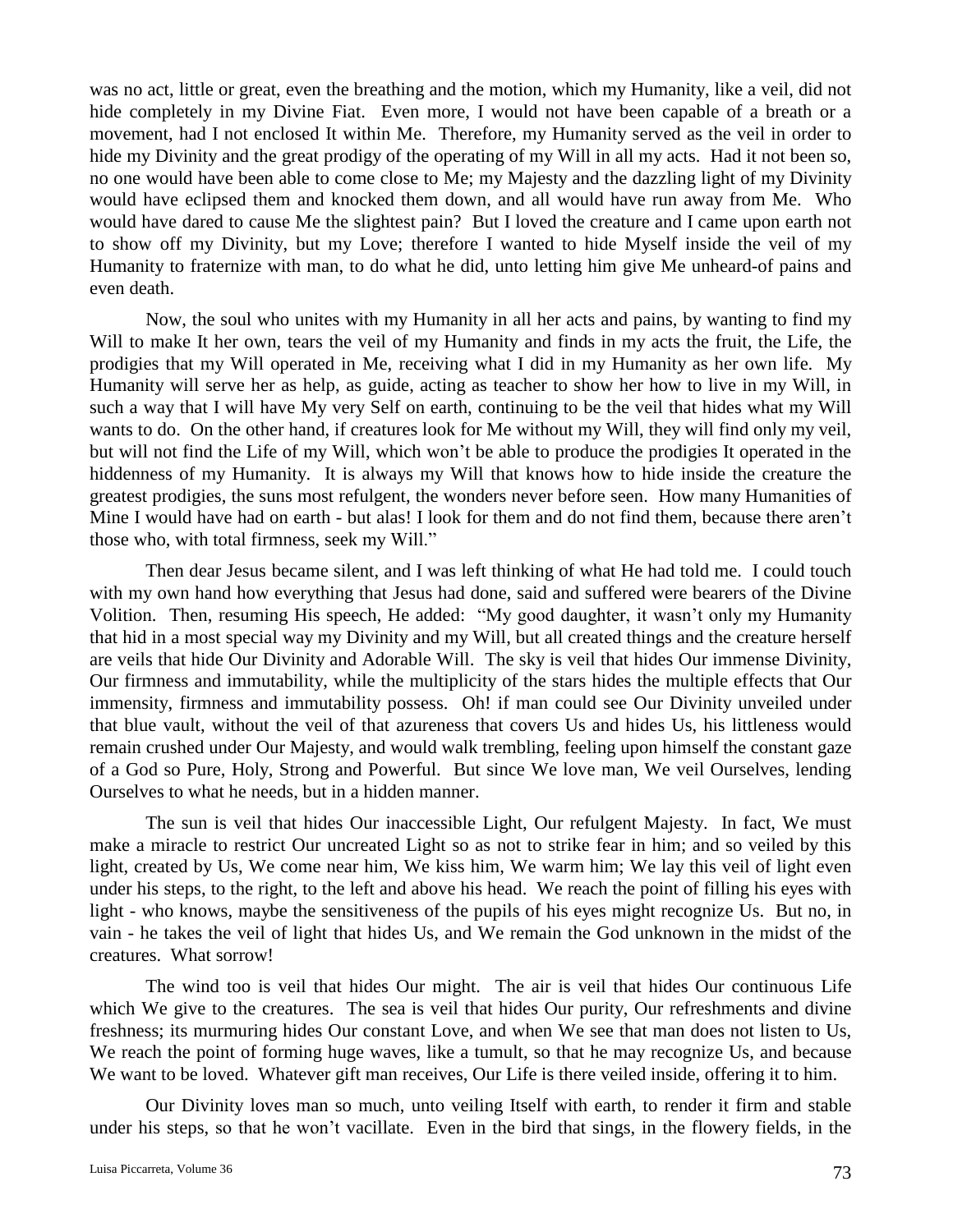was no act, little or great, even the breathing and the motion, which my Humanity, like a veil, did not hide completely in my Divine Fiat. Even more, I would not have been capable of a breath or a movement, had I not enclosed It within Me. Therefore, my Humanity served as the veil in order to hide my Divinity and the great prodigy of the operating of my Will in all my acts. Had it not been so, no one would have been able to come close to Me; my Majesty and the dazzling light of my Divinity would have eclipsed them and knocked them down, and all would have run away from Me. Who would have dared to cause Me the slightest pain? But I loved the creature and I came upon earth not to show off my Divinity, but my Love; therefore I wanted to hide Myself inside the veil of my Humanity to fraternize with man, to do what he did, unto letting him give Me unheard-of pains and even death.

Now, the soul who unites with my Humanity in all her acts and pains, by wanting to find my Will to make It her own, tears the veil of my Humanity and finds in my acts the fruit, the Life, the prodigies that my Will operated in Me, receiving what I did in my Humanity as her own life. My Humanity will serve her as help, as guide, acting as teacher to show her how to live in my Will, in such a way that I will have My very Self on earth, continuing to be the veil that hides what my Will wants to do. On the other hand, if creatures look for Me without my Will, they will find only my veil, but will not find the Life of my Will, which won't be able to produce the prodigies It operated in the hiddenness of my Humanity. It is always my Will that knows how to hide inside the creature the greatest prodigies, the suns most refulgent, the wonders never before seen. How many Humanities of Mine I would have had on earth - but alas! I look for them and do not find them, because there aren't those who, with total firmness, seek my Will."

Then dear Jesus became silent, and I was left thinking of what He had told me. I could touch with my own hand how everything that Jesus had done, said and suffered were bearers of the Divine Volition. Then, resuming His speech, He added: "My good daughter, it wasn't only my Humanity that hid in a most special way my Divinity and my Will, but all created things and the creature herself are veils that hide Our Divinity and Adorable Will. The sky is veil that hides Our immense Divinity, Our firmness and immutability, while the multiplicity of the stars hides the multiple effects that Our immensity, firmness and immutability possess. Oh! if man could see Our Divinity unveiled under that blue vault, without the veil of that azureness that covers Us and hides Us, his littleness would remain crushed under Our Majesty, and would walk trembling, feeling upon himself the constant gaze of a God so Pure, Holy, Strong and Powerful. But since We love man, We veil Ourselves, lending Ourselves to what he needs, but in a hidden manner.

The sun is veil that hides Our inaccessible Light, Our refulgent Majesty. In fact, We must make a miracle to restrict Our uncreated Light so as not to strike fear in him; and so veiled by this light, created by Us, We come near him, We kiss him, We warm him; We lay this veil of light even under his steps, to the right, to the left and above his head. We reach the point of filling his eyes with light - who knows, maybe the sensitiveness of the pupils of his eyes might recognize Us. But no, in vain - he takes the veil of light that hides Us, and We remain the God unknown in the midst of the creatures. What sorrow!

The wind too is veil that hides Our might. The air is veil that hides Our continuous Life which We give to the creatures. The sea is veil that hides Our purity, Our refreshments and divine freshness; its murmuring hides Our constant Love, and when We see that man does not listen to Us, We reach the point of forming huge waves, like a tumult, so that he may recognize Us, and because We want to be loved. Whatever gift man receives, Our Life is there veiled inside, offering it to him.

Our Divinity loves man so much, unto veiling Itself with earth, to render it firm and stable under his steps, so that he won't vacillate. Even in the bird that sings, in the flowery fields, in the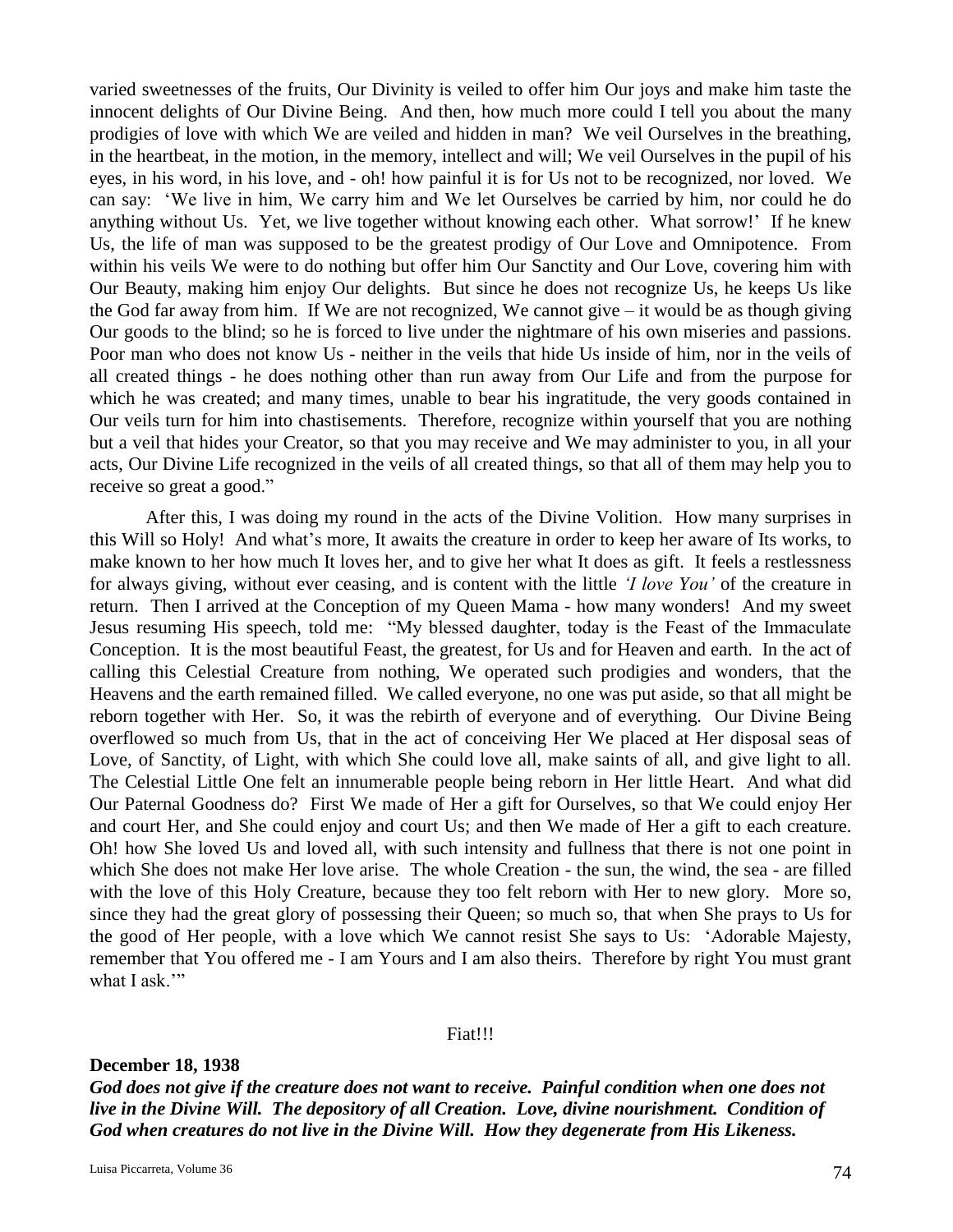varied sweetnesses of the fruits, Our Divinity is veiled to offer him Our joys and make him taste the innocent delights of Our Divine Being. And then, how much more could I tell you about the many prodigies of love with which We are veiled and hidden in man? We veil Ourselves in the breathing, in the heartbeat, in the motion, in the memory, intellect and will; We veil Ourselves in the pupil of his eyes, in his word, in his love, and - oh! how painful it is for Us not to be recognized, nor loved. We can say: 'We live in him, We carry him and We let Ourselves be carried by him, nor could he do anything without Us. Yet, we live together without knowing each other. What sorrow!' If he knew Us, the life of man was supposed to be the greatest prodigy of Our Love and Omnipotence. From within his veils We were to do nothing but offer him Our Sanctity and Our Love, covering him with Our Beauty, making him enjoy Our delights. But since he does not recognize Us, he keeps Us like the God far away from him. If We are not recognized, We cannot give – it would be as though giving Our goods to the blind; so he is forced to live under the nightmare of his own miseries and passions. Poor man who does not know Us - neither in the veils that hide Us inside of him, nor in the veils of all created things - he does nothing other than run away from Our Life and from the purpose for which he was created; and many times, unable to bear his ingratitude, the very goods contained in Our veils turn for him into chastisements. Therefore, recognize within yourself that you are nothing but a veil that hides your Creator, so that you may receive and We may administer to you, in all your acts, Our Divine Life recognized in the veils of all created things, so that all of them may help you to receive so great a good."

After this, I was doing my round in the acts of the Divine Volition. How many surprises in this Will so Holy! And what's more, It awaits the creature in order to keep her aware of Its works, to make known to her how much It loves her, and to give her what It does as gift. It feels a restlessness for always giving, without ever ceasing, and is content with the little *'I love You'* of the creature in return. Then I arrived at the Conception of my Queen Mama - how many wonders! And my sweet Jesus resuming His speech, told me: "My blessed daughter, today is the Feast of the Immaculate Conception. It is the most beautiful Feast, the greatest, for Us and for Heaven and earth. In the act of calling this Celestial Creature from nothing, We operated such prodigies and wonders, that the Heavens and the earth remained filled. We called everyone, no one was put aside, so that all might be reborn together with Her. So, it was the rebirth of everyone and of everything. Our Divine Being overflowed so much from Us, that in the act of conceiving Her We placed at Her disposal seas of Love, of Sanctity, of Light, with which She could love all, make saints of all, and give light to all. The Celestial Little One felt an innumerable people being reborn in Her little Heart. And what did Our Paternal Goodness do? First We made of Her a gift for Ourselves, so that We could enjoy Her and court Her, and She could enjoy and court Us; and then We made of Her a gift to each creature. Oh! how She loved Us and loved all, with such intensity and fullness that there is not one point in which She does not make Her love arise. The whole Creation - the sun, the wind, the sea - are filled with the love of this Holy Creature, because they too felt reborn with Her to new glory. More so, since they had the great glory of possessing their Queen; so much so, that when She prays to Us for the good of Her people, with a love which We cannot resist She says to Us: 'Adorable Majesty, remember that You offered me - I am Yours and I am also theirs. Therefore by right You must grant what I ask.'"

Fiat!!!

**December 18, 1938**

***God does not give if the creature does not want to receive. Painful condition when one does not live in the Divine Will. The depository of all Creation. Love, divine nourishment. Condition of God when creatures do not live in the Divine Will. How they degenerate from His Likeness.***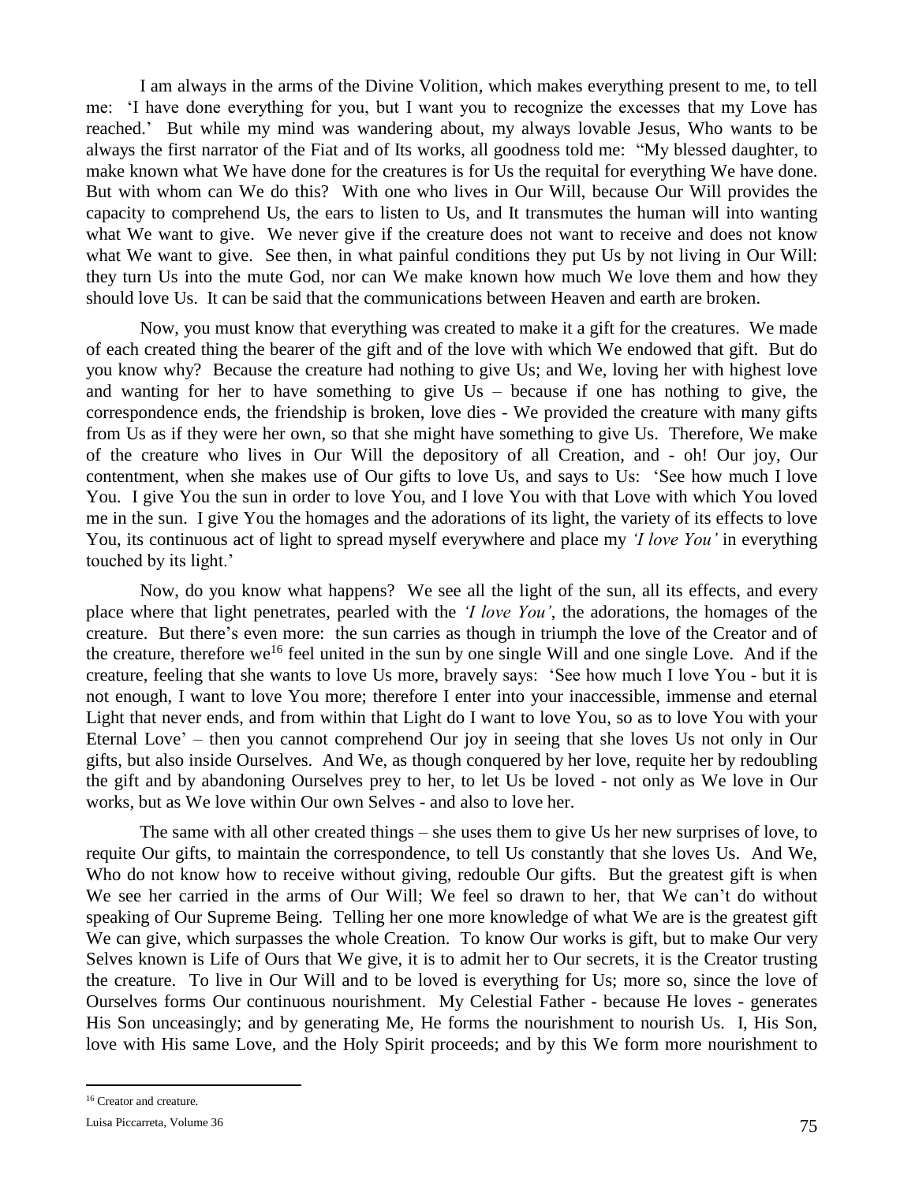I am always in the arms of the Divine Volition, which makes everything present to me, to tell me: 'I have done everything for you, but I want you to recognize the excesses that my Love has reached.' But while my mind was wandering about, my always lovable Jesus, Who wants to be always the first narrator of the Fiat and of Its works, all goodness told me: "My blessed daughter, to make known what We have done for the creatures is for Us the requital for everything We have done. But with whom can We do this? With one who lives in Our Will, because Our Will provides the capacity to comprehend Us, the ears to listen to Us, and It transmutes the human will into wanting what We want to give. We never give if the creature does not want to receive and does not know what We want to give. See then, in what painful conditions they put Us by not living in Our Will: they turn Us into the mute God, nor can We make known how much We love them and how they should love Us. It can be said that the communications between Heaven and earth are broken.

Now, you must know that everything was created to make it a gift for the creatures. We made of each created thing the bearer of the gift and of the love with which We endowed that gift. But do you know why? Because the creature had nothing to give Us; and We, loving her with highest love and wanting for her to have something to give Us – because if one has nothing to give, the correspondence ends, the friendship is broken, love dies - We provided the creature with many gifts from Us as if they were her own, so that she might have something to give Us. Therefore, We make of the creature who lives in Our Will the depository of all Creation, and - oh! Our joy, Our contentment, when she makes use of Our gifts to love Us, and says to Us: 'See how much I love You. I give You the sun in order to love You, and I love You with that Love with which You loved me in the sun. I give You the homages and the adorations of its light, the variety of its effects to love You, its continuous act of light to spread myself everywhere and place my *'I love You'* in everything touched by its light.'

Now, do you know what happens? We see all the light of the sun, all its effects, and every place where that light penetrates, pearled with the *'I love You'*, the adorations, the homages of the creature. But there's even more: the sun carries as though in triumph the love of the Creator and of the creature, therefore we[16] feel united in the sun by one single Will and one single Love. And if the creature, feeling that she wants to love Us more, bravely says: 'See how much I love You - but it is not enough, I want to love You more; therefore I enter into your inaccessible, immense and eternal Light that never ends, and from within that Light do I want to love You, so as to love You with your Eternal Love' – then you cannot comprehend Our joy in seeing that she loves Us not only in Our gifts, but also inside Ourselves. And We, as though conquered by her love, requite her by redoubling the gift and by abandoning Ourselves prey to her, to let Us be loved - not only as We love in Our works, but as We love within Our own Selves - and also to love her.

The same with all other created things – she uses them to give Us her new surprises of love, to requite Our gifts, to maintain the correspondence, to tell Us constantly that she loves Us. And We, Who do not know how to receive without giving, redouble Our gifts. But the greatest gift is when We see her carried in the arms of Our Will; We feel so drawn to her, that We can't do without speaking of Our Supreme Being. Telling her one more knowledge of what We are is the greatest gift We can give, which surpasses the whole Creation. To know Our works is gift, but to make Our very Selves known is Life of Ours that We give, it is to admit her to Our secrets, it is the Creator trusting the creature. To live in Our Will and to be loved is everything for Us; more so, since the love of Ourselves forms Our continuous nourishment. My Celestial Father - because He loves - generates His Son unceasingly; and by generating Me, He forms the nourishment to nourish Us. I, His Son, love with His same Love, and the Holy Spirit proceeds; and by this We form more nourishment to

---

[16] Creator and creature.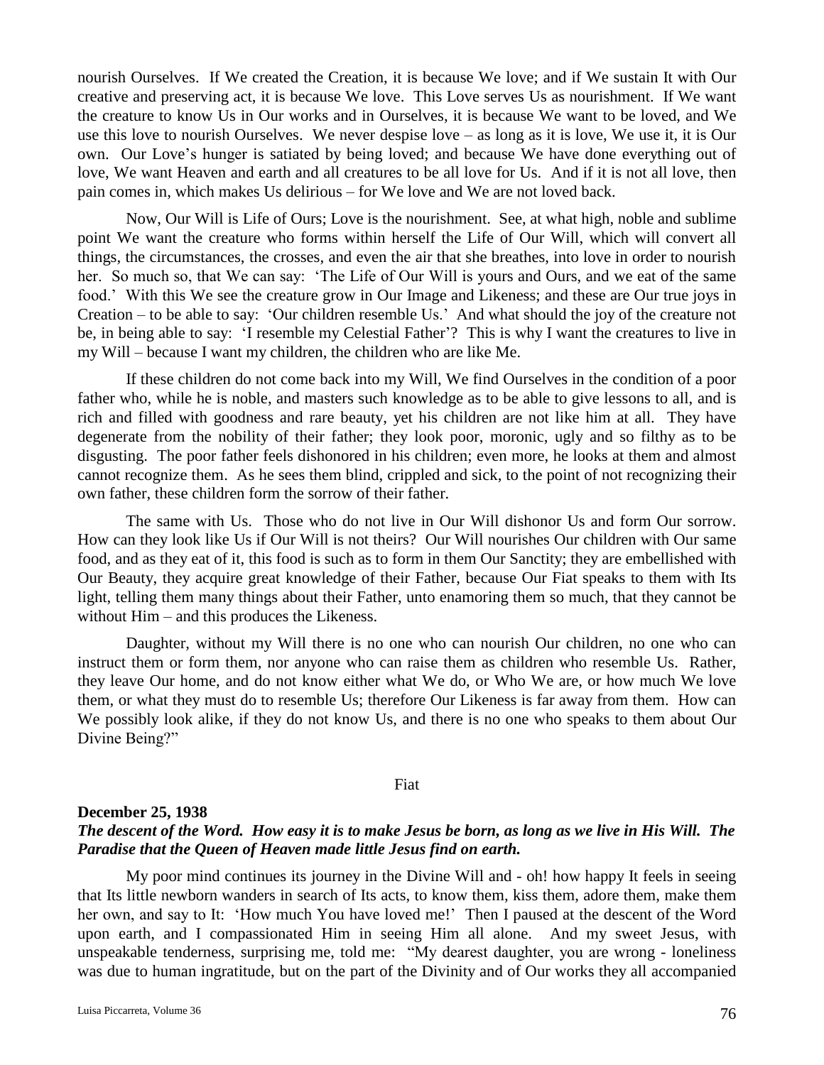nourish Ourselves. If We created the Creation, it is because We love; and if We sustain It with Our creative and preserving act, it is because We love. This Love serves Us as nourishment. If We want the creature to know Us in Our works and in Ourselves, it is because We want to be loved, and We use this love to nourish Ourselves. We never despise love – as long as it is love, We use it, it is Our own. Our Love's hunger is satiated by being loved; and because We have done everything out of love, We want Heaven and earth and all creatures to be all love for Us. And if it is not all love, then pain comes in, which makes Us delirious – for We love and We are not loved back.

Now, Our Will is Life of Ours; Love is the nourishment. See, at what high, noble and sublime point We want the creature who forms within herself the Life of Our Will, which will convert all things, the circumstances, the crosses, and even the air that she breathes, into love in order to nourish her. So much so, that We can say: 'The Life of Our Will is yours and Ours, and we eat of the same food.' With this We see the creature grow in Our Image and Likeness; and these are Our true joys in Creation – to be able to say: 'Our children resemble Us.' And what should the joy of the creature not be, in being able to say: 'I resemble my Celestial Father'? This is why I want the creatures to live in my Will – because I want my children, the children who are like Me.

If these children do not come back into my Will, We find Ourselves in the condition of a poor father who, while he is noble, and masters such knowledge as to be able to give lessons to all, and is rich and filled with goodness and rare beauty, yet his children are not like him at all. They have degenerate from the nobility of their father; they look poor, moronic, ugly and so filthy as to be disgusting. The poor father feels dishonored in his children; even more, he looks at them and almost cannot recognize them. As he sees them blind, crippled and sick, to the point of not recognizing their own father, these children form the sorrow of their father.

The same with Us. Those who do not live in Our Will dishonor Us and form Our sorrow. How can they look like Us if Our Will is not theirs? Our Will nourishes Our children with Our same food, and as they eat of it, this food is such as to form in them Our Sanctity; they are embellished with Our Beauty, they acquire great knowledge of their Father, because Our Fiat speaks to them with Its light, telling them many things about their Father, unto enamoring them so much, that they cannot be without Him – and this produces the Likeness.

Daughter, without my Will there is no one who can nourish Our children, no one who can instruct them or form them, nor anyone who can raise them as children who resemble Us. Rather, they leave Our home, and do not know either what We do, or Who We are, or how much We love them, or what they must do to resemble Us; therefore Our Likeness is far away from them. How can We possibly look alike, if they do not know Us, and there is no one who speaks to them about Our Divine Being?"

Fiat

**December 25, 1938**

***The descent of the Word. How easy it is to make Jesus be born, as long as we live in His Will. The Paradise that the Queen of Heaven made little Jesus find on earth.***

My poor mind continues its journey in the Divine Will and - oh! how happy It feels in seeing that Its little newborn wanders in search of Its acts, to know them, kiss them, adore them, make them her own, and say to It: 'How much You have loved me!' Then I paused at the descent of the Word upon earth, and I compassionated Him in seeing Him all alone. And my sweet Jesus, with unspeakable tenderness, surprising me, told me: "My dearest daughter, you are wrong - loneliness was due to human ingratitude, but on the part of the Divinity and of Our works they all accompanied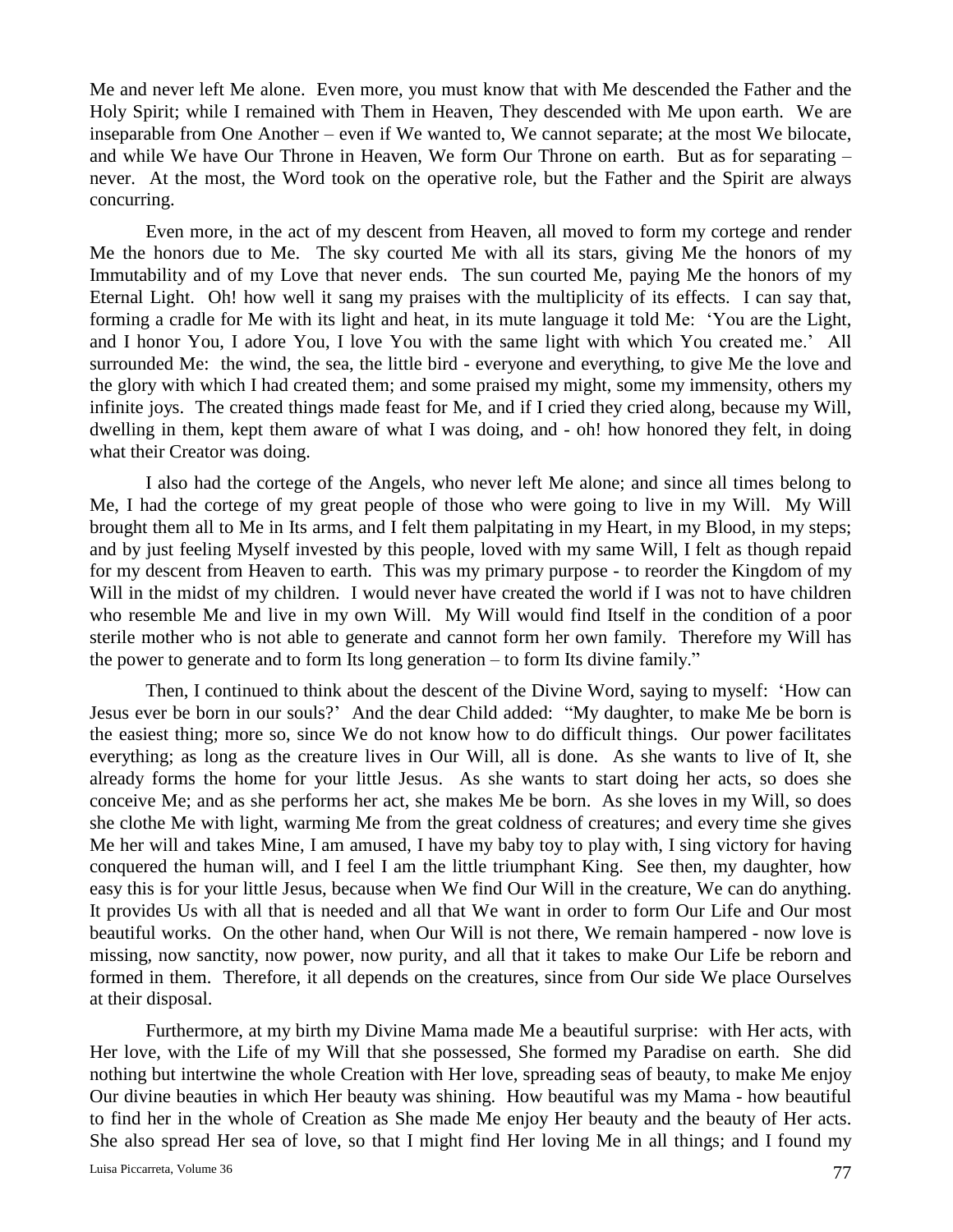Me and never left Me alone. Even more, you must know that with Me descended the Father and the Holy Spirit; while I remained with Them in Heaven, They descended with Me upon earth. We are inseparable from One Another – even if We wanted to, We cannot separate; at the most We bilocate, and while We have Our Throne in Heaven, We form Our Throne on earth. But as for separating – never. At the most, the Word took on the operative role, but the Father and the Spirit are always concurring.

Even more, in the act of my descent from Heaven, all moved to form my cortege and render Me the honors due to Me. The sky courted Me with all its stars, giving Me the honors of my Immutability and of my Love that never ends. The sun courted Me, paying Me the honors of my Eternal Light. Oh! how well it sang my praises with the multiplicity of its effects. I can say that, forming a cradle for Me with its light and heat, in its mute language it told Me: 'You are the Light, and I honor You, I adore You, I love You with the same light with which You created me.' All surrounded Me: the wind, the sea, the little bird - everyone and everything, to give Me the love and the glory with which I had created them; and some praised my might, some my immensity, others my infinite joys. The created things made feast for Me, and if I cried they cried along, because my Will, dwelling in them, kept them aware of what I was doing, and - oh! how honored they felt, in doing what their Creator was doing.

I also had the cortege of the Angels, who never left Me alone; and since all times belong to Me, I had the cortege of my great people of those who were going to live in my Will. My Will brought them all to Me in Its arms, and I felt them palpitating in my Heart, in my Blood, in my steps; and by just feeling Myself invested by this people, loved with my same Will, I felt as though repaid for my descent from Heaven to earth. This was my primary purpose - to reorder the Kingdom of my Will in the midst of my children. I would never have created the world if I was not to have children who resemble Me and live in my own Will. My Will would find Itself in the condition of a poor sterile mother who is not able to generate and cannot form her own family. Therefore my Will has the power to generate and to form Its long generation – to form Its divine family."

Then, I continued to think about the descent of the Divine Word, saying to myself: 'How can Jesus ever be born in our souls?' And the dear Child added: "My daughter, to make Me be born is the easiest thing; more so, since We do not know how to do difficult things. Our power facilitates everything; as long as the creature lives in Our Will, all is done. As she wants to live of It, she already forms the home for your little Jesus. As she wants to start doing her acts, so does she conceive Me; and as she performs her act, she makes Me be born. As she loves in my Will, so does she clothe Me with light, warming Me from the great coldness of creatures; and every time she gives Me her will and takes Mine, I am amused, I have my baby toy to play with, I sing victory for having conquered the human will, and I feel I am the little triumphant King. See then, my daughter, how easy this is for your little Jesus, because when We find Our Will in the creature, We can do anything. It provides Us with all that is needed and all that We want in order to form Our Life and Our most beautiful works. On the other hand, when Our Will is not there, We remain hampered - now love is missing, now sanctity, now power, now purity, and all that it takes to make Our Life be reborn and formed in them. Therefore, it all depends on the creatures, since from Our side We place Ourselves at their disposal.

Furthermore, at my birth my Divine Mama made Me a beautiful surprise: with Her acts, with Her love, with the Life of my Will that she possessed, She formed my Paradise on earth. She did nothing but intertwine the whole Creation with Her love, spreading seas of beauty, to make Me enjoy Our divine beauties in which Her beauty was shining. How beautiful was my Mama - how beautiful to find her in the whole of Creation as She made Me enjoy Her beauty and the beauty of Her acts. She also spread Her sea of love, so that I might find Her loving Me in all things; and I found my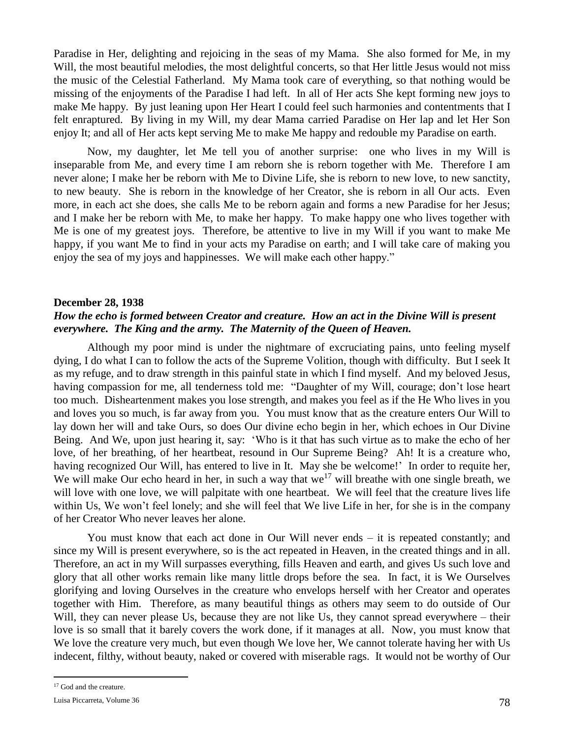Paradise in Her, delighting and rejoicing in the seas of my Mama. She also formed for Me, in my Will, the most beautiful melodies, the most delightful concerts, so that Her little Jesus would not miss the music of the Celestial Fatherland. My Mama took care of everything, so that nothing would be missing of the enjoyments of the Paradise I had left. In all of Her acts She kept forming new joys to make Me happy. By just leaning upon Her Heart I could feel such harmonies and contentments that I felt enraptured. By living in my Will, my dear Mama carried Paradise on Her lap and let Her Son enjoy It; and all of Her acts kept serving Me to make Me happy and redouble my Paradise on earth.

Now, my daughter, let Me tell you of another surprise: one who lives in my Will is inseparable from Me, and every time I am reborn she is reborn together with Me. Therefore I am never alone; I make her be reborn with Me to Divine Life, she is reborn to new love, to new sanctity, to new beauty. She is reborn in the knowledge of her Creator, she is reborn in all Our acts. Even more, in each act she does, she calls Me to be reborn again and forms a new Paradise for her Jesus; and I make her be reborn with Me, to make her happy. To make happy one who lives together with Me is one of my greatest joys. Therefore, be attentive to live in my Will if you want to make Me happy, if you want Me to find in your acts my Paradise on earth; and I will take care of making you enjoy the sea of my joys and happinesses. We will make each other happy."

**December 28, 1938**

***How the echo is formed between Creator and creature. How an act in the Divine Will is present everywhere. The King and the army. The Maternity of the Queen of Heaven.***

Although my poor mind is under the nightmare of excruciating pains, unto feeling myself dying, I do what I can to follow the acts of the Supreme Volition, though with difficulty. But I seek It as my refuge, and to draw strength in this painful state in which I find myself. And my beloved Jesus, having compassion for me, all tenderness told me: "Daughter of my Will, courage; don't lose heart too much. Disheartenment makes you lose strength, and makes you feel as if the He Who lives in you and loves you so much, is far away from you. You must know that as the creature enters Our Will to lay down her will and take Ours, so does Our divine echo begin in her, which echoes in Our Divine Being. And We, upon just hearing it, say: 'Who is it that has such virtue as to make the echo of her love, of her breathing, of her heartbeat, resound in Our Supreme Being? Ah! It is a creature who, having recognized Our Will, has entered to live in It. May she be welcome!' In order to requite her, We will make Our echo heard in her, in such a way that we[17] will breathe with one single breath, we will love with one love, we will palpitate with one heartbeat. We will feel that the creature lives life within Us, We won't feel lonely; and she will feel that We live Life in her, for she is in the company of her Creator Who never leaves her alone.

You must know that each act done in Our Will never ends – it is repeated constantly; and since my Will is present everywhere, so is the act repeated in Heaven, in the created things and in all. Therefore, an act in my Will surpasses everything, fills Heaven and earth, and gives Us such love and glory that all other works remain like many little drops before the sea. In fact, it is We Ourselves glorifying and loving Ourselves in the creature who envelops herself with her Creator and operates together with Him. Therefore, as many beautiful things as others may seem to do outside of Our Will, they can never please Us, because they are not like Us, they cannot spread everywhere – their love is so small that it barely covers the work done, if it manages at all. Now, you must know that We love the creature very much, but even though We love her, We cannot tolerate having her with Us indecent, filthy, without beauty, naked or covered with miserable rags. It would not be worthy of Our

[17] God and the creature.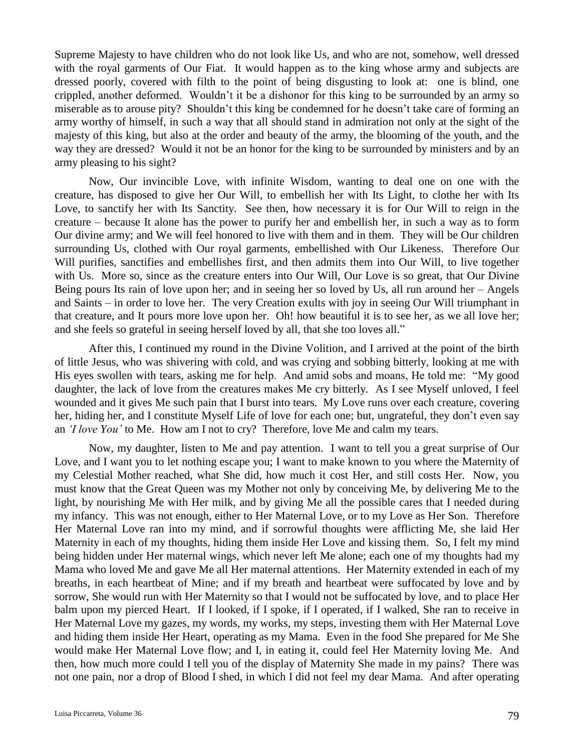Supreme Majesty to have children who do not look like Us, and who are not, somehow, well dressed with the royal garments of Our Fiat. It would happen as to the king whose army and subjects are dressed poorly, covered with filth to the point of being disgusting to look at: one is blind, one crippled, another deformed. Wouldn't it be a dishonor for this king to be surrounded by an army so miserable as to arouse pity? Shouldn't this king be condemned for he doesn't take care of forming an army worthy of himself, in such a way that all should stand in admiration not only at the sight of the majesty of this king, but also at the order and beauty of the army, the blooming of the youth, and the way they are dressed? Would it not be an honor for the king to be surrounded by ministers and by an army pleasing to his sight?

Now, Our invincible Love, with infinite Wisdom, wanting to deal one on one with the creature, has disposed to give her Our Will, to embellish her with Its Light, to clothe her with Its Love, to sanctify her with Its Sanctity. See then, how necessary it is for Our Will to reign in the creature – because It alone has the power to purify her and embellish her, in such a way as to form Our divine army; and We will feel honored to live with them and in them. They will be Our children surrounding Us, clothed with Our royal garments, embellished with Our Likeness. Therefore Our Will purifies, sanctifies and embellishes first, and then admits them into Our Will, to live together with Us. More so, since as the creature enters into Our Will, Our Love is so great, that Our Divine Being pours Its rain of love upon her; and in seeing her so loved by Us, all run around her – Angels and Saints – in order to love her. The very Creation exults with joy in seeing Our Will triumphant in that creature, and It pours more love upon her. Oh! how beautiful it is to see her, as we all love her; and she feels so grateful in seeing herself loved by all, that she too loves all."

After this, I continued my round in the Divine Volition, and I arrived at the point of the birth of little Jesus, who was shivering with cold, and was crying and sobbing bitterly, looking at me with His eyes swollen with tears, asking me for help. And amid sobs and moans, He told me: "My good daughter, the lack of love from the creatures makes Me cry bitterly. As I see Myself unloved, I feel wounded and it gives Me such pain that I burst into tears. My Love runs over each creature, covering her, hiding her, and I constitute Myself Life of love for each one; but, ungrateful, they don't even say an *'I love You'* to Me. How am I not to cry? Therefore, love Me and calm my tears.

Now, my daughter, listen to Me and pay attention. I want to tell you a great surprise of Our Love, and I want you to let nothing escape you; I want to make known to you where the Maternity of my Celestial Mother reached, what She did, how much it cost Her, and still costs Her. Now, you must know that the Great Queen was my Mother not only by conceiving Me, by delivering Me to the light, by nourishing Me with Her milk, and by giving Me all the possible cares that I needed during my infancy. This was not enough, either to Her Maternal Love, or to my Love as Her Son. Therefore Her Maternal Love ran into my mind, and if sorrowful thoughts were afflicting Me, she laid Her Maternity in each of my thoughts, hiding them inside Her Love and kissing them. So, I felt my mind being hidden under Her maternal wings, which never left Me alone; each one of my thoughts had my Mama who loved Me and gave Me all Her maternal attentions. Her Maternity extended in each of my breaths, in each heartbeat of Mine; and if my breath and heartbeat were suffocated by love and by sorrow, She would run with Her Maternity so that I would not be suffocated by love, and to place Her balm upon my pierced Heart. If I looked, if I spoke, if I operated, if I walked, She ran to receive in Her Maternal Love my gazes, my words, my works, my steps, investing them with Her Maternal Love and hiding them inside Her Heart, operating as my Mama. Even in the food She prepared for Me She would make Her Maternal Love flow; and I, in eating it, could feel Her Maternity loving Me. And then, how much more could I tell you of the display of Maternity She made in my pains? There was not one pain, nor a drop of Blood I shed, in which I did not feel my dear Mama. And after operating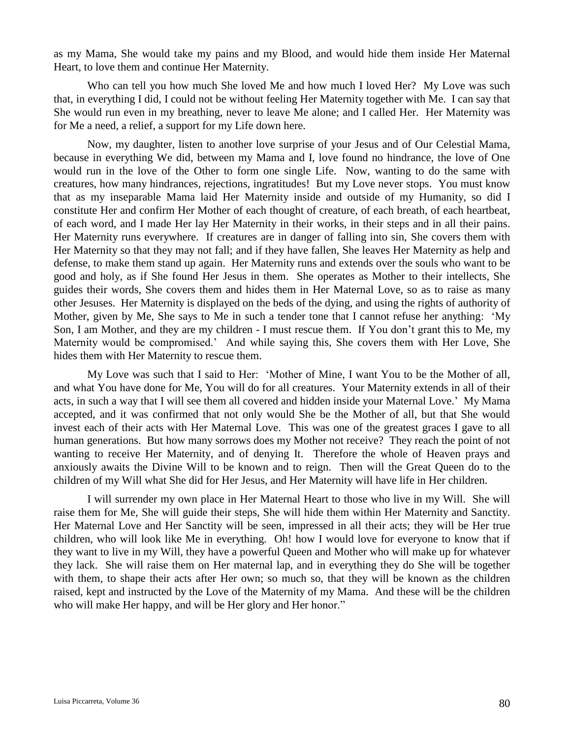as my Mama, She would take my pains and my Blood, and would hide them inside Her Maternal Heart, to love them and continue Her Maternity.

Who can tell you how much She loved Me and how much I loved Her? My Love was such that, in everything I did, I could not be without feeling Her Maternity together with Me. I can say that She would run even in my breathing, never to leave Me alone; and I called Her. Her Maternity was for Me a need, a relief, a support for my Life down here.

Now, my daughter, listen to another love surprise of your Jesus and of Our Celestial Mama, because in everything We did, between my Mama and I, love found no hindrance, the love of One would run in the love of the Other to form one single Life. Now, wanting to do the same with creatures, how many hindrances, rejections, ingratitudes! But my Love never stops. You must know that as my inseparable Mama laid Her Maternity inside and outside of my Humanity, so did I constitute Her and confirm Her Mother of each thought of creature, of each breath, of each heartbeat, of each word, and I made Her lay Her Maternity in their works, in their steps and in all their pains. Her Maternity runs everywhere. If creatures are in danger of falling into sin, She covers them with Her Maternity so that they may not fall; and if they have fallen, She leaves Her Maternity as help and defense, to make them stand up again. Her Maternity runs and extends over the souls who want to be good and holy, as if She found Her Jesus in them. She operates as Mother to their intellects, She guides their words, She covers them and hides them in Her Maternal Love, so as to raise as many other Jesuses. Her Maternity is displayed on the beds of the dying, and using the rights of authority of Mother, given by Me, She says to Me in such a tender tone that I cannot refuse her anything: 'My Son, I am Mother, and they are my children - I must rescue them. If You don't grant this to Me, my Maternity would be compromised.' And while saying this, She covers them with Her Love, She hides them with Her Maternity to rescue them.

My Love was such that I said to Her: 'Mother of Mine, I want You to be the Mother of all, and what You have done for Me, You will do for all creatures. Your Maternity extends in all of their acts, in such a way that I will see them all covered and hidden inside your Maternal Love.' My Mama accepted, and it was confirmed that not only would She be the Mother of all, but that She would invest each of their acts with Her Maternal Love. This was one of the greatest graces I gave to all human generations. But how many sorrows does my Mother not receive? They reach the point of not wanting to receive Her Maternity, and of denying It. Therefore the whole of Heaven prays and anxiously awaits the Divine Will to be known and to reign. Then will the Great Queen do to the children of my Will what She did for Her Jesus, and Her Maternity will have life in Her children.

I will surrender my own place in Her Maternal Heart to those who live in my Will. She will raise them for Me, She will guide their steps, She will hide them within Her Maternity and Sanctity. Her Maternal Love and Her Sanctity will be seen, impressed in all their acts; they will be Her true children, who will look like Me in everything. Oh! how I would love for everyone to know that if they want to live in my Will, they have a powerful Queen and Mother who will make up for whatever they lack. She will raise them on Her maternal lap, and in everything they do She will be together with them, to shape their acts after Her own; so much so, that they will be known as the children raised, kept and instructed by the Love of the Maternity of my Mama. And these will be the children who will make Her happy, and will be Her glory and Her honor."